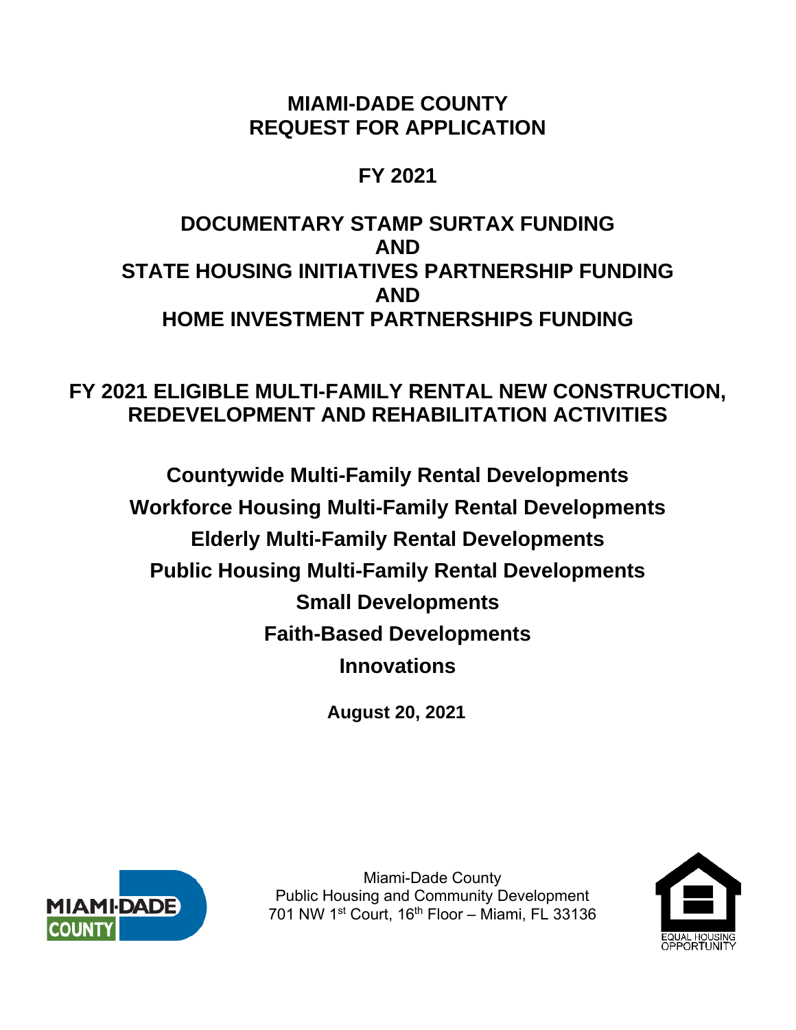# MIAMI-DADE COUNTY
# REQUEST FOR APPLICATION

## FY 2021

## DOCUMENTARY STAMP SURTAX FUNDING
## AND
## STATE HOUSING INITIATIVES PARTNERSHIP FUNDING
## AND
## HOME INVESTMENT PARTNERSHIPS FUNDING

## FY 2021 ELIGIBLE MULTI-FAMILY RENTAL NEW CONSTRUCTION, REDEVELOPMENT AND REHABILITATION ACTIVITIES

**Countywide Multi-Family Rental Developments**

**Workforce Housing Multi-Family Rental Developments**

**Elderly Multi-Family Rental Developments**

**Public Housing Multi-Family Rental Developments**

**Small Developments**

**Faith-Based Developments**

**Innovations**

**August 20, 2021**

Miami-Dade County
Public Housing and Community Development
701 NW 1st Court, 16th Floor – Miami, FL 33136

EQUAL HOUSING OPPORTUNITY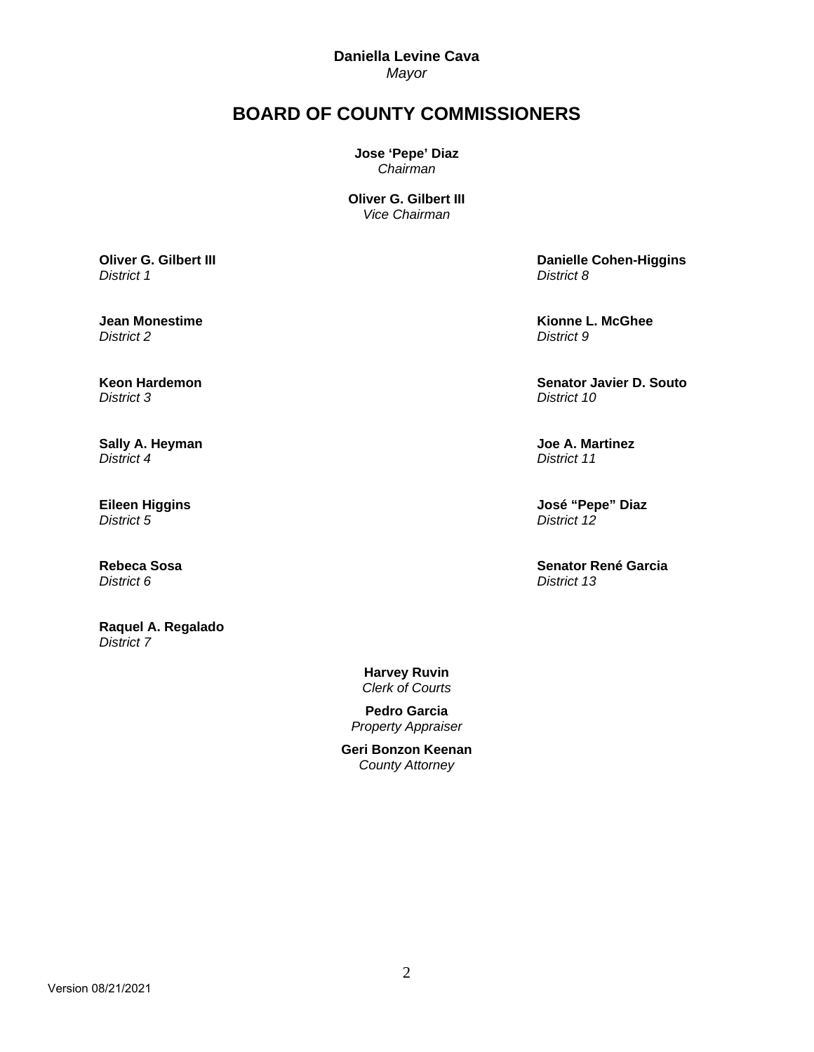**Daniella Levine Cava**
*Mayor*

# BOARD OF COUNTY COMMISSIONERS

**Jose 'Pepe' Diaz**
*Chairman*

**Oliver G. Gilbert III**
*Vice Chairman*

**Oliver G. Gilbert III**
*District 1*

**Jean Monestime**
*District 2*

**Keon Hardemon**
*District 3*

**Sally A. Heyman**
*District 4*

**Eileen Higgins**
*District 5*

**Rebeca Sosa**
*District 6*

**Raquel A. Regalado**
*District 7*

**Danielle Cohen-Higgins**
*District 8*

**Kionne L. McGhee**
*District 9*

**Senator Javier D. Souto**
*District 10*

**Joe A. Martinez**
*District 11*

**José "Pepe" Diaz**
*District 12*

**Senator René Garcia**
*District 13*

**Harvey Ruvin**
*Clerk of Courts*

**Pedro Garcia**
*Property Appraiser*

**Geri Bonzon Keenan**
*County Attorney*

Version 08/21/2021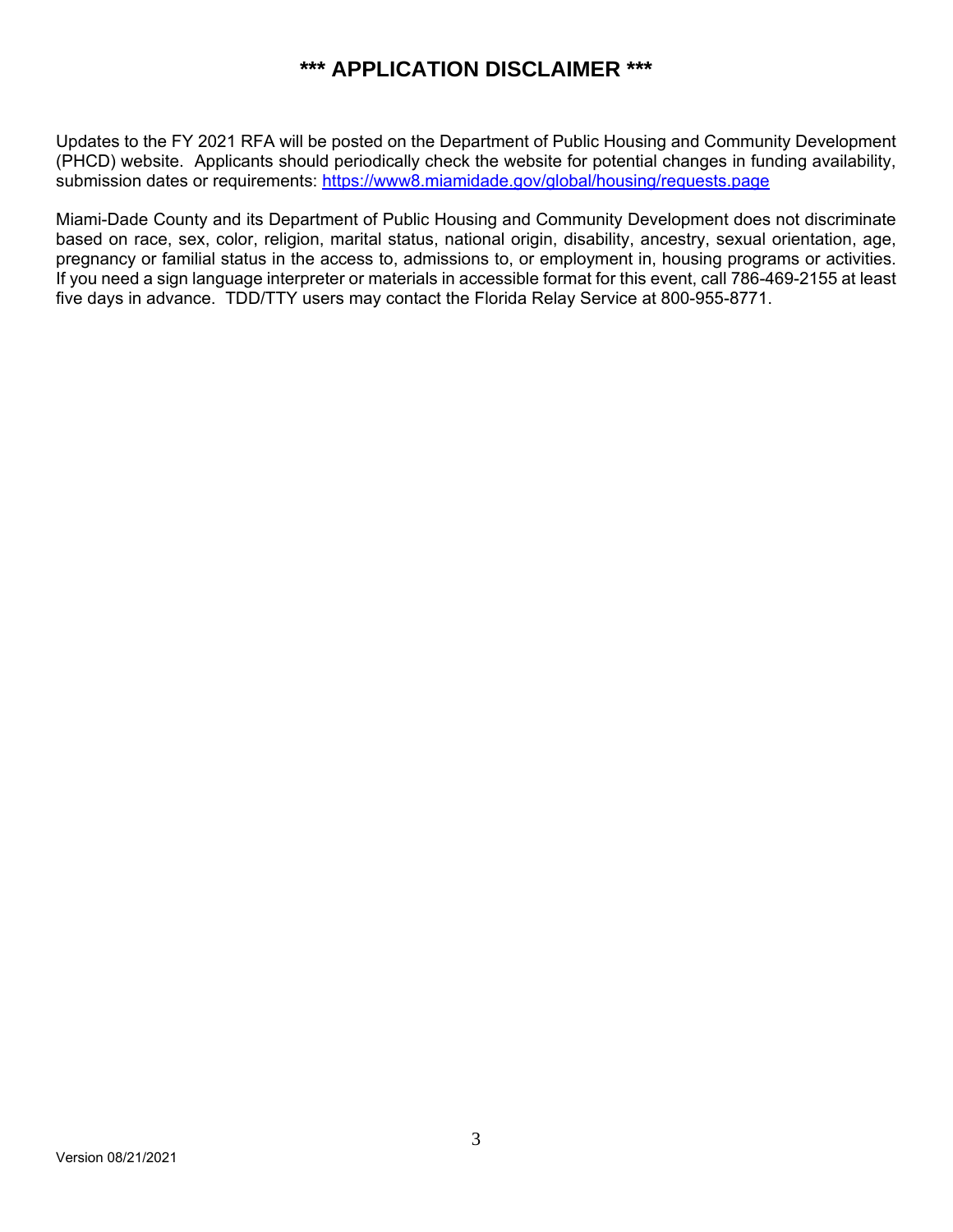# *** APPLICATION DISCLAIMER ***

Updates to the FY 2021 RFA will be posted on the Department of Public Housing and Community Development (PHCD) website. Applicants should periodically check the website for potential changes in funding availability, submission dates or requirements: https://www8.miamidade.gov/global/housing/requests.page

Miami-Dade County and its Department of Public Housing and Community Development does not discriminate based on race, sex, color, religion, marital status, national origin, disability, ancestry, sexual orientation, age, pregnancy or familial status in the access to, admissions to, or employment in, housing programs or activities. If you need a sign language interpreter or materials in accessible format for this event, call 786-469-2155 at least five days in advance. TDD/TTY users may contact the Florida Relay Service at 800-955-8771.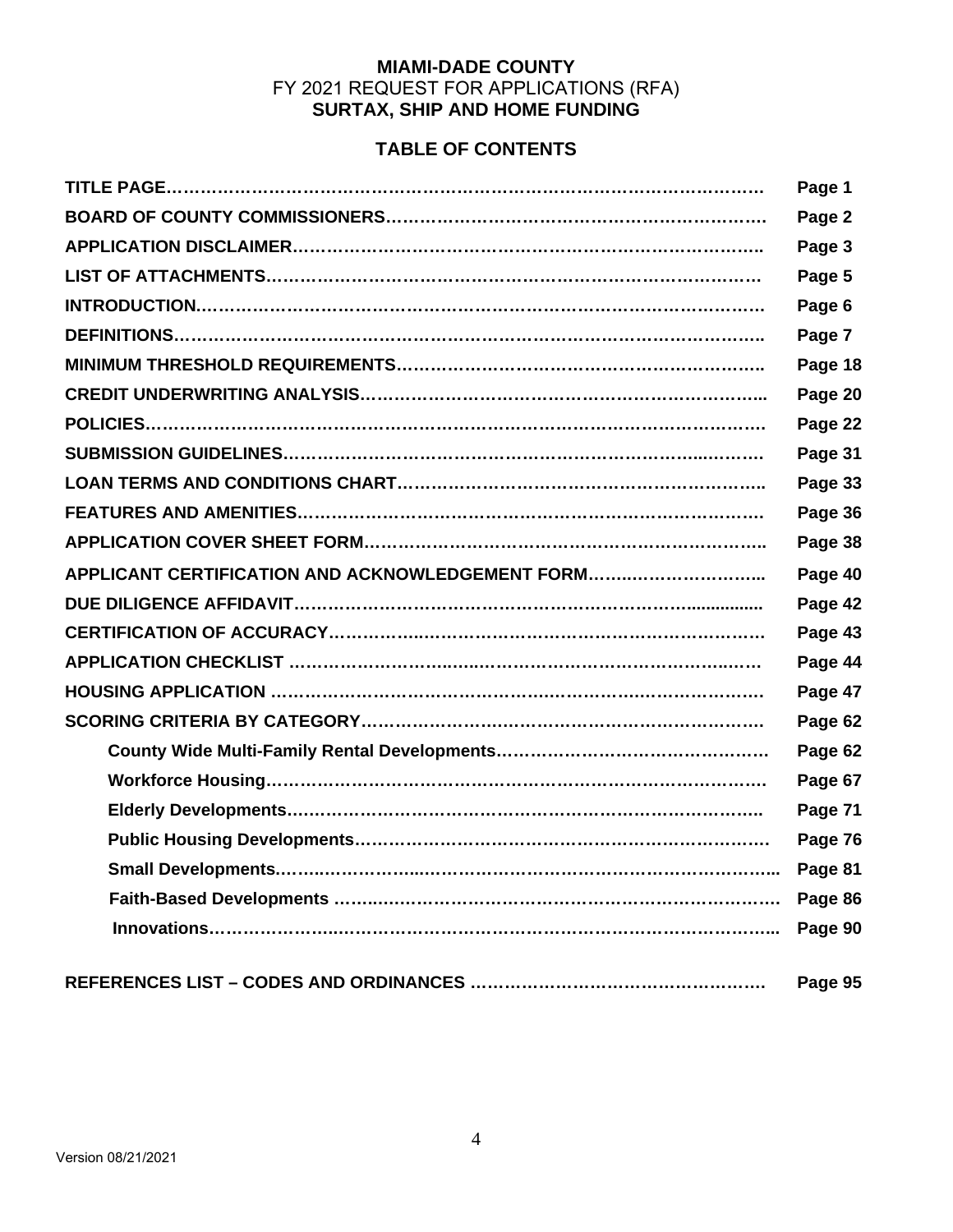**MIAMI-DADE COUNTY**
FY 2021 REQUEST FOR APPLICATIONS (RFA)
**SURTAX, SHIP AND HOME FUNDING**

## TABLE OF CONTENTS

| | |
|---|---|
| **TITLE PAGE** | **Page 1** |
| **BOARD OF COUNTY COMMISSIONERS** | **Page 2** |
| **APPLICATION DISCLAIMER** | **Page 3** |
| **LIST OF ATTACHMENTS** | **Page 5** |
| **INTRODUCTION** | **Page 6** |
| **DEFINITIONS** | **Page 7** |
| **MINIMUM THRESHOLD REQUIREMENTS** | **Page 18** |
| **CREDIT UNDERWRITING ANALYSIS** | **Page 20** |
| **POLICIES** | **Page 22** |
| **SUBMISSION GUIDELINES** | **Page 31** |
| **LOAN TERMS AND CONDITIONS CHART** | **Page 33** |
| **FEATURES AND AMENITIES** | **Page 36** |
| **APPLICATION COVER SHEET FORM** | **Page 38** |
| **APPLICANT CERTIFICATION AND ACKNOWLEDGEMENT FORM** | **Page 40** |
| **DUE DILIGENCE AFFIDAVIT** | **Page 42** |
| **CERTIFICATION OF ACCURACY** | **Page 43** |
| **APPLICATION CHECKLIST** | **Page 44** |
| **HOUSING APPLICATION** | **Page 47** |
| **SCORING CRITERIA BY CATEGORY** | **Page 62** |
| **County Wide Multi-Family Rental Developments** | **Page 62** |
| **Workforce Housing** | **Page 67** |
| **Elderly Developments** | **Page 71** |
| **Public Housing Developments** | **Page 76** |
| **Small Developments** | **Page 81** |
| **Faith-Based Developments** | **Page 86** |
| **Innovations** | **Page 90** |
| **REFERENCES LIST – CODES AND ORDINANCES** | **Page 95** |

Version 08/21/2021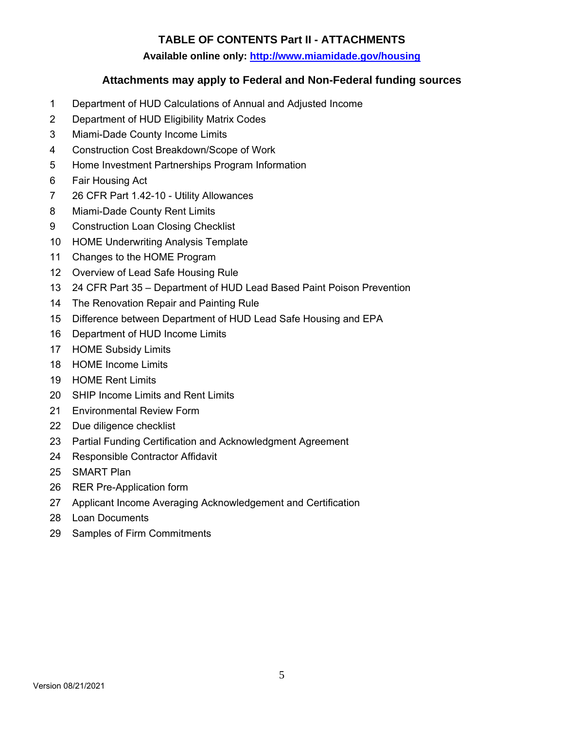# TABLE OF CONTENTS Part II - ATTACHMENTS

**Available online only: [http://www.miamidade.gov/housing](http://www.miamidade.gov/housing)**

## Attachments may apply to Federal and Non-Federal funding sources

1. Department of HUD Calculations of Annual and Adjusted Income
2. Department of HUD Eligibility Matrix Codes
3. Miami-Dade County Income Limits
4. Construction Cost Breakdown/Scope of Work
5. Home Investment Partnerships Program Information
6. Fair Housing Act
7. 26 CFR Part 1.42-10 - Utility Allowances
8. Miami-Dade County Rent Limits
9. Construction Loan Closing Checklist
10. HOME Underwriting Analysis Template
11. Changes to the HOME Program
12. Overview of Lead Safe Housing Rule
13. 24 CFR Part 35 – Department of HUD Lead Based Paint Poison Prevention
14. The Renovation Repair and Painting Rule
15. Difference between Department of HUD Lead Safe Housing and EPA
16. Department of HUD Income Limits
17. HOME Subsidy Limits
18. HOME Income Limits
19. HOME Rent Limits
20. SHIP Income Limits and Rent Limits
21. Environmental Review Form
22. Due diligence checklist
23. Partial Funding Certification and Acknowledgment Agreement
24. Responsible Contractor Affidavit
25. SMART Plan
26. RER Pre-Application form
27. Applicant Income Averaging Acknowledgement and Certification
28. Loan Documents
29. Samples of Firm Commitments

Version 08/21/2021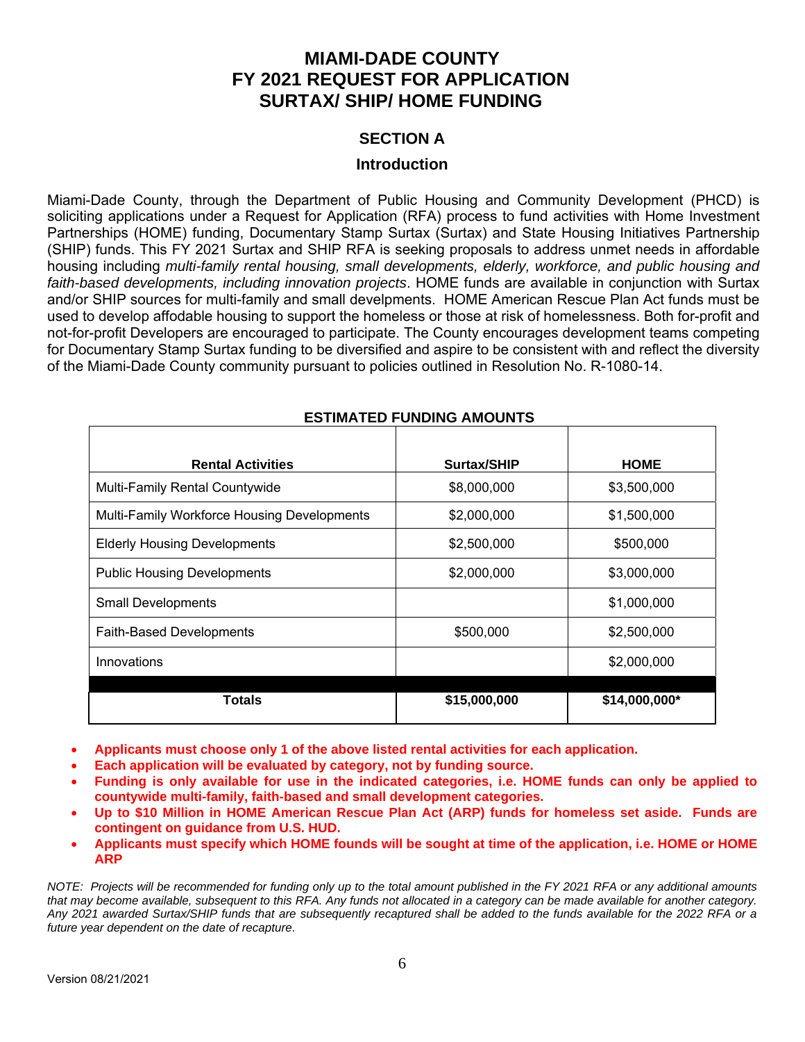# MIAMI-DADE COUNTY
# FY 2021 REQUEST FOR APPLICATION
# SURTAX/ SHIP/ HOME FUNDING

## SECTION A

### Introduction

Miami-Dade County, through the Department of Public Housing and Community Development (PHCD) is soliciting applications under a Request for Application (RFA) process to fund activities with Home Investment Partnerships (HOME) funding, Documentary Stamp Surtax (Surtax) and State Housing Initiatives Partnership (SHIP) funds. This FY 2021 Surtax and SHIP RFA is seeking proposals to address unmet needs in affordable housing including *multi-family rental housing, small developments, elderly, workforce, and public housing and faith-based developments, including innovation projects*. HOME funds are available in conjunction with Surtax and/or SHIP sources for multi-family and small develpments. HOME American Rescue Plan Act funds must be used to develop affobable housing to support the homeless or those at risk of homelessness. Both for-profit and not-for-profit Developers are encouraged to participate. The County encourages development teams competing for Documentary Stamp Surtax funding to be diversified and aspire to be consistent with and reflect the diversity of the Miami-Dade County community pursuant to policies outlined in Resolution No. R-1080-14.

**ESTIMATED FUNDING AMOUNTS**

| Rental Activities | Surtax/SHIP | HOME |
|---|---|---|
| Multi-Family Rental Countywide | $8,000,000 | $3,500,000 |
| Multi-Family Workforce Housing Developments | $2,000,000 | $1,500,000 |
| Elderly Housing Developments | $2,500,000 | $500,000 |
| Public Housing Developments | $2,000,000 | $3,000,000 |
| Small Developments | | $1,000,000 |
| Faith-Based Developments | $500,000 | $2,500,000 |
| Innovations | | $2,000,000 |
| **Totals** | **$15,000,000** | **$14,000,000*** |

- **Applicants must choose only 1 of the above listed rental activities for each application.**
- **Each application will be evaluated by category, not by funding source.**
- **Funding is only available for use in the indicated categories, i.e. HOME funds can only be applied to countywide multi-family, faith-based and small development categories.**
- **Up to $10 Million in HOME American Rescue Plan Act (ARP) funds for homeless set aside. Funds are contingent on guidance from U.S. HUD.**
- **Applicants must specify which HOME founds will be sought at time of the application, i.e. HOME or HOME ARP**

*NOTE: Projects will be recommended for funding only up to the total amount published in the FY 2021 RFA or any additional amounts that may become available, subsequent to this RFA. Any funds not allocated in a category can be made available for another category. Any 2021 awarded Surtax/SHIP funds that are subsequently recaptured shall be added to the funds available for the 2022 RFA or a future year dependent on the date of recapture.*

Version 08/21/2021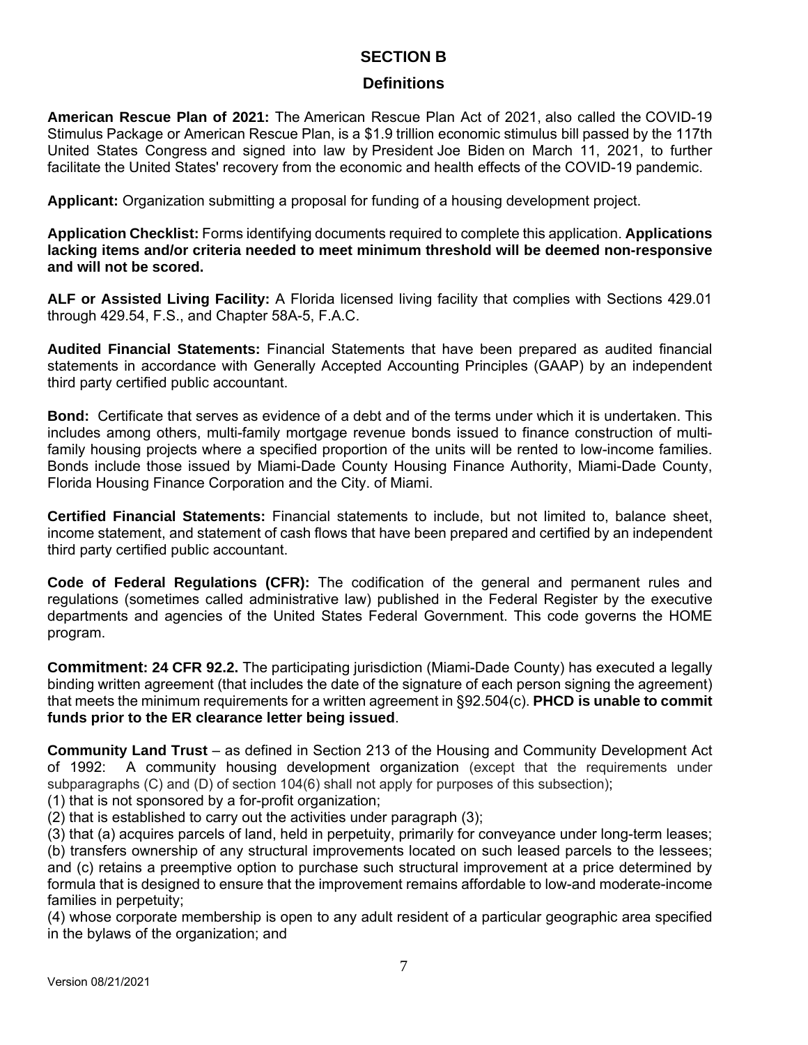## SECTION B

### Definitions

**American Rescue Plan of 2021:** The American Rescue Plan Act of 2021, also called the COVID-19 Stimulus Package or American Rescue Plan, is a $1.9 trillion economic stimulus bill passed by the 117th United States Congress and signed into law by President Joe Biden on March 11, 2021, to further facilitate the United States' recovery from the economic and health effects of the COVID-19 pandemic.

**Applicant:** Organization submitting a proposal for funding of a housing development project.

**Application Checklist:** Forms identifying documents required to complete this application. **Applications lacking items and/or criteria needed to meet minimum threshold will be deemed non-responsive and will not be scored.**

**ALF or Assisted Living Facility:** A Florida licensed living facility that complies with Sections 429.01 through 429.54, F.S., and Chapter 58A-5, F.A.C.

**Audited Financial Statements:** Financial Statements that have been prepared as audited financial statements in accordance with Generally Accepted Accounting Principles (GAAP) by an independent third party certified public accountant.

**Bond:** Certificate that serves as evidence of a debt and of the terms under which it is undertaken. This includes among others, multi-family mortgage revenue bonds issued to finance construction of multi-family housing projects where a specified proportion of the units will be rented to low-income families. Bonds include those issued by Miami-Dade County Housing Finance Authority, Miami-Dade County, Florida Housing Finance Corporation and the City. of Miami.

**Certified Financial Statements:** Financial statements to include, but not limited to, balance sheet, income statement, and statement of cash flows that have been prepared and certified by an independent third party certified public accountant.

**Code of Federal Regulations (CFR):** The codification of the general and permanent rules and regulations (sometimes called administrative law) published in the Federal Register by the executive departments and agencies of the United States Federal Government. This code governs the HOME program.

**Commitment: 24 CFR 92.2.** The participating jurisdiction (Miami-Dade County) has executed a legally binding written agreement (that includes the date of the signature of each person signing the agreement) that meets the minimum requirements for a written agreement in §92.504(c). **PHCD is unable to commit funds prior to the ER clearance letter being issued**.

**Community Land Trust** – as defined in Section 213 of the Housing and Community Development Act of 1992: A community housing development organization (except that the requirements under subparagraphs (C) and (D) of section 104(6) shall not apply for purposes of this subsection);

(1) that is not sponsored by a for-profit organization;

(2) that is established to carry out the activities under paragraph (3);

(3) that (a) acquires parcels of land, held in perpetuity, primarily for conveyance under long-term leases; (b) transfers ownership of any structural improvements located on such leased parcels to the lessees; and (c) retains a preemptive option to purchase such structural improvement at a price determined by formula that is designed to ensure that the improvement remains affordable to low-and moderate-income families in perpetuity;

(4) whose corporate membership is open to any adult resident of a particular geographic area specified in the bylaws of the organization; and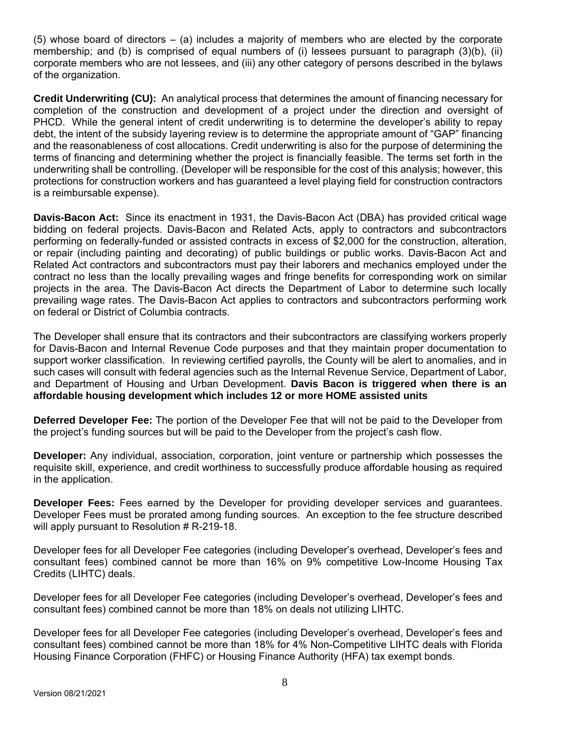(5) whose board of directors – (a) includes a majority of members who are elected by the corporate membership; and (b) is comprised of equal numbers of (i) lessees pursuant to paragraph (3)(b), (ii) corporate members who are not lessees, and (iii) any other category of persons described in the bylaws of the organization.

**Credit Underwriting (CU):** An analytical process that determines the amount of financing necessary for completion of the construction and development of a project under the direction and oversight of PHCD. While the general intent of credit underwriting is to determine the developer's ability to repay debt, the intent of the subsidy layering review is to determine the appropriate amount of "GAP" financing and the reasonableness of cost allocations. Credit underwriting is also for the purpose of determining the terms of financing and determining whether the project is financially feasible. The terms set forth in the underwriting shall be controlling. (Developer will be responsible for the cost of this analysis; however, this protections for construction workers and has guaranteed a level playing field for construction contractors is a reimbursable expense).

**Davis-Bacon Act:** Since its enactment in 1931, the Davis-Bacon Act (DBA) has provided critical wage bidding on federal projects. Davis-Bacon and Related Acts, apply to contractors and subcontractors performing on federally-funded or assisted contracts in excess of $2,000 for the construction, alteration, or repair (including painting and decorating) of public buildings or public works. Davis-Bacon Act and Related Act contractors and subcontractors must pay their laborers and mechanics employed under the contract no less than the locally prevailing wages and fringe benefits for corresponding work on similar projects in the area. The Davis-Bacon Act directs the Department of Labor to determine such locally prevailing wage rates. The Davis-Bacon Act applies to contractors and subcontractors performing work on federal or District of Columbia contracts.

The Developer shall ensure that its contractors and their subcontractors are classifying workers properly for Davis-Bacon and Internal Revenue Code purposes and that they maintain proper documentation to support worker classification. In reviewing certified payrolls, the County will be alert to anomalies, and in such cases will consult with federal agencies such as the Internal Revenue Service, Department of Labor, and Department of Housing and Urban Development. **Davis Bacon is triggered when there is an affordable housing development which includes 12 or more HOME assisted units**

**Deferred Developer Fee:** The portion of the Developer Fee that will not be paid to the Developer from the project's funding sources but will be paid to the Developer from the project's cash flow.

**Developer:** Any individual, association, corporation, joint venture or partnership which possesses the requisite skill, experience, and credit worthiness to successfully produce affordable housing as required in the application.

**Developer Fees:** Fees earned by the Developer for providing developer services and guarantees. Developer Fees must be prorated among funding sources. An exception to the fee structure described will apply pursuant to Resolution # R-219-18.

Developer fees for all Developer Fee categories (including Developer's overhead, Developer's fees and consultant fees) combined cannot be more than 16% on 9% competitive Low-Income Housing Tax Credits (LIHTC) deals.

Developer fees for all Developer Fee categories (including Developer's overhead, Developer's fees and consultant fees) combined cannot be more than 18% on deals not utilizing LIHTC.

Developer fees for all Developer Fee categories (including Developer's overhead, Developer's fees and consultant fees) combined cannot be more than 18% for 4% Non-Competitive LIHTC deals with Florida Housing Finance Corporation (FHFC) or Housing Finance Authority (HFA) tax exempt bonds.

Version 08/21/2021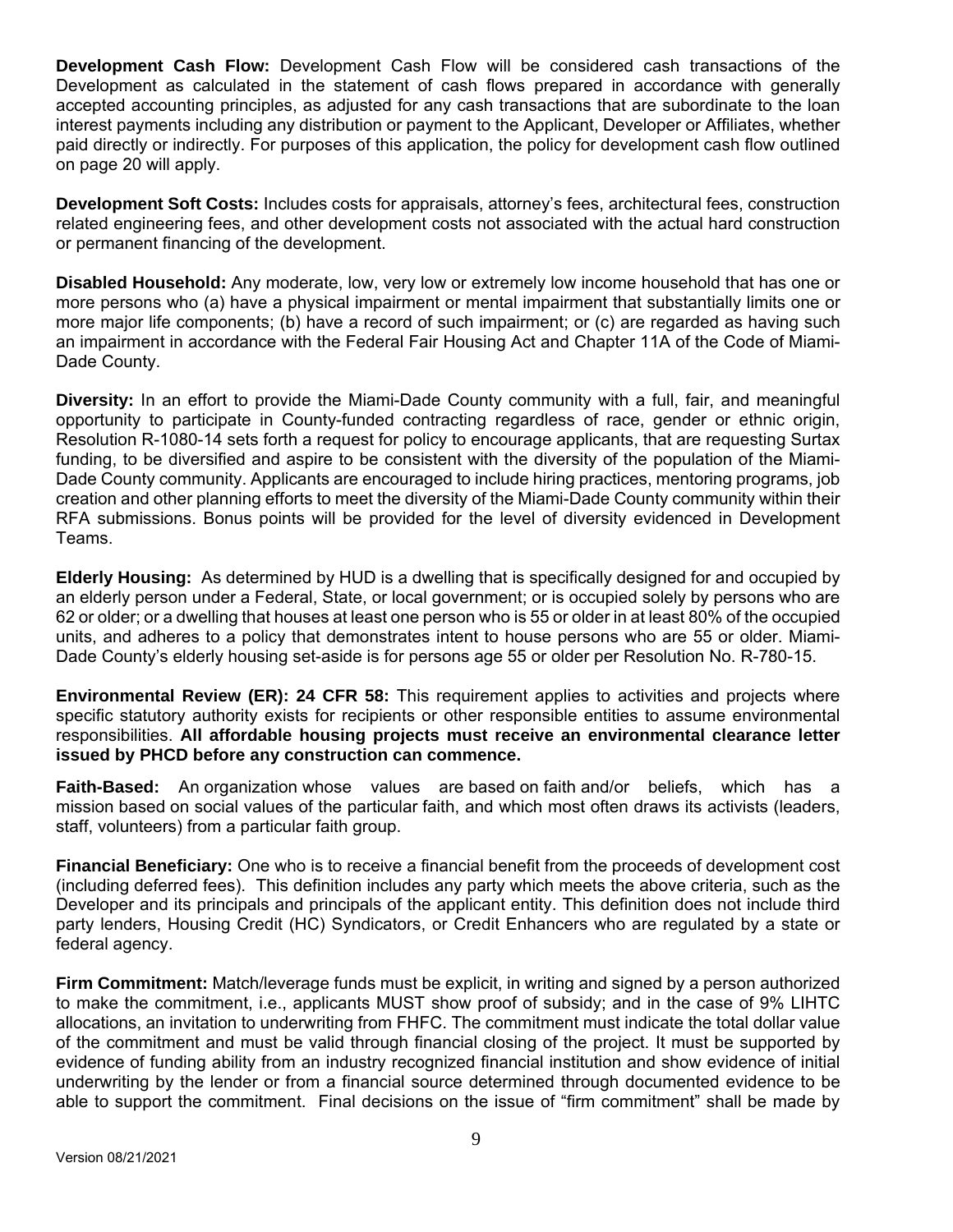**Development Cash Flow:** Development Cash Flow will be considered cash transactions of the Development as calculated in the statement of cash flows prepared in accordance with generally accepted accounting principles, as adjusted for any cash transactions that are subordinate to the loan interest payments including any distribution or payment to the Applicant, Developer or Affiliates, whether paid directly or indirectly. For purposes of this application, the policy for development cash flow outlined on page 20 will apply.

**Development Soft Costs:** Includes costs for appraisals, attorney's fees, architectural fees, construction related engineering fees, and other development costs not associated with the actual hard construction or permanent financing of the development.

**Disabled Household:** Any moderate, low, very low or extremely low income household that has one or more persons who (a) have a physical impairment or mental impairment that substantially limits one or more major life components; (b) have a record of such impairment; or (c) are regarded as having such an impairment in accordance with the Federal Fair Housing Act and Chapter 11A of the Code of Miami-Dade County.

**Diversity:** In an effort to provide the Miami-Dade County community with a full, fair, and meaningful opportunity to participate in County-funded contracting regardless of race, gender or ethnic origin, Resolution R-1080-14 sets forth a request for policy to encourage applicants, that are requesting Surtax funding, to be diversified and aspire to be consistent with the diversity of the population of the Miami-Dade County community. Applicants are encouraged to include hiring practices, mentoring programs, job creation and other planning efforts to meet the diversity of the Miami-Dade County community within their RFA submissions. Bonus points will be provided for the level of diversity evidenced in Development Teams.

**Elderly Housing:** As determined by HUD is a dwelling that is specifically designed for and occupied by an elderly person under a Federal, State, or local government; or is occupied solely by persons who are 62 or older; or a dwelling that houses at least one person who is 55 or older in at least 80% of the occupied units, and adheres to a policy that demonstrates intent to house persons who are 55 or older. Miami-Dade County's elderly housing set-aside is for persons age 55 or older per Resolution No. R-780-15.

**Environmental Review (ER): 24 CFR 58:** This requirement applies to activities and projects where specific statutory authority exists for recipients or other responsible entities to assume environmental responsibilities. **All affordable housing projects must receive an environmental clearance letter issued by PHCD before any construction can commence.**

**Faith-Based:** An organization whose values are based on faith and/or beliefs, which has a mission based on social values of the particular faith, and which most often draws its activists (leaders, staff, volunteers) from a particular faith group.

**Financial Beneficiary:** One who is to receive a financial benefit from the proceeds of development cost (including deferred fees). This definition includes any party which meets the above criteria, such as the Developer and its principals and principals of the applicant entity. This definition does not include third party lenders, Housing Credit (HC) Syndicators, or Credit Enhancers who are regulated by a state or federal agency.

**Firm Commitment:** Match/leverage funds must be explicit, in writing and signed by a person authorized to make the commitment, i.e., applicants MUST show proof of subsidy; and in the case of 9% LIHTC allocations, an invitation to underwriting from FHFC. The commitment must indicate the total dollar value of the commitment and must be valid through financial closing of the project. It must be supported by evidence of funding ability from an industry recognized financial institution and show evidence of initial underwriting by the lender or from a financial source determined through documented evidence to be able to support the commitment. Final decisions on the issue of "firm commitment" shall be made by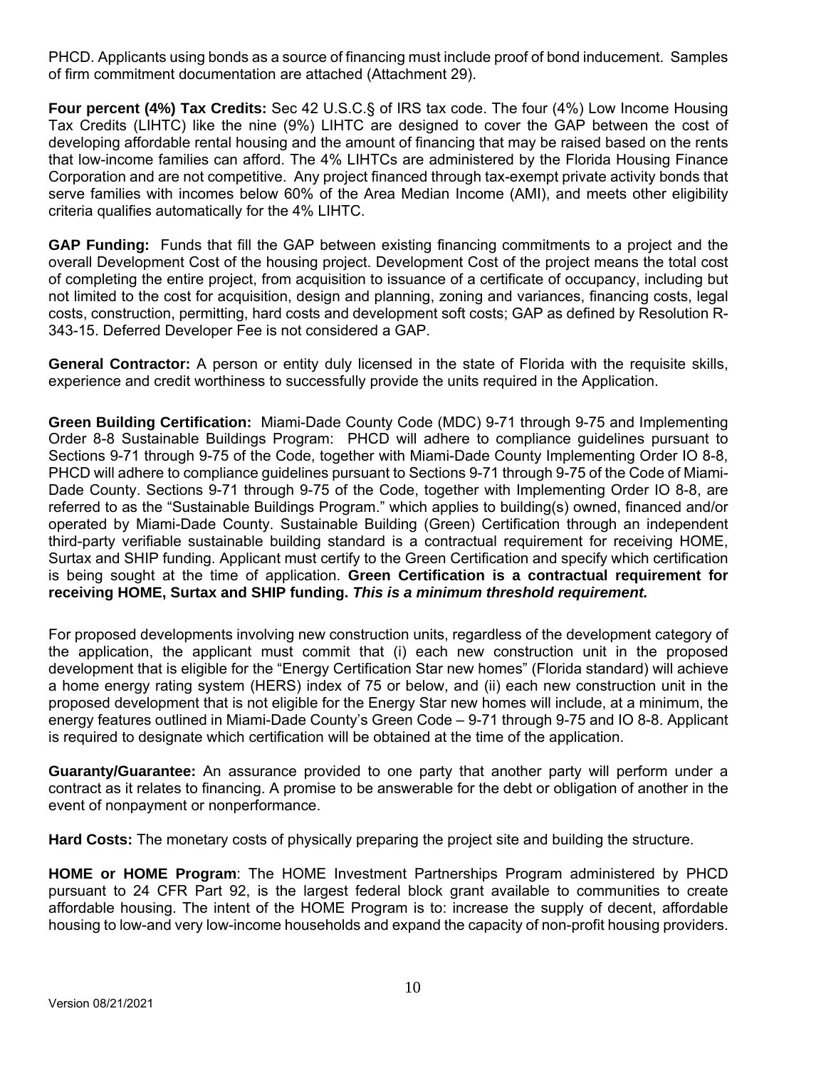PHCD. Applicants using bonds as a source of financing must include proof of bond inducement. Samples of firm commitment documentation are attached (Attachment 29).

**Four percent (4%) Tax Credits:** Sec 42 U.S.C.§ of IRS tax code. The four (4%) Low Income Housing Tax Credits (LIHTC) like the nine (9%) LIHTC are designed to cover the GAP between the cost of developing affordable rental housing and the amount of financing that may be raised based on the rents that low-income families can afford. The 4% LIHTCs are administered by the Florida Housing Finance Corporation and are not competitive. Any project financed through tax-exempt private activity bonds that serve families with incomes below 60% of the Area Median Income (AMI), and meets other eligibility criteria qualifies automatically for the 4% LIHTC.

**GAP Funding:** Funds that fill the GAP between existing financing commitments to a project and the overall Development Cost of the housing project. Development Cost of the project means the total cost of completing the entire project, from acquisition to issuance of a certificate of occupancy, including but not limited to the cost for acquisition, design and planning, zoning and variances, financing costs, legal costs, construction, permitting, hard costs and development soft costs; GAP as defined by Resolution R-343-15. Deferred Developer Fee is not considered a GAP.

**General Contractor:** A person or entity duly licensed in the state of Florida with the requisite skills, experience and credit worthiness to successfully provide the units required in the Application.

**Green Building Certification:** Miami-Dade County Code (MDC) 9-71 through 9-75 and Implementing Order 8-8 Sustainable Buildings Program: PHCD will adhere to compliance guidelines pursuant to Sections 9-71 through 9-75 of the Code, together with Miami-Dade County Implementing Order IO 8-8, PHCD will adhere to compliance guidelines pursuant to Sections 9-71 through 9-75 of the Code of Miami-Dade County. Sections 9-71 through 9-75 of the Code, together with Implementing Order IO 8-8, are referred to as the "Sustainable Buildings Program." which applies to building(s) owned, financed and/or operated by Miami-Dade County. Sustainable Building (Green) Certification through an independent third-party verifiable sustainable building standard is a contractual requirement for receiving HOME, Surtax and SHIP funding. Applicant must certify to the Green Certification and specify which certification is being sought at the time of application. **Green Certification is a contractual requirement for receiving HOME, Surtax and SHIP funding. *This is a minimum threshold requirement.***

For proposed developments involving new construction units, regardless of the development category of the application, the applicant must commit that (i) each new construction unit in the proposed development that is eligible for the "Energy Certification Star new homes" (Florida standard) will achieve a home energy rating system (HERS) index of 75 or below, and (ii) each new construction unit in the proposed development that is not eligible for the Energy Star new homes will include, at a minimum, the energy features outlined in Miami-Dade County's Green Code – 9-71 through 9-75 and IO 8-8. Applicant is required to designate which certification will be obtained at the time of the application.

**Guaranty/Guarantee:** An assurance provided to one party that another party will perform under a contract as it relates to financing. A promise to be answerable for the debt or obligation of another in the event of nonpayment or nonperformance.

**Hard Costs:** The monetary costs of physically preparing the project site and building the structure.

**HOME or HOME Program**: The HOME Investment Partnerships Program administered by PHCD pursuant to 24 CFR Part 92, is the largest federal block grant available to communities to create affordable housing. The intent of the HOME Program is to: increase the supply of decent, affordable housing to low-and very low-income households and expand the capacity of non-profit housing providers.

Version 08/21/2021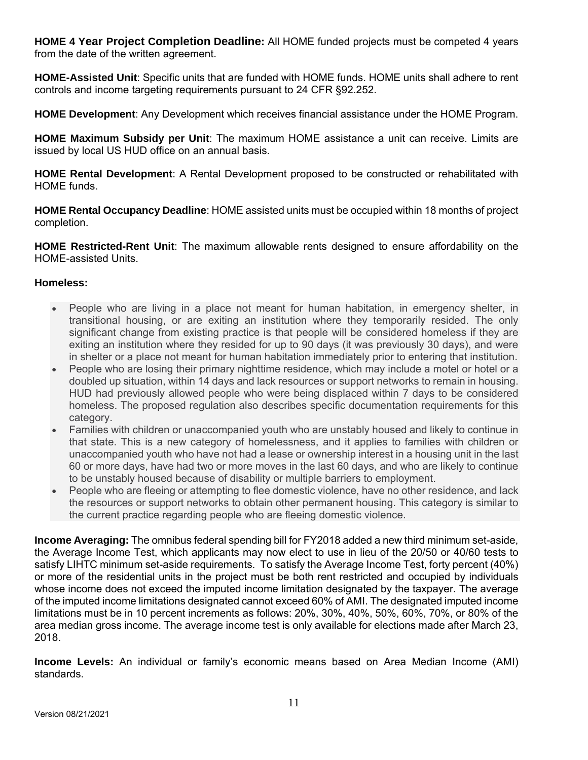**HOME 4 Year Project Completion Deadline:** All HOME funded projects must be competed 4 years from the date of the written agreement.

**HOME-Assisted Unit**: Specific units that are funded with HOME funds. HOME units shall adhere to rent controls and income targeting requirements pursuant to 24 CFR §92.252.

**HOME Development**: Any Development which receives financial assistance under the HOME Program.

**HOME Maximum Subsidy per Unit**: The maximum HOME assistance a unit can receive. Limits are issued by local US HUD office on an annual basis.

**HOME Rental Development**: A Rental Development proposed to be constructed or rehabilitated with HOME funds.

**HOME Rental Occupancy Deadline**: HOME assisted units must be occupied within 18 months of project completion.

**HOME Restricted-Rent Unit**: The maximum allowable rents designed to ensure affordability on the HOME-assisted Units.

**Homeless:**

- People who are living in a place not meant for human habitation, in emergency shelter, in transitional housing, or are exiting an institution where they temporarily resided. The only significant change from existing practice is that people will be considered homeless if they are exiting an institution where they resided for up to 90 days (it was previously 30 days), and were in shelter or a place not meant for human habitation immediately prior to entering that institution.
- People who are losing their primary nighttime residence, which may include a motel or hotel or a doubled up situation, within 14 days and lack resources or support networks to remain in housing. HUD had previously allowed people who were being displaced within 7 days to be considered homeless. The proposed regulation also describes specific documentation requirements for this category.
- Families with children or unaccompanied youth who are unstably housed and likely to continue in that state. This is a new category of homelessness, and it applies to families with children or unaccompanied youth who have not had a lease or ownership interest in a housing unit in the last 60 or more days, have had two or more moves in the last 60 days, and who are likely to continue to be unstably housed because of disability or multiple barriers to employment.
- People who are fleeing or attempting to flee domestic violence, have no other residence, and lack the resources or support networks to obtain other permanent housing. This category is similar to the current practice regarding people who are fleeing domestic violence.

**Income Averaging:** The omnibus federal spending bill for FY2018 added a new third minimum set-aside, the Average Income Test, which applicants may now elect to use in lieu of the 20/50 or 40/60 tests to satisfy LIHTC minimum set-aside requirements. To satisfy the Average Income Test, forty percent (40%) or more of the residential units in the project must be both rent restricted and occupied by individuals whose income does not exceed the imputed income limitation designated by the taxpayer. The average of the imputed income limitations designated cannot exceed 60% of AMI. The designated imputed income limitations must be in 10 percent increments as follows: 20%, 30%, 40%, 50%, 60%, 70%, or 80% of the area median gross income. The average income test is only available for elections made after March 23, 2018.

**Income Levels:** An individual or family's economic means based on Area Median Income (AMI) standards.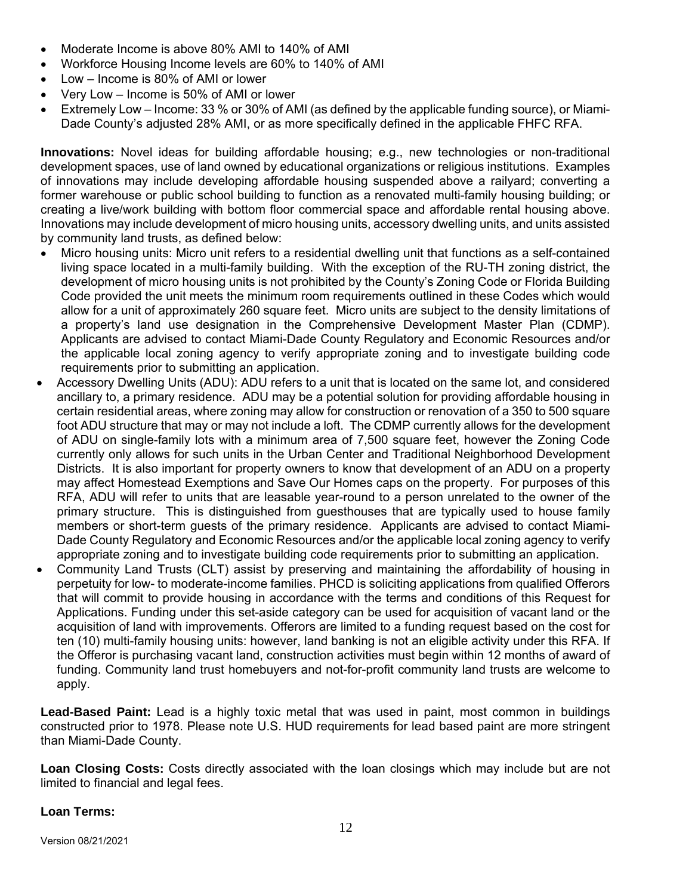- Moderate Income is above 80% AMI to 140% of AMI
- Workforce Housing Income levels are 60% to 140% of AMI
- Low – Income is 80% of AMI or lower
- Very Low – Income is 50% of AMI or lower
- Extremely Low – Income: 33 % or 30% of AMI (as defined by the applicable funding source), or Miami-Dade County's adjusted 28% AMI, or as more specifically defined in the applicable FHFC RFA.

**Innovations:** Novel ideas for building affordable housing; e.g., new technologies or non-traditional development spaces, use of land owned by educational organizations or religious institutions. Examples of innovations may include developing affordable housing suspended above a railyard; converting a former warehouse or public school building to function as a renovated multi-family housing building; or creating a live/work building with bottom floor commercial space and affordable rental housing above. Innovations may include development of micro housing units, accessory dwelling units, and units assisted by community land trusts, as defined below:

- Micro housing units: Micro unit refers to a residential dwelling unit that functions as a self-contained living space located in a multi-family building. With the exception of the RU-TH zoning district, the development of micro housing units is not prohibited by the County's Zoning Code or Florida Building Code provided the unit meets the minimum room requirements outlined in these Codes which would allow for a unit of approximately 260 square feet. Micro units are subject to the density limitations of a property's land use designation in the Comprehensive Development Master Plan (CDMP). Applicants are advised to contact Miami-Dade County Regulatory and Economic Resources and/or the applicable local zoning agency to verify appropriate zoning and to investigate building code requirements prior to submitting an application.
- Accessory Dwelling Units (ADU): ADU refers to a unit that is located on the same lot, and considered ancillary to, a primary residence. ADU may be a potential solution for providing affordable housing in certain residential areas, where zoning may allow for construction or renovation of a 350 to 500 square foot ADU structure that may or may not include a loft. The CDMP currently allows for the development of ADU on single-family lots with a minimum area of 7,500 square feet, however the Zoning Code currently only allows for such units in the Urban Center and Traditional Neighborhood Development Districts. It is also important for property owners to know that development of an ADU on a property may affect Homestead Exemptions and Save Our Homes caps on the property. For purposes of this RFA, ADU will refer to units that are leasable year-round to a person unrelated to the owner of the primary structure. This is distinguished from guesthouses that are typically used to house family members or short-term guests of the primary residence. Applicants are advised to contact Miami-Dade County Regulatory and Economic Resources and/or the applicable local zoning agency to verify appropriate zoning and to investigate building code requirements prior to submitting an application.
- Community Land Trusts (CLT) assist by preserving and maintaining the affordability of housing in perpetuity for low- to moderate-income families. PHCD is soliciting applications from qualified Offerors that will commit to provide housing in accordance with the terms and conditions of this Request for Applications. Funding under this set-aside category can be used for acquisition of vacant land or the acquisition of land with improvements. Offerors are limited to a funding request based on the cost for ten (10) multi-family housing units: however, land banking is not an eligible activity under this RFA. If the Offeror is purchasing vacant land, construction activities must begin within 12 months of award of funding. Community land trust homebuyers and not-for-profit community land trusts are welcome to apply.

**Lead-Based Paint:** Lead is a highly toxic metal that was used in paint, most common in buildings constructed prior to 1978. Please note U.S. HUD requirements for lead based paint are more stringent than Miami-Dade County.

**Loan Closing Costs:** Costs directly associated with the loan closings which may include but are not limited to financial and legal fees.

**Loan Terms:**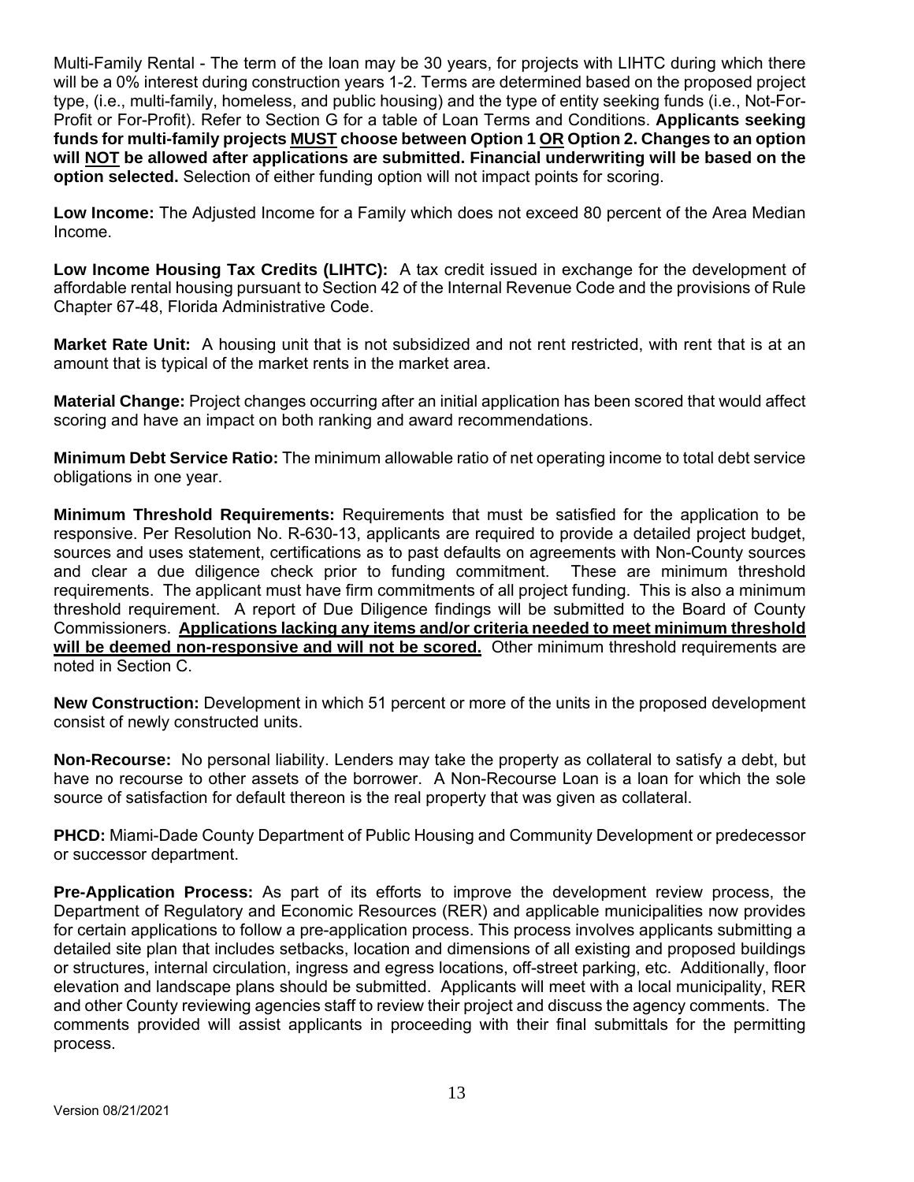Multi-Family Rental - The term of the loan may be 30 years, for projects with LIHTC during which there will be a 0% interest during construction years 1-2. Terms are determined based on the proposed project type, (i.e., multi-family, homeless, and public housing) and the type of entity seeking funds (i.e., Not-For-Profit or For-Profit). Refer to Section G for a table of Loan Terms and Conditions. **Applicants seeking funds for multi-family projects <u>MUST</u> choose between Option 1 <u>OR</u> Option 2. Changes to an option will <u>NOT</u> be allowed after applications are submitted. Financial underwriting will be based on the option selected.** Selection of either funding option will not impact points for scoring.

**Low Income:** The Adjusted Income for a Family which does not exceed 80 percent of the Area Median Income.

**Low Income Housing Tax Credits (LIHTC):** A tax credit issued in exchange for the development of affordable rental housing pursuant to Section 42 of the Internal Revenue Code and the provisions of Rule Chapter 67-48, Florida Administrative Code.

**Market Rate Unit:** A housing unit that is not subsidized and not rent restricted, with rent that is at an amount that is typical of the market rents in the market area.

**Material Change:** Project changes occurring after an initial application has been scored that would affect scoring and have an impact on both ranking and award recommendations.

**Minimum Debt Service Ratio:** The minimum allowable ratio of net operating income to total debt service obligations in one year.

**Minimum Threshold Requirements:** Requirements that must be satisfied for the application to be responsive. Per Resolution No. R-630-13, applicants are required to provide a detailed project budget, sources and uses statement, certifications as to past defaults on agreements with Non-County sources and clear a due diligence check prior to funding commitment. These are minimum threshold requirements. The applicant must have firm commitments of all project funding. This is also a minimum threshold requirement. A report of Due Diligence findings will be submitted to the Board of County Commissioners. <u>**Applications lacking any items and/or criteria needed to meet minimum threshold will be deemed non-responsive and will not be scored.**</u> Other minimum threshold requirements are noted in Section C.

**New Construction:** Development in which 51 percent or more of the units in the proposed development consist of newly constructed units.

**Non-Recourse:** No personal liability. Lenders may take the property as collateral to satisfy a debt, but have no recourse to other assets of the borrower. A Non-Recourse Loan is a loan for which the sole source of satisfaction for default thereon is the real property that was given as collateral.

**PHCD:** Miami-Dade County Department of Public Housing and Community Development or predecessor or successor department.

**Pre-Application Process:** As part of its efforts to improve the development review process, the Department of Regulatory and Economic Resources (RER) and applicable municipalities now provides for certain applications to follow a pre-application process. This process involves applicants submitting a detailed site plan that includes setbacks, location and dimensions of all existing and proposed buildings or structures, internal circulation, ingress and egress locations, off-street parking, etc. Additionally, floor elevation and landscape plans should be submitted. Applicants will meet with a local municipality, RER and other County reviewing agencies staff to review their project and discuss the agency comments. The comments provided will assist applicants in proceeding with their final submittals for the permitting process.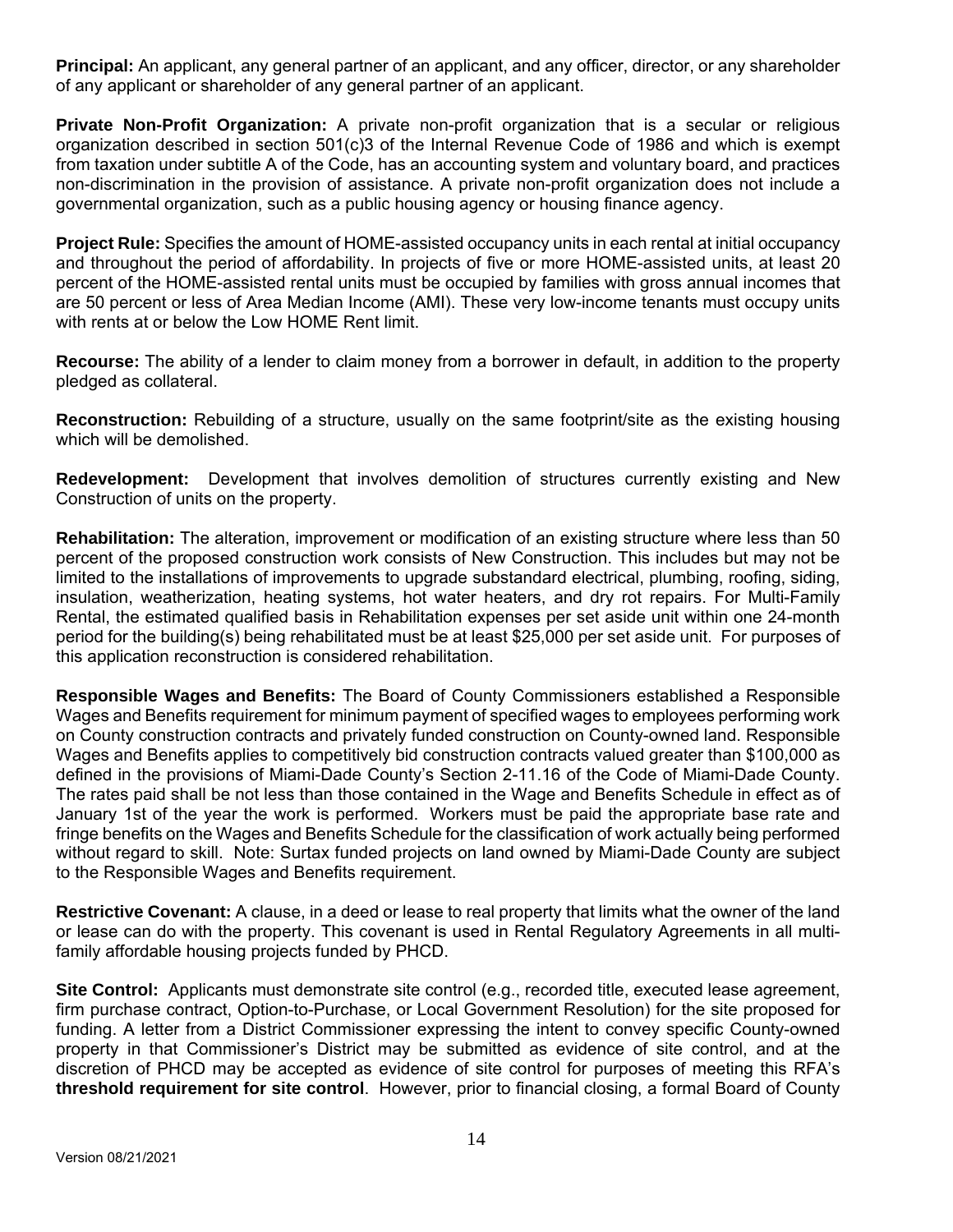**Principal:** An applicant, any general partner of an applicant, and any officer, director, or any shareholder of any applicant or shareholder of any general partner of an applicant.

**Private Non-Profit Organization:** A private non-profit organization that is a secular or religious organization described in section 501(c)3 of the Internal Revenue Code of 1986 and which is exempt from taxation under subtitle A of the Code, has an accounting system and voluntary board, and practices non-discrimination in the provision of assistance. A private non-profit organization does not include a governmental organization, such as a public housing agency or housing finance agency.

**Project Rule:** Specifies the amount of HOME-assisted occupancy units in each rental at initial occupancy and throughout the period of affordability. In projects of five or more HOME-assisted units, at least 20 percent of the HOME-assisted rental units must be occupied by families with gross annual incomes that are 50 percent or less of Area Median Income (AMI). These very low-income tenants must occupy units with rents at or below the Low HOME Rent limit.

**Recourse:** The ability of a lender to claim money from a borrower in default, in addition to the property pledged as collateral.

**Reconstruction:** Rebuilding of a structure, usually on the same footprint/site as the existing housing which will be demolished.

**Redevelopment:** Development that involves demolition of structures currently existing and New Construction of units on the property.

**Rehabilitation:** The alteration, improvement or modification of an existing structure where less than 50 percent of the proposed construction work consists of New Construction. This includes but may not be limited to the installations of improvements to upgrade substandard electrical, plumbing, roofing, siding, insulation, weatherization, heating systems, hot water heaters, and dry rot repairs. For Multi-Family Rental, the estimated qualified basis in Rehabilitation expenses per set aside unit within one 24-month period for the building(s) being rehabilitated must be at least $25,000 per set aside unit. For purposes of this application reconstruction is considered rehabilitation.

**Responsible Wages and Benefits:** The Board of County Commissioners established a Responsible Wages and Benefits requirement for minimum payment of specified wages to employees performing work on County construction contracts and privately funded construction on County-owned land. Responsible Wages and Benefits applies to competitively bid construction contracts valued greater than $100,000 as defined in the provisions of Miami-Dade County's Section 2-11.16 of the Code of Miami-Dade County. The rates paid shall be not less than those contained in the Wage and Benefits Schedule in effect as of January 1st of the year the work is performed. Workers must be paid the appropriate base rate and fringe benefits on the Wages and Benefits Schedule for the classification of work actually being performed without regard to skill. Note: Surtax funded projects on land owned by Miami-Dade County are subject to the Responsible Wages and Benefits requirement.

**Restrictive Covenant:** A clause, in a deed or lease to real property that limits what the owner of the land or lease can do with the property. This covenant is used in Rental Regulatory Agreements in all multi-family affordable housing projects funded by PHCD.

**Site Control:** Applicants must demonstrate site control (e.g., recorded title, executed lease agreement, firm purchase contract, Option-to-Purchase, or Local Government Resolution) for the site proposed for funding. A letter from a District Commissioner expressing the intent to convey specific County-owned property in that Commissioner's District may be submitted as evidence of site control, and at the discretion of PHCD may be accepted as evidence of site control for purposes of meeting this RFA's **threshold requirement for site control**. However, prior to financial closing, a formal Board of County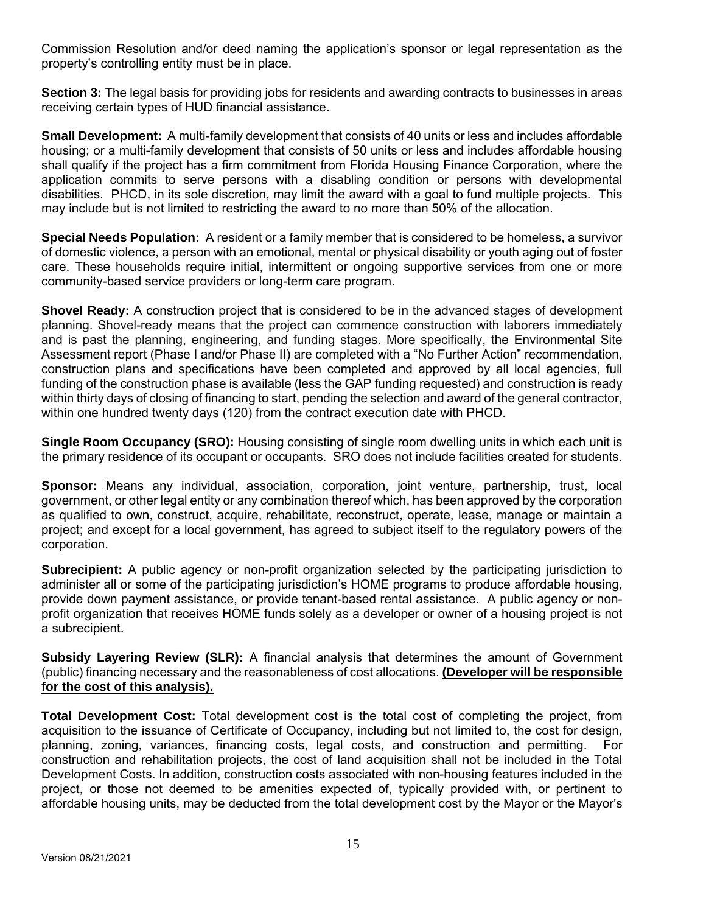Commission Resolution and/or deed naming the application's sponsor or legal representation as the property's controlling entity must be in place.

**Section 3:** The legal basis for providing jobs for residents and awarding contracts to businesses in areas receiving certain types of HUD financial assistance.

**Small Development:** A multi-family development that consists of 40 units or less and includes affordable housing; or a multi-family development that consists of 50 units or less and includes affordable housing shall qualify if the project has a firm commitment from Florida Housing Finance Corporation, where the application commits to serve persons with a disabling condition or persons with developmental disabilities. PHCD, in its sole discretion, may limit the award with a goal to fund multiple projects. This may include but is not limited to restricting the award to no more than 50% of the allocation.

**Special Needs Population:** A resident or a family member that is considered to be homeless, a survivor of domestic violence, a person with an emotional, mental or physical disability or youth aging out of foster care. These households require initial, intermittent or ongoing supportive services from one or more community-based service providers or long-term care program.

**Shovel Ready:** A construction project that is considered to be in the advanced stages of development planning. Shovel-ready means that the project can commence construction with laborers immediately and is past the planning, engineering, and funding stages. More specifically, the Environmental Site Assessment report (Phase I and/or Phase II) are completed with a "No Further Action" recommendation, construction plans and specifications have been completed and approved by all local agencies, full funding of the construction phase is available (less the GAP funding requested) and construction is ready within thirty days of closing of financing to start, pending the selection and award of the general contractor, within one hundred twenty days (120) from the contract execution date with PHCD.

**Single Room Occupancy (SRO):** Housing consisting of single room dwelling units in which each unit is the primary residence of its occupant or occupants. SRO does not include facilities created for students.

**Sponsor:** Means any individual, association, corporation, joint venture, partnership, trust, local government, or other legal entity or any combination thereof which, has been approved by the corporation as qualified to own, construct, acquire, rehabilitate, reconstruct, operate, lease, manage or maintain a project; and except for a local government, has agreed to subject itself to the regulatory powers of the corporation.

**Subrecipient:** A public agency or non-profit organization selected by the participating jurisdiction to administer all or some of the participating jurisdiction's HOME programs to produce affordable housing, provide down payment assistance, or provide tenant-based rental assistance. A public agency or non-profit organization that receives HOME funds solely as a developer or owner of a housing project is not a subrecipient.

**Subsidy Layering Review (SLR):** A financial analysis that determines the amount of Government (public) financing necessary and the reasonableness of cost allocations. **<u>(Developer will be responsible for the cost of this analysis).</u>**

**Total Development Cost:** Total development cost is the total cost of completing the project, from acquisition to the issuance of Certificate of Occupancy, including but not limited to, the cost for design, planning, zoning, variances, financing costs, legal costs, and construction and permitting. For construction and rehabilitation projects, the cost of land acquisition shall not be included in the Total Development Costs. In addition, construction costs associated with non-housing features included in the project, or those not deemed to be amenities expected of, typically provided with, or pertinent to affordable housing units, may be deducted from the total development cost by the Mayor or the Mayor's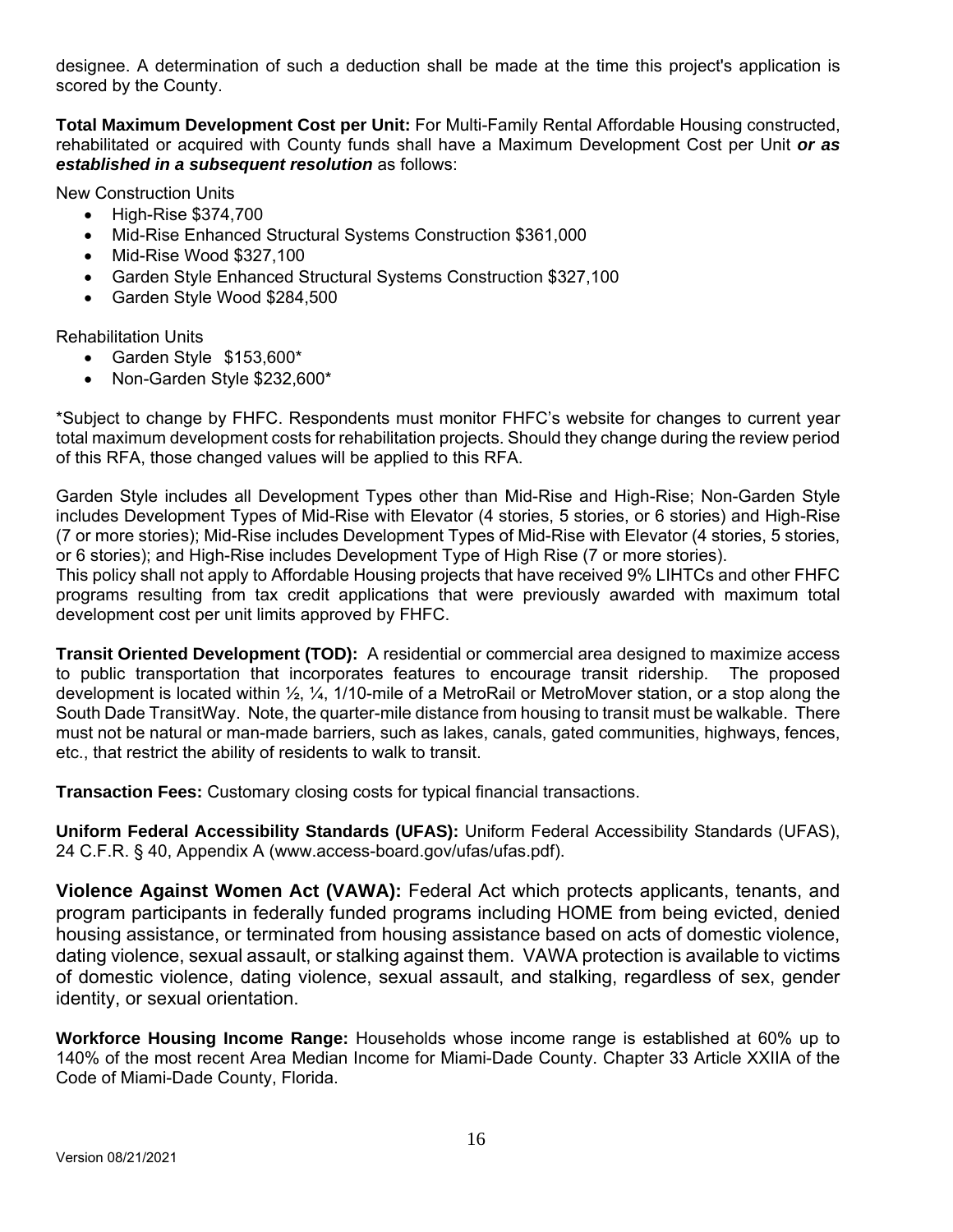designee. A determination of such a deduction shall be made at the time this project's application is scored by the County.

**Total Maximum Development Cost per Unit:** For Multi-Family Rental Affordable Housing constructed, rehabilitated or acquired with County funds shall have a Maximum Development Cost per Unit ***or as established in a subsequent resolution*** as follows:

New Construction Units

- High-Rise $374,700
- Mid-Rise Enhanced Structural Systems Construction $361,000
- Mid-Rise Wood $327,100
- Garden Style Enhanced Structural Systems Construction $327,100
- Garden Style Wood $284,500

Rehabilitation Units

- Garden Style $153,600*
- Non-Garden Style $232,600*

*Subject to change by FHFC. Respondents must monitor FHFC's website for changes to current year total maximum development costs for rehabilitation projects. Should they change during the review period of this RFA, those changed values will be applied to this RFA.

Garden Style includes all Development Types other than Mid-Rise and High-Rise; Non-Garden Style includes Development Types of Mid-Rise with Elevator (4 stories, 5 stories, or 6 stories) and High-Rise (7 or more stories); Mid-Rise includes Development Types of Mid-Rise with Elevator (4 stories, 5 stories, or 6 stories); and High-Rise includes Development Type of High Rise (7 or more stories).
This policy shall not apply to Affordable Housing projects that have received 9% LIHTCs and other FHFC programs resulting from tax credit applications that were previously awarded with maximum total development cost per unit limits approved by FHFC.

**Transit Oriented Development (TOD):** A residential or commercial area designed to maximize access to public transportation that incorporates features to encourage transit ridership. The proposed development is located within ½, ¼, 1/10-mile of a MetroRail or MetroMover station, or a stop along the South Dade TransitWay. Note, the quarter-mile distance from housing to transit must be walkable. There must not be natural or man-made barriers, such as lakes, canals, gated communities, highways, fences, etc., that restrict the ability of residents to walk to transit.

**Transaction Fees:** Customary closing costs for typical financial transactions.

**Uniform Federal Accessibility Standards (UFAS):** Uniform Federal Accessibility Standards (UFAS), 24 C.F.R. § 40, Appendix A (www.access-board.gov/ufas/ufas.pdf).

**Violence Against Women Act (VAWA):** Federal Act which protects applicants, tenants, and program participants in federally funded programs including HOME from being evicted, denied housing assistance, or terminated from housing assistance based on acts of domestic violence, dating violence, sexual assault, or stalking against them. VAWA protection is available to victims of domestic violence, dating violence, sexual assault, and stalking, regardless of sex, gender identity, or sexual orientation.

**Workforce Housing Income Range:** Households whose income range is established at 60% up to 140% of the most recent Area Median Income for Miami-Dade County. Chapter 33 Article XXIIA of the Code of Miami-Dade County, Florida.

Version 08/21/2021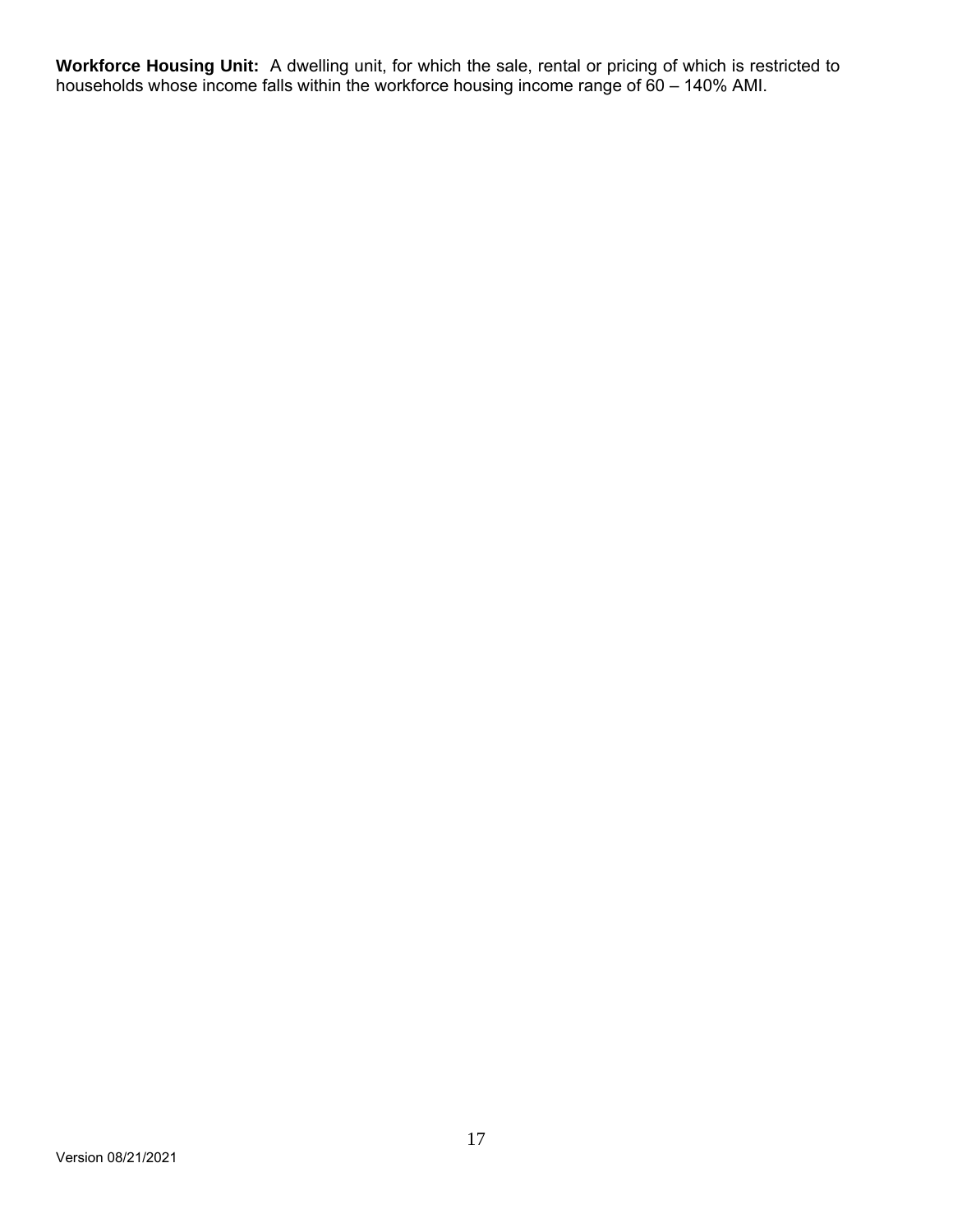**Workforce Housing Unit:** A dwelling unit, for which the sale, rental or pricing of which is restricted to households whose income falls within the workforce housing income range of 60 – 140% AMI.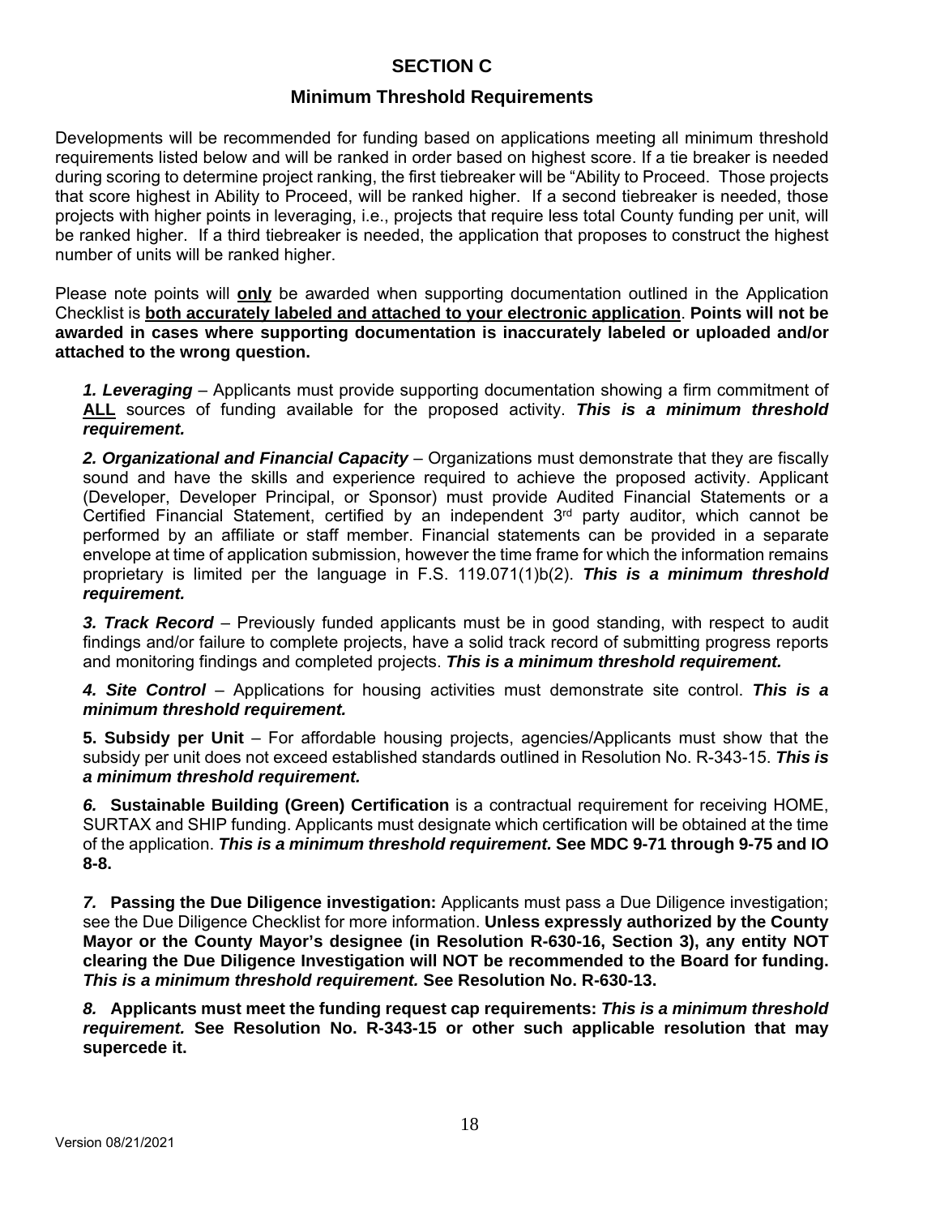## SECTION C

### Minimum Threshold Requirements

Developments will be recommended for funding based on applications meeting all minimum threshold requirements listed below and will be ranked in order based on highest score. If a tie breaker is needed during scoring to determine project ranking, the first tiebreaker will be "Ability to Proceed. Those projects that score highest in Ability to Proceed, will be ranked higher. If a second tiebreaker is needed, those projects with higher points in leveraging, i.e., projects that require less total County funding per unit, will be ranked higher. If a third tiebreaker is needed, the application that proposes to construct the highest number of units will be ranked higher.

Please note points will **only** be awarded when supporting documentation outlined in the Application Checklist is **both accurately labeled and attached to your electronic application**. **Points will not be awarded in cases where supporting documentation is inaccurately labeled or uploaded and/or attached to the wrong question.**

***1. Leveraging*** – Applicants must provide supporting documentation showing a firm commitment of **ALL** sources of funding available for the proposed activity. ***This is a minimum threshold requirement.***

***2. Organizational and Financial Capacity*** – Organizations must demonstrate that they are fiscally sound and have the skills and experience required to achieve the proposed activity. Applicant (Developer, Developer Principal, or Sponsor) must provide Audited Financial Statements or a Certified Financial Statement, certified by an independent 3rd party auditor, which cannot be performed by an affiliate or staff member. Financial statements can be provided in a separate envelope at time of application submission, however the time frame for which the information remains proprietary is limited per the language in F.S. 119.071(1)b(2). ***This is a minimum threshold requirement.***

***3. Track Record*** – Previously funded applicants must be in good standing, with respect to audit findings and/or failure to complete projects, have a solid track record of submitting progress reports and monitoring findings and completed projects. ***This is a minimum threshold requirement.***

***4. Site Control*** – Applications for housing activities must demonstrate site control. ***This is a minimum threshold requirement.***

**5. Subsidy per Unit** – For affordable housing projects, agencies/Applicants must show that the subsidy per unit does not exceed established standards outlined in Resolution No. R-343-15. ***This is a minimum threshold requirement.***

***6.*** **Sustainable Building (Green) Certification** is a contractual requirement for receiving HOME, SURTAX and SHIP funding. Applicants must designate which certification will be obtained at the time of the application. ***This is a minimum threshold requirement.*** **See MDC 9-71 through 9-75 and IO 8-8.**

***7.*** **Passing the Due Diligence investigation:** Applicants must pass a Due Diligence investigation; see the Due Diligence Checklist for more information. **Unless expressly authorized by the County Mayor or the County Mayor's designee (in Resolution R-630-16, Section 3), any entity NOT clearing the Due Diligence Investigation will NOT be recommended to the Board for funding.** ***This is a minimum threshold requirement.*** **See Resolution No. R-630-13.**

***8.*** **Applicants must meet the funding request cap requirements:** ***This is a minimum threshold requirement.*** **See Resolution No. R-343-15 or other such applicable resolution that may supercede it.**

Version 08/21/2021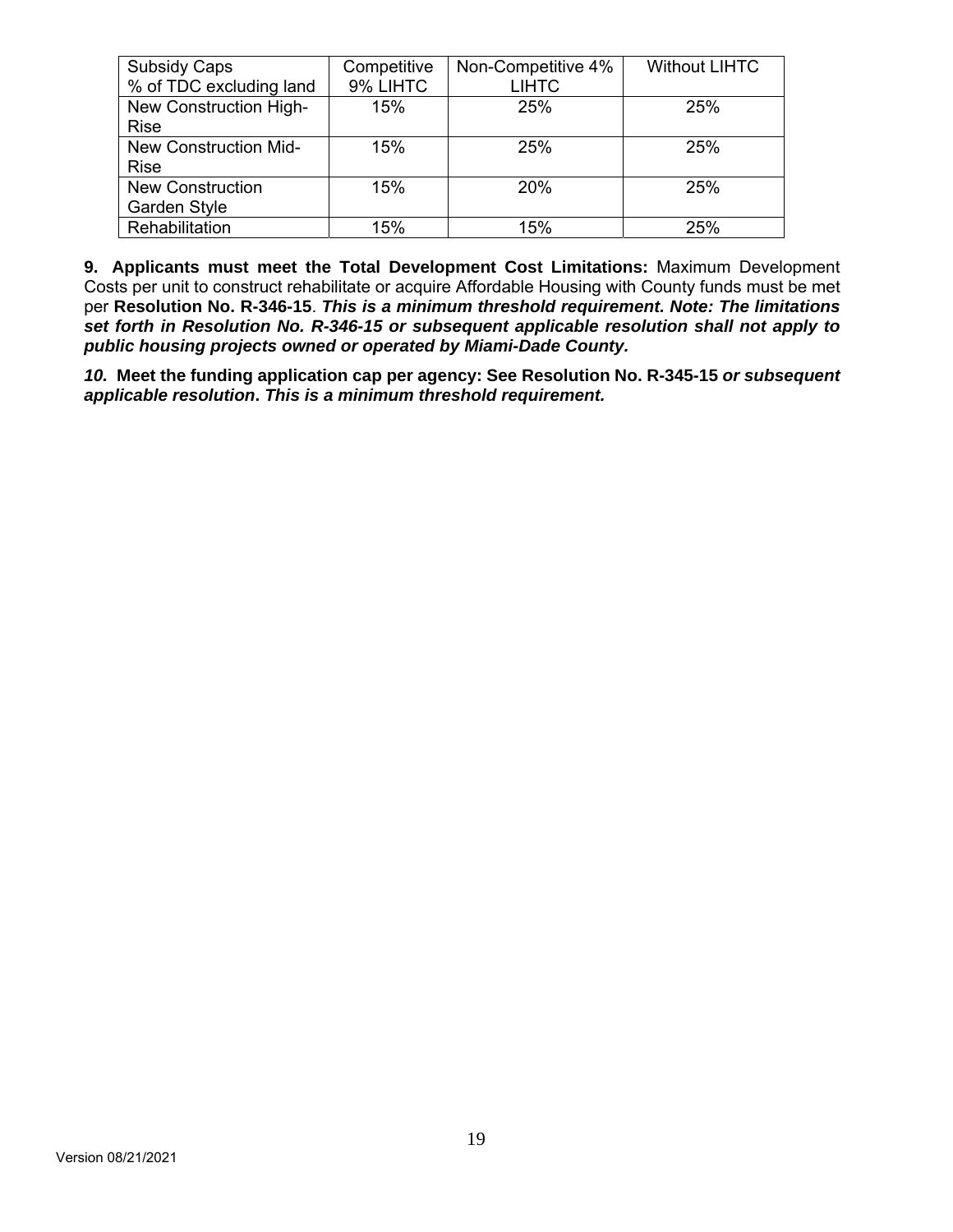| Subsidy Caps<br>% of TDC excluding land | Competitive 9% LIHTC | Non-Competitive 4% LIHTC | Without LIHTC |
|---|---|---|---|
| New Construction High-Rise | 15% | 25% | 25% |
| New Construction Mid-Rise | 15% | 25% | 25% |
| New Construction Garden Style | 15% | 20% | 25% |
| Rehabilitation | 15% | 15% | 25% |

**9. Applicants must meet the Total Development Cost Limitations:** Maximum Development Costs per unit to construct rehabilitate or acquire Affordable Housing with County funds must be met per **Resolution No. R-346-15**. ***This is a minimum threshold requirement. Note: The limitations set forth in Resolution No. R-346-15 or subsequent applicable resolution shall not apply to public housing projects owned or operated by Miami-Dade County.***

***10.*** **Meet the funding application cap per agency: See Resolution No. R-345-15** ***or subsequent applicable resolution*****.** ***This is a minimum threshold requirement.***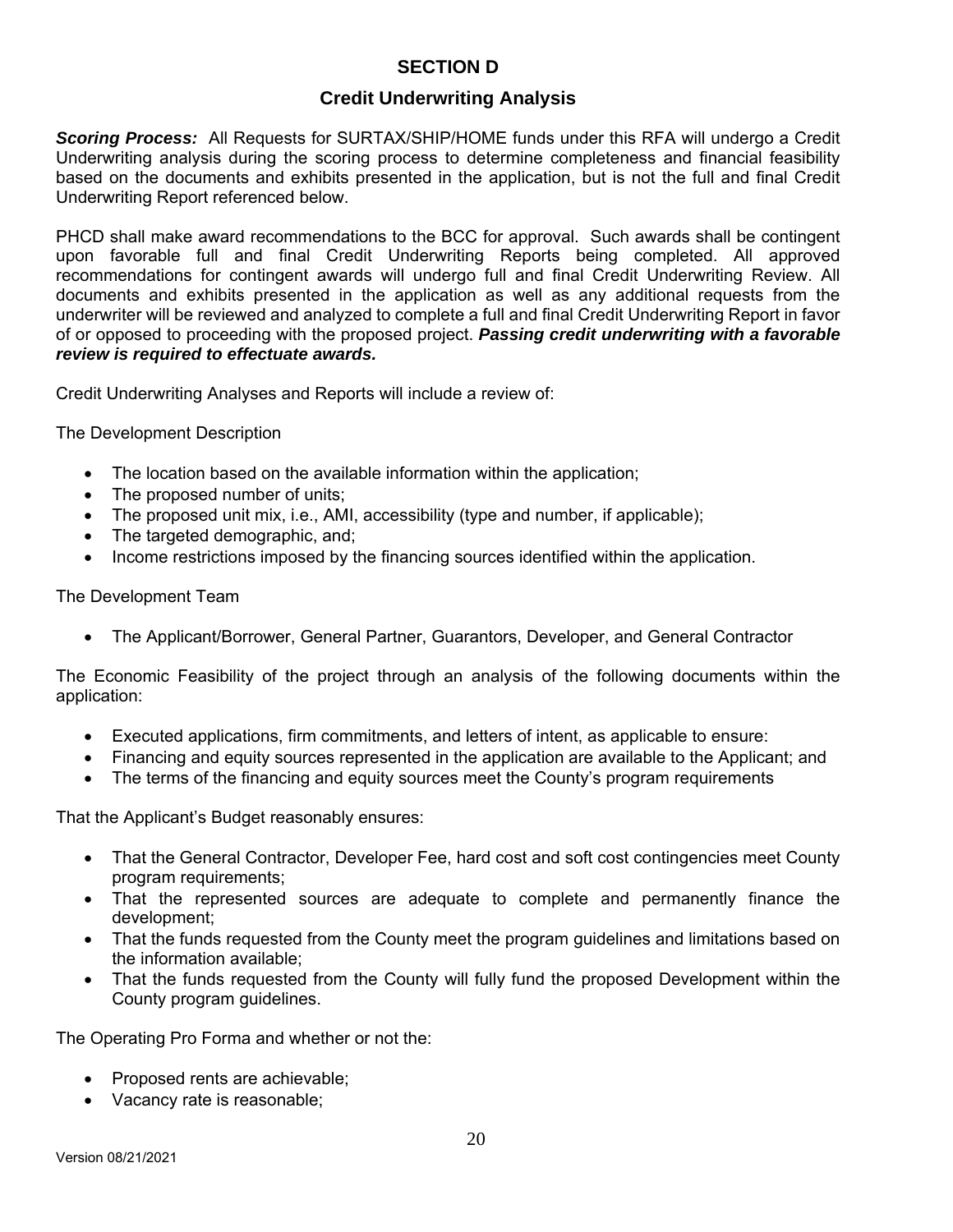## SECTION D

### Credit Underwriting Analysis

***Scoring Process:*** All Requests for SURTAX/SHIP/HOME funds under this RFA will undergo a Credit Underwriting analysis during the scoring process to determine completeness and financial feasibility based on the documents and exhibits presented in the application, but is not the full and final Credit Underwriting Report referenced below.

PHCD shall make award recommendations to the BCC for approval. Such awards shall be contingent upon favorable full and final Credit Underwriting Reports being completed. All approved recommendations for contingent awards will undergo full and final Credit Underwriting Review. All documents and exhibits presented in the application as well as any additional requests from the underwriter will be reviewed and analyzed to complete a full and final Credit Underwriting Report in favor of or opposed to proceeding with the proposed project. ***Passing credit underwriting with a favorable review is required to effectuate awards.***

Credit Underwriting Analyses and Reports will include a review of:

The Development Description

- The location based on the available information within the application;
- The proposed number of units;
- The proposed unit mix, i.e., AMI, accessibility (type and number, if applicable);
- The targeted demographic, and;
- Income restrictions imposed by the financing sources identified within the application.

The Development Team

- The Applicant/Borrower, General Partner, Guarantors, Developer, and General Contractor

The Economic Feasibility of the project through an analysis of the following documents within the application:

- Executed applications, firm commitments, and letters of intent, as applicable to ensure:
- Financing and equity sources represented in the application are available to the Applicant; and
- The terms of the financing and equity sources meet the County's program requirements

That the Applicant's Budget reasonably ensures:

- That the General Contractor, Developer Fee, hard cost and soft cost contingencies meet County program requirements;
- That the represented sources are adequate to complete and permanently finance the development;
- That the funds requested from the County meet the program guidelines and limitations based on the information available;
- That the funds requested from the County will fully fund the proposed Development within the County program guidelines.

The Operating Pro Forma and whether or not the:

- Proposed rents are achievable;
- Vacancy rate is reasonable;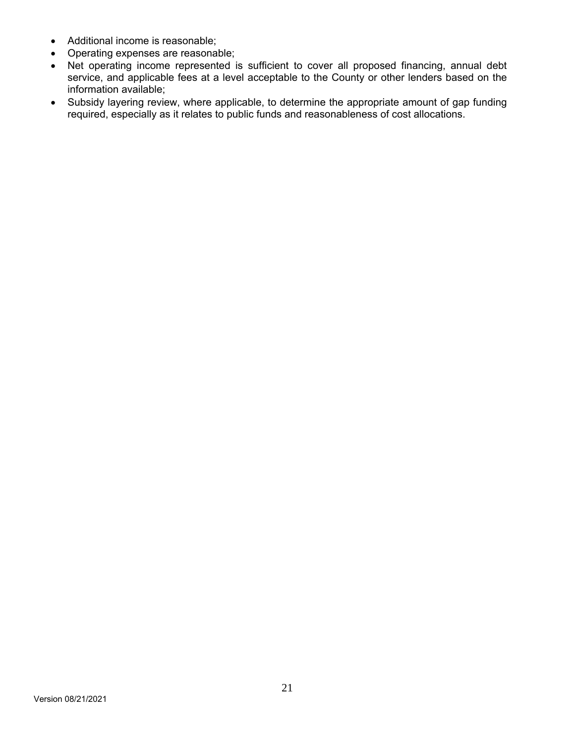- Additional income is reasonable;
- Operating expenses are reasonable;
- Net operating income represented is sufficient to cover all proposed financing, annual debt service, and applicable fees at a level acceptable to the County or other lenders based on the information available;
- Subsidy layering review, where applicable, to determine the appropriate amount of gap funding required, especially as it relates to public funds and reasonableness of cost allocations.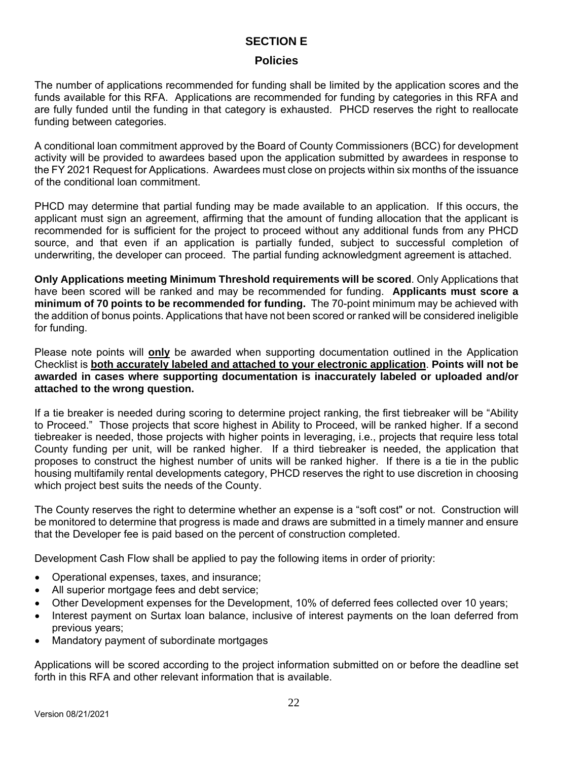# SECTION E

## Policies

The number of applications recommended for funding shall be limited by the application scores and the funds available for this RFA. Applications are recommended for funding by categories in this RFA and are fully funded until the funding in that category is exhausted. PHCD reserves the right to reallocate funding between categories.

A conditional loan commitment approved by the Board of County Commissioners (BCC) for development activity will be provided to awardees based upon the application submitted by awardees in response to the FY 2021 Request for Applications. Awardees must close on projects within six months of the issuance of the conditional loan commitment.

PHCD may determine that partial funding may be made available to an application. If this occurs, the applicant must sign an agreement, affirming that the amount of funding allocation that the applicant is recommended for is sufficient for the project to proceed without any additional funds from any PHCD source, and that even if an application is partially funded, subject to successful completion of underwriting, the developer can proceed. The partial funding acknowledgment agreement is attached.

**Only Applications meeting Minimum Threshold requirements will be scored**. Only Applications that have been scored will be ranked and may be recommended for funding. **Applicants must score a minimum of 70 points to be recommended for funding.** The 70-point minimum may be achieved with the addition of bonus points. Applications that have not been scored or ranked will be considered ineligible for funding.

Please note points will **only** be awarded when supporting documentation outlined in the Application Checklist is **both accurately labeled and attached to your electronic application**. **Points will not be awarded in cases where supporting documentation is inaccurately labeled or uploaded and/or attached to the wrong question.**

If a tie breaker is needed during scoring to determine project ranking, the first tiebreaker will be "Ability to Proceed." Those projects that score highest in Ability to Proceed, will be ranked higher. If a second tiebreaker is needed, those projects with higher points in leveraging, i.e., projects that require less total County funding per unit, will be ranked higher. If a third tiebreaker is needed, the application that proposes to construct the highest number of units will be ranked higher. If there is a tie in the public housing multifamily rental developments category, PHCD reserves the right to use discretion in choosing which project best suits the needs of the County.

The County reserves the right to determine whether an expense is a "soft cost" or not. Construction will be monitored to determine that progress is made and draws are submitted in a timely manner and ensure that the Developer fee is paid based on the percent of construction completed.

Development Cash Flow shall be applied to pay the following items in order of priority:

- Operational expenses, taxes, and insurance;
- All superior mortgage fees and debt service;
- Other Development expenses for the Development, 10% of deferred fees collected over 10 years;
- Interest payment on Surtax loan balance, inclusive of interest payments on the loan deferred from previous years;
- Mandatory payment of subordinate mortgages

Applications will be scored according to the project information submitted on or before the deadline set forth in this RFA and other relevant information that is available.

Version 08/21/2021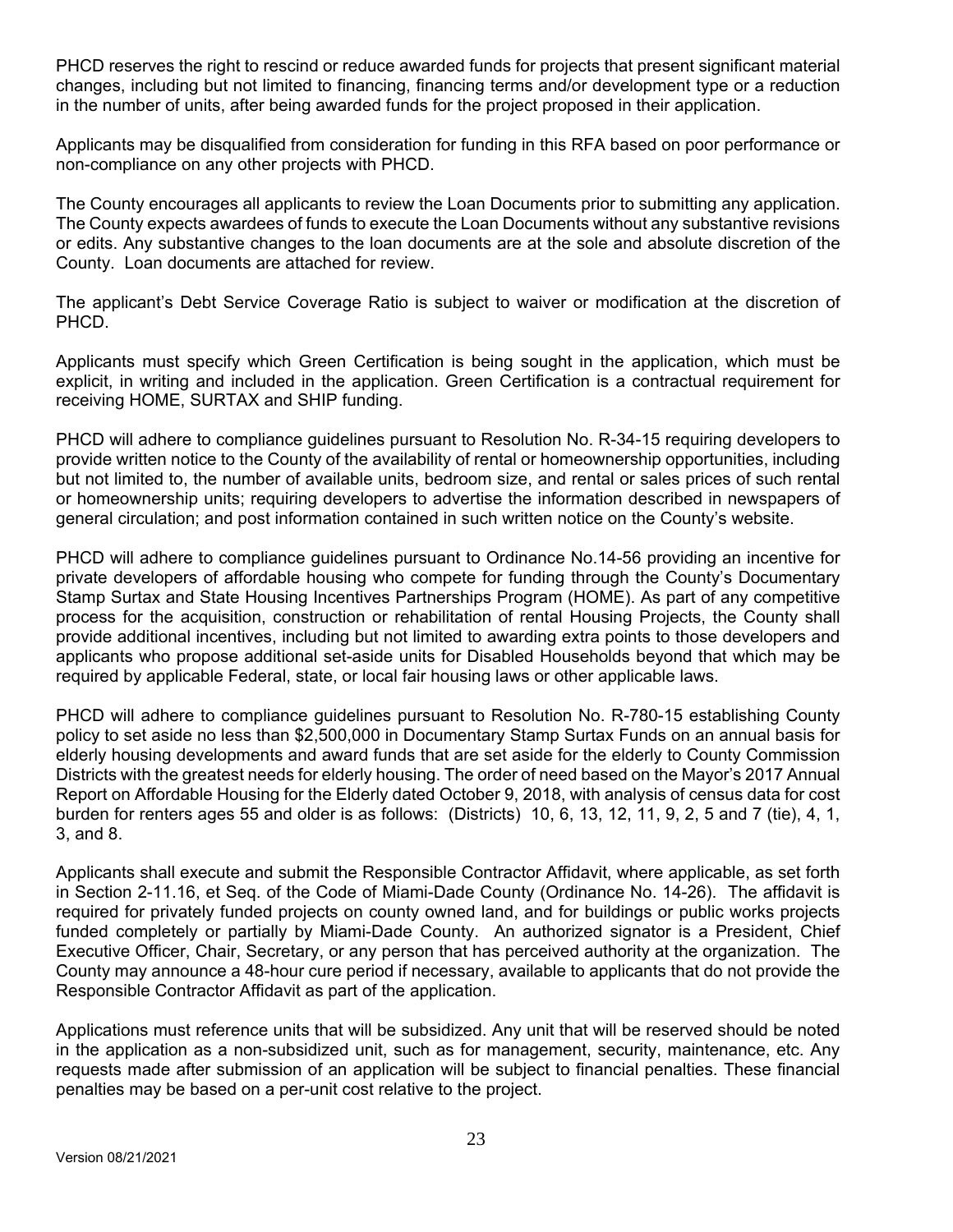PHCD reserves the right to rescind or reduce awarded funds for projects that present significant material changes, including but not limited to financing, financing terms and/or development type or a reduction in the number of units, after being awarded funds for the project proposed in their application.

Applicants may be disqualified from consideration for funding in this RFA based on poor performance or non-compliance on any other projects with PHCD.

The County encourages all applicants to review the Loan Documents prior to submitting any application. The County expects awardees of funds to execute the Loan Documents without any substantive revisions or edits. Any substantive changes to the loan documents are at the sole and absolute discretion of the County. Loan documents are attached for review.

The applicant's Debt Service Coverage Ratio is subject to waiver or modification at the discretion of PHCD.

Applicants must specify which Green Certification is being sought in the application, which must be explicit, in writing and included in the application. Green Certification is a contractual requirement for receiving HOME, SURTAX and SHIP funding.

PHCD will adhere to compliance guidelines pursuant to Resolution No. R-34-15 requiring developers to provide written notice to the County of the availability of rental or homeownership opportunities, including but not limited to, the number of available units, bedroom size, and rental or sales prices of such rental or homeownership units; requiring developers to advertise the information described in newspapers of general circulation; and post information contained in such written notice on the County's website.

PHCD will adhere to compliance guidelines pursuant to Ordinance No.14-56 providing an incentive for private developers of affordable housing who compete for funding through the County's Documentary Stamp Surtax and State Housing Incentives Partnerships Program (HOME). As part of any competitive process for the acquisition, construction or rehabilitation of rental Housing Projects, the County shall provide additional incentives, including but not limited to awarding extra points to those developers and applicants who propose additional set-aside units for Disabled Households beyond that which may be required by applicable Federal, state, or local fair housing laws or other applicable laws.

PHCD will adhere to compliance guidelines pursuant to Resolution No. R-780-15 establishing County policy to set aside no less than $2,500,000 in Documentary Stamp Surtax Funds on an annual basis for elderly housing developments and award funds that are set aside for the elderly to County Commission Districts with the greatest needs for elderly housing. The order of need based on the Mayor's 2017 Annual Report on Affordable Housing for the Elderly dated October 9, 2018, with analysis of census data for cost burden for renters ages 55 and older is as follows: (Districts) 10, 6, 13, 12, 11, 9, 2, 5 and 7 (tie), 4, 1, 3, and 8.

Applicants shall execute and submit the Responsible Contractor Affidavit, where applicable, as set forth in Section 2-11.16, et Seq. of the Code of Miami-Dade County (Ordinance No. 14-26). The affidavit is required for privately funded projects on county owned land, and for buildings or public works projects funded completely or partially by Miami-Dade County. An authorized signator is a President, Chief Executive Officer, Chair, Secretary, or any person that has perceived authority at the organization. The County may announce a 48-hour cure period if necessary, available to applicants that do not provide the Responsible Contractor Affidavit as part of the application.

Applications must reference units that will be subsidized. Any unit that will be reserved should be noted in the application as a non-subsidized unit, such as for management, security, maintenance, etc. Any requests made after submission of an application will be subject to financial penalties. These financial penalties may be based on a per-unit cost relative to the project.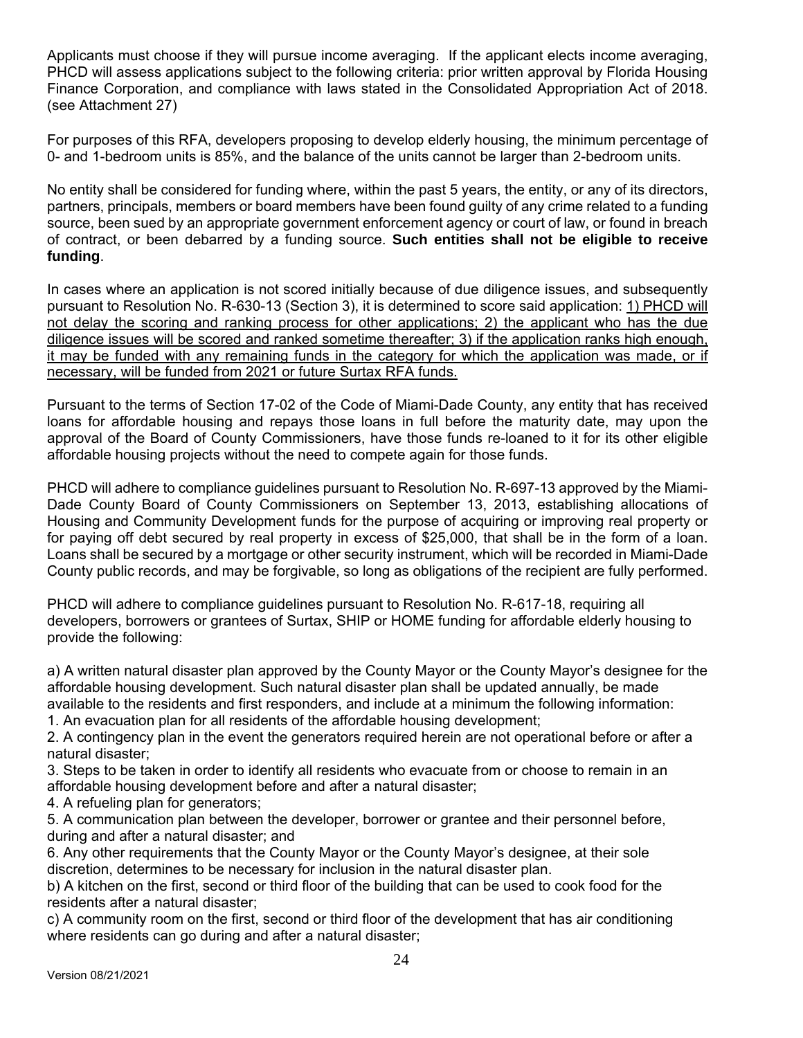Applicants must choose if they will pursue income averaging. If the applicant elects income averaging, PHCD will assess applications subject to the following criteria: prior written approval by Florida Housing Finance Corporation, and compliance with laws stated in the Consolidated Appropriation Act of 2018. (see Attachment 27)

For purposes of this RFA, developers proposing to develop elderly housing, the minimum percentage of 0- and 1-bedroom units is 85%, and the balance of the units cannot be larger than 2-bedroom units.

No entity shall be considered for funding where, within the past 5 years, the entity, or any of its directors, partners, principals, members or board members have been found guilty of any crime related to a funding source, been sued by an appropriate government enforcement agency or court of law, or found in breach of contract, or been debarred by a funding source. **Such entities shall not be eligible to receive funding**.

In cases where an application is not scored initially because of due diligence issues, and subsequently pursuant to Resolution No. R-630-13 (Section 3), it is determined to score said application: <u>1) PHCD will not delay the scoring and ranking process for other applications; 2) the applicant who has the due diligence issues will be scored and ranked sometime thereafter; 3) if the application ranks high enough, it may be funded with any remaining funds in the category for which the application was made, or if necessary, will be funded from 2021 or future Surtax RFA funds.</u>

Pursuant to the terms of Section 17-02 of the Code of Miami-Dade County, any entity that has received loans for affordable housing and repays those loans in full before the maturity date, may upon the approval of the Board of County Commissioners, have those funds re-loaned to it for its other eligible affordable housing projects without the need to compete again for those funds.

PHCD will adhere to compliance guidelines pursuant to Resolution No. R-697-13 approved by the Miami-Dade County Board of County Commissioners on September 13, 2013, establishing allocations of Housing and Community Development funds for the purpose of acquiring or improving real property or for paying off debt secured by real property in excess of $25,000, that shall be in the form of a loan. Loans shall be secured by a mortgage or other security instrument, which will be recorded in Miami-Dade County public records, and may be forgivable, so long as obligations of the recipient are fully performed.

PHCD will adhere to compliance guidelines pursuant to Resolution No. R-617-18, requiring all developers, borrowers or grantees of Surtax, SHIP or HOME funding for affordable elderly housing to provide the following:

a) A written natural disaster plan approved by the County Mayor or the County Mayor's designee for the affordable housing development. Such natural disaster plan shall be updated annually, be made available to the residents and first responders, and include at a minimum the following information:
1. An evacuation plan for all residents of the affordable housing development;
2. A contingency plan in the event the generators required herein are not operational before or after a natural disaster;
3. Steps to be taken in order to identify all residents who evacuate from or choose to remain in an affordable housing development before and after a natural disaster;
4. A refueling plan for generators;
5. A communication plan between the developer, borrower or grantee and their personnel before, during and after a natural disaster; and
6. Any other requirements that the County Mayor or the County Mayor's designee, at their sole discretion, determines to be necessary for inclusion in the natural disaster plan.

b) A kitchen on the first, second or third floor of the building that can be used to cook food for the residents after a natural disaster;
c) A community room on the first, second or third floor of the development that has air conditioning where residents can go during and after a natural disaster;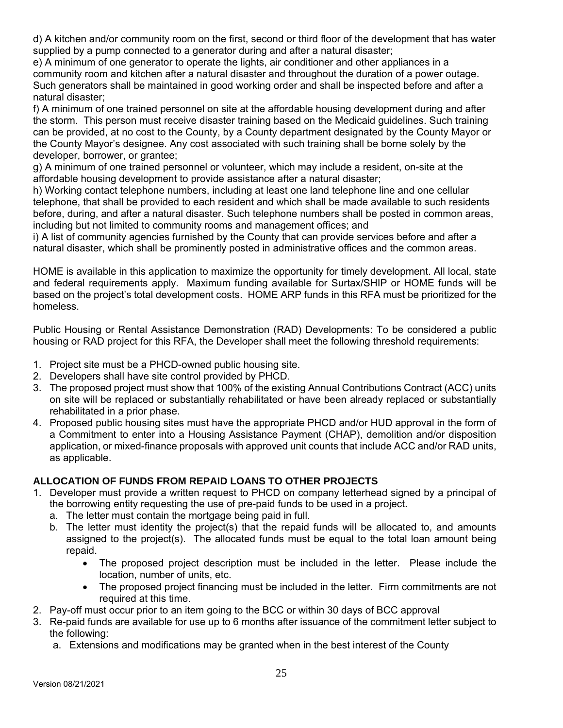d) A kitchen and/or community room on the first, second or third floor of the development that has water supplied by a pump connected to a generator during and after a natural disaster;
e) A minimum of one generator to operate the lights, air conditioner and other appliances in a community room and kitchen after a natural disaster and throughout the duration of a power outage. Such generators shall be maintained in good working order and shall be inspected before and after a natural disaster;
f) A minimum of one trained personnel on site at the affordable housing development during and after the storm. This person must receive disaster training based on the Medicaid guidelines. Such training can be provided, at no cost to the County, by a County department designated by the County Mayor or the County Mayor's designee. Any cost associated with such training shall be borne solely by the developer, borrower, or grantee;
g) A minimum of one trained personnel or volunteer, which may include a resident, on-site at the affordable housing development to provide assistance after a natural disaster;
h) Working contact telephone numbers, including at least one land telephone line and one cellular telephone, that shall be provided to each resident and which shall be made available to such residents before, during, and after a natural disaster. Such telephone numbers shall be posted in common areas, including but not limited to community rooms and management offices; and
i) A list of community agencies furnished by the County that can provide services before and after a natural disaster, which shall be prominently posted in administrative offices and the common areas.

HOME is available in this application to maximize the opportunity for timely development. All local, state and federal requirements apply. Maximum funding available for Surtax/SHIP or HOME funds will be based on the project's total development costs. HOME ARP funds in this RFA must be prioritized for the homeless.

Public Housing or Rental Assistance Demonstration (RAD) Developments: To be considered a public housing or RAD project for this RFA, the Developer shall meet the following threshold requirements:

1. Project site must be a PHCD-owned public housing site.
2. Developers shall have site control provided by PHCD.
3. The proposed project must show that 100% of the existing Annual Contributions Contract (ACC) units on site will be replaced or substantially rehabilitated or have been already replaced or substantially rehabilitated in a prior phase.
4. Proposed public housing sites must have the appropriate PHCD and/or HUD approval in the form of a Commitment to enter into a Housing Assistance Payment (CHAP), demolition and/or disposition application, or mixed-finance proposals with approved unit counts that include ACC and/or RAD units, as applicable.

## ALLOCATION OF FUNDS FROM REPAID LOANS TO OTHER PROJECTS

1. Developer must provide a written request to PHCD on company letterhead signed by a principal of the borrowing entity requesting the use of pre-paid funds to be used in a project.
   a. The letter must contain the mortgage being paid in full.
   b. The letter must identity the project(s) that the repaid funds will be allocated to, and amounts assigned to the project(s). The allocated funds must be equal to the total loan amount being repaid.
      - The proposed project description must be included in the letter. Please include the location, number of units, etc.
      - The proposed project financing must be included in the letter. Firm commitments are not required at this time.
2. Pay-off must occur prior to an item going to the BCC or within 30 days of BCC approval
3. Re-paid funds are available for use up to 6 months after issuance of the commitment letter subject to the following:
   a. Extensions and modifications may be granted when in the best interest of the County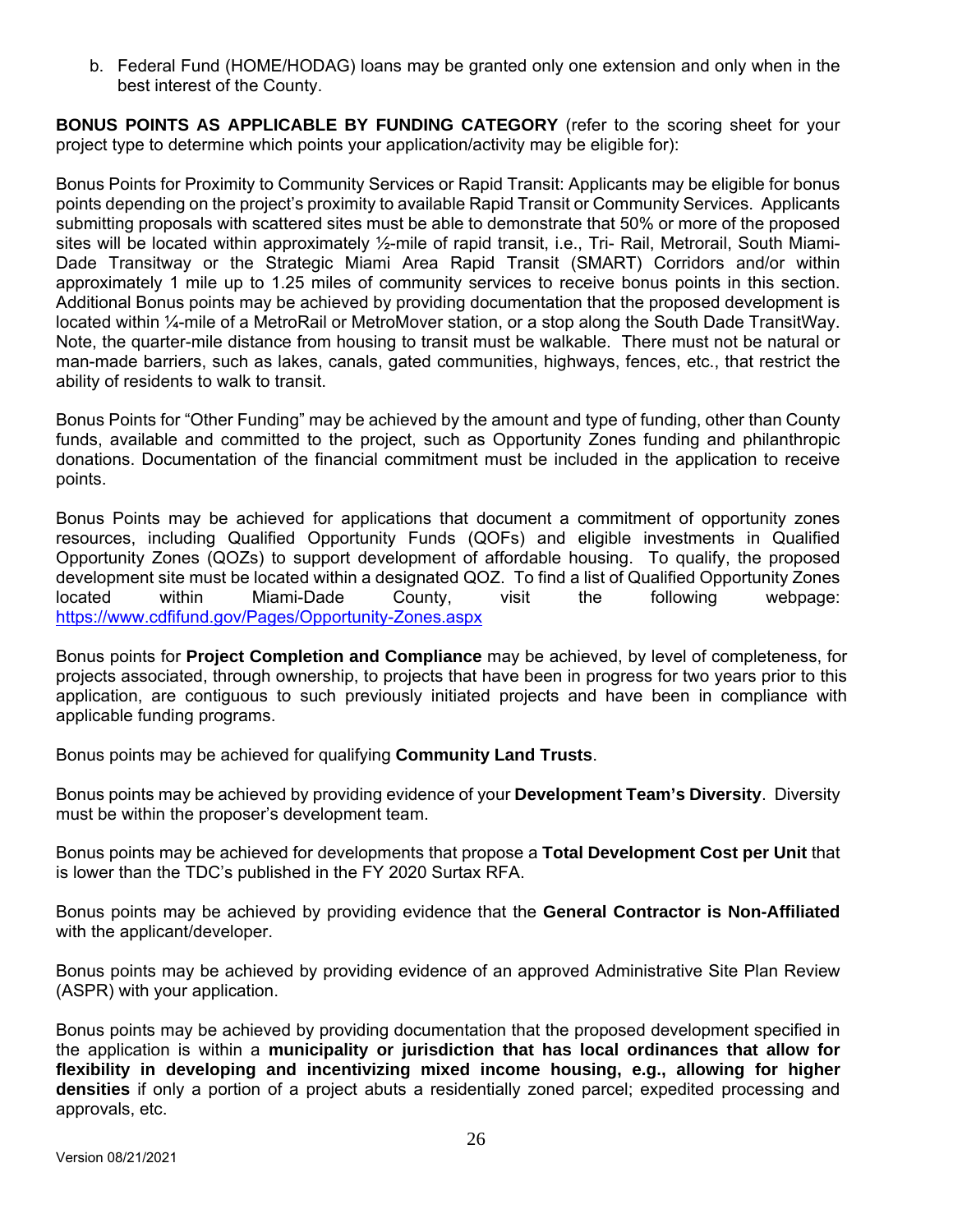b. Federal Fund (HOME/HODAG) loans may be granted only one extension and only when in the best interest of the County.

**BONUS POINTS AS APPLICABLE BY FUNDING CATEGORY** (refer to the scoring sheet for your project type to determine which points your application/activity may be eligible for):

Bonus Points for Proximity to Community Services or Rapid Transit: Applicants may be eligible for bonus points depending on the project's proximity to available Rapid Transit or Community Services. Applicants submitting proposals with scattered sites must be able to demonstrate that 50% or more of the proposed sites will be located within approximately ½-mile of rapid transit, i.e., Tri- Rail, Metrorail, South Miami-Dade Transitway or the Strategic Miami Area Rapid Transit (SMART) Corridors and/or within approximately 1 mile up to 1.25 miles of community services to receive bonus points in this section. Additional Bonus points may be achieved by providing documentation that the proposed development is located within ¼-mile of a MetroRail or MetroMover station, or a stop along the South Dade TransitWay. Note, the quarter-mile distance from housing to transit must be walkable. There must not be natural or man-made barriers, such as lakes, canals, gated communities, highways, fences, etc., that restrict the ability of residents to walk to transit.

Bonus Points for "Other Funding" may be achieved by the amount and type of funding, other than County funds, available and committed to the project, such as Opportunity Zones funding and philanthropic donations. Documentation of the financial commitment must be included in the application to receive points.

Bonus Points may be achieved for applications that document a commitment of opportunity zones resources, including Qualified Opportunity Funds (QOFs) and eligible investments in Qualified Opportunity Zones (QOZs) to support development of affordable housing. To qualify, the proposed development site must be located within a designated QOZ. To find a list of Qualified Opportunity Zones located within Miami-Dade County, visit the following webpage: https://www.cdfifund.gov/Pages/Opportunity-Zones.aspx

Bonus points for **Project Completion and Compliance** may be achieved, by level of completeness, for projects associated, through ownership, to projects that have been in progress for two years prior to this application, are contiguous to such previously initiated projects and have been in compliance with applicable funding programs.

Bonus points may be achieved for qualifying **Community Land Trusts**.

Bonus points may be achieved by providing evidence of your **Development Team's Diversity**. Diversity must be within the proposer's development team.

Bonus points may be achieved for developments that propose a **Total Development Cost per Unit** that is lower than the TDC's published in the FY 2020 Surtax RFA.

Bonus points may be achieved by providing evidence that the **General Contractor is Non-Affiliated** with the applicant/developer.

Bonus points may be achieved by providing evidence of an approved Administrative Site Plan Review (ASPR) with your application.

Bonus points may be achieved by providing documentation that the proposed development specified in the application is within a **municipality or jurisdiction that has local ordinances that allow for flexibility in developing and incentivizing mixed income housing, e.g., allowing for higher densities** if only a portion of a project abuts a residentially zoned parcel; expedited processing and approvals, etc.

Version 08/21/2021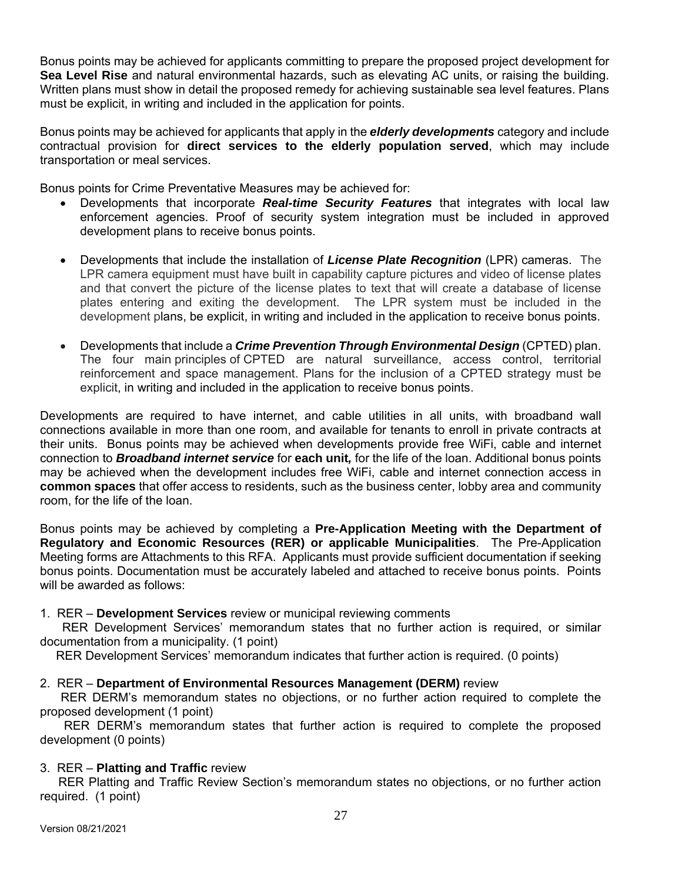Bonus points may be achieved for applicants committing to prepare the proposed project development for **Sea Level Rise** and natural environmental hazards, such as elevating AC units, or raising the building. Written plans must show in detail the proposed remedy for achieving sustainable sea level features. Plans must be explicit, in writing and included in the application for points.

Bonus points may be achieved for applicants that apply in the ***elderly developments*** category and include contractual provision for **direct services to the elderly population served**, which may include transportation or meal services.

Bonus points for Crime Preventative Measures may be achieved for:

- Developments that incorporate ***Real-time Security Features*** that integrates with local law enforcement agencies. Proof of security system integration must be included in approved development plans to receive bonus points.

- Developments that include the installation of ***License Plate Recognition*** (LPR) cameras. The LPR camera equipment must have built in capability capture pictures and video of license plates and that convert the picture of the license plates to text that will create a database of license plates entering and exiting the development. The LPR system must be included in the development plans, be explicit, in writing and included in the application to receive bonus points.

- Developments that include a ***Crime Prevention Through Environmental Design*** (CPTED) plan. The four main principles of CPTED are natural surveillance, access control, territorial reinforcement and space management. Plans for the inclusion of a CPTED strategy must be explicit, in writing and included in the application to receive bonus points.

Developments are required to have internet, and cable utilities in all units, with broadband wall connections available in more than one room, and available for tenants to enroll in private contracts at their units. Bonus points may be achieved when developments provide free WiFi, cable and internet connection to ***Broadband internet service*** for **each unit,** for the life of the loan. Additional bonus points may be achieved when the development includes free WiFi, cable and internet connection access in **common spaces** that offer access to residents, such as the business center, lobby area and community room, for the life of the loan.

Bonus points may be achieved by completing a **Pre-Application Meeting with the Department of Regulatory and Economic Resources (RER) or applicable Municipalities**. The Pre-Application Meeting forms are Attachments to this RFA. Applicants must provide sufficient documentation if seeking bonus points. Documentation must be accurately labeled and attached to receive bonus points. Points will be awarded as follows:

1. RER – **Development Services** review or municipal reviewing comments

RER Development Services' memorandum states that no further action is required, or similar documentation from a municipality. (1 point)

RER Development Services' memorandum indicates that further action is required. (0 points)

2. RER – **Department of Environmental Resources Management (DERM)** review

RER DERM's memorandum states no objections, or no further action required to complete the proposed development (1 point)

RER DERM's memorandum states that further action is required to complete the proposed development (0 points)

3. RER – **Platting and Traffic** review

RER Platting and Traffic Review Section's memorandum states no objections, or no further action required. (1 point)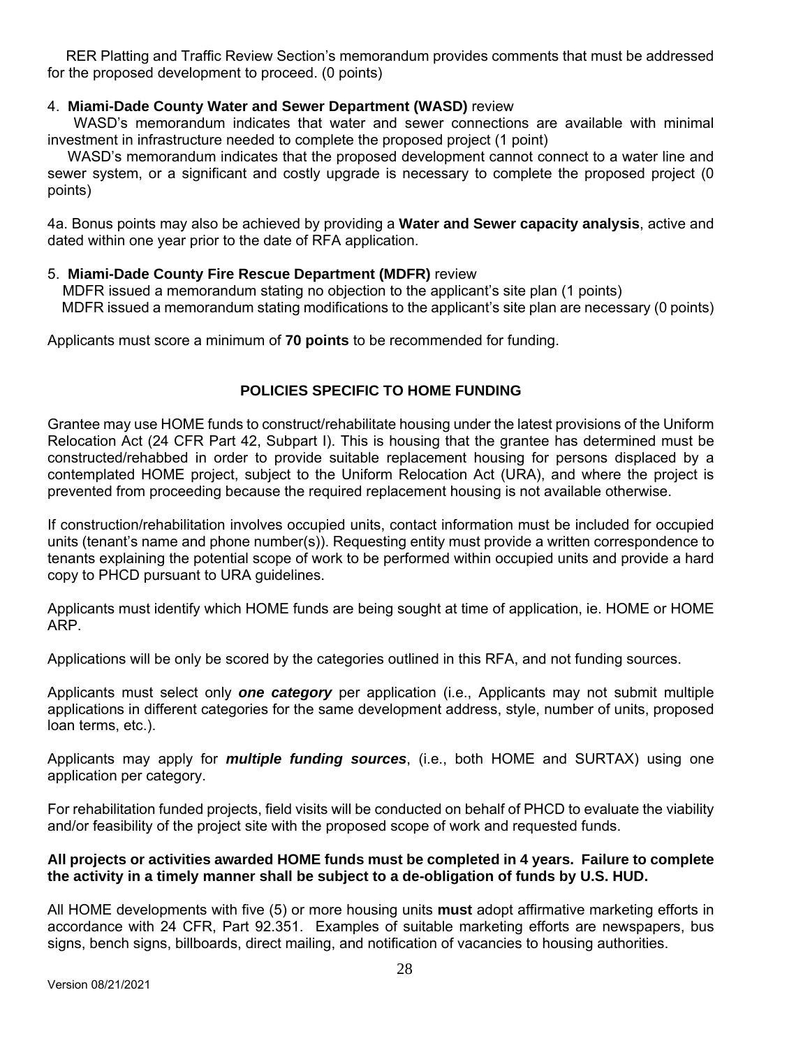RER Platting and Traffic Review Section's memorandum provides comments that must be addressed for the proposed development to proceed. (0 points)

4. **Miami-Dade County Water and Sewer Department (WASD)** review

WASD's memorandum indicates that water and sewer connections are available with minimal investment in infrastructure needed to complete the proposed project (1 point)

WASD's memorandum indicates that the proposed development cannot connect to a water line and sewer system, or a significant and costly upgrade is necessary to complete the proposed project (0 points)

4a. Bonus points may also be achieved by providing a **Water and Sewer capacity analysis**, active and dated within one year prior to the date of RFA application.

5. **Miami-Dade County Fire Rescue Department (MDFR)** review

MDFR issued a memorandum stating no objection to the applicant's site plan (1 points)

MDFR issued a memorandum stating modifications to the applicant's site plan are necessary (0 points)

Applicants must score a minimum of **70 points** to be recommended for funding.

## POLICIES SPECIFIC TO HOME FUNDING

Grantee may use HOME funds to construct/rehabilitate housing under the latest provisions of the Uniform Relocation Act (24 CFR Part 42, Subpart I). This is housing that the grantee has determined must be constructed/rehabbed in order to provide suitable replacement housing for persons displaced by a contemplated HOME project, subject to the Uniform Relocation Act (URA), and where the project is prevented from proceeding because the required replacement housing is not available otherwise.

If construction/rehabilitation involves occupied units, contact information must be included for occupied units (tenant's name and phone number(s)). Requesting entity must provide a written correspondence to tenants explaining the potential scope of work to be performed within occupied units and provide a hard copy to PHCD pursuant to URA guidelines.

Applicants must identify which HOME funds are being sought at time of application, ie. HOME or HOME ARP.

Applications will be only be scored by the categories outlined in this RFA, and not funding sources.

Applicants must select only ***one category*** per application (i.e., Applicants may not submit multiple applications in different categories for the same development address, style, number of units, proposed loan terms, etc.).

Applicants may apply for ***multiple funding sources***, (i.e., both HOME and SURTAX) using one application per category.

For rehabilitation funded projects, field visits will be conducted on behalf of PHCD to evaluate the viability and/or feasibility of the project site with the proposed scope of work and requested funds.

**All projects or activities awarded HOME funds must be completed in 4 years. Failure to complete the activity in a timely manner shall be subject to a de-obligation of funds by U.S. HUD.**

All HOME developments with five (5) or more housing units **must** adopt affirmative marketing efforts in accordance with 24 CFR, Part 92.351. Examples of suitable marketing efforts are newspapers, bus signs, bench signs, billboards, direct mailing, and notification of vacancies to housing authorities.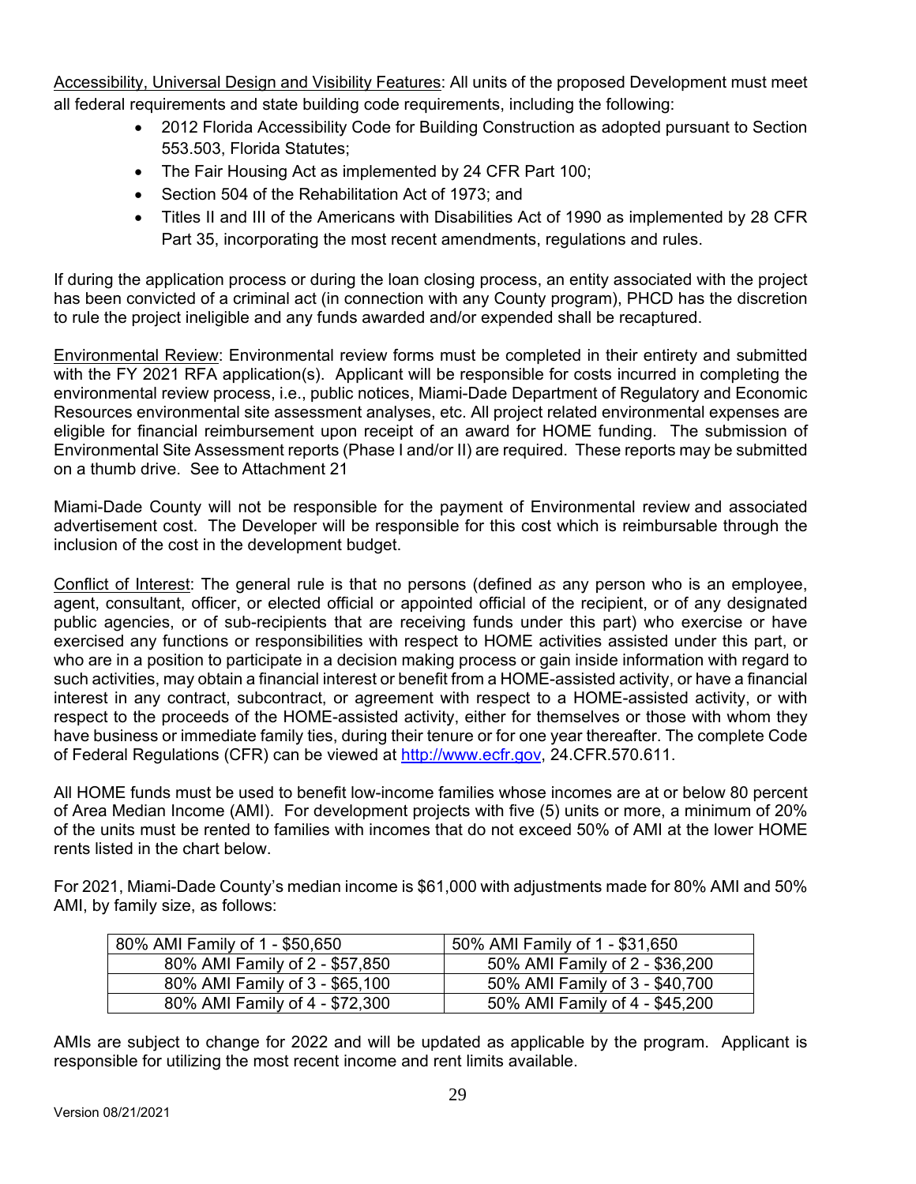Accessibility, Universal Design and Visibility Features: All units of the proposed Development must meet all federal requirements and state building code requirements, including the following:

- 2012 Florida Accessibility Code for Building Construction as adopted pursuant to Section 553.503, Florida Statutes;
- The Fair Housing Act as implemented by 24 CFR Part 100;
- Section 504 of the Rehabilitation Act of 1973; and
- Titles II and III of the Americans with Disabilities Act of 1990 as implemented by 28 CFR Part 35, incorporating the most recent amendments, regulations and rules.

If during the application process or during the loan closing process, an entity associated with the project has been convicted of a criminal act (in connection with any County program), PHCD has the discretion to rule the project ineligible and any funds awarded and/or expended shall be recaptured.

Environmental Review: Environmental review forms must be completed in their entirety and submitted with the FY 2021 RFA application(s). Applicant will be responsible for costs incurred in completing the environmental review process, i.e., public notices, Miami-Dade Department of Regulatory and Economic Resources environmental site assessment analyses, etc. All project related environmental expenses are eligible for financial reimbursement upon receipt of an award for HOME funding. The submission of Environmental Site Assessment reports (Phase I and/or II) are required. These reports may be submitted on a thumb drive. See to Attachment 21

Miami-Dade County will not be responsible for the payment of Environmental review and associated advertisement cost. The Developer will be responsible for this cost which is reimbursable through the inclusion of the cost in the development budget.

Conflict of Interest: The general rule is that no persons (defined *as* any person who is an employee, agent, consultant, officer, or elected official or appointed official of the recipient, or of any designated public agencies, or of sub-recipients that are receiving funds under this part) who exercise or have exercised any functions or responsibilities with respect to HOME activities assisted under this part, or who are in a position to participate in a decision making process or gain inside information with regard to such activities, may obtain a financial interest or benefit from a HOME-assisted activity, or have a financial interest in any contract, subcontract, or agreement with respect to a HOME-assisted activity, or with respect to the proceeds of the HOME-assisted activity, either for themselves or those with whom they have business or immediate family ties, during their tenure or for one year thereafter. The complete Code of Federal Regulations (CFR) can be viewed at http://www.ecfr.gov, 24.CFR.570.611.

All HOME funds must be used to benefit low-income families whose incomes are at or below 80 percent of Area Median Income (AMI). For development projects with five (5) units or more, a minimum of 20% of the units must be rented to families with incomes that do not exceed 50% of AMI at the lower HOME rents listed in the chart below.

For 2021, Miami-Dade County's median income is $61,000 with adjustments made for 80% AMI and 50% AMI, by family size, as follows:

| 80% AMI Family of 1 - $50,650 | 50% AMI Family of 1 - $31,650 |
|---|---|
| 80% AMI Family of 2 - $57,850 | 50% AMI Family of 2 - $36,200 |
| 80% AMI Family of 3 - $65,100 | 50% AMI Family of 3 - $40,700 |
| 80% AMI Family of 4 - $72,300 | 50% AMI Family of 4 - $45,200 |

AMIs are subject to change for 2022 and will be updated as applicable by the program. Applicant is responsible for utilizing the most recent income and rent limits available.

Version 08/21/2021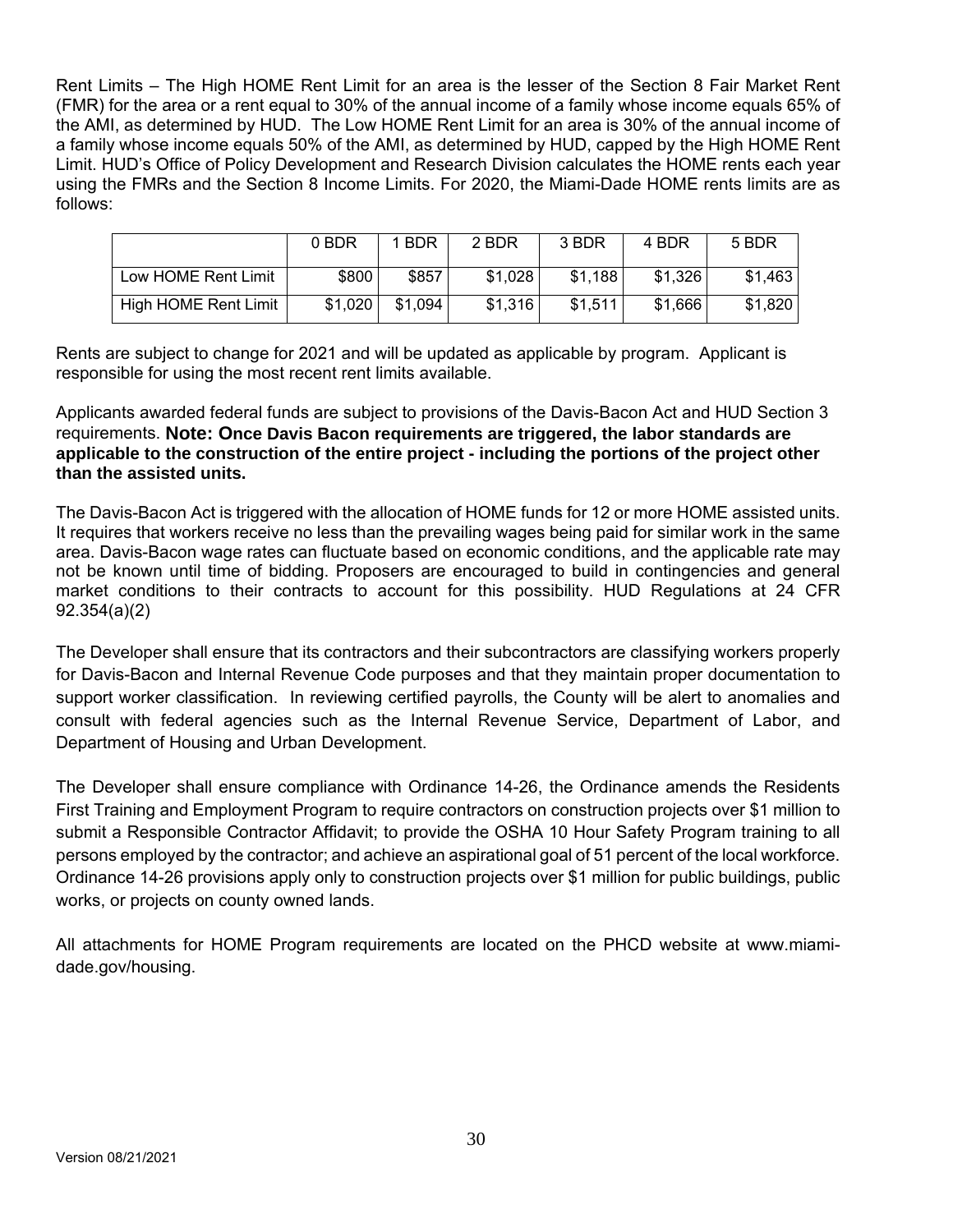Rent Limits – The High HOME Rent Limit for an area is the lesser of the Section 8 Fair Market Rent (FMR) for the area or a rent equal to 30% of the annual income of a family whose income equals 65% of the AMI, as determined by HUD. The Low HOME Rent Limit for an area is 30% of the annual income of a family whose income equals 50% of the AMI, as determined by HUD, capped by the High HOME Rent Limit. HUD's Office of Policy Development and Research Division calculates the HOME rents each year using the FMRs and the Section 8 Income Limits. For 2020, the Miami-Dade HOME rents limits are as follows:

| | 0 BDR | 1 BDR | 2 BDR | 3 BDR | 4 BDR | 5 BDR |
|---|---|---|---|---|---|---|
| Low HOME Rent Limit | $800 | $857 | $1,028 | $1,188 | $1,326 | $1,463 |
| High HOME Rent Limit | $1,020 | $1,094 | $1,316 | $1,511 | $1,666 | $1,820 |

Rents are subject to change for 2021 and will be updated as applicable by program. Applicant is responsible for using the most recent rent limits available.

Applicants awarded federal funds are subject to provisions of the Davis-Bacon Act and HUD Section 3 requirements. **Note: Once Davis Bacon requirements are triggered, the labor standards are applicable to the construction of the entire project - including the portions of the project other than the assisted units.**

The Davis-Bacon Act is triggered with the allocation of HOME funds for 12 or more HOME assisted units. It requires that workers receive no less than the prevailing wages being paid for similar work in the same area. Davis-Bacon wage rates can fluctuate based on economic conditions, and the applicable rate may not be known until time of bidding. Proposers are encouraged to build in contingencies and general market conditions to their contracts to account for this possibility. HUD Regulations at 24 CFR 92.354(a)(2)

The Developer shall ensure that its contractors and their subcontractors are classifying workers properly for Davis-Bacon and Internal Revenue Code purposes and that they maintain proper documentation to support worker classification. In reviewing certified payrolls, the County will be alert to anomalies and consult with federal agencies such as the Internal Revenue Service, Department of Labor, and Department of Housing and Urban Development.

The Developer shall ensure compliance with Ordinance 14-26, the Ordinance amends the Residents First Training and Employment Program to require contractors on construction projects over $1 million to submit a Responsible Contractor Affidavit; to provide the OSHA 10 Hour Safety Program training to all persons employed by the contractor; and achieve an aspirational goal of 51 percent of the local workforce. Ordinance 14-26 provisions apply only to construction projects over $1 million for public buildings, public works, or projects on county owned lands.

All attachments for HOME Program requirements are located on the PHCD website at www.miami-dade.gov/housing.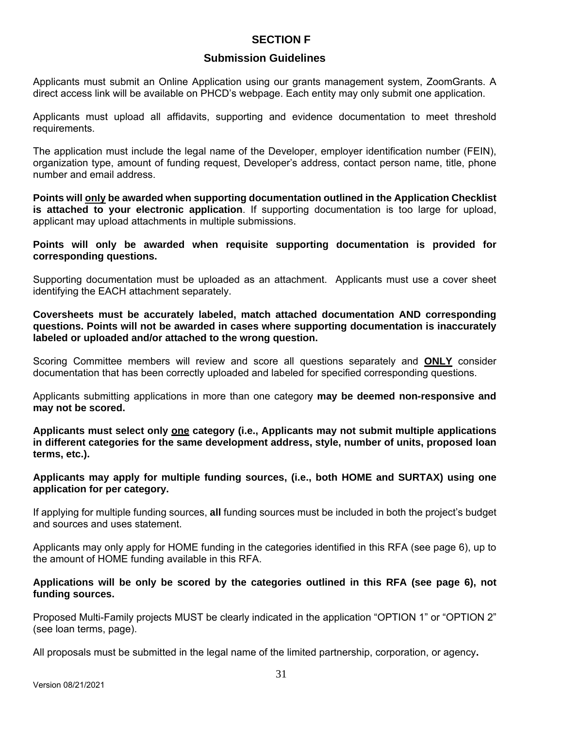# SECTION F

## Submission Guidelines

Applicants must submit an Online Application using our grants management system, ZoomGrants. A direct access link will be available on PHCD's webpage. Each entity may only submit one application.

Applicants must upload all affidavits, supporting and evidence documentation to meet threshold requirements.

The application must include the legal name of the Developer, employer identification number (FEIN), organization type, amount of funding request, Developer's address, contact person name, title, phone number and email address.

**Points will <u>only</u> be awarded when supporting documentation outlined in the Application Checklist is attached to your electronic application**. If supporting documentation is too large for upload, applicant may upload attachments in multiple submissions.

**Points will only be awarded when requisite supporting documentation is provided for corresponding questions.**

Supporting documentation must be uploaded as an attachment. Applicants must use a cover sheet identifying the EACH attachment separately.

**Coversheets must be accurately labeled, match attached documentation AND corresponding questions. Points will not be awarded in cases where supporting documentation is inaccurately labeled or uploaded and/or attached to the wrong question.**

Scoring Committee members will review and score all questions separately and **<u>ONLY</u>** consider documentation that has been correctly uploaded and labeled for specified corresponding questions.

Applicants submitting applications in more than one category **may be deemed non-responsive and may not be scored.**

**Applicants must select only <u>one</u> category (i.e., Applicants may not submit multiple applications in different categories for the same development address, style, number of units, proposed loan terms, etc.).**

**Applicants may apply for multiple funding sources, (i.e., both HOME and SURTAX) using one application for per category.**

If applying for multiple funding sources, **all** funding sources must be included in both the project's budget and sources and uses statement.

Applicants may only apply for HOME funding in the categories identified in this RFA (see page 6), up to the amount of HOME funding available in this RFA.

**Applications will be only be scored by the categories outlined in this RFA (see page 6), not funding sources.**

Proposed Multi-Family projects MUST be clearly indicated in the application "OPTION 1" or "OPTION 2" (see loan terms, page).

All proposals must be submitted in the legal name of the limited partnership, corporation, or agency**.**

Version 08/21/2021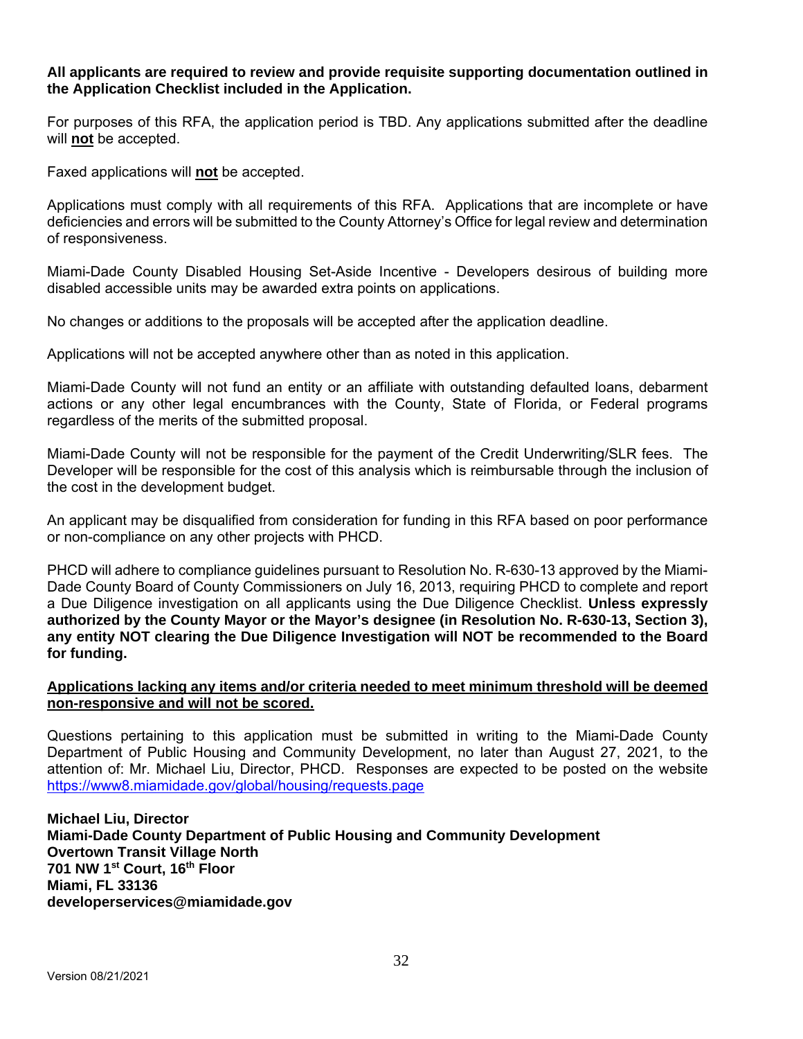**All applicants are required to review and provide requisite supporting documentation outlined in the Application Checklist included in the Application.**

For purposes of this RFA, the application period is TBD. Any applications submitted after the deadline will **<u>not</u>** be accepted.

Faxed applications will **<u>not</u>** be accepted.

Applications must comply with all requirements of this RFA. Applications that are incomplete or have deficiencies and errors will be submitted to the County Attorney's Office for legal review and determination of responsiveness.

Miami-Dade County Disabled Housing Set-Aside Incentive - Developers desirous of building more disabled accessible units may be awarded extra points on applications.

No changes or additions to the proposals will be accepted after the application deadline.

Applications will not be accepted anywhere other than as noted in this application.

Miami-Dade County will not fund an entity or an affiliate with outstanding defaulted loans, debarment actions or any other legal encumbrances with the County, State of Florida, or Federal programs regardless of the merits of the submitted proposal.

Miami-Dade County will not be responsible for the payment of the Credit Underwriting/SLR fees. The Developer will be responsible for the cost of this analysis which is reimbursable through the inclusion of the cost in the development budget.

An applicant may be disqualified from consideration for funding in this RFA based on poor performance or non-compliance on any other projects with PHCD.

PHCD will adhere to compliance guidelines pursuant to Resolution No. R-630-13 approved by the Miami-Dade County Board of County Commissioners on July 16, 2013, requiring PHCD to complete and report a Due Diligence investigation on all applicants using the Due Diligence Checklist. **Unless expressly authorized by the County Mayor or the Mayor's designee (in Resolution No. R-630-13, Section 3), any entity NOT clearing the Due Diligence Investigation will NOT be recommended to the Board for funding.**

**<u>Applications lacking any items and/or criteria needed to meet minimum threshold will be deemed non-responsive and will not be scored.</u>**

Questions pertaining to this application must be submitted in writing to the Miami-Dade County Department of Public Housing and Community Development, no later than August 27, 2021, to the attention of: Mr. Michael Liu, Director, PHCD. Responses are expected to be posted on the website https://www8.miamidade.gov/global/housing/requests.page

**Michael Liu, Director**
**Miami-Dade County Department of Public Housing and Community Development**
**Overtown Transit Village North**
**701 NW 1st Court, 16th Floor**
**Miami, FL 33136**
**developerservices@miamidade.gov**

Version 08/21/2021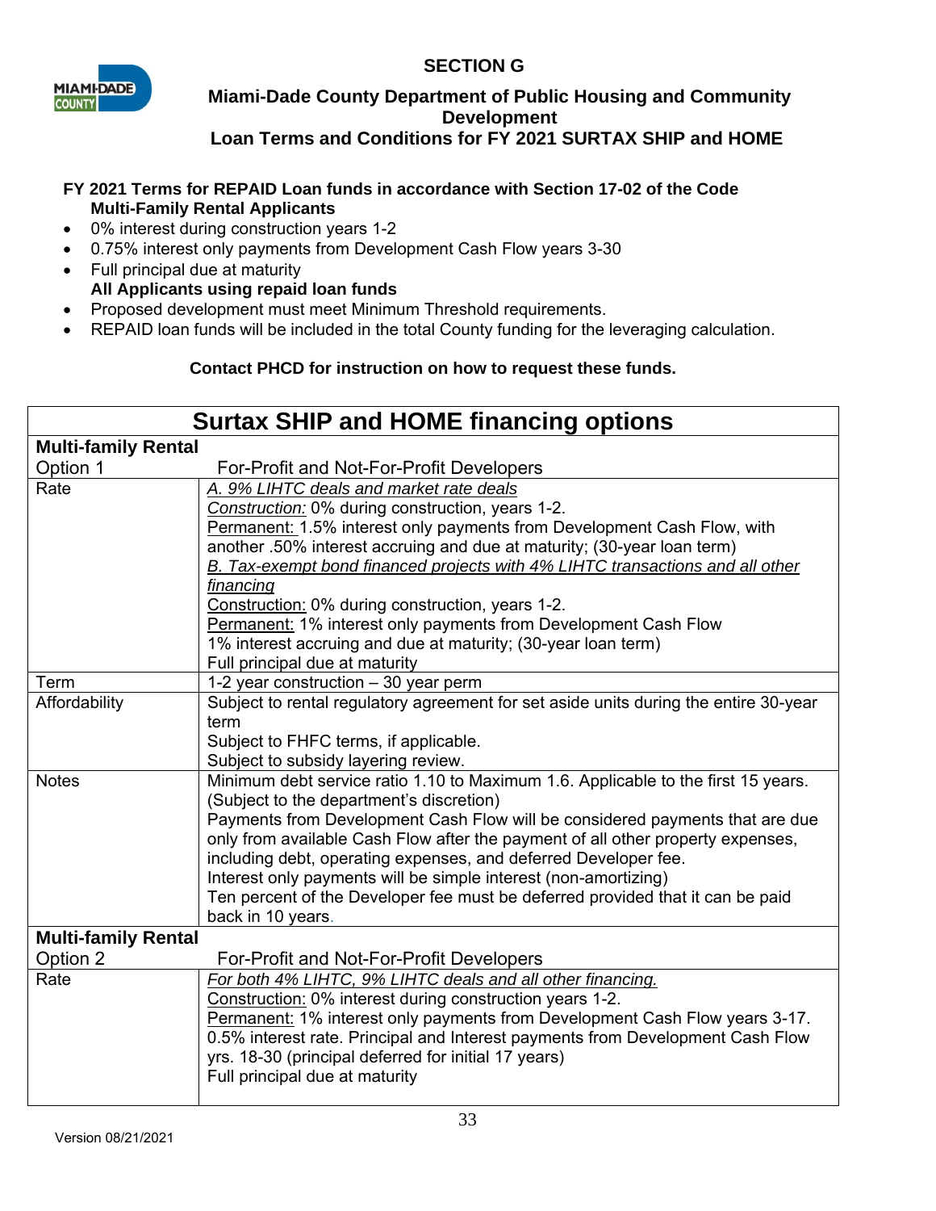# SECTION G

## Miami-Dade County Department of Public Housing and Community Development

## Loan Terms and Conditions for FY 2021 SURTAX SHIP and HOME

**FY 2021 Terms for REPAID Loan funds in accordance with Section 17-02 of the Code**

**Multi-Family Rental Applicants**

- 0% interest during construction years 1-2
- 0.75% interest only payments from Development Cash Flow years 3-30
- Full principal due at maturity

**All Applicants using repaid loan funds**

- Proposed development must meet Minimum Threshold requirements.
- REPAID loan funds will be included in the total County funding for the leveraging calculation.

**Contact PHCD for instruction how to request these funds.**

| Surtax SHIP and HOME financing options | |
|---|---|
| **Multi-family Rental** | |
| Option 1 | For-Profit and Not-For-Profit Developers |
| Rate | *A. 9% LIHTC deals and market rate deals*<br>Construction: 0% during construction, years 1-2.<br>Permanent: 1.5% interest only payments from Development Cash Flow, with another .50% interest accruing and due at maturity; (30-year loan term)<br>*B. Tax-exempt bond financed projects with 4% LIHTC transactions and all other financing*<br>Construction: 0% during construction, years 1-2.<br>Permanent: 1% interest only payments from Development Cash Flow<br>1% interest accruing and due at maturity; (30-year loan term)<br>Full principal due at maturity |
| Term | 1-2 year construction – 30 year perm |
| Affordability | Subject to rental regulatory agreement for set aside units during the entire 30-year term<br>Subject to FHFC terms, if applicable.<br>Subject to subsidy layering review. |
| Notes | Minimum debt service ratio 1.10 to Maximum 1.6. Applicable to the first 15 years. (Subject to the department's discretion)<br>Payments from Development Cash Flow will be considered payments that are due only from available Cash Flow after the payment of all other property expenses, including debt, operating expenses, and deferred Developer fee.<br>Interest only payments will be simple interest (non-amortizing)<br>Ten percent of the Developer fee must be deferred provided that it can be paid back in 10 years. |
| **Multi-family Rental** | |
| Option 2 | For-Profit and Not-For-Profit Developers |
| Rate | *For both 4% LIHTC, 9% LIHTC deals and all other financing.*<br>Construction: 0% interest during construction years 1-2.<br>Permanent: 1% interest only payments from Development Cash Flow years 3-17.<br>0.5% interest rate. Principal and Interest payments from Development Cash Flow yrs. 18-30 (principal deferred for initial 17 years)<br>Full principal due at maturity |

Version 08/21/2021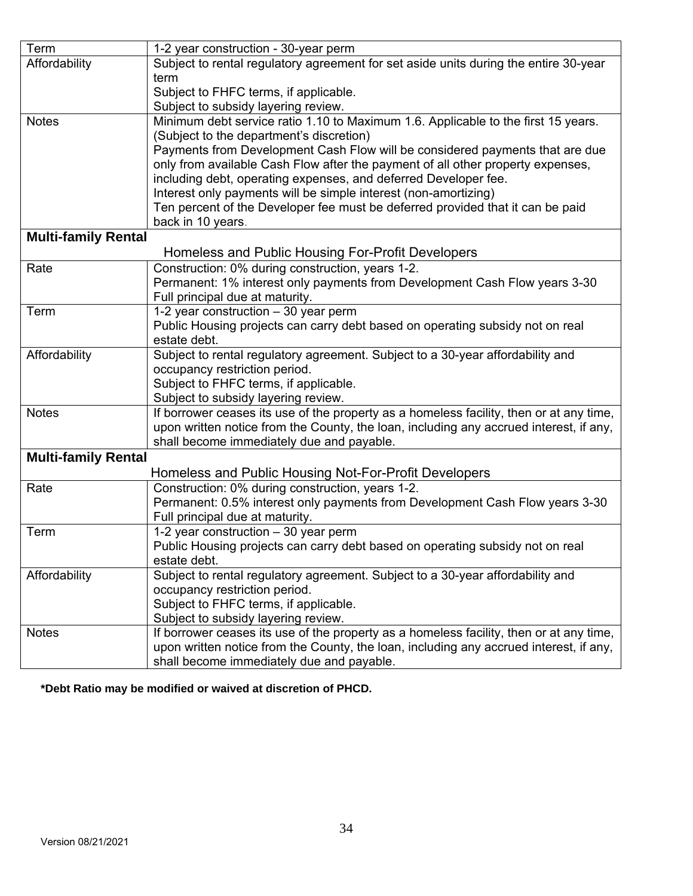| | |
|---|---|
| Term | 1-2 year construction - 30-year perm |
| Affordability | Subject to rental regulatory agreement for set aside units during the entire 30-year term<br>Subject to FHFC terms, if applicable.<br>Subject to subsidy layering review. |
| Notes | Minimum debt service ratio 1.10 to Maximum 1.6. Applicable to the first 15 years. (Subject to the department's discretion)<br>Payments from Development Cash Flow will be considered payments that are due only from available Cash Flow after the payment of all other property expenses, including debt, operating expenses, and deferred Developer fee.<br>Interest only payments will be simple interest (non-amortizing)<br>Ten percent of the Developer fee must be deferred provided that it can be paid back in 10 years. |
| **Multi-family Rental** | |
| Homeless and Public Housing For-Profit Developers | |
| Rate | Construction: 0% during construction, years 1-2.<br>Permanent: 1% interest only payments from Development Cash Flow years 3-30<br>Full principal due at maturity. |
| Term | 1-2 year construction – 30 year perm<br>Public Housing projects can carry debt based on operating subsidy not on real estate debt. |
| Affordability | Subject to rental regulatory agreement. Subject to a 30-year affordability and occupancy restriction period.<br>Subject to FHFC terms, if applicable.<br>Subject to subsidy layering review. |
| Notes | If borrower ceases its use of the property as a homeless facility, then or at any time, upon written notice from the County, the loan, including any accrued interest, if any, shall become immediately due and payable. |
| **Multi-family Rental** | |
| Homeless and Public Housing Not-For-Profit Developers | |
| Rate | Construction: 0% during construction, years 1-2.<br>Permanent: 0.5% interest only payments from Development Cash Flow years 3-30<br>Full principal due at maturity. |
| Term | 1-2 year construction – 30 year perm<br>Public Housing projects can carry debt based on operating subsidy not on real estate debt. |
| Affordability | Subject to rental regulatory agreement. Subject to a 30-year affordability and occupancy restriction period.<br>Subject to FHFC terms, if applicable.<br>Subject to subsidy layering review. |
| Notes | If borrower ceases its use of the property as a homeless facility, then or at any time, upon written notice from the County, the loan, including any accrued interest, if any, shall become immediately due and payable. |

**\*Debt Ratio may be modified or waived at discretion of PHCD.**

Version 08/21/2021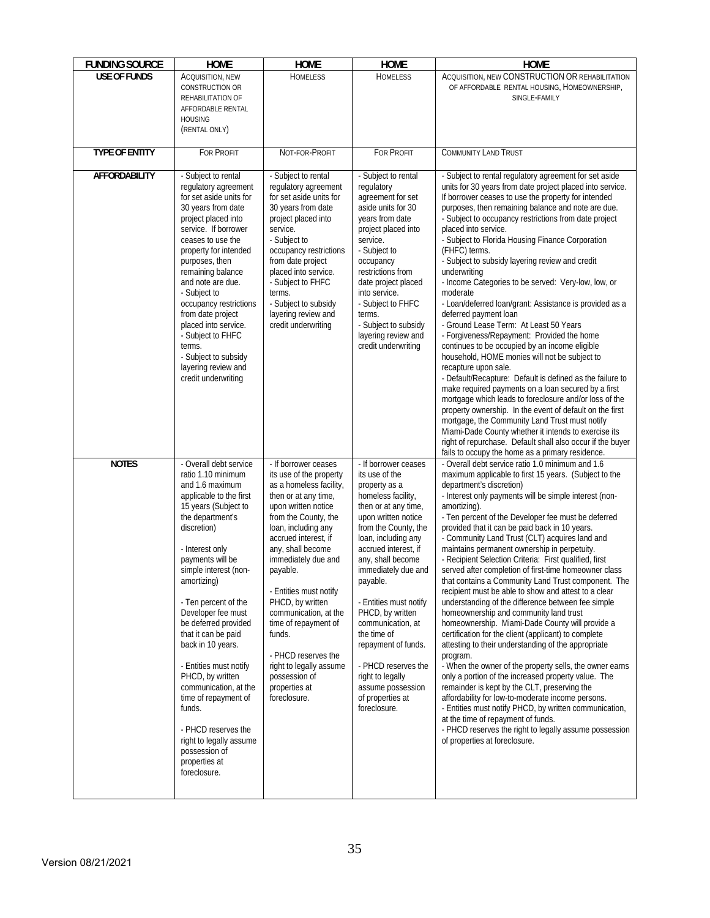| FUNDING SOURCE | HOME | HOME | HOME | HOME |
|---|---|---|---|---|
| USE OF FUNDS | ACQUISITION, NEW CONSTRUCTION OR REHABILITATION OF AFFORDABLE RENTAL HOUSING (RENTAL ONLY) | HOMELESS | HOMELESS | ACQUISITION, NEW CONSTRUCTION OR REHABILITATION OF AFFORDABLE RENTAL HOUSING, HOMEOWNERSHIP, SINGLE-FAMILY |
| TYPE OF ENTITY | FOR PROFIT | NOT-FOR-PROFIT | FOR PROFIT | COMMUNITY LAND TRUST |
| AFFORDABILITY | - Subject to rental regulatory agreement for set aside units for 30 years from date project placed into service. If borrower ceases to use the property for intended purposes, then remaining balance and note are due.<br>- Subject to occupancy restrictions from date project placed into service.<br>- Subject to FHFC terms.<br>- Subject to subsidy layering review and credit underwriting | - Subject to rental regulatory agreement for set aside units for 30 years from date project placed into service.<br>- Subject to occupancy restrictions from date project placed into service.<br>- Subject to FHFC terms.<br>- Subject to subsidy layering review and credit underwriting | - Subject to rental regulatory agreement for set aside units for 30 years from date project placed into service.<br>- Subject to occupancy restrictions from date project placed into service.<br>- Subject to FHFC terms.<br>- Subject to subsidy layering review and credit underwriting | - Subject to rental regulatory agreement for set aside units for 30 years from date project placed into service. If borrower ceases to use the property for intended purposes, then remaining balance and note are due.<br>- Subject to occupancy restrictions from date project placed into service.<br>- Subject to Florida Housing Finance Corporation (FHFC) terms.<br>- Subject to subsidy layering review and credit underwriting<br>- Income Categories to be served: Very-low, low, or moderate<br>- Loan/deferred loan/grant: Assistance is provided as a deferred payment loan<br>- Ground Lease Term: At Least 50 Years<br>- Forgiveness/Repayment: Provided the home continues to be occupied by an income eligible household, HOME monies will not be subject to recapture upon sale.<br>- Default/Recapture: Default is defined as the failure to make required payments on a loan secured by a first mortgage which leads to foreclosure and/or loss of the property ownership. In the event of default on the first mortgage, the Community Land Trust must notify Miami-Dade County whether it intends to exercise its right of repurchase. Default shall also occur if the buyer fails to occupy the home as a primary residence. |
| NOTES | - Overall debt service ratio 1.10 minimum and 1.6 maximum applicable to the first 15 years (Subject to the department's discretion)<br><br>- Interest only payments will be simple interest (non-amortizing)<br><br>- Ten percent of the Developer fee must be deferred provided that it can be paid back in 10 years.<br><br>- Entities must notify PHCD, by written communication, at the time of repayment of funds.<br><br>- PHCD reserves the right to legally assume possession of properties at foreclosure. | - If borrower ceases its use of the property as a homeless facility, then or at any time, upon written notice from the County, the loan, including any accrued interest, if any, shall become immediately due and payable.<br><br>- Entities must notify PHCD, by written communication, at the time of repayment of funds.<br><br>- PHCD reserves the right to legally assume possession of properties at foreclosure. | - If borrower ceases its use of the property as a homeless facility, then or at any time, upon written notice from the County, the loan, including any accrued interest, if any, shall become immediately due and payable.<br><br>- Entities must notify PHCD, by written communication, at the time of repayment of funds.<br><br>- PHCD reserves the right to legally assume possession of properties at foreclosure. | - Overall debt service ratio 1.0 minimum and 1.6 maximum applicable to first 15 years. (Subject to the department's discretion)<br>- Interest only payments will be simple interest (non-amortizing).<br>- Ten percent of the Developer fee must be deferred provided that it can be paid back in 10 years.<br>- Community Land Trust (CLT) acquires land and maintains permanent ownership in perpetuity.<br>- Recipient Selection Criteria: First qualified, first served after completion of first-time homeowner class that contains a Community Land Trust component. The recipient must be able to show and attest to a clear understanding of the difference between fee simple homeownership and community land trust homeownership. Miami-Dade County will provide a certification for the client (applicant) to complete attesting to their understanding of the appropriate program.<br>- When the owner of the property sells, the owner earns only a portion of the increased property value. The remainder is kept by the CLT, preserving the affordability for low-to-moderate income persons.<br>- Entities must notify PHCD, by written communication, at the time of repayment of funds.<br>- PHCD reserves the right to legally assume possession of properties at foreclosure. |

Version 08/21/2021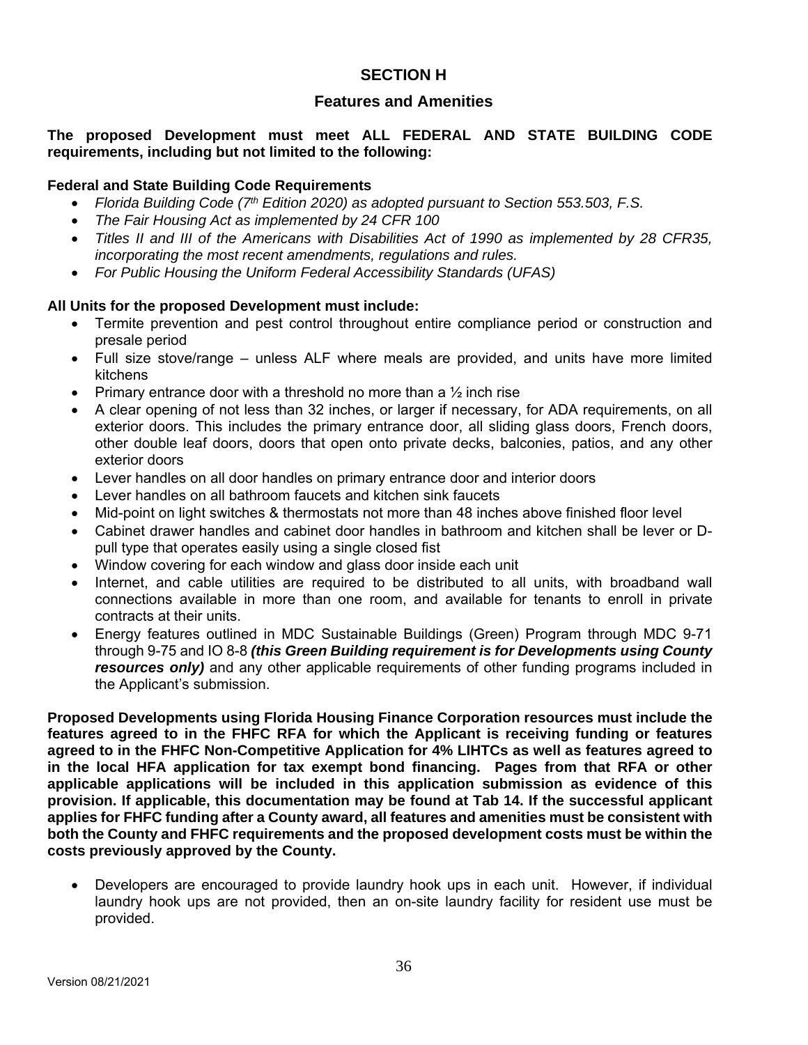## SECTION H

## Features and Amenities

**The proposed Development must meet ALL FEDERAL AND STATE BUILDING CODE requirements, including but not limited to the following:**

**Federal and State Building Code Requirements**

- *Florida Building Code (7th Edition 2020) as adopted pursuant to Section 553.503, F.S.*
- *The Fair Housing Act as implemented by 24 CFR 100*
- *Titles II and III of the Americans with Disabilities Act of 1990 as implemented by 28 CFR35, incorporating the most recent amendments, regulations and rules.*
- *For Public Housing the Uniform Federal Accessibility Standards (UFAS)*

**All Units for the proposed Development must include:**

- Termite prevention and pest control throughout entire compliance period or construction and presale period
- Full size stove/range – unless ALF where meals are provided, and units have more limited kitchens
- Primary entrance door with a threshold no more than a ½ inch rise
- A clear opening of not less than 32 inches, or larger if necessary, for ADA requirements, on all exterior doors. This includes the primary entrance door, all sliding glass doors, French doors, other double leaf doors, doors that open onto private decks, balconies, patios, and any other exterior doors
- Lever handles on all door handles on primary entrance door and interior doors
- Lever handles on all bathroom faucets and kitchen sink faucets
- Mid-point on light switches & thermostats not more than 48 inches above finished floor level
- Cabinet drawer handles and cabinet door handles in bathroom and kitchen shall be lever or D-pull type that operates easily using a single closed fist
- Window covering for each window and glass door inside each unit
- Internet, and cable utilities are required to be distributed to all units, with broadband wall connections available in more than one room, and available for tenants to enroll in private contracts at their units.
- Energy features outlined in MDC Sustainable Buildings (Green) Program through MDC 9-71 through 9-75 and IO 8-8 ***(this Green Building requirement is for Developments using County resources only)*** and any other applicable requirements of other funding programs included in the Applicant's submission.

**Proposed Developments using Florida Housing Finance Corporation resources must include the features agreed to in the FHFC RFA for which the Applicant is receiving funding or features agreed to in the FHFC Non-Competitive Application for 4% LIHTCs as well as features agreed to in the local HFA application for tax exempt bond financing. Pages from that RFA or other applicable applications will be included in this application submission as evidence of this provision. If applicable, this documentation may be found at Tab 14. If the successful applicant applies for FHFC funding after a County award, all features and amenities must be consistent with both the County and FHFC requirements and the proposed development costs must be within the costs previously approved by the County.**

- Developers are encouraged to provide laundry hook ups in each unit. However, if individual laundry hook ups are not provided, then an on-site laundry facility for resident use must be provided.

Version 08/21/2021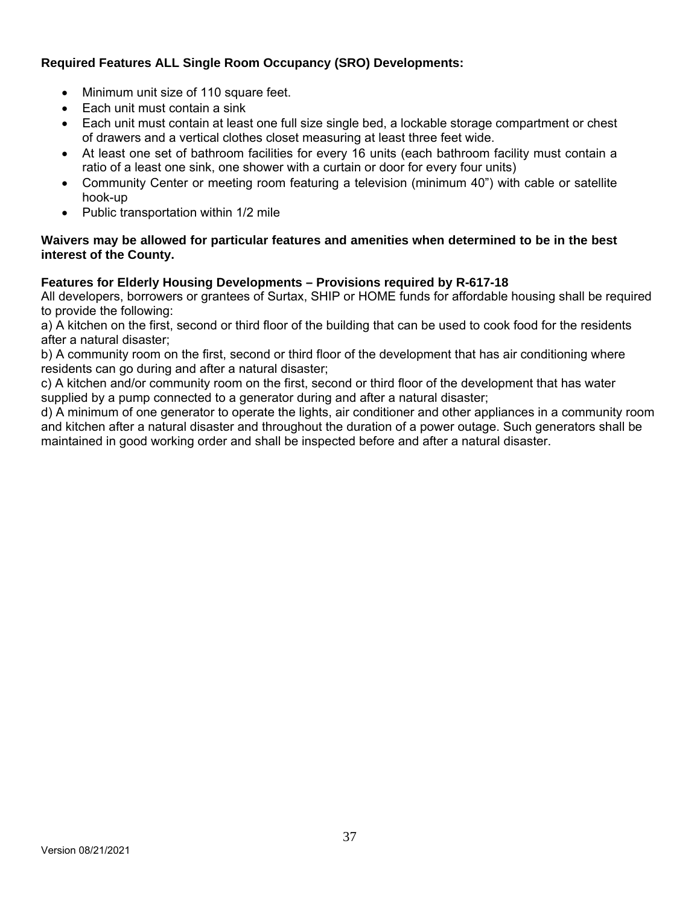**Required Features ALL Single Room Occupancy (SRO) Developments:**

- Minimum unit size of 110 square feet.
- Each unit must contain a sink
- Each unit must contain at least one full size single bed, a lockable storage compartment or chest of drawers and a vertical clothes closet measuring at least three feet wide.
- At least one set of bathroom facilities for every 16 units (each bathroom facility must contain a ratio of a least one sink, one shower with a curtain or door for every four units)
- Community Center or meeting room featuring a television (minimum 40") with cable or satellite hook-up
- Public transportation within 1/2 mile

**Waivers may be allowed for particular features and amenities when determined to be in the best interest of the County.**

**Features for Elderly Housing Developments – Provisions required by R-617-18**

All developers, borrowers or grantees of Surtax, SHIP or HOME funds for affordable housing shall be required to provide the following:

a) A kitchen on the first, second or third floor of the building that can be used to cook food for the residents after a natural disaster;

b) A community room on the first, second or third floor of the development that has air conditioning where residents can go during and after a natural disaster;

c) A kitchen and/or community room on the first, second or third floor of the development that has water supplied by a pump connected to a generator during and after a natural disaster;

d) A minimum of one generator to operate the lights, air conditioner and other appliances in a community room and kitchen after a natural disaster and throughout the duration of a power outage. Such generators shall be maintained in good working order and shall be inspected before and after a natural disaster.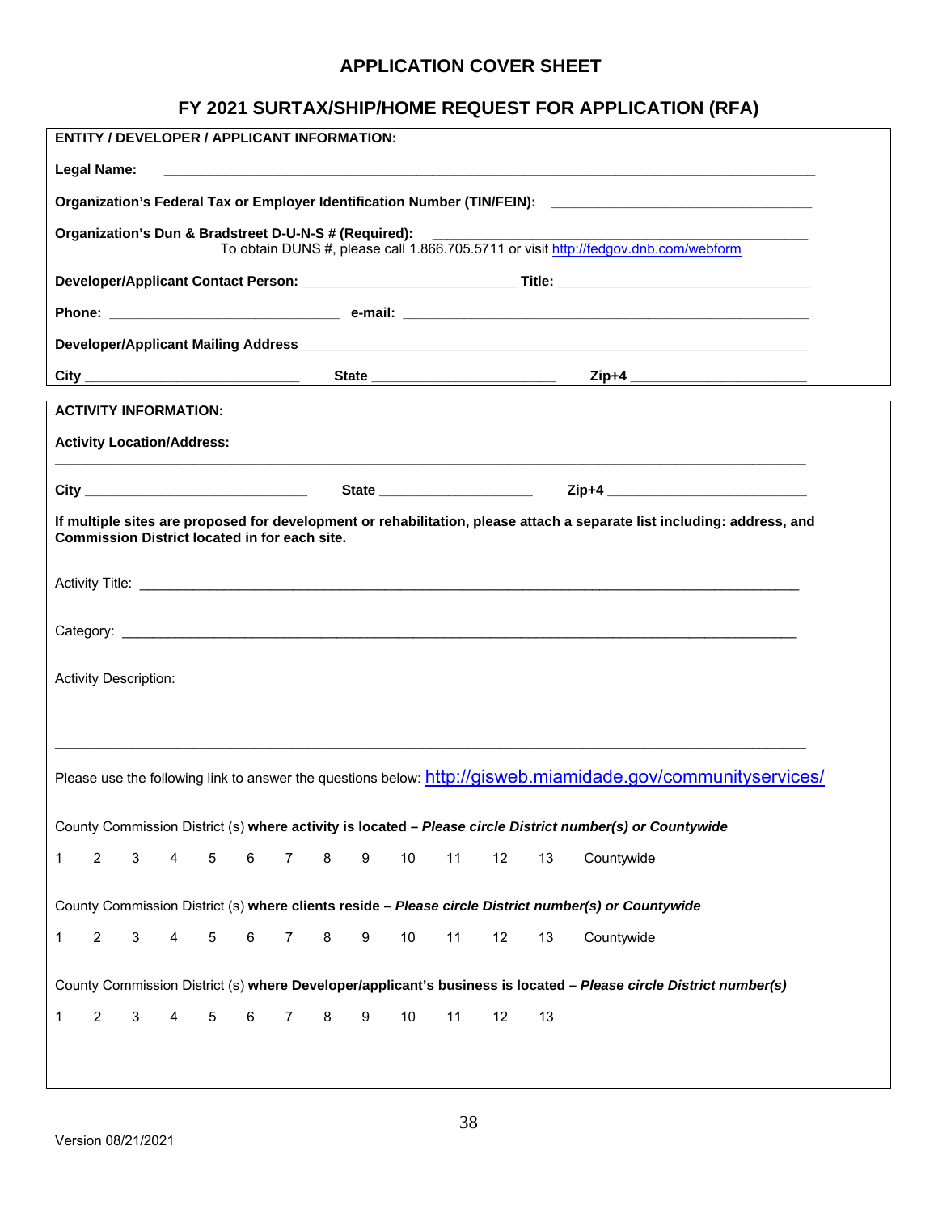# APPLICATION COVER SHEET

## FY 2021 SURTAX/SHIP/HOME REQUEST FOR APPLICATION (RFA)

**ENTITY / DEVELOPER / APPLICANT INFORMATION:**

**Legal Name:** ______________________________________________________________________________

**Organization's Federal Tax or Employer Identification Number (TIN/FEIN):** ______________________________

**Organization's Dun & Bradstreet D-U-N-S # (Required):** ____________________________________________
To obtain DUNS #, please call 1.866.705.5711 or visit http://fedgov.dnb.com/webform

**Developer/Applicant Contact Person:** ___________________________ **Title:** ________________________________

**Phone:** ______________________________ **e-mail:** ____________________________________________________

**Developer/Applicant Mailing Address** ___________________________________________________________________

**City** ____________________________ **State** ________________________ **Zip+4** _______________________

---

**ACTIVITY INFORMATION:**

**Activity Location/Address:**

_____________________________________________________________________________________________

**City** ______________________________ **State** ____________________ **Zip+4** __________________________

**If multiple sites are proposed for development or rehabilitation, please attach a separate list including: address, and Commission District located in for each site.**

Activity Title: _____________________________________________________________________________________

Category: _________________________________________________________________________________________

Activity Description:

_____________________________________________________________________________________________

Please use the following link to answer the questions below: http://gisweb.miamidade.gov/communityservices/

County Commission District (s) **where activity is located – *Please circle District number(s) or Countywide***

1 2 3 4 5 6 7 8 9 10 11 12 13 Countywide

County Commission District (s) **where clients reside – *Please circle District number(s) or Countywide***

1 2 3 4 5 6 7 8 9 10 11 12 13 Countywide

County Commission District (s) **where Developer/applicant's business is located – *Please circle District number(s)***

1 2 3 4 5 6 7 8 9 10 11 12 13

Version 08/21/2021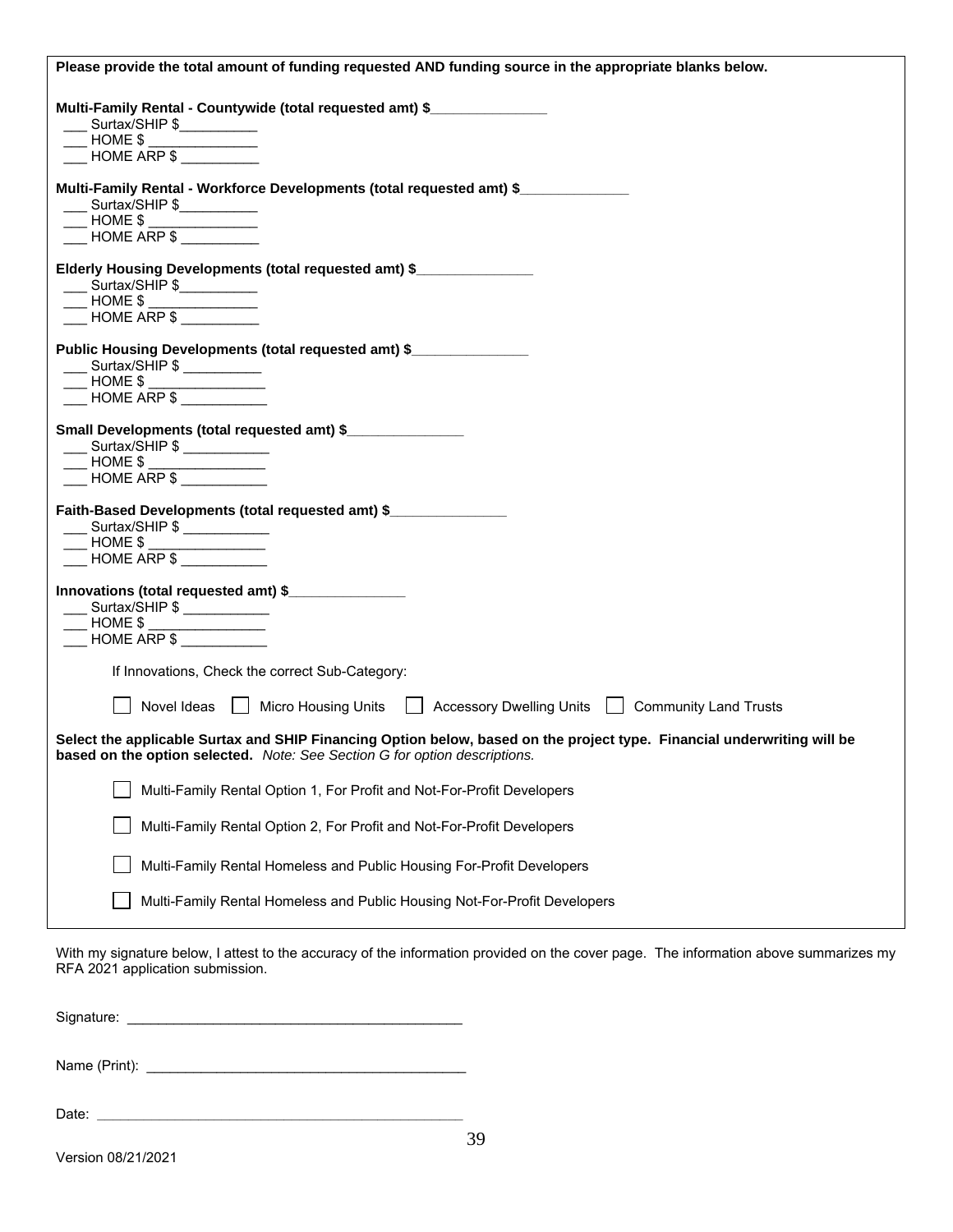**Please provide the total amount of funding requested AND funding source in the appropriate blanks below.**

**Multi-Family Rental - Countywide (total requested amt) $\_\_\_\_\_\_\_\_\_\_\_\_\_\_\_**

___ Surtax/SHIP $__________
___ HOME $ ______________
___ HOME ARP $ __________

**Multi-Family Rental - Workforce Developments (total requested amt) $\_\_\_\_\_\_\_\_\_\_\_\_\_\_**

___ Surtax/SHIP $__________
___ HOME $ ______________
___ HOME ARP $ __________

**Elderly Housing Developments (total requested amt) $\_\_\_\_\_\_\_\_\_\_\_\_\_\_\_**

___ Surtax/SHIP $__________
___ HOME $ ______________
___ HOME ARP $ __________

**Public Housing Developments (total requested amt) $\_\_\_\_\_\_\_\_\_\_\_\_\_\_\_**

___ Surtax/SHIP $ __________
___ HOME $ _______________
___ HOME ARP $ ___________

**Small Developments (total requested amt) $\_\_\_\_\_\_\_\_\_\_\_\_\_\_\_**

___ Surtax/SHIP $ ___________
___ HOME $ _______________
___ HOME ARP $ ___________

**Faith-Based Developments (total requested amt) $\_\_\_\_\_\_\_\_\_\_\_\_\_\_\_**

___ Surtax/SHIP $ ___________
___ HOME $ _______________
___ HOME ARP $ ___________

**Innovations (total requested amt) $\_\_\_\_\_\_\_\_\_\_\_\_\_\_\_**

___ Surtax/SHIP $ ___________
___ HOME $ _______________
___ HOME ARP $ ___________

If Innovations, Check the correct Sub-Category:

☐ Novel Ideas ☐ Micro Housing Units ☐ Accessory Dwelling Units ☐ Community Land Trusts

**Select the applicable Surtax and SHIP Financing Option below, based on the project type. Financial underwriting will be based on the option selected.** *Note: See Section G for option descriptions.*

☐ Multi-Family Rental Option 1, For Profit and Not-For-Profit Developers

☐ Multi-Family Rental Option 2, For Profit and Not-For-Profit Developers

☐ Multi-Family Rental Homeless and Public Housing For-Profit Developers

☐ Multi-Family Rental Homeless and Public Housing Not-For-Profit Developers

With my signature below, I attest to the accuracy of the information provided on the cover page. The information above summarizes my RFA 2021 application submission.

Signature: ____________________________________________

Name (Print): __________________________________________

Date: ________________________________________________

Version 08/21/2021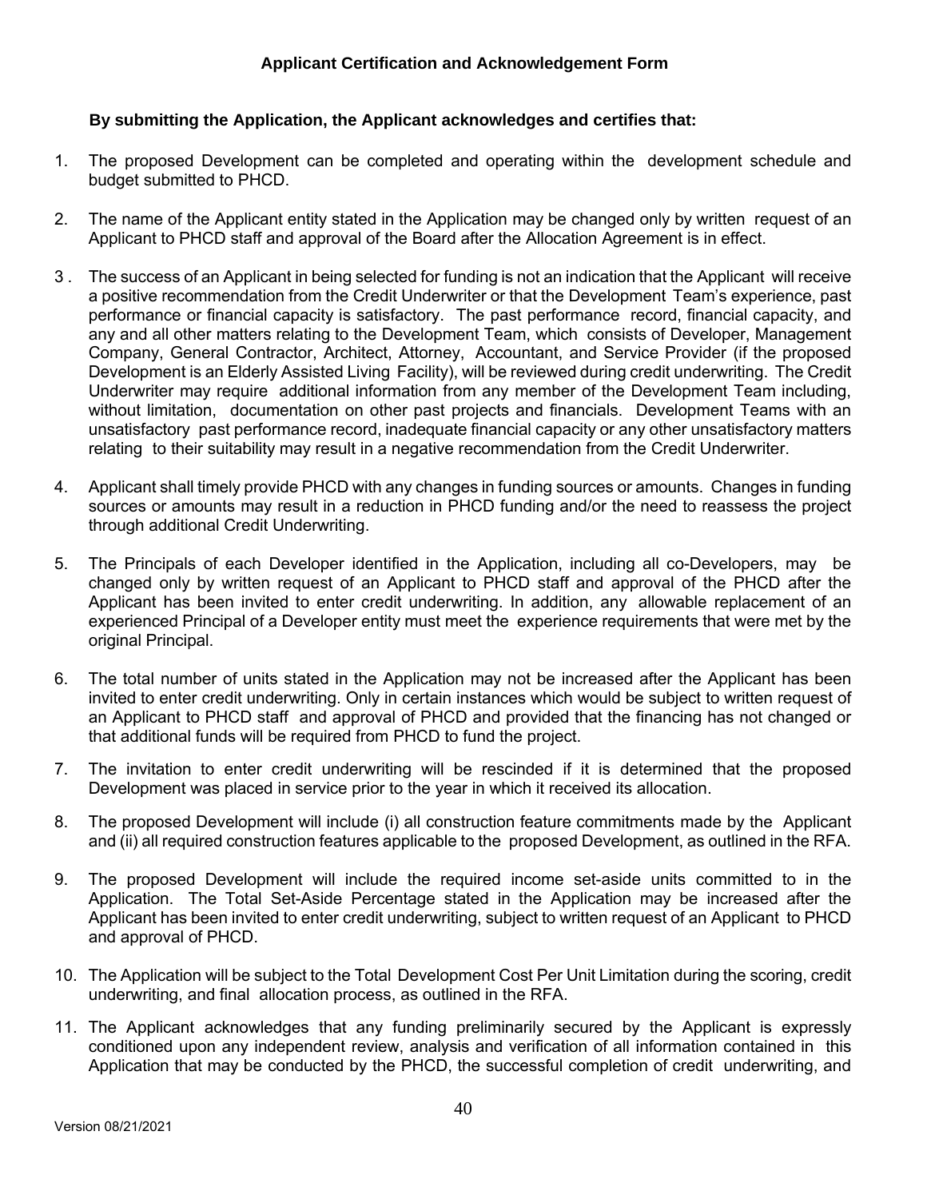## Applicant Certification and Acknowledgement Form

**By submitting the Application, the Applicant acknowledges and certifies that:**

1. The proposed Development can be completed and operating within the development schedule and budget submitted to PHCD.

2. The name of the Applicant entity stated in the Application may be changed only by written request of an Applicant to PHCD staff and approval of the Board after the Allocation Agreement is in effect.

3. The success of an Applicant in being selected for funding is not an indication that the Applicant will receive a positive recommendation from the Credit Underwriter or that the Development Team's experience, past performance or financial capacity is satisfactory. The past performance record, financial capacity, and any and all other matters relating to the Development Team, which consists of Developer, Management Company, General Contractor, Architect, Attorney, Accountant, and Service Provider (if the proposed Development is an Elderly Assisted Living Facility), will be reviewed during credit underwriting. The Credit Underwriter may require additional information from any member of the Development Team including, without limitation, documentation on other past projects and financials. Development Teams with an unsatisfactory past performance record, inadequate financial capacity or any other unsatisfactory matters relating to their suitability may result in a negative recommendation from the Credit Underwriter.

4. Applicant shall timely provide PHCD with any changes in funding sources or amounts. Changes in funding sources or amounts may result in a reduction in PHCD funding and/or the need to reassess the project through additional Credit Underwriting.

5. The Principals of each Developer identified in the Application, including all co-Developers, may be changed only by written request of an Applicant to PHCD staff and approval of the PHCD after the Applicant has been invited to enter credit underwriting. In addition, any allowable replacement of an experienced Principal of a Developer entity must meet the experience requirements that were met by the original Principal.

6. The total number of units stated in the Application may not be increased after the Applicant has been invited to enter credit underwriting. Only in certain instances which would be subject to written request of an Applicant to PHCD staff and approval of PHCD and provided that the financing has not changed or that additional funds will be required from PHCD to fund the project.

7. The invitation to enter credit underwriting will be rescinded if it is determined that the proposed Development was placed in service prior to the year in which it received its allocation.

8. The proposed Development will include (i) all construction feature commitments made by the Applicant and (ii) all required construction features applicable to the proposed Development, as outlined in the RFA.

9. The proposed Development will include the required income set-aside units committed to in the Application. The Total Set-Aside Percentage stated in the Application may be increased after the Applicant has been invited to enter credit underwriting, subject to written request of an Applicant to PHCD and approval of PHCD.

10. The Application will be subject to the Total Development Cost Per Unit Limitation during the scoring, credit underwriting, and final allocation process, as outlined in the RFA.

11. The Applicant acknowledges that any funding preliminarily secured by the Applicant is expressly conditioned upon any independent review, analysis and verification of all information contained in this Application that may be conducted by the PHCD, the successful completion of credit underwriting, and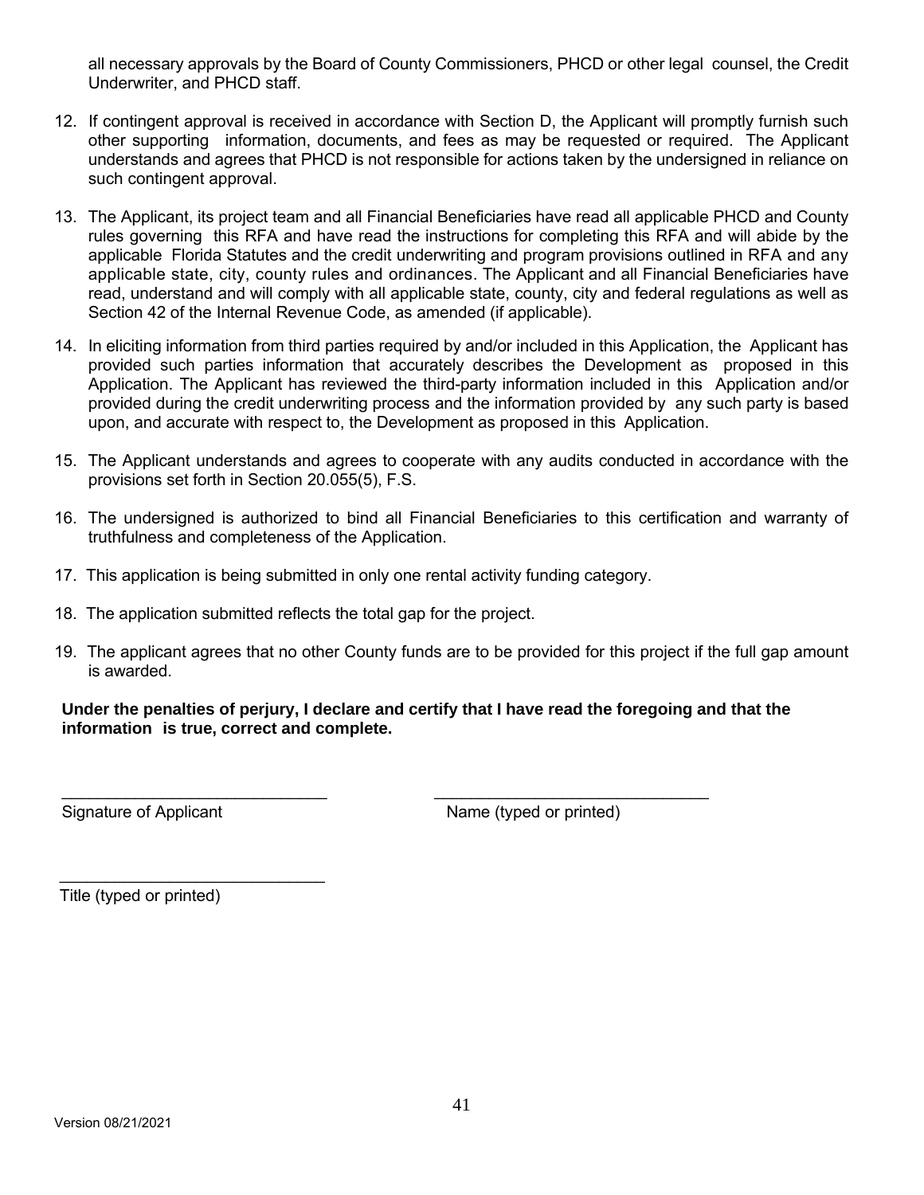all necessary approvals by the Board of County Commissioners, PHCD or other legal counsel, the Credit Underwriter, and PHCD staff.

12. If contingent approval is received in accordance with Section D, the Applicant will promptly furnish such other supporting information, documents, and fees as may be requested or required. The Applicant understands and agrees that PHCD is not responsible for actions taken by the undersigned in reliance on such contingent approval.

13. The Applicant, its project team and all Financial Beneficiaries have read all applicable PHCD and County rules governing this RFA and have read the instructions for completing this RFA and will abide by the applicable Florida Statutes and the credit underwriting and program provisions outlined in RFA and any applicable state, city, county rules and ordinances. The Applicant and all Financial Beneficiaries have read, understand and will comply with all applicable state, county, city and federal regulations as well as Section 42 of the Internal Revenue Code, as amended (if applicable).

14. In eliciting information from third parties required by and/or included in this Application, the Applicant has provided such parties information that accurately describes the Development as proposed in this Application. The Applicant has reviewed the third-party information included in this Application and/or provided during the credit underwriting process and the information provided by any such party is based upon, and accurate with respect to, the Development as proposed in this Application.

15. The Applicant understands and agrees to cooperate with any audits conducted in accordance with the provisions set forth in Section 20.055(5), F.S.

16. The undersigned is authorized to bind all Financial Beneficiaries to this certification and warranty of truthfulness and completeness of the Application.

17. This application is being submitted in only one rental activity funding category.

18. The application submitted reflects the total gap for the project.

19. The applicant agrees that no other County funds are to be provided for this project if the full gap amount is awarded.

**Under the penalties of perjury, I declare and certify that I have read the foregoing and that the information is true, correct and complete.**

\_\_\_\_\_\_\_\_\_\_\_\_\_\_\_\_\_\_\_\_\_\_\_\_\_\_\_\_\_\_ \_\_\_\_\_\_\_\_\_\_\_\_\_\_\_\_\_\_\_\_\_\_\_\_\_\_\_\_\_\_

Signature of Applicant Name (typed or printed)

\_\_\_\_\_\_\_\_\_\_\_\_\_\_\_\_\_\_\_\_\_\_\_\_\_\_\_\_\_\_

Title (typed or printed)

Version 08/21/2021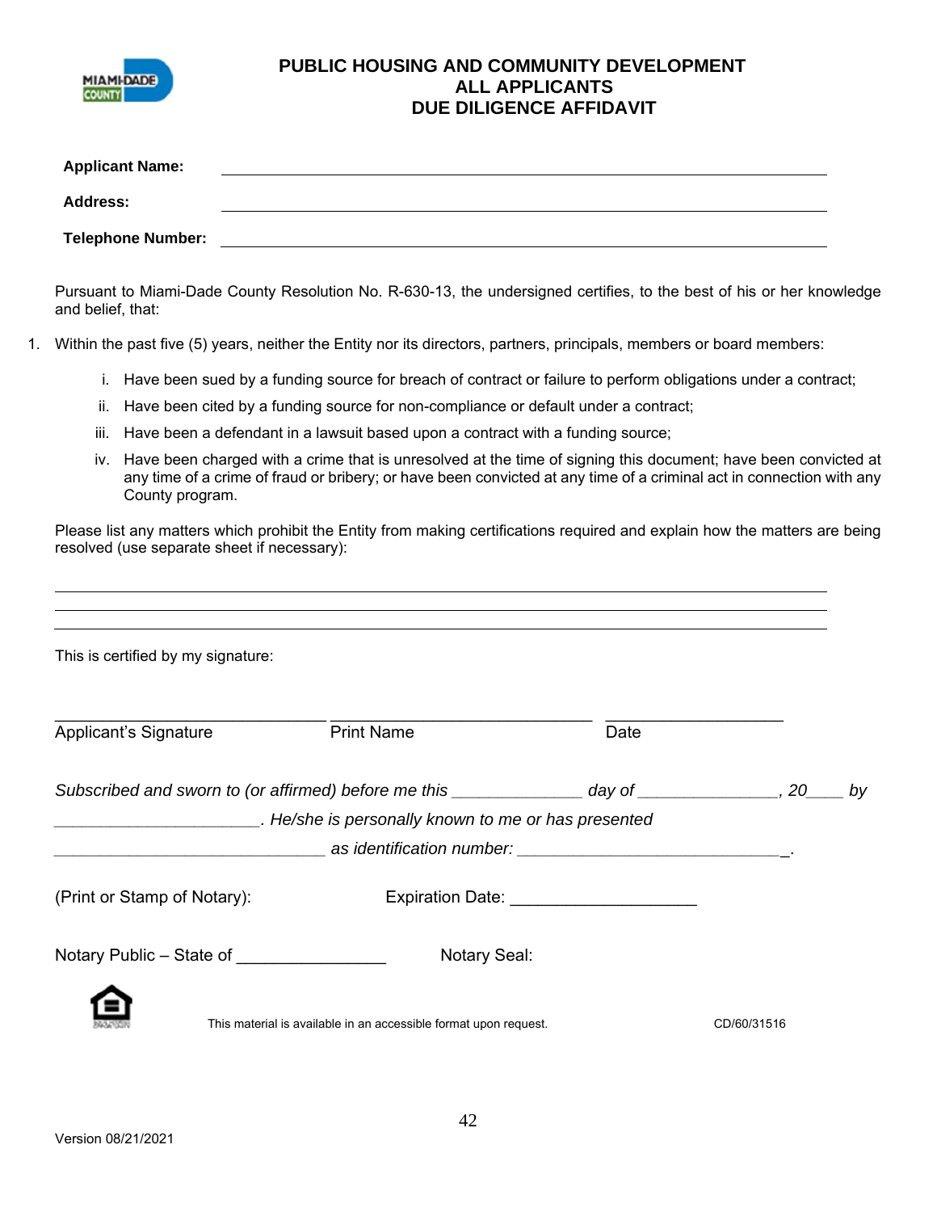# PUBLIC HOUSING AND COMMUNITY DEVELOPMENT
## ALL APPLICANTS
## DUE DILIGENCE AFFIDAVIT

**Applicant Name:** ____________________________________________

**Address:** ____________________________________________

**Telephone Number:** ____________________________________________

Pursuant to Miami-Dade County Resolution No. R-630-13, the undersigned certifies, to the best of his or her knowledge and belief, that:

1. Within the past five (5) years, neither the Entity nor its directors, partners, principals, members or board members:

   i. Have been sued by a funding source for breach of contract or failure to perform obligations under a contract;

   ii. Have been cited by a funding source for non-compliance or default under a contract;

   iii. Have been a defendant in a lawsuit based upon a contract with a funding source;

   iv. Have been charged with a crime that is unresolved at the time of signing this document; have been convicted at any time of a crime of fraud or bribery; or have been convicted at any time of a criminal act in connection with any County program.

Please list any matters which prohibit the Entity from making certifications required and explain how the matters are being resolved (use separate sheet if necessary):

____________________________________________

____________________________________________

____________________________________________

This is certified by my signature:

______________________________ ______________________________ ____________________

Applicant's Signature Print Name Date

*Subscribed and sworn to (or affirmed) before me this ______________ day of _______________, 20____ by ______________________. He/she is personally known to me or has presented ______________________________ as identification number: ______________________________.*

(Print or Stamp of Notary): Expiration Date: ____________________

Notary Public – State of _______________ Notary Seal:

This material is available in an accessible format upon request. CD/60/31516

Version 08/21/2021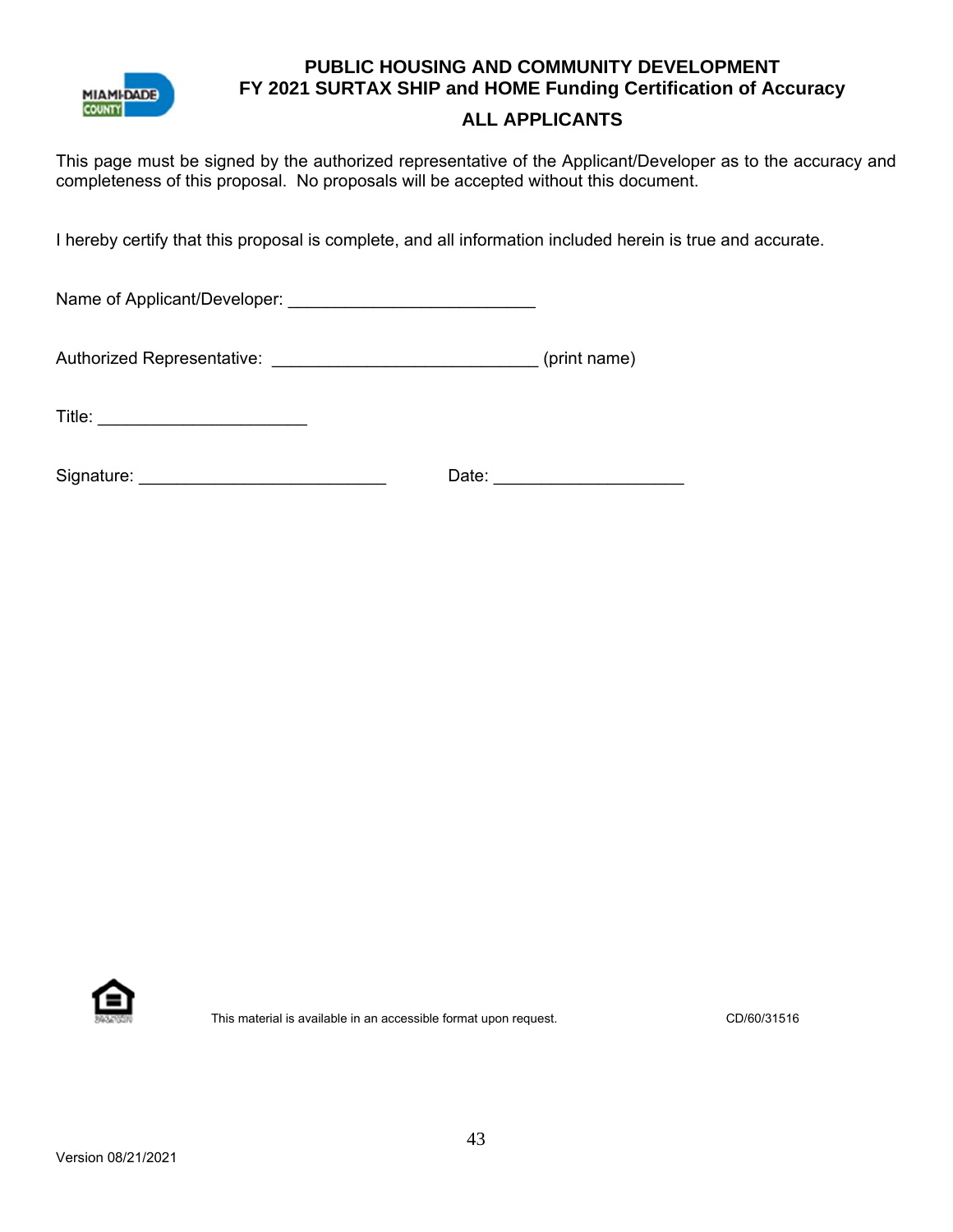# PUBLIC HOUSING AND COMMUNITY DEVELOPMENT
## FY 2021 SURTAX SHIP and HOME Funding Certification of Accuracy
### ALL APPLICANTS

This page must be signed by the authorized representative of the Applicant/Developer as to the accuracy and completeness of this proposal. No proposals will be accepted without this document.

I hereby certify that this proposal is complete, and all information included herein is true and accurate.

Name of Applicant/Developer: ___________________________

Authorized Representative: _____________________________ (print name)

Title: _______________________

Signature: ___________________________ Date: _____________________

This material is available in an accessible format upon request. CD/60/31516

Version 08/21/2021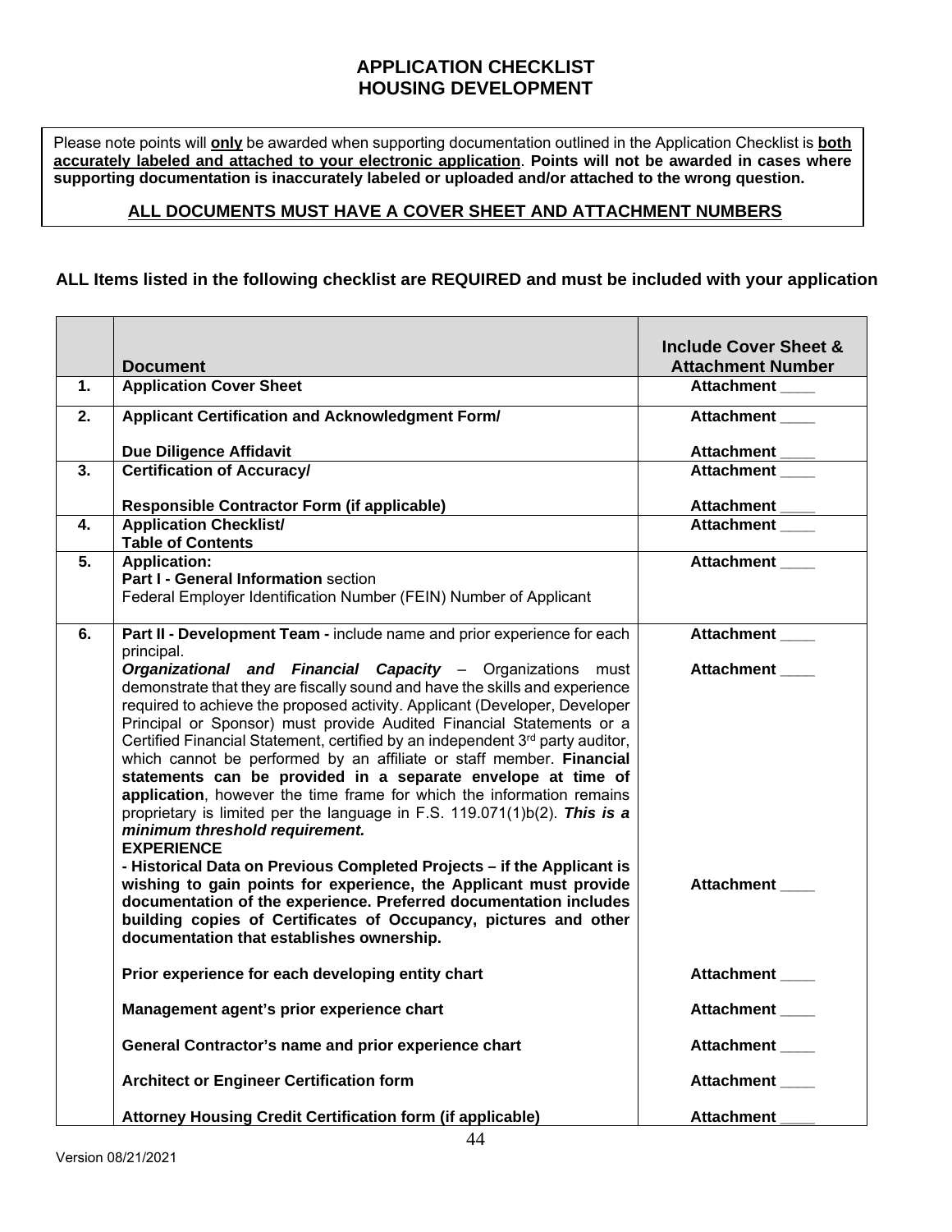# APPLICATION CHECKLIST
# HOUSING DEVELOPMENT

Please note points will **only** be awarded when supporting documentation outlined in the Application Checklist is **both accurately labeled and attached to your electronic application**. **Points will not be awarded in cases where supporting documentation is inaccurately labeled or uploaded and/or attached to the wrong question.**

**ALL DOCUMENTS MUST HAVE A COVER SHEET AND ATTACHMENT NUMBERS**

**ALL Items listed in the following checklist are REQUIRED and must be included with your application**

| | Document | Include Cover Sheet & Attachment Number |
|---|---|---|
| **1.** | **Application Cover Sheet** | **Attachment ____** |
| **2.** | **Applicant Certification and Acknowledgment Form/** | **Attachment ____** |
| | **Due Diligence Affidavit** | **Attachment ____** |
| **3.** | **Certification of Accuracy/** | **Attachment ____** |
| | **Responsible Contractor Form (if applicable)** | **Attachment ____** |
| **4.** | **Application Checklist/ Table of Contents** | **Attachment ____** |
| **5.** | **Application:** **Part I - General Information** section Federal Employer Identification Number (FEIN) Number of Applicant | **Attachment ____** |
| **6.** | **Part II - Development Team -** include name and prior experience for each principal. | **Attachment ____** |
| | ***Organizational and Financial Capacity*** – Organizations must demonstrate that they are fiscally sound and have the skills and experience required to achieve the proposed activity. Applicant (Developer, Developer Principal or Sponsor) must provide Audited Financial Statements or a Certified Financial Statement, certified by an independent 3rd party auditor, which cannot be performed by an affiliate or staff member. **Financial statements can be provided in a separate envelope at time of application**, however the time frame for which the information remains proprietary is limited per the language in F.S. 119.071(1)b(2). ***This is a minimum threshold requirement.*** | **Attachment ____** |
| | **EXPERIENCE - Historical Data on Previous Completed Projects – if the Applicant is wishing to gain points for experience, the Applicant must provide documentation of the experience. Preferred documentation includes building copies of Certificates of Occupancy, pictures and other documentation that establishes ownership.** | **Attachment ____** |
| | **Prior experience for each developing entity chart** | **Attachment ____** |
| | **Management agent's prior experience chart** | **Attachment ____** |
| | **General Contractor's name and prior experience chart** | **Attachment ____** |
| | **Architect or Engineer Certification form** | **Attachment ____** |
| | **Attorney Housing Credit Certification form (if applicable)** | **Attachment ____** |

Version 08/21/2021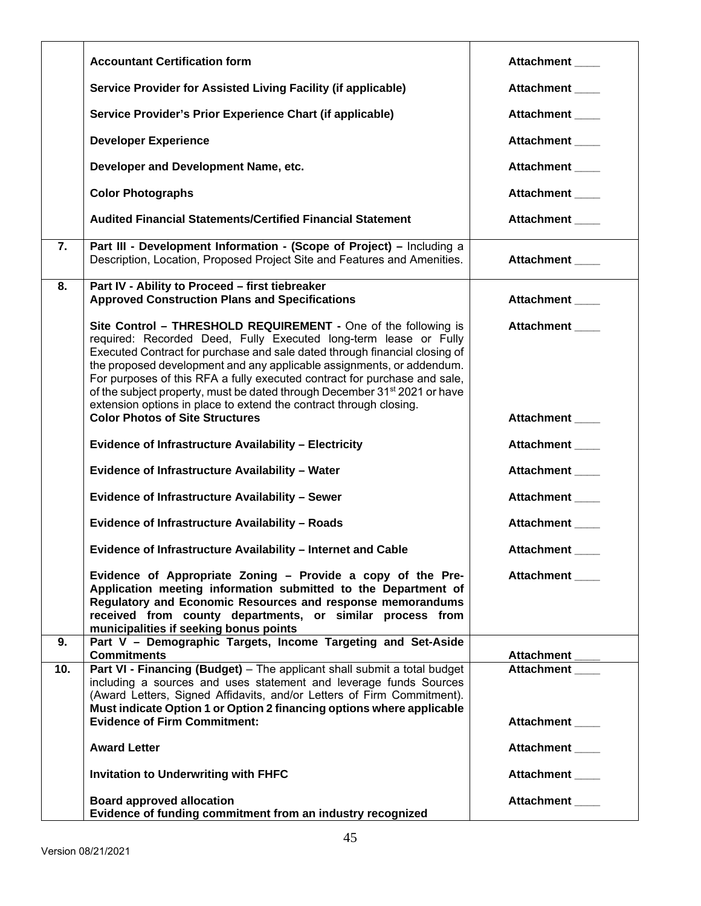| | | |
|---|---|---|
| | **Accountant Certification form** | **Attachment \_\_\_\_** |
| | **Service Provider for Assisted Living Facility (if applicable)** | **Attachment \_\_\_\_** |
| | **Service Provider's Prior Experience Chart (if applicable)** | **Attachment \_\_\_\_** |
| | **Developer Experience** | **Attachment \_\_\_\_** |
| | **Developer and Development Name, etc.** | **Attachment \_\_\_\_** |
| | **Color Photographs** | **Attachment \_\_\_\_** |
| | **Audited Financial Statements/Certified Financial Statement** | **Attachment \_\_\_\_** |
| **7.** | **Part III - Development Information - (Scope of Project) –** Including a Description, Location, Proposed Project Site and Features and Amenities. | **Attachment \_\_\_\_** |
| **8.** | **Part IV - Ability to Proceed – first tiebreaker**<br>**Approved Construction Plans and Specifications** | **Attachment \_\_\_\_** |
| | **Site Control – THRESHOLD REQUIREMENT -** One of the following is required: Recorded Deed, Fully Executed long-term lease or Fully Executed Contract for purchase and sale dated through financial closing of the proposed development and any applicable assignments, or addendum. For purposes of this RFA a fully executed contract for purchase and sale, of the subject property, must be dated through December 31st 2021 or have extension options in place to extend the contract through closing. | **Attachment \_\_\_\_** |
| | **Color Photos of Site Structures** | **Attachment \_\_\_\_** |
| | **Evidence of Infrastructure Availability – Electricity** | **Attachment \_\_\_\_** |
| | **Evidence of Infrastructure Availability – Water** | **Attachment \_\_\_\_** |
| | **Evidence of Infrastructure Availability – Sewer** | **Attachment \_\_\_\_** |
| | **Evidence of Infrastructure Availability – Roads** | **Attachment \_\_\_\_** |
| | **Evidence of Infrastructure Availability – Internet and Cable** | **Attachment \_\_\_\_** |
| | **Evidence of Appropriate Zoning – Provide a copy of the Pre-Application meeting information submitted to the Department of Regulatory and Economic Resources and response memorandums received from county departments, or similar process from municipalities if seeking bonus points** | **Attachment \_\_\_\_** |
| **9.** | **Part V – Demographic Targets, Income Targeting and Set-Aside Commitments** | **Attachment \_\_\_\_** |
| **10.** | **Part VI - Financing (Budget)** – The applicant shall submit a total budget including a sources and uses statement and leverage funds Sources (Award Letters, Signed Affidavits, and/or Letters of Firm Commitment). **Must indicate Option 1 or Option 2 financing options where applicable** | **Attachment \_\_\_\_** |
| | **Evidence of Firm Commitment:** | **Attachment \_\_\_\_** |
| | **Award Letter** | **Attachment \_\_\_\_** |
| | **Invitation to Underwriting with FHFC** | **Attachment \_\_\_\_** |
| | **Board approved allocation**<br>**Evidence of funding commitment from an industry recognized** | **Attachment \_\_\_\_** |

Version 08/21/2021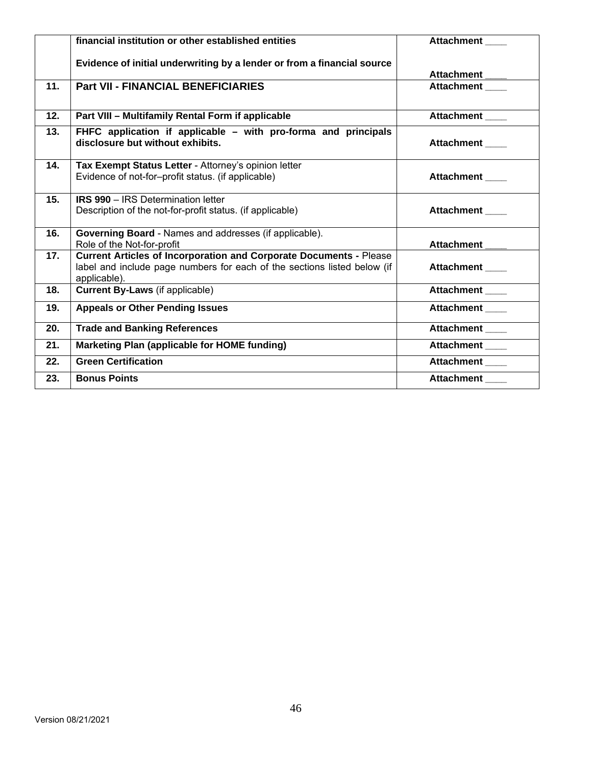| | | |
|---|---|---|
| | **financial institution or other established entities**<br><br>**Evidence of initial underwriting by a lender or from a financial source** | **Attachment ____**<br><br>**Attachment ____** |
| **11.** | **Part VII - FINANCIAL BENEFICIARIES** | **Attachment ____** |
| **12.** | **Part VIII – Multifamily Rental Form if applicable** | **Attachment ____** |
| **13.** | **FHFC application if applicable – with pro-forma and principals disclosure but without exhibits.** | **Attachment ____** |
| **14.** | **Tax Exempt Status Letter** - Attorney's opinion letter<br>Evidence of not-for–profit status. (if applicable) | **Attachment ____** |
| **15.** | **IRS 990** – IRS Determination letter<br>Description of the not-for-profit status. (if applicable) | **Attachment ____** |
| **16.** | **Governing Board** - Names and addresses (if applicable).<br>Role of the Not-for-profit | **Attachment ____** |
| **17.** | **Current Articles of Incorporation and Corporate Documents -** Please label and include page numbers for each of the sections listed below (if applicable). | **Attachment ____** |
| **18.** | **Current By-Laws** (if applicable) | **Attachment ____** |
| **19.** | **Appeals or Other Pending Issues** | **Attachment ____** |
| **20.** | **Trade and Banking References** | **Attachment ____** |
| **21.** | **Marketing Plan (applicable for HOME funding)** | **Attachment ____** |
| **22.** | **Green Certification** | **Attachment ____** |
| **23.** | **Bonus Points** | **Attachment ____** |

Version 08/21/2021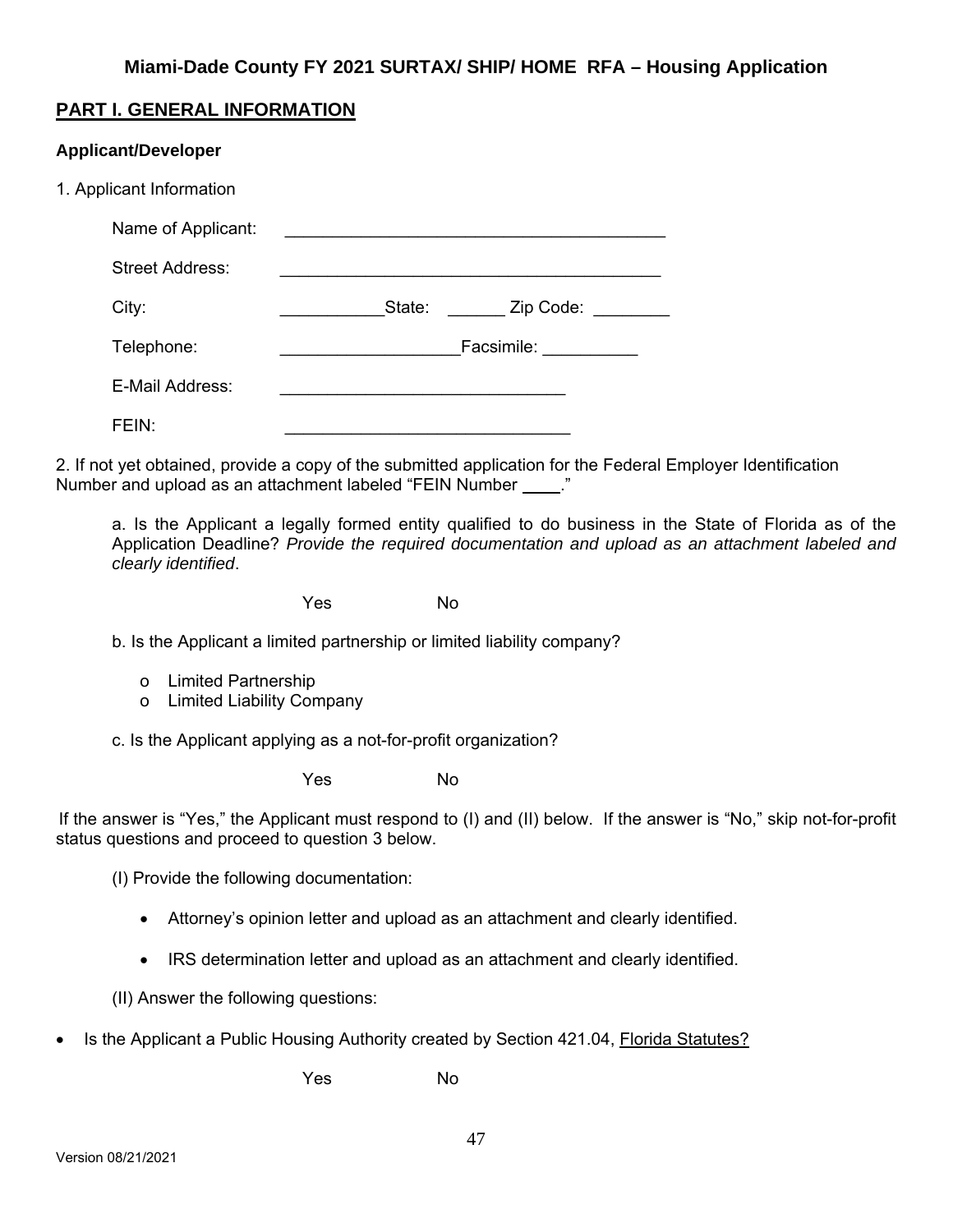**Miami-Dade County FY 2021 SURTAX/ SHIP/ HOME RFA – Housing Application**

## PART I. GENERAL INFORMATION

### Applicant/Developer

1. Applicant Information

Name of Applicant: ________________________________________

Street Address: ________________________________________

City: ___________State: ______ Zip Code: ________

Telephone: __________________Facsimile: __________

E-Mail Address: ______________________________

FEIN: ______________________________

2. If not yet obtained, provide a copy of the submitted application for the Federal Employer Identification Number and upload as an attachment labeled "FEIN Number ____."

a. Is the Applicant a legally formed entity qualified to do business in the State of Florida as of the Application Deadline? *Provide the required documentation and upload as an attachment labeled and clearly identified*.

Yes No

b. Is the Applicant a limited partnership or limited liability company?

- o Limited Partnership
- o Limited Liability Company

c. Is the Applicant applying as a not-for-profit organization?

Yes No

If the answer is "Yes," the Applicant must respond to (I) and (II) below. If the answer is "No," skip not-for-profit status questions and proceed to question 3 below.

(I) Provide the following documentation:

- Attorney's opinion letter and upload as an attachment and clearly identified.
- IRS determination letter and upload as an attachment and clearly identified.

(II) Answer the following questions:

- Is the Applicant a Public Housing Authority created by Section 421.04, Florida Statutes?

Yes No

Version 08/21/2021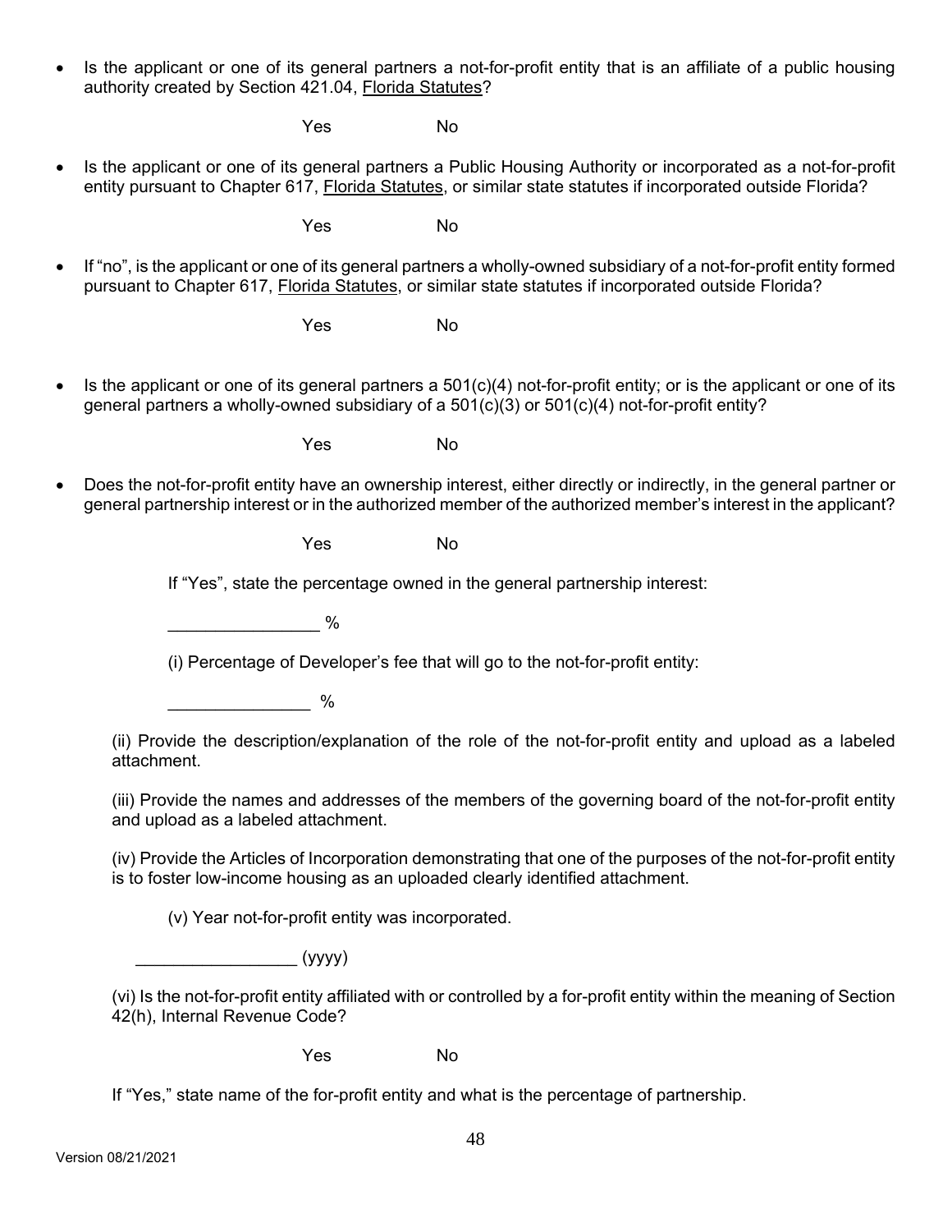- Is the applicant or one of its general partners a not-for-profit entity that is an affiliate of a public housing authority created by Section 421.04, Florida Statutes?

  Yes No

- Is the applicant or one of its general partners a Public Housing Authority or incorporated as a not-for-profit entity pursuant to Chapter 617, Florida Statutes, or similar state statutes if incorporated outside Florida?

  Yes No

- If "no", is the applicant or one of its general partners a wholly-owned subsidiary of a not-for-profit entity formed pursuant to Chapter 617, Florida Statutes, or similar state statutes if incorporated outside Florida?

  Yes No

- Is the applicant or one of its general partners a 501(c)(4) not-for-profit entity; or is the applicant or one of its general partners a wholly-owned subsidiary of a 501(c)(3) or 501(c)(4) not-for-profit entity?

  Yes No

- Does the not-for-profit entity have an ownership interest, either directly or indirectly, in the general partner or general partnership interest or in the authorized member of the authorized member's interest in the applicant?

  Yes No

  If "Yes", state the percentage owned in the general partnership interest:

  _______________ %

  (i) Percentage of Developer's fee that will go to the not-for-profit entity:

  _______________ %

  (ii) Provide the description/explanation of the role of the not-for-profit entity and upload as a labeled attachment.

  (iii) Provide the names and addresses of the members of the governing board of the not-for-profit entity and upload as a labeled attachment.

  (iv) Provide the Articles of Incorporation demonstrating that one of the purposes of the not-for-profit entity is to foster low-income housing as an uploaded clearly identified attachment.

  (v) Year not-for-profit entity was incorporated.

  _________________ (yyyy)

  (vi) Is the not-for-profit entity affiliated with or controlled by a for-profit entity within the meaning of Section 42(h), Internal Revenue Code?

  Yes No

  If "Yes," state name of the for-profit entity and what is the percentage of partnership.

Version 08/21/2021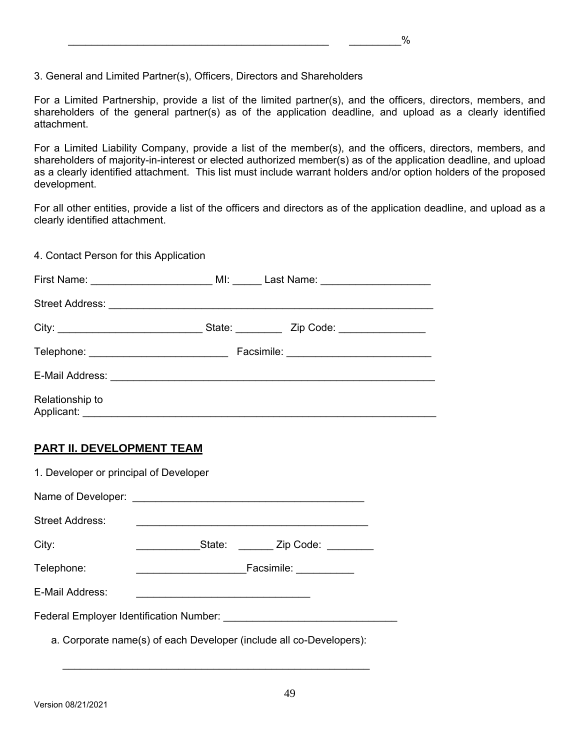\_\_\_\_\_\_\_\_\_\_\_\_\_\_\_\_\_\_\_\_\_\_\_\_\_\_\_\_\_\_\_\_\_\_\_\_\_\_\_\_\_\_ \_\_\_\_\_\_\_\_%

3. General and Limited Partner(s), Officers, Directors and Shareholders

For a Limited Partnership, provide a list of the limited partner(s), and the officers, directors, members, and shareholders of the general partner(s) as of the application deadline, and upload as a clearly identified attachment.

For a Limited Liability Company, provide a list of the member(s), and the officers, directors, members, and shareholders of majority-in-interest or elected authorized member(s) as of the application deadline, and upload as a clearly identified attachment. This list must include warrant holders and/or option holders of the proposed development.

For all other entities, provide a list of the officers and directors as of the application deadline, and upload as a clearly identified attachment.

4. Contact Person for this Application

First Name: \_\_\_\_\_\_\_\_\_\_\_\_\_\_\_\_\_\_\_\_ MI: \_\_\_\_\_ Last Name: \_\_\_\_\_\_\_\_\_\_\_\_\_\_\_\_\_\_

Street Address: \_\_\_\_\_\_\_\_\_\_\_\_\_\_\_\_\_\_\_\_\_\_\_\_\_\_\_\_\_\_\_\_\_\_\_\_\_\_\_\_\_\_\_\_\_\_\_\_\_\_\_\_\_\_

City: \_\_\_\_\_\_\_\_\_\_\_\_\_\_\_\_\_\_\_\_\_\_\_\_ State: \_\_\_\_\_\_\_\_ Zip Code: \_\_\_\_\_\_\_\_\_\_\_\_\_\_\_

Telephone: \_\_\_\_\_\_\_\_\_\_\_\_\_\_\_\_\_\_\_\_\_\_\_\_ Facsimile: \_\_\_\_\_\_\_\_\_\_\_\_\_\_\_\_\_\_\_\_\_\_\_\_

E-Mail Address: \_\_\_\_\_\_\_\_\_\_\_\_\_\_\_\_\_\_\_\_\_\_\_\_\_\_\_\_\_\_\_\_\_\_\_\_\_\_\_\_\_\_\_\_\_\_\_\_\_\_\_\_\_\_

Relationship to Applicant: \_\_\_\_\_\_\_\_\_\_\_\_\_\_\_\_\_\_\_\_\_\_\_\_\_\_\_\_\_\_\_\_\_\_\_\_\_\_\_\_\_\_\_\_\_\_\_\_\_\_\_\_\_\_\_\_\_\_

## PART II. DEVELOPMENT TEAM

1. Developer or principal of Developer

Name of Developer: \_\_\_\_\_\_\_\_\_\_\_\_\_\_\_\_\_\_\_\_\_\_\_\_\_\_\_\_\_\_\_\_\_\_\_\_\_\_\_\_

Street Address: \_\_\_\_\_\_\_\_\_\_\_\_\_\_\_\_\_\_\_\_\_\_\_\_\_\_\_\_\_\_\_\_\_\_\_\_\_\_\_\_

City: \_\_\_\_\_\_\_\_\_\_\_State: \_\_\_\_\_\_ Zip Code: \_\_\_\_\_\_\_\_

Telephone: \_\_\_\_\_\_\_\_\_\_\_\_\_\_\_\_\_\_\_Facsimile: \_\_\_\_\_\_\_\_\_\_

E-Mail Address: \_\_\_\_\_\_\_\_\_\_\_\_\_\_\_\_\_\_\_\_\_\_\_\_\_\_\_\_\_\_

Federal Employer Identification Number: \_\_\_\_\_\_\_\_\_\_\_\_\_\_\_\_\_\_\_\_\_\_\_\_\_\_\_\_\_\_

a. Corporate name(s) of each Developer (include all co-Developers):

\_\_\_\_\_\_\_\_\_\_\_\_\_\_\_\_\_\_\_\_\_\_\_\_\_\_\_\_\_\_\_\_\_\_\_\_\_\_\_\_\_\_\_\_\_\_\_\_\_\_\_\_\_\_

Version 08/21/2021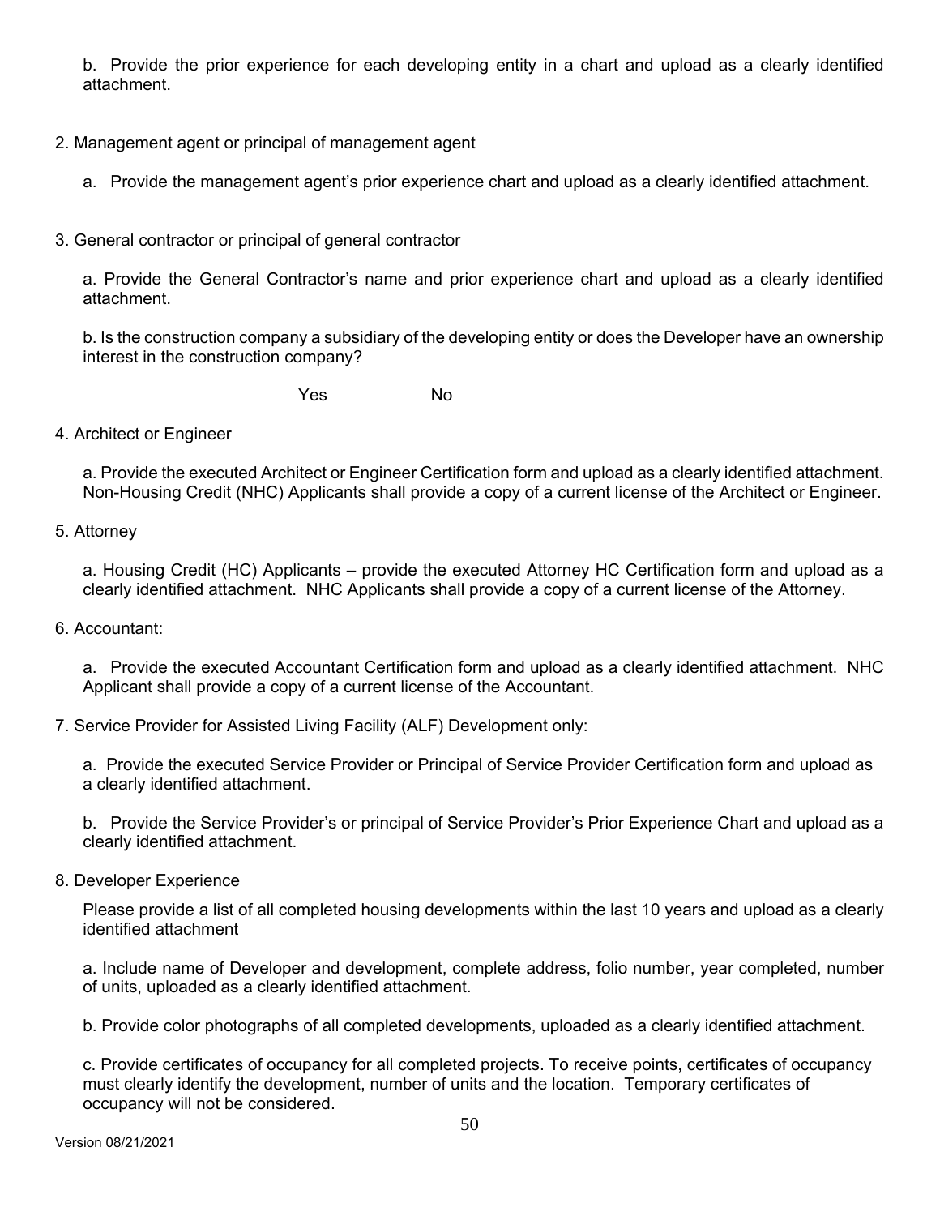b. Provide the prior experience for each developing entity in a chart and upload as a clearly identified attachment.

2. Management agent or principal of management agent

   a. Provide the management agent's prior experience chart and upload as a clearly identified attachment.

3. General contractor or principal of general contractor

   a. Provide the General Contractor's name and prior experience chart and upload as a clearly identified attachment.

   b. Is the construction company a subsidiary of the developing entity or does the Developer have an ownership interest in the construction company?

   Yes No

4. Architect or Engineer

   a. Provide the executed Architect or Engineer Certification form and upload as a clearly identified attachment. Non-Housing Credit (NHC) Applicants shall provide a copy of a current license of the Architect or Engineer.

5. Attorney

   a. Housing Credit (HC) Applicants – provide the executed Attorney HC Certification form and upload as a clearly identified attachment. NHC Applicants shall provide a copy of a current license of the Attorney.

6. Accountant:

   a. Provide the executed Accountant Certification form and upload as a clearly identified attachment. NHC Applicant shall provide a copy of a current license of the Accountant.

7. Service Provider for Assisted Living Facility (ALF) Development only:

   a. Provide the executed Service Provider or Principal of Service Provider Certification form and upload as a clearly identified attachment.

   b. Provide the Service Provider's or principal of Service Provider's Prior Experience Chart and upload as a clearly identified attachment.

8. Developer Experience

   Please provide a list of all completed housing developments within the last 10 years and upload as a clearly identified attachment

   a. Include name of Developer and development, complete address, folio number, year completed, number of units, uploaded as a clearly identified attachment.

   b. Provide color photographs of all completed developments, uploaded as a clearly identified attachment.

   c. Provide certificates of occupancy for all completed projects. To receive points, certificates of occupancy must clearly identify the development, number of units and the location. Temporary certificates of occupancy will not be considered.

Version 08/21/2021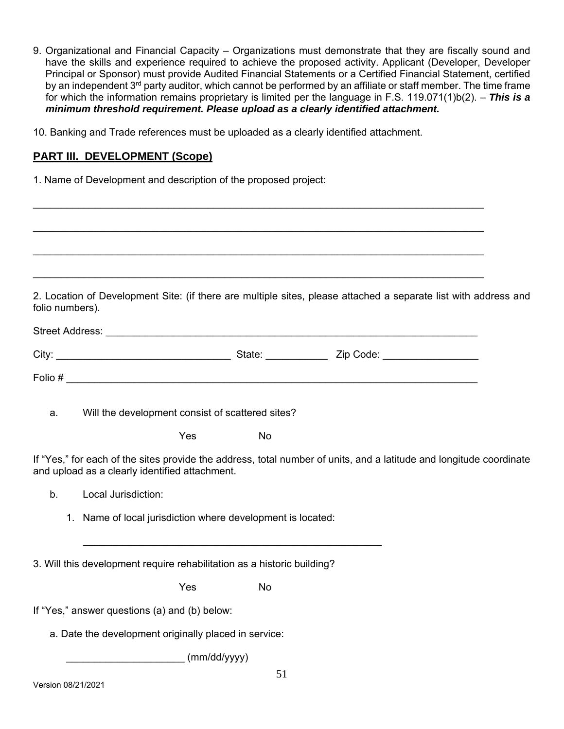9. Organizational and Financial Capacity – Organizations must demonstrate that they are fiscally sound and have the skills and experience required to achieve the proposed activity. Applicant (Developer, Developer Principal or Sponsor) must provide Audited Financial Statements or a Certified Financial Statement, certified by an independent 3rd party auditor, which cannot be performed by an affiliate or staff member. The time frame for which the information remains proprietary is limited per the language in F.S. 119.071(1)b(2). – ***This is a minimum threshold requirement. Please upload as a clearly identified attachment.***

10. Banking and Trade references must be uploaded as a clearly identified attachment.

## PART III. DEVELOPMENT (Scope)

1. Name of Development and description of the proposed project:

______________________________________________________________________________

______________________________________________________________________________

______________________________________________________________________________

______________________________________________________________________________

2. Location of Development Site: (if there are multiple sites, please attached a separate list with address and folio numbers).

Street Address: ______________________________________________________________

City: ______________________________ State: __________ Zip Code: ________________

Folio # ______________________________________________________________________

a. Will the development consist of scattered sites?

Yes No

If "Yes," for each of the sites provide the address, total number of units, and a latitude and longitude coordinate and upload as a clearly identified attachment.

b. Local Jurisdiction:

1. Name of local jurisdiction where development is located:

_____________________________________________________

3. Will this development require rehabilitation as a historic building?

Yes No

If "Yes," answer questions (a) and (b) below:

a. Date the development originally placed in service:

____________________ (mm/dd/yyyy)

Version 08/21/2021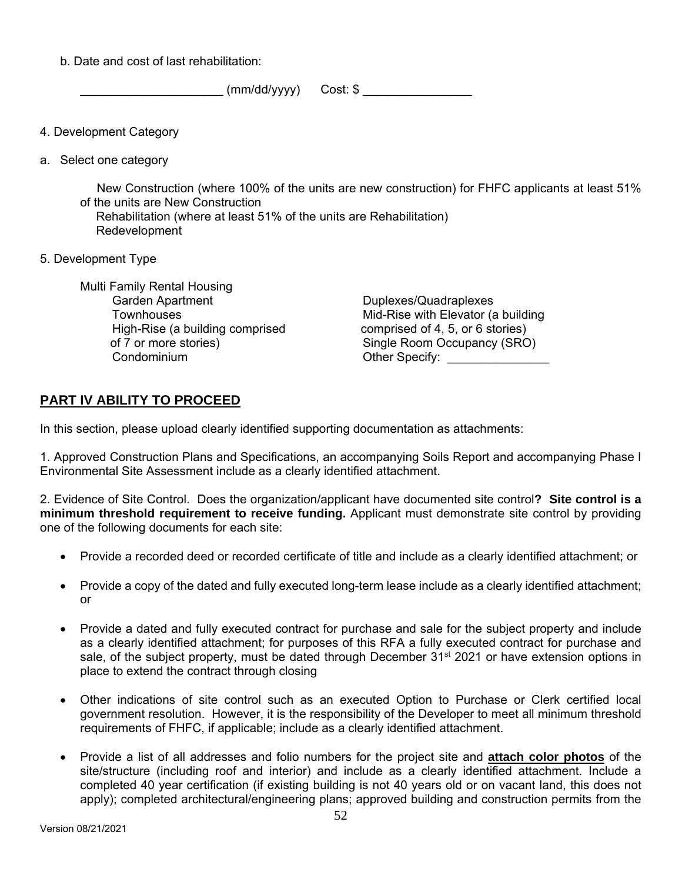b. Date and cost of last rehabilitation:

_____________________ (mm/dd/yyyy)  Cost: $ ________________

4. Development Category

a. Select one category

New Construction (where 100% of the units are new construction) for FHFC applicants at least 51% of the units are New Construction
Rehabilitation (where at least 51% of the units are Rehabilitation)
Redevelopment

5. Development Type

Multi Family Rental Housing

Garden Apartment
Townhouses
High-Rise (a building comprised of 7 or more stories)
Condominium
Duplexes/Quadraplexes
Mid-Rise with Elevator (a building comprised of 4, 5, or 6 stories)
Single Room Occupancy (SRO)
Other Specify: _______________

## PART IV ABILITY TO PROCEED

In this section, please upload clearly identified supporting documentation as attachments:

1. Approved Construction Plans and Specifications, an accompanying Soils Report and accompanying Phase I Environmental Site Assessment include as a clearly identified attachment.

2. Evidence of Site Control. Does the organization/applicant have documented site control**? Site control is a minimum threshold requirement to receive funding.** Applicant must demonstrate site control by providing one of the following documents for each site:

- Provide a recorded deed or recorded certificate of title and include as a clearly identified attachment; or
- Provide a copy of the dated and fully executed long-term lease include as a clearly identified attachment; or
- Provide a dated and fully executed contract for purchase and sale for the subject property and include as a clearly identified attachment; for purposes of this RFA a fully executed contract for purchase and sale, of the subject property, must be dated through December 31st 2021 or have extension options in place to extend the contract through closing
- Other indications of site control such as an executed Option to Purchase or Clerk certified local government resolution. However, it is the responsibility of the Developer to meet all minimum threshold requirements of FHFC, if applicable; include as a clearly identified attachment.
- Provide a list of all addresses and folio numbers for the project site and **attach color photos** of the site/structure (including roof and interior) and include as a clearly identified attachment. Include a completed 40 year certification (if existing building is not 40 years old or on vacant land, this does not apply); completed architectural/engineering plans; approved building and construction permits from the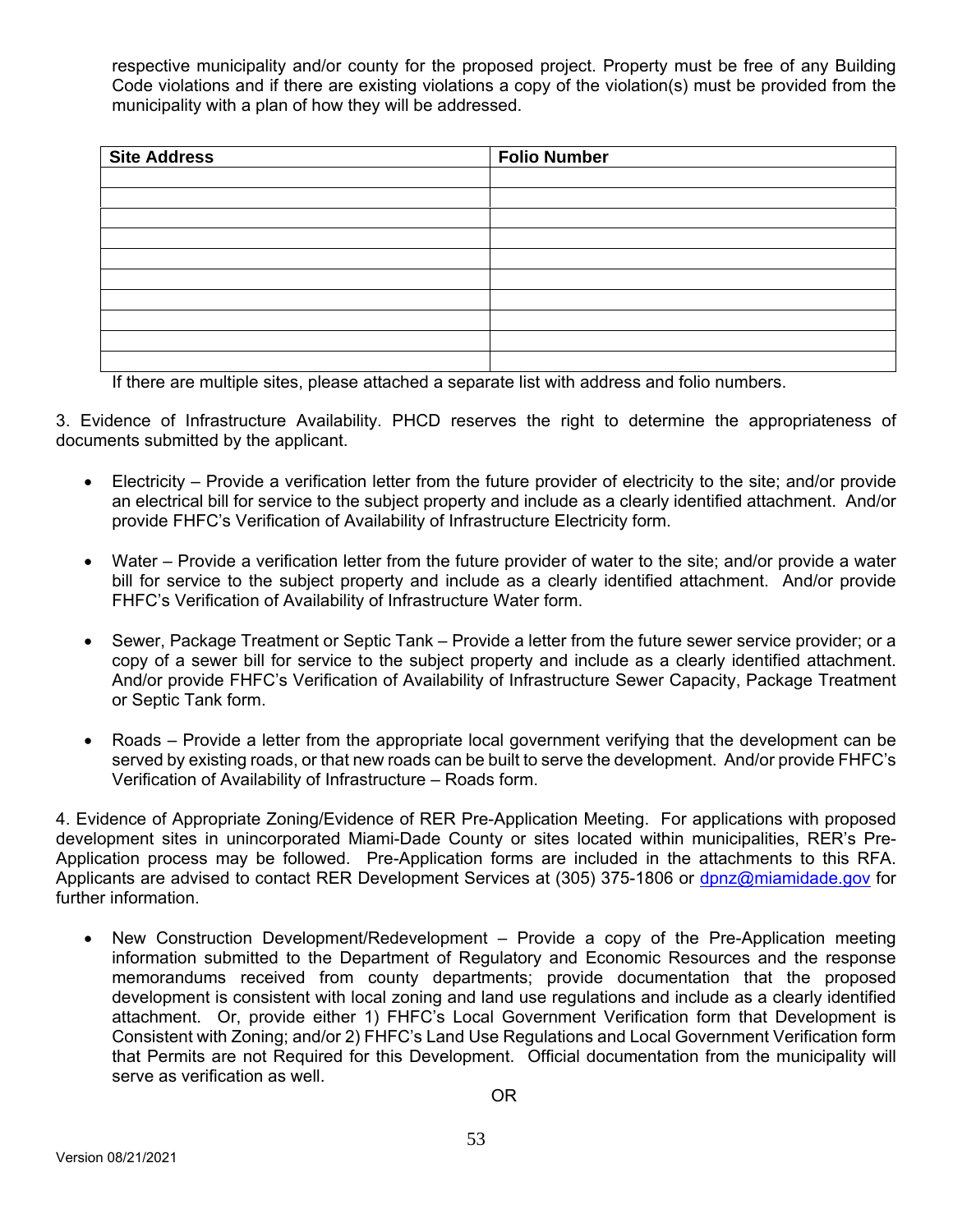respective municipality and/or county for the proposed project. Property must be free of any Building Code violations and if there are existing violations a copy of the violation(s) must be provided from the municipality with a plan of how they will be addressed.

| Site Address | Folio Number |
|---|---|
| | |
| | |
| | |
| | |
| | |
| | |
| | |
| | |
| | |
| | |

If there are multiple sites, please attached a separate list with address and folio numbers.

3. Evidence of Infrastructure Availability. PHCD reserves the right to determine the appropriateness of documents submitted by the applicant.

- Electricity – Provide a verification letter from the future provider of electricity to the site; and/or provide an electrical bill for service to the subject property and include as a clearly identified attachment. And/or provide FHFC's Verification of Availability of Infrastructure Electricity form.

- Water – Provide a verification letter from the future provider of water to the site; and/or provide a water bill for service to the subject property and include as a clearly identified attachment. And/or provide FHFC's Verification of Availability of Infrastructure Water form.

- Sewer, Package Treatment or Septic Tank – Provide a letter from the future sewer service provider; or a copy of a sewer bill for service to the subject property and include as a clearly identified attachment. And/or provide FHFC's Verification of Availability of Infrastructure Sewer Capacity, Package Treatment or Septic Tank form.

- Roads – Provide a letter from the appropriate local government verifying that the development can be served by existing roads, or that new roads can be built to serve the development. And/or provide FHFC's Verification of Availability of Infrastructure – Roads form.

4. Evidence of Appropriate Zoning/Evidence of RER Pre-Application Meeting. For applications with proposed development sites in unincorporated Miami-Dade County or sites located within municipalities, RER's Pre-Application process may be followed. Pre-Application forms are included in the attachments to this RFA. Applicants are advised to contact RER Development Services at (305) 375-1806 or dpnz@miamidade.gov for further information.

- New Construction Development/Redevelopment – Provide a copy of the Pre-Application meeting information submitted to the Department of Regulatory and Economic Resources and the response memorandums received from county departments; provide documentation that the proposed development is consistent with local zoning and land use regulations and include as a clearly identified attachment. Or, provide either 1) FHFC's Local Government Verification form that Development is Consistent with Zoning; and/or 2) FHFC's Land Use Regulations and Local Government Verification form that Permits are not Required for this Development. Official documentation from the municipality will serve as verification as well.

OR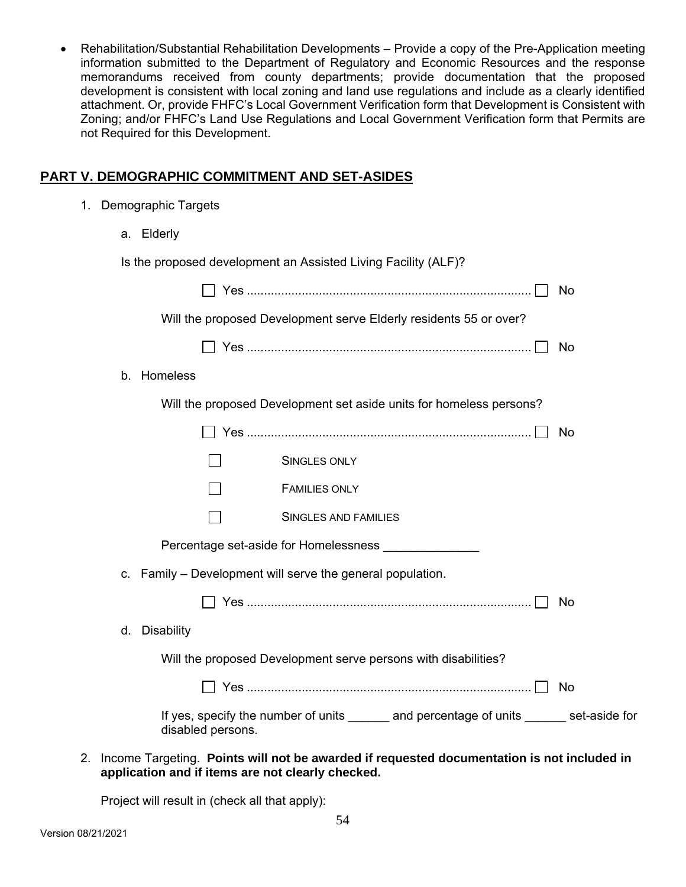- Rehabilitation/Substantial Rehabilitation Developments – Provide a copy of the Pre-Application meeting information submitted to the Department of Regulatory and Economic Resources and the response memorandums received from county departments; provide documentation that the proposed development is consistent with local zoning and land use regulations and include as a clearly identified attachment. Or, provide FHFC's Local Government Verification form that Development is Consistent with Zoning; and/or FHFC's Land Use Regulations and Local Government Verification form that Permits are not Required for this Development.

## PART V. DEMOGRAPHIC COMMITMENT AND SET-ASIDES

1. Demographic Targets

   a. Elderly

   Is the proposed development an Assisted Living Facility (ALF)?

   ☐ Yes .................................................................................. ☐ No

   Will the proposed Development serve Elderly residents 55 or over?

   ☐ Yes .................................................................................. ☐ No

   b. Homeless

   Will the proposed Development set aside units for homeless persons?

   ☐ Yes .................................................................................. ☐ No

   ☐ SINGLES ONLY

   ☐ FAMILIES ONLY

   ☐ SINGLES AND FAMILIES

   Percentage set-aside for Homelessness ______________

   c. Family – Development will serve the general population.

   ☐ Yes .................................................................................. ☐ No

   d. Disability

   Will the proposed Development serve persons with disabilities?

   ☐ Yes .................................................................................. ☐ No

   If yes, specify the number of units ______ and percentage of units ______ set-aside for disabled persons.

2. Income Targeting. **Points will not be awarded if requested documentation is not included in application and if items are not clearly checked.**

   Project will result in (check all that apply):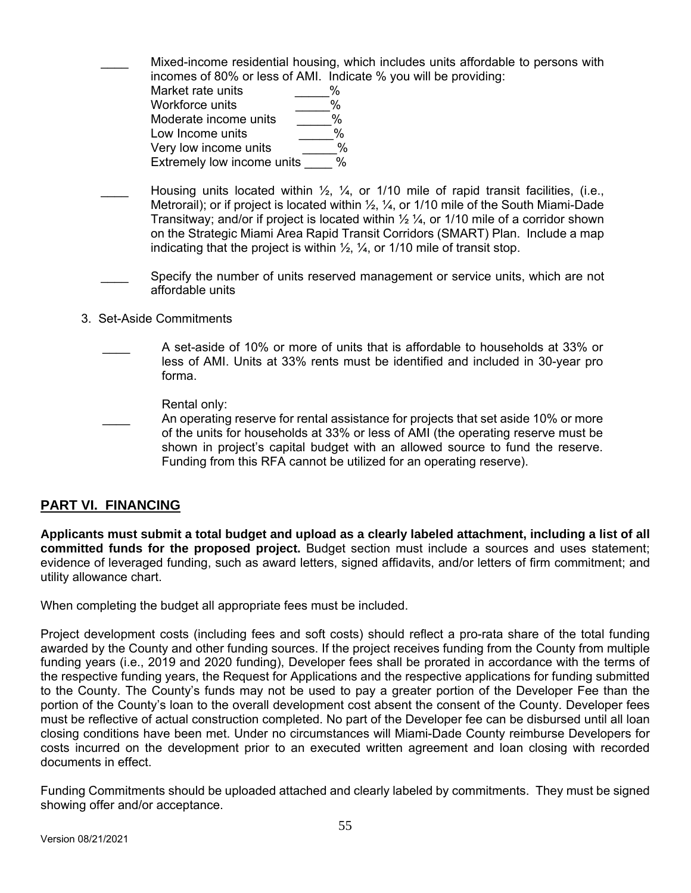____ Mixed-income residential housing, which includes units affordable to persons with incomes of 80% or less of AMI. Indicate % you will be providing:

Market rate units _____%
Workforce units _____%
Moderate income units _____%
Low Income units _____%
Very low income units _____%
Extremely low income units ____ %

____ Housing units located within ½, ¼, or 1/10 mile of rapid transit facilities, (i.e., Metrorail); or if project is located within ½, ¼, or 1/10 mile of the South Miami-Dade Transitway; and/or if project is located within ½ ¼, or 1/10 mile of a corridor shown on the Strategic Miami Area Rapid Transit Corridors (SMART) Plan. Include a map indicating that the project is within ½, ¼, or 1/10 mile of transit stop.

____ Specify the number of units reserved management or service units, which are not affordable units

3. Set-Aside Commitments

____ A set-aside of 10% or more of units that is affordable to households at 33% or less of AMI. Units at 33% rents must be identified and included in 30-year pro forma.

Rental only:

____ An operating reserve for rental assistance for projects that set aside 10% or more of the units for households at 33% or less of AMI (the operating reserve must be shown in project's capital budget with an allowed source to fund the reserve. Funding from this RFA cannot be utilized for an operating reserve).

## PART VI. FINANCING

**Applicants must submit a total budget and upload as a clearly labeled attachment, including a list of all committed funds for the proposed project.** Budget section must include a sources and uses statement; evidence of leveraged funding, such as award letters, signed affidavits, and/or letters of firm commitment; and utility allowance chart.

When completing the budget all appropriate fees must be included.

Project development costs (including fees and soft costs) should reflect a pro-rata share of the total funding awarded by the County and other funding sources. If the project receives funding from the County from multiple funding years (i.e., 2019 and 2020 funding), Developer fees shall be prorated in accordance with the terms of the respective funding years, the Request for Applications and the respective applications for funding submitted to the County. The County's funds may not be used to pay a greater portion of the Developer Fee than the portion of the County's loan to the overall development cost absent the consent of the County. Developer fees must be reflective of actual construction completed. No part of the Developer fee can be disbursed until all loan closing conditions have been met. Under no circumstances will Miami-Dade County reimburse Developers for costs incurred on the development prior to an executed written agreement and loan closing with recorded documents in effect.

Funding Commitments should be uploaded attached and clearly labeled by commitments. They must be signed showing offer and/or acceptance.

Version 08/21/2021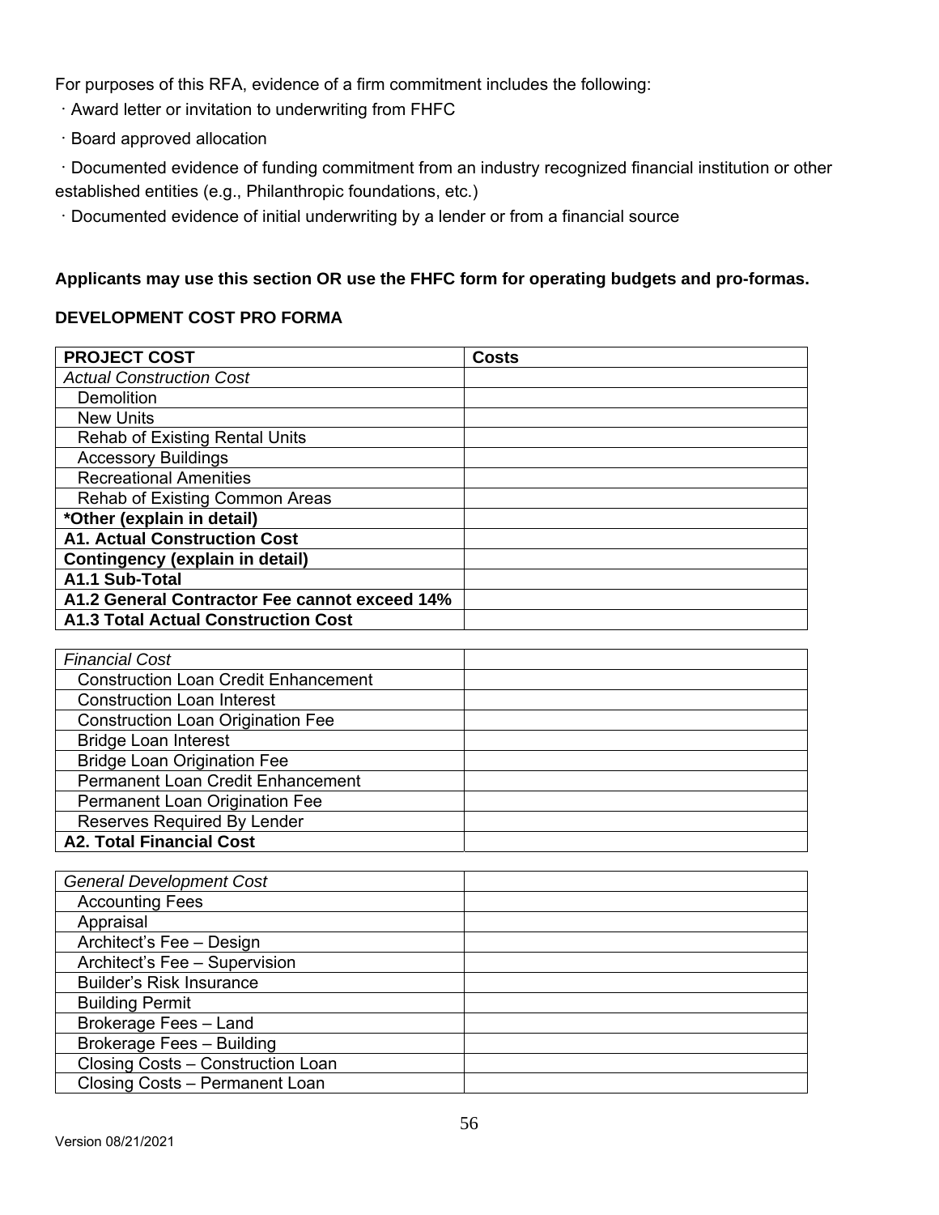For purposes of this RFA, evidence of a firm commitment includes the following:

· Award letter or invitation to underwriting from FHFC

· Board approved allocation

· Documented evidence of funding commitment from an industry recognized financial institution or other established entities (e.g., Philanthropic foundations, etc.)

· Documented evidence of initial underwriting by a lender or from a financial source

**Applicants may use this section OR use the FHFC form for operating budgets and pro-formas.**

**DEVELOPMENT COST PRO FORMA**

| **PROJECT COST** | **Costs** |
|---|---|
| *Actual Construction Cost* | |
| Demolition | |
| New Units | |
| Rehab of Existing Rental Units | |
| Accessory Buildings | |
| Recreational Amenities | |
| Rehab of Existing Common Areas | |
| **\*Other (explain in detail)** | |
| **A1. Actual Construction Cost** | |
| **Contingency (explain in detail)** | |
| **A1.1 Sub-Total** | |
| **A1.2 General Contractor Fee cannot exceed 14%** | |
| **A1.3 Total Actual Construction Cost** | |

| *Financial Cost* | |
|---|---|
| Construction Loan Credit Enhancement | |
| Construction Loan Interest | |
| Construction Loan Origination Fee | |
| Bridge Loan Interest | |
| Bridge Loan Origination Fee | |
| Permanent Loan Credit Enhancement | |
| Permanent Loan Origination Fee | |
| Reserves Required By Lender | |
| **A2. Total Financial Cost** | |

| *General Development Cost* | |
|---|---|
| Accounting Fees | |
| Appraisal | |
| Architect's Fee – Design | |
| Architect's Fee – Supervision | |
| Builder's Risk Insurance | |
| Building Permit | |
| Brokerage Fees – Land | |
| Brokerage Fees – Building | |
| Closing Costs – Construction Loan | |
| Closing Costs – Permanent Loan | |

Version 08/21/2021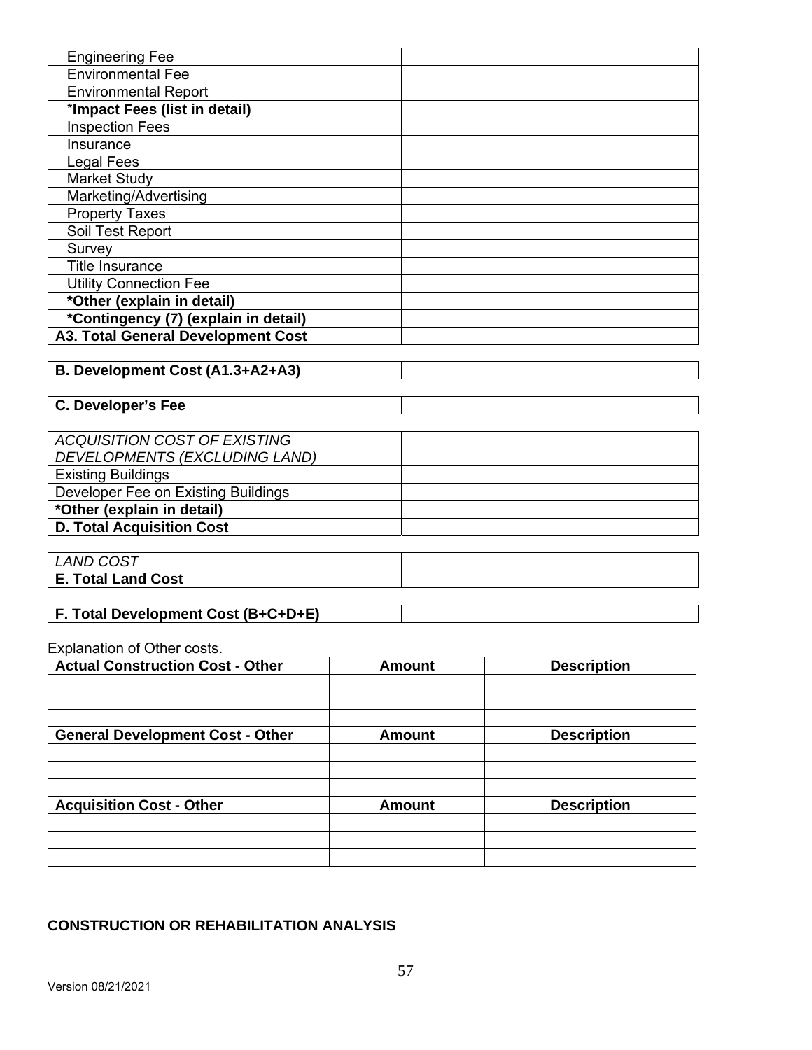| | |
|---|---|
| Engineering Fee | |
| Environmental Fee | |
| Environmental Report | |
| ***Impact Fees (list in detail)** | |
| Inspection Fees | |
| Insurance | |
| Legal Fees | |
| Market Study | |
| Marketing/Advertising | |
| Property Taxes | |
| Soil Test Report | |
| Survey | |
| Title Insurance | |
| Utility Connection Fee | |
| ***Other (explain in detail)** | |
| ***Contingency (7) (explain in detail)** | |
| **A3. Total General Development Cost** | |

| | |
|---|---|
| **B. Development Cost (A1.3+A2+A3)** | |

| | |
|---|---|
| **C. Developer's Fee** | |

| | |
|---|---|
| *ACQUISITION COST OF EXISTING DEVELOPMENTS (EXCLUDING LAND)* | |
| Existing Buildings | |
| Developer Fee on Existing Buildings | |
| ***Other (explain in detail)** | |
| **D. Total Acquisition Cost** | |

| | |
|---|---|
| *LAND COST* | |
| **E. Total Land Cost** | |

| | |
|---|---|
| **F. Total Development Cost (B+C+D+E)** | |

Explanation of Other costs.

| Actual Construction Cost - Other | Amount | Description |
|---|---|---|
| | | |
| | | |
| | | |
| **General Development Cost - Other** | **Amount** | **Description** |
| | | |
| | | |
| | | |
| **Acquisition Cost - Other** | **Amount** | **Description** |
| | | |
| | | |
| | | |

**CONSTRUCTION OR REHABILITATION ANALYSIS**

Version 08/21/2021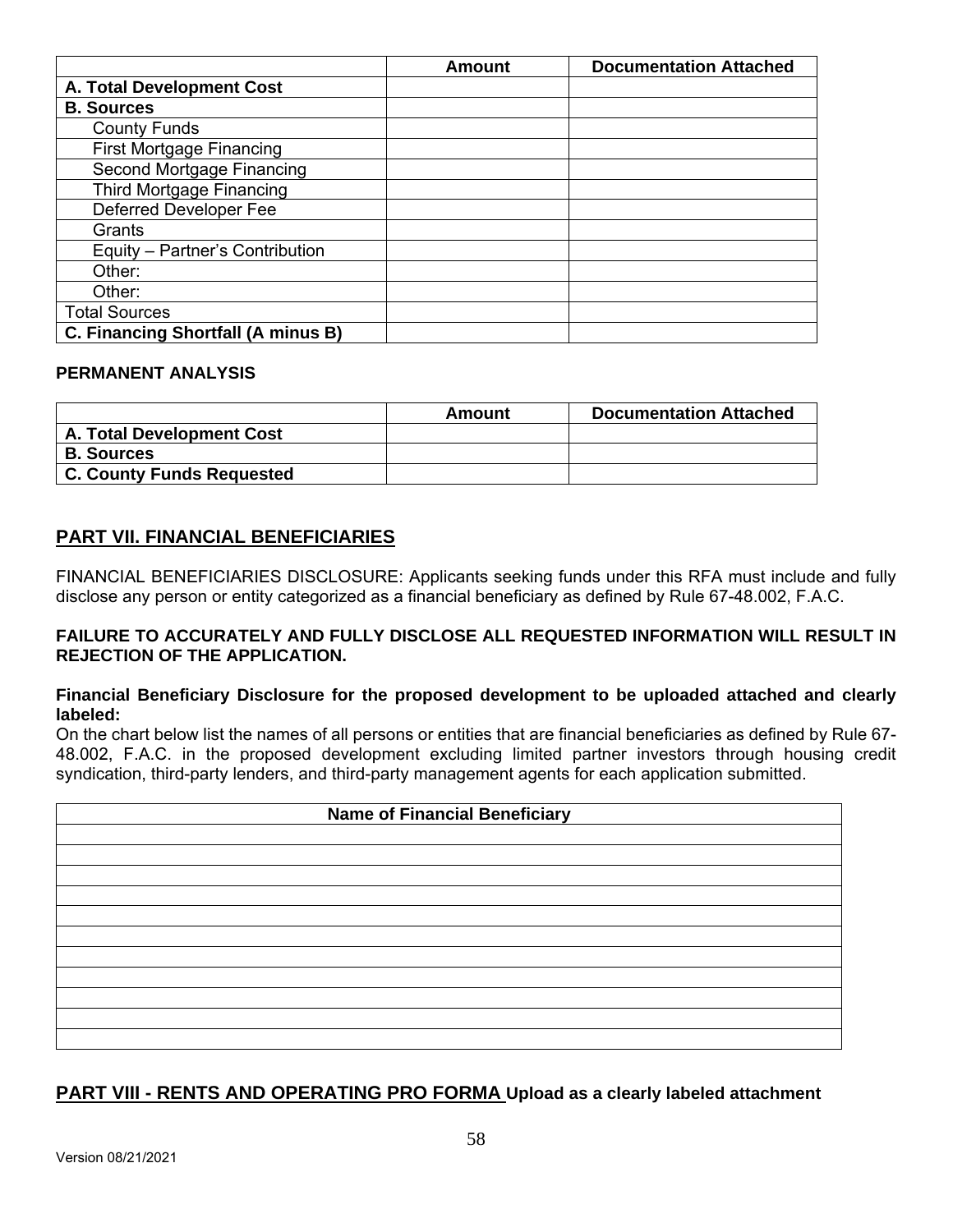| | Amount | Documentation Attached |
|---|---|---|
| **A. Total Development Cost** | | |
| **B. Sources** | | |
| County Funds | | |
| First Mortgage Financing | | |
| Second Mortgage Financing | | |
| Third Mortgage Financing | | |
| Deferred Developer Fee | | |
| Grants | | |
| Equity – Partner's Contribution | | |
| Other: | | |
| Other: | | |
| Total Sources | | |
| **C. Financing Shortfall (A minus B)** | | |

**PERMANENT ANALYSIS**

| | Amount | Documentation Attached |
|---|---|---|
| **A. Total Development Cost** | | |
| **B. Sources** | | |
| **C. County Funds Requested** | | |

## PART VII. FINANCIAL BENEFICIARIES

FINANCIAL BENEFICIARIES DISCLOSURE: Applicants seeking funds under this RFA must include and fully disclose any person or entity categorized as a financial beneficiary as defined by Rule 67-48.002, F.A.C.

**FAILURE TO ACCURATELY AND FULLY DISCLOSE ALL REQUESTED INFORMATION WILL RESULT IN REJECTION OF THE APPLICATION.**

**Financial Beneficiary Disclosure for the proposed development to be uploaded attached and clearly labeled:**

On the chart below list the names of all persons or entities that are financial beneficiaries as defined by Rule 67-48.002, F.A.C. in the proposed development excluding limited partner investors through housing credit syndication, third-party lenders, and third-party management agents for each application submitted.

| Name of Financial Beneficiary |
|---|
| |
| |
| |
| |
| |
| |
| |
| |
| |
| |
| |

## PART VIII - RENTS AND OPERATING PRO FORMA **Upload as a clearly labeled attachment**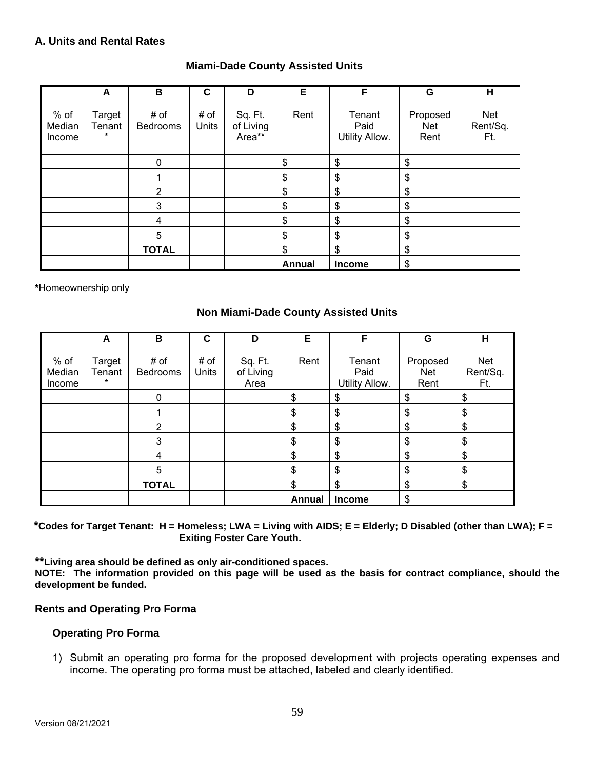### A. Units and Rental Rates

**Miami-Dade County Assisted Units**

| | A | B | C | D | E | F | G | H |
|---|---|---|---|---|---|---|---|---|
| % of Median Income | Target Tenant * | # of Bedrooms | # of Units | Sq. Ft. of Living Area** | Rent | Tenant Paid Utility Allow. | Proposed Net Rent | Net Rent/Sq. Ft. |
| | | 0 | | | $ | $ | $ | |
| | | 1 | | | $ | $ | $ | |
| | | 2 | | | $ | $ | $ | |
| | | 3 | | | $ | $ | $ | |
| | | 4 | | | $ | $ | $ | |
| | | 5 | | | $ | $ | $ | |
| | | **TOTAL** | | | $ | $ | $ | |
| | | | | | **Annual** | **Income** | $ | |

***Homeownership only**

**Non Miami-Dade County Assisted Units**

| | A | B | C | D | E | F | G | H |
|---|---|---|---|---|---|---|---|---|
| % of Median Income | Target Tenant * | # of Bedrooms | # of Units | Sq. Ft. of Living Area | Rent | Tenant Paid Utility Allow. | Proposed Net Rent | Net Rent/Sq. Ft. |
| | | 0 | | | $ | $ | $ | $ |
| | | 1 | | | $ | $ | $ | $ |
| | | 2 | | | $ | $ | $ | $ |
| | | 3 | | | $ | $ | $ | $ |
| | | 4 | | | $ | $ | $ | $ |
| | | 5 | | | $ | $ | $ | $ |
| | | **TOTAL** | | | $ | $ | $ | $ |
| | | | | | **Annual** | **Income** | $ | |

***Codes for Target Tenant: H = Homeless; LWA = Living with AIDS; E = Elderly; D Disabled (other than LWA); F = Exiting Foster Care Youth.**

****Living area should be defined as only air-conditioned spaces.**

**NOTE: The information provided on this page will be used as the basis for contract compliance, should the development be funded.**

### Rents and Operating Pro Forma

#### Operating Pro Forma

1) Submit an operating pro forma for the proposed development with projects operating expenses and income. The operating pro forma must be attached, labeled and clearly identified.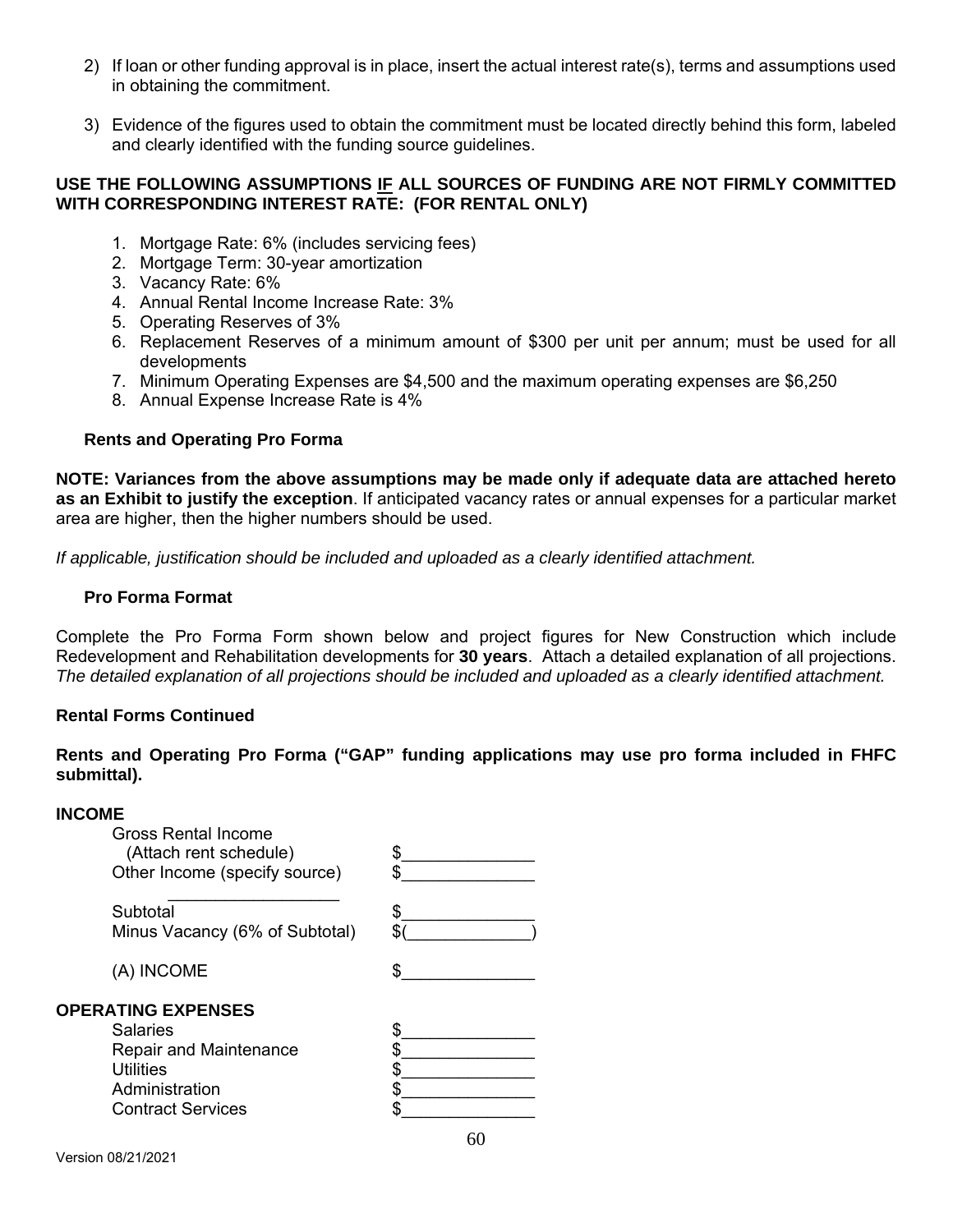2) If loan or other funding approval is in place, insert the actual interest rate(s), terms and assumptions used in obtaining the commitment.

3) Evidence of the figures used to obtain the commitment must be located directly behind this form, labeled and clearly identified with the funding source guidelines.

**USE THE FOLLOWING ASSUMPTIONS IF ALL SOURCES OF FUNDING ARE NOT FIRMLY COMMITTED WITH CORRESPONDING INTEREST RATE: (FOR RENTAL ONLY)**

1. Mortgage Rate: 6% (includes servicing fees)
2. Mortgage Term: 30-year amortization
3. Vacancy Rate: 6%
4. Annual Rental Income Increase Rate: 3%
5. Operating Reserves of 3%
6. Replacement Reserves of a minimum amount of $300 per unit per annum; must be used for all developments
7. Minimum Operating Expenses are $4,500 and the maximum operating expenses are $6,250
8. Annual Expense Increase Rate is 4%

**Rents and Operating Pro Forma**

**NOTE: Variances from the above assumptions may be made only if adequate data are attached hereto as an Exhibit to justify the exception**. If anticipated vacancy rates or annual expenses for a particular market area are higher, then the higher numbers should be used.

*If applicable, justification should be included and uploaded as a clearly identified attachment.*

**Pro Forma Format**

Complete the Pro Forma Form shown below and project figures for New Construction which include Redevelopment and Rehabilitation developments for **30 years**. Attach a detailed explanation of all projections. *The detailed explanation of all projections should be included and uploaded as a clearly identified attachment.*

**Rental Forms Continued**

**Rents and Operating Pro Forma ("GAP" funding applications may use pro forma included in FHFC submittal).**

**INCOME**

| | |
|---|---|
| Gross Rental Income (Attach rent schedule) | $______________ |
| Other Income (specify source) __________________ | $______________ |
| Subtotal | $______________ |
| Minus Vacancy (6% of Subtotal) | $(_____________) |
| (A) INCOME | $______________ |

**OPERATING EXPENSES**

| | |
|---|---|
| Salaries | $______________ |
| Repair and Maintenance | $______________ |
| Utilities | $______________ |
| Administration | $______________ |
| Contract Services | $______________ |

Version 08/21/2021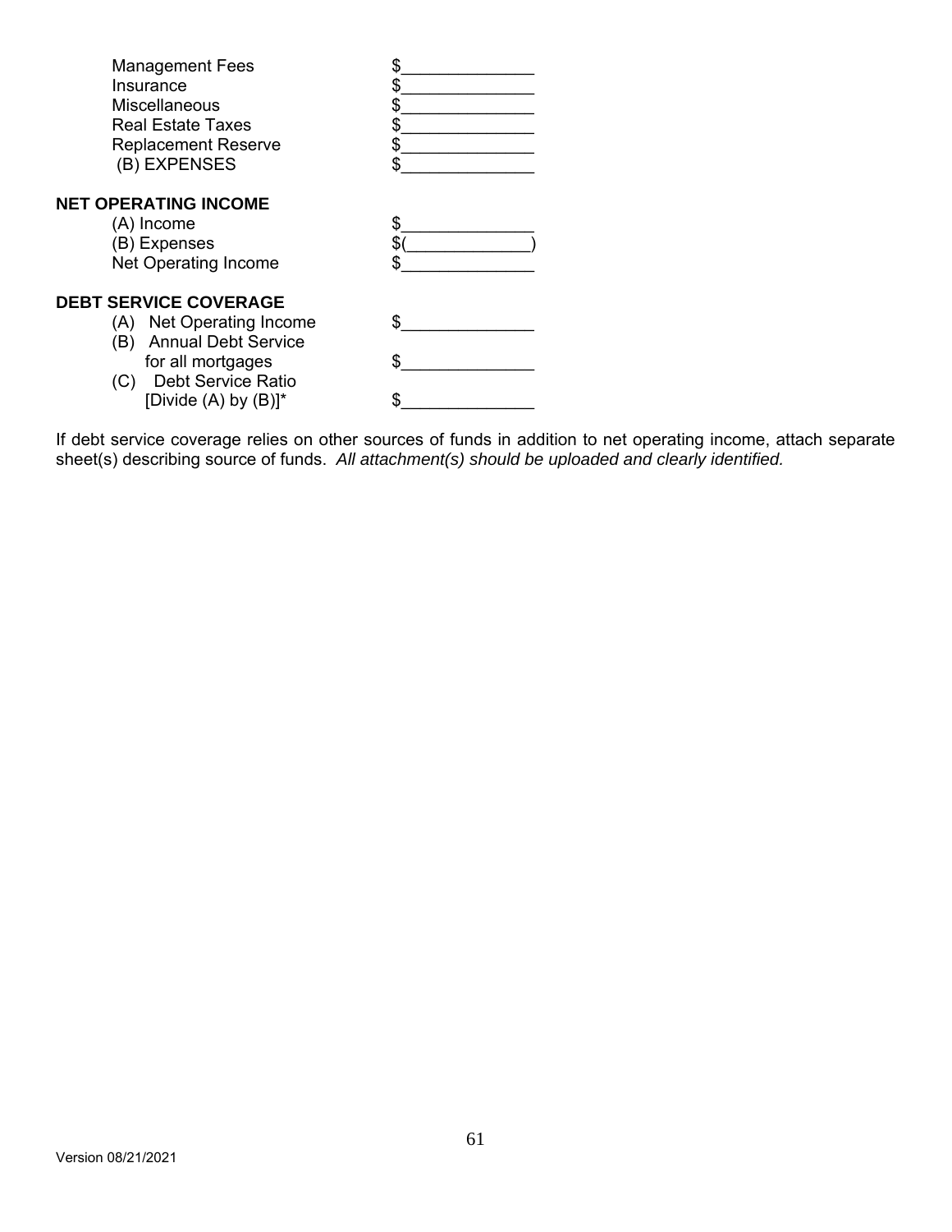| | |
|---|---|
| Management Fees | $______________ |
| Insurance | $______________ |
| Miscellaneous | $______________ |
| Real Estate Taxes | $______________ |
| Replacement Reserve | $______________ |
| (B) EXPENSES | $______________ |

**NET OPERATING INCOME**

| | |
|---|---|
| (A) Income | $______________ |
| (B) Expenses | $(_____________) |
| Net Operating Income | $______________ |

**DEBT SERVICE COVERAGE**

| | |
|---|---|
| (A) Net Operating Income | $______________ |
| (B) Annual Debt Service for all mortgages | $______________ |
| (C) Debt Service Ratio [Divide (A) by (B)]* | $______________ |

If debt service coverage relies on other sources of funds in addition to net operating income, attach separate sheet(s) describing source of funds. *All attachment(s) should be uploaded and clearly identified.*

Version 08/21/2021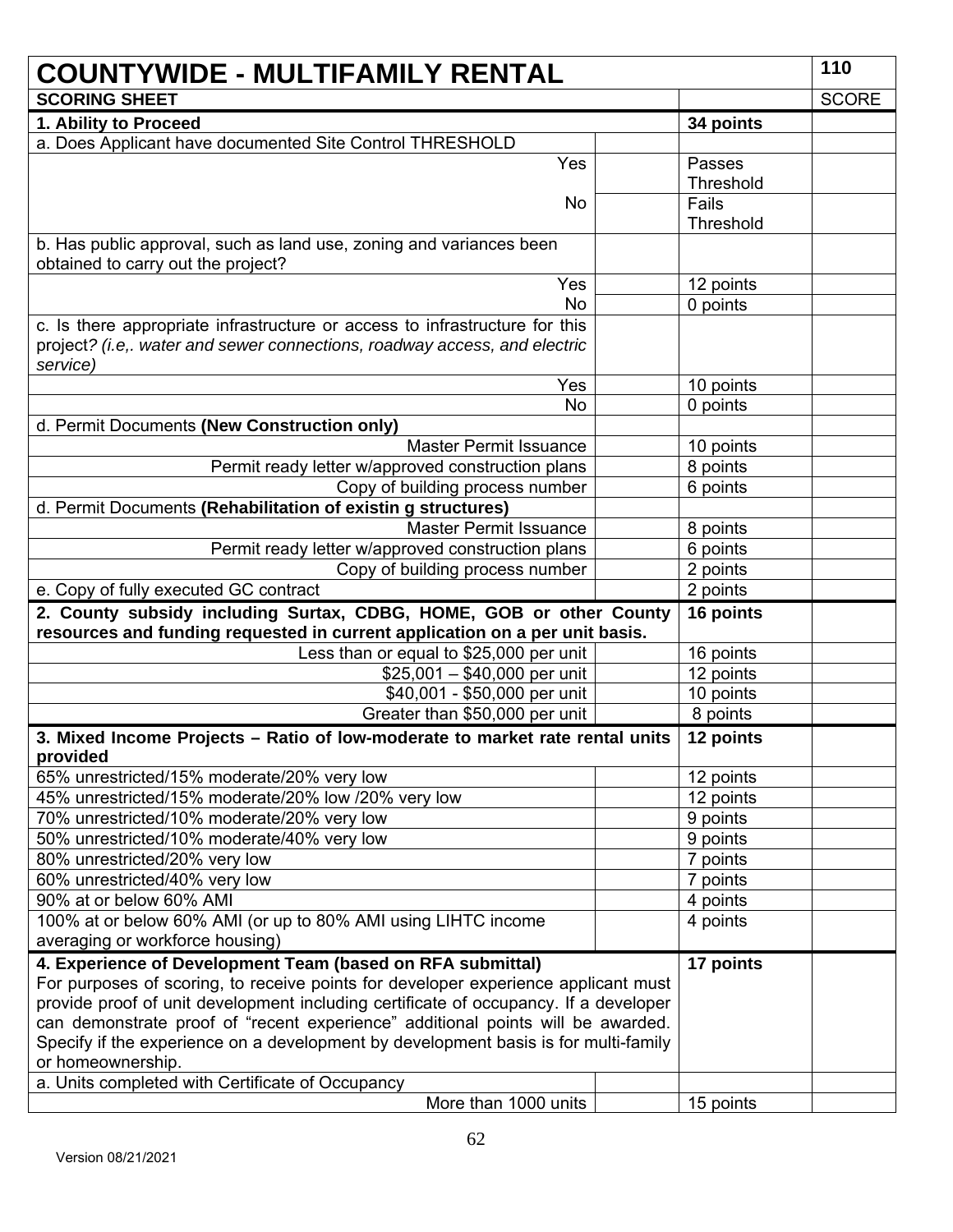| COUNTYWIDE - MULTIFAMILY RENTAL | | | 110 |
|---|---|---|---|
| **SCORING SHEET** | | | SCORE |
| **1. Ability to Proceed** | | **34 points** | |
| a. Does Applicant have documented Site Control THRESHOLD | | | |
| Yes | | Passes Threshold | |
| No | | Fails Threshold | |
| b. Has public approval, such as land use, zoning and variances been obtained to carry out the project? | | | |
| Yes | | 12 points | |
| No | | 0 points | |
| c. Is there appropriate infrastructure or access to infrastructure for this project*? (i.e,. water and sewer connections, roadway access, and electric service)* | | | |
| Yes | | 10 points | |
| No | | 0 points | |
| d. Permit Documents **(New Construction only)** | | | |
| Master Permit Issuance | | 10 points | |
| Permit ready letter w/approved construction plans | | 8 points | |
| Copy of building process number | | 6 points | |
| d. Permit Documents **(Rehabilitation of existin g structures)** | | | |
| Master Permit Issuance | | 8 points | |
| Permit ready letter w/approved construction plans | | 6 points | |
| Copy of building process number | | 2 points | |
| e. Copy of fully executed GC contract | | 2 points | |
| **2. County subsidy including Surtax, CDBG, HOME, GOB or other County resources and funding requested in current application on a per unit basis.** | | **16 points** | |
| Less than or equal to $25,000 per unit | | 16 points | |
| $25,001 – $40,000 per unit | | 12 points | |
| $40,001 - $50,000 per unit | | 10 points | |
| Greater than $50,000 per unit | | 8 points | |
| **3. Mixed Income Projects – Ratio of low-moderate to market rate rental units provided** | | **12 points** | |
| 65% unrestricted/15% moderate/20% very low | | 12 points | |
| 45% unrestricted/15% moderate/20% low /20% very low | | 12 points | |
| 70% unrestricted/10% moderate/20% very low | | 9 points | |
| 50% unrestricted/10% moderate/40% very low | | 9 points | |
| 80% unrestricted/20% very low | | 7 points | |
| 60% unrestricted/40% very low | | 7 points | |
| 90% at or below 60% AMI | | 4 points | |
| 100% at or below 60% AMI (or up to 80% AMI using LIHTC income averaging or workforce housing) | | 4 points | |
| **4. Experience of Development Team (based on RFA submittal)** For purposes of scoring, to receive points for developer experience applicant must provide proof of unit development including certificate of occupancy. If a developer can demonstrate proof of "recent experience" additional points will be awarded. Specify if the experience on a development by development basis is for multi-family or homeownership. | | **17 points** | |
| a. Units completed with Certificate of Occupancy | | | |
| More than 1000 units | | 15 points | |

Version 08/21/2021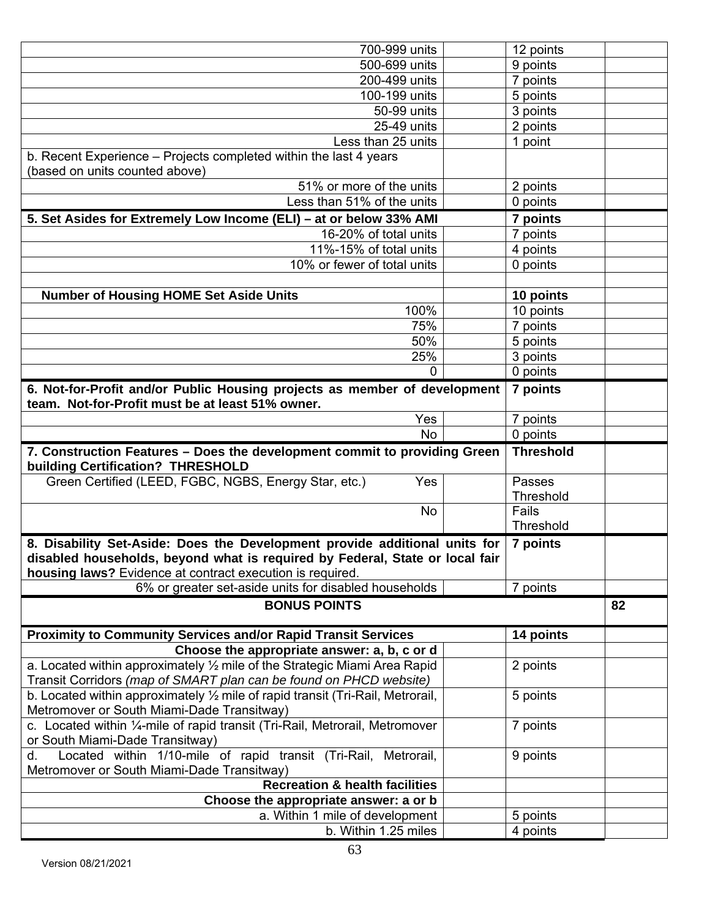| | | | |
|---|---|---|---|
| 700-999 units | | 12 points | |
| 500-699 units | | 9 points | |
| 200-499 units | | 7 points | |
| 100-199 units | | 5 points | |
| 50-99 units | | 3 points | |
| 25-49 units | | 2 points | |
| Less than 25 units | | 1 point | |
| b. Recent Experience – Projects completed within the last 4 years (based on units counted above) | | | |
| 51% or more of the units | | 2 points | |
| Less than 51% of the units | | 0 points | |
| **5. Set Asides for Extremely Low Income (ELI) – at or below 33% AMI** | | **7 points** | |
| 16-20% of total units | | 7 points | |
| 11%-15% of total units | | 4 points | |
| 10% or fewer of total units | | 0 points | |
| | | | |
| **Number of Housing HOME Set Aside Units** | | **10 points** | |
| 100% | | 10 points | |
| 75% | | 7 points | |
| 50% | | 5 points | |
| 25% | | 3 points | |
| 0 | | 0 points | |
| **6. Not-for-Profit and/or Public Housing projects as member of development team. Not-for-Profit must be at least 51% owner.** | | **7 points** | |
| Yes | | 7 points | |
| No | | 0 points | |
| **7. Construction Features – Does the development commit to providing Green building Certification? THRESHOLD** | | **Threshold** | |
| Green Certified (LEED, FGBC, NGBS, Energy Star, etc.) Yes | | Passes Threshold | |
| No | | Fails Threshold | |
| **8. Disability Set-Aside: Does the Development provide additional units for disabled households, beyond what is required by Federal, State or local fair housing laws?** Evidence at contract execution is required. | | **7 points** | |
| 6% or greater set-aside units for disabled households | | 7 points | |
| **BONUS POINTS** | | | **82** |
| **Proximity to Community Services and/or Rapid Transit Services** | | **14 points** | |
| **Choose the appropriate answer: a, b, c or d** | | | |
| a. Located within approximately ½ mile of the Strategic Miami Area Rapid Transit Corridors *(map of SMART plan can be found on PHCD website)* | | 2 points | |
| b. Located within approximately ½ mile of rapid transit (Tri-Rail, Metrorail, Metromover or South Miami-Dade Transitway) | | 5 points | |
| c. Located within ¼-mile of rapid transit (Tri-Rail, Metrorail, Metromover or South Miami-Dade Transitway) | | 7 points | |
| d. Located within 1/10-mile of rapid transit (Tri-Rail, Metrorail, Metromover or South Miami-Dade Transitway) | | 9 points | |
| **Recreation & health facilities** | | | |
| **Choose the appropriate answer: a or b** | | | |
| a. Within 1 mile of development | | 5 points | |
| b. Within 1.25 miles | | 4 points | |

Version 08/21/2021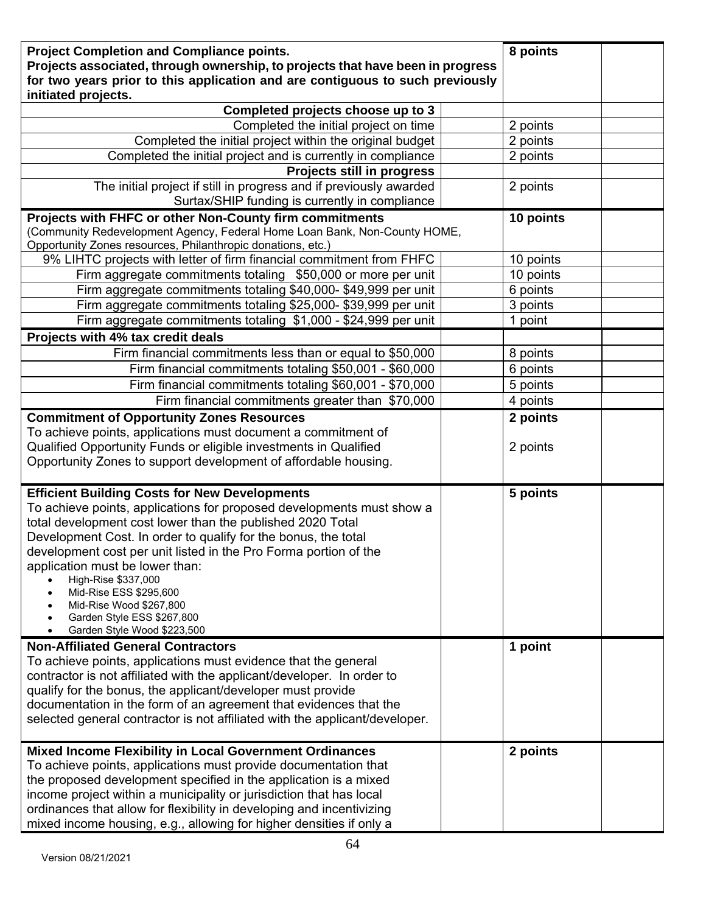| Criteria | | Points | |
|---|---|---|---|
| **Project Completion and Compliance points.**<br>**Projects associated, through ownership, to projects that have been in progress for two years prior to this application and are contiguous to such previously initiated projects.** | | **8 points** | |
| **Completed projects choose up to 3** | | | |
| Completed the initial project on time | | 2 points | |
| Completed the initial project within the original budget | | 2 points | |
| Completed the initial project and is currently in compliance | | 2 points | |
| **Projects still in progress** | | | |
| The initial project if still in progress and if previously awarded Surtax/SHIP funding is currently in compliance | | 2 points | |
| **Projects with FHFC or other Non-County firm commitments**<br>(Community Redevelopment Agency, Federal Home Loan Bank, Non-County HOME, Opportunity Zones resources, Philanthropic donations, etc.) | | **10 points** | |
| 9% LIHTC projects with letter of firm financial commitment from FHFC | | 10 points | |
| Firm aggregate commitments totaling $50,000 or more per unit | | 10 points | |
| Firm aggregate commitments totaling $40,000- $49,999 per unit | | 6 points | |
| Firm aggregate commitments totaling $25,000- $39,999 per unit | | 3 points | |
| Firm aggregate commitments totaling $1,000 - $24,999 per unit | | 1 point | |
| **Projects with 4% tax credit deals** | | | |
| Firm financial commitments less than or equal to $50,000 | | 8 points | |
| Firm financial commitments totaling $50,001 - $60,000 | | 6 points | |
| Firm financial commitments totaling $60,001 - $70,000 | | 5 points | |
| Firm financial commitments greater than $70,000 | | 4 points | |
| **Commitment of Opportunity Zones Resources**<br>To achieve points, applications must document a commitment of Qualified Opportunity Funds or eligible investments in Qualified Opportunity Zones to support development of affordable housing. | | **2 points**<br><br>2 points | |
| **Efficient Building Costs for New Developments**<br>To achieve points, applications for proposed developments must show a total development cost lower than the published 2020 Total Development Cost. In order to qualify for the bonus, the total development cost per unit listed in the Pro Forma portion of the application must be lower than:<br>• High-Rise $337,000<br>• Mid-Rise ESS $295,600<br>• Mid-Rise Wood $267,800<br>• Garden Style ESS $267,800<br>• Garden Style Wood $223,500 | | **5 points** | |
| **Non-Affiliated General Contractors**<br>To achieve points, applications must evidence that the general contractor is not affiliated with the applicant/developer. In order to qualify for the bonus, the applicant/developer must provide documentation in the form of an agreement that evidences that the selected general contractor is not affiliated with the applicant/developer. | | **1 point** | |
| **Mixed Income Flexibility in Local Government Ordinances**<br>To achieve points, applications must provide documentation that the proposed development specified in the application is a mixed income project within a municipality or jurisdiction that has local ordinances that allow for flexibility in developing and incentivizing mixed income housing, e.g., allowing for higher densities if only a | | **2 points** | |

Version 08/21/2021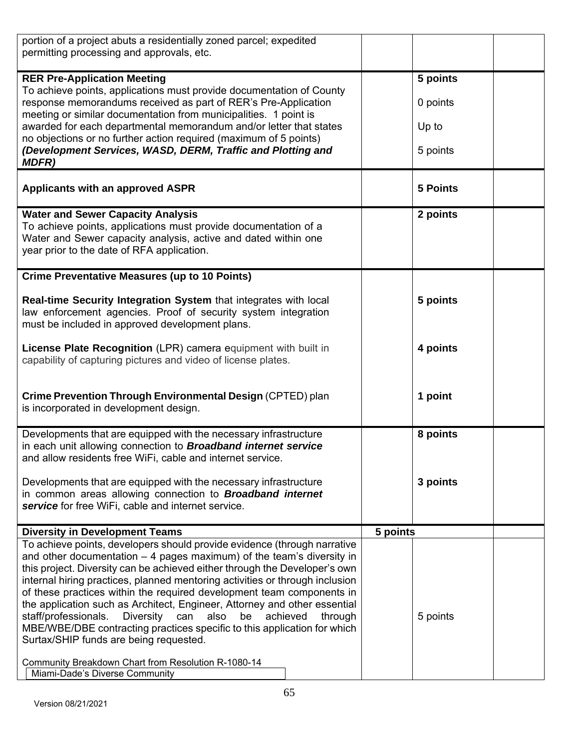| | | | |
|---|---|---|---|
| portion of a project abuts a residentially zoned parcel; expedited permitting processing and approvals, etc. | | | |
| **RER Pre-Application Meeting**<br>To achieve points, applications must provide documentation of County response memorandums received as part of RER's Pre-Application meeting or similar documentation from municipalities. 1 point is awarded for each departmental memorandum and/or letter that states no objections or no further action required (maximum of 5 points)<br>***(Development Services, WASD, DERM, Traffic and Plotting and MDFR)*** | | **5 points**<br><br>0 points<br><br>Up to<br><br>5 points | |
| **Applicants with an approved ASPR** | | **5 Points** | |
| **Water and Sewer Capacity Analysis**<br>To achieve points, applications must provide documentation of a Water and Sewer capacity analysis, active and dated within one year prior to the date of RFA application. | | **2 points** | |
| **Crime Preventative Measures (up to 10 Points)**<br><br>**Real-time Security Integration System** that integrates with local law enforcement agencies. Proof of security system integration must be included in approved development plans.<br><br>**License Plate Recognition** (LPR) camera equipment with built in capability of capturing pictures and video of license plates.<br><br>**Crime Prevention Through Environmental Design** (CPTED) plan is incorporated in development design. | | <br><br>**5 points**<br><br><br>**4 points**<br><br><br>**1 point** | |
| Developments that are equipped with the necessary infrastructure in each unit allowing connection to ***Broadband internet service*** and allow residents free WiFi, cable and internet service.<br><br>Developments that are equipped with the necessary infrastructure in common areas allowing connection to ***Broadband internet service*** for free WiFi, cable and internet service. | | **8 points**<br><br><br>**3 points** | |
| **Diversity in Development Teams** | **5 points** | | |
| To achieve points, developers should provide evidence (through narrative and other documentation – 4 pages maximum) of the team's diversity in this project. Diversity can be achieved either through the Developer's own internal hiring practices, planned mentoring activities or through inclusion of these practices within the required development team components in the application such as Architect, Engineer, Attorney and other essential staff/professionals. Diversity can also be achieved through MBE/WBE/DBE contracting practices specific to this application for which Surtax/SHIP funds are being requested.<br><br>Community Breakdown Chart from Resolution R-1080-14<br>Miami-Dade's Diverse Community | | 5 points | |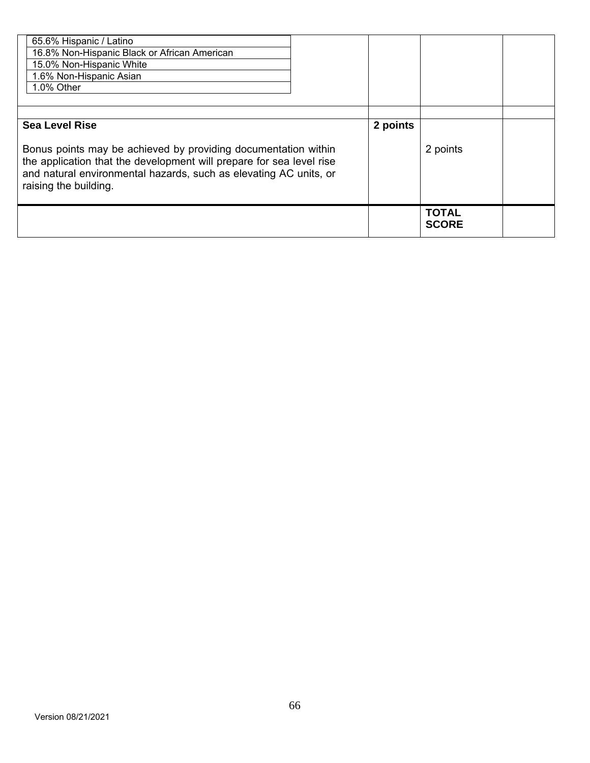| | | | |
|---|---|---|---|
| 65.6% Hispanic / Latino<br>16.8% Non-Hispanic Black or African American<br>15.0% Non-Hispanic White<br>1.6% Non-Hispanic Asian<br>1.0% Other | | | |
| | | | |
| **Sea Level Rise**<br><br>Bonus points may be achieved by providing documentation within the application that the development will prepare for sea level rise and natural environmental hazards, such as elevating AC units, or raising the building. | **2 points** | 2 points | |
| | | **TOTAL SCORE** | |

Version 08/21/2021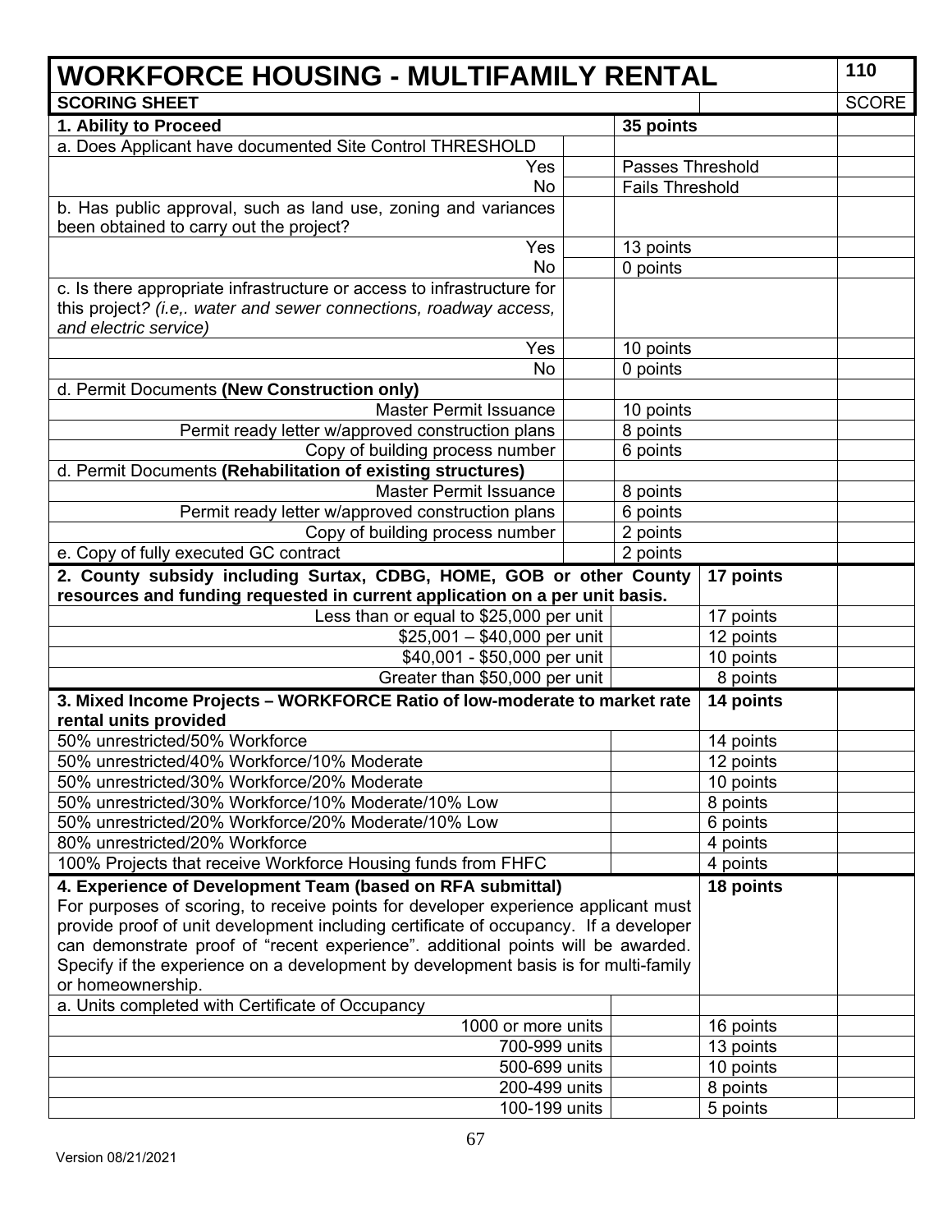| WORKFORCE HOUSING - MULTIFAMILY RENTAL | | | 110 |
|---|---|---|---|
| **SCORING SHEET** | | | **SCORE** |
| **1. Ability to Proceed** | **35 points** | | |
| a. Does Applicant have documented Site Control THRESHOLD | | | |
| Yes | Passes Threshold | | |
| No | Fails Threshold | | |
| b. Has public approval, such as land use, zoning and variances been obtained to carry out the project? | | | |
| Yes | 13 points | | |
| No | 0 points | | |
| c. Is there appropriate infrastructure or access to infrastructure for this project? *(i.e,. water and sewer connections, roadway access, and electric service)* | | | |
| Yes | 10 points | | |
| No | 0 points | | |
| d. Permit Documents **(New Construction only)** | | | |
| Master Permit Issuance | 10 points | | |
| Permit ready letter w/approved construction plans | 8 points | | |
| Copy of building process number | 6 points | | |
| d. Permit Documents **(Rehabilitation of existing structures)** | | | |
| Master Permit Issuance | 8 points | | |
| Permit ready letter w/approved construction plans | 6 points | | |
| Copy of building process number | 2 points | | |
| e. Copy of fully executed GC contract | 2 points | | |
| **2. County subsidy including Surtax, CDBG, HOME, GOB or other County resources and funding requested in current application on a per unit basis.** | | **17 points** | |
| Less than or equal to $25,000 per unit | | 17 points | |
| $25,001 – $40,000 per unit | | 12 points | |
| $40,001 - $50,000 per unit | | 10 points | |
| Greater than $50,000 per unit | | 8 points | |
| **3. Mixed Income Projects – WORKFORCE Ratio of low-moderate to market rate rental units provided** | | **14 points** | |
| 50% unrestricted/50% Workforce | | 14 points | |
| 50% unrestricted/40% Workforce/10% Moderate | | 12 points | |
| 50% unrestricted/30% Workforce/20% Moderate | | 10 points | |
| 50% unrestricted/30% Workforce/10% Moderate/10% Low | | 8 points | |
| 50% unrestricted/20% Workforce/20% Moderate/10% Low | | 6 points | |
| 80% unrestricted/20% Workforce | | 4 points | |
| 100% Projects that receive Workforce Housing funds from FHFC | | 4 points | |
| **4. Experience of Development Team (based on RFA submittal)** For purposes of scoring, to receive points for developer experience applicant must provide proof of unit development including certificate of occupancy. If a developer can demonstrate proof of "recent experience". additional points will be awarded. Specify if the experience on a development by development basis is for multi-family or homeownership. | | **18 points** | |
| a. Units completed with Certificate of Occupancy | | | |
| 1000 or more units | | 16 points | |
| 700-999 units | | 13 points | |
| 500-699 units | | 10 points | |
| 200-499 units | | 8 points | |
| 100-199 units | | 5 points | |

Version 08/21/2021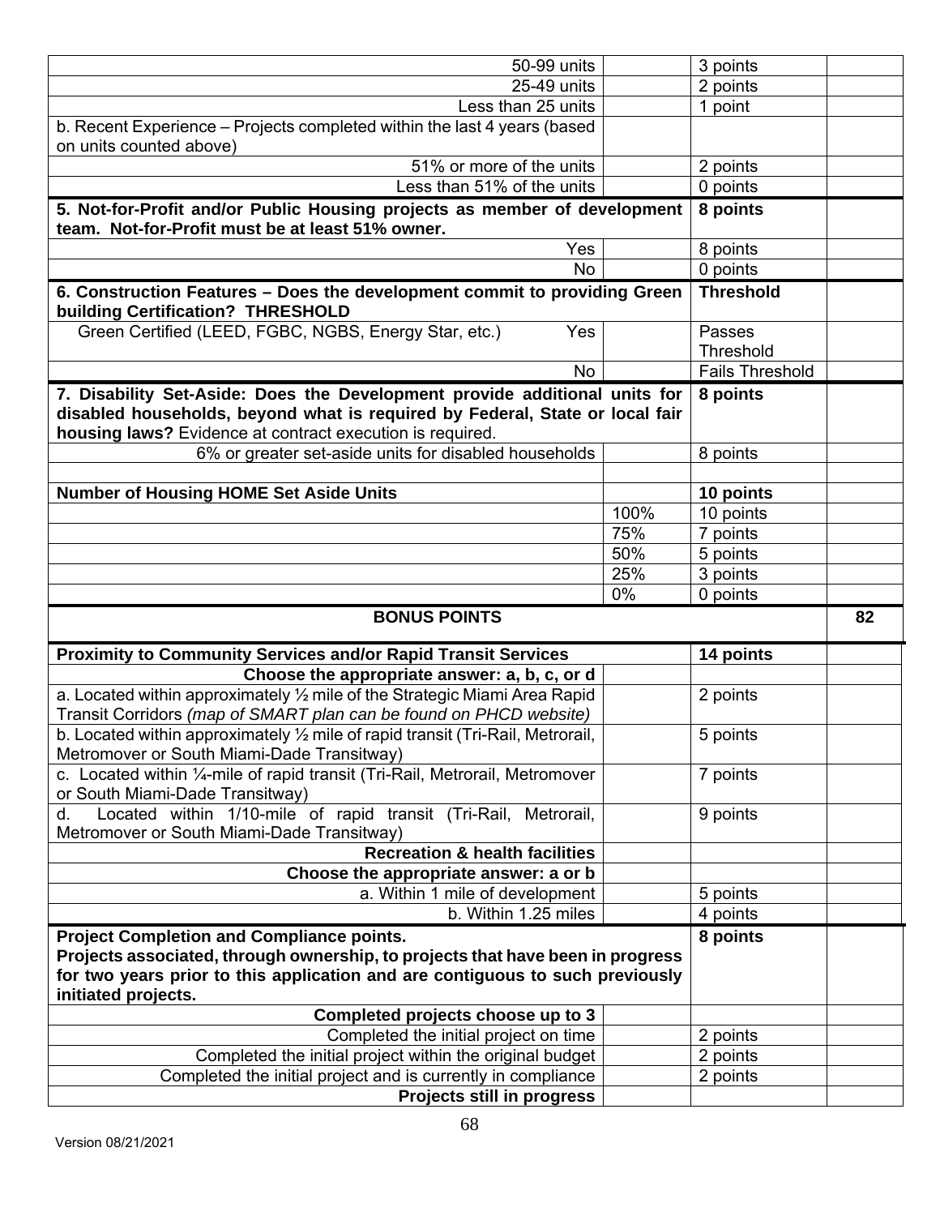| | | | |
|---|---|---|---|
| 50-99 units | | 3 points | |
| 25-49 units | | 2 points | |
| Less than 25 units | | 1 point | |
| b. Recent Experience – Projects completed within the last 4 years (based on units counted above) | | | |
| 51% or more of the units | | 2 points | |
| Less than 51% of the units | | 0 points | |
| **5. Not-for-Profit and/or Public Housing projects as member of development team. Not-for-Profit must be at least 51% owner.** | | **8 points** | |
| Yes | | 8 points | |
| No | | 0 points | |
| **6. Construction Features – Does the development commit to providing Green building Certification? THRESHOLD** | | **Threshold** | |
| Green Certified (LEED, FGBC, NGBS, Energy Star, etc.) Yes | | Passes Threshold | |
| No | | Fails Threshold | |
| **7. Disability Set-Aside: Does the Development provide additional units for disabled households, beyond what is required by Federal, State or local fair housing laws?** Evidence at contract execution is required. | | **8 points** | |
| 6% or greater set-aside units for disabled households | | 8 points | |
| | | | |
| **Number of Housing HOME Set Aside Units** | | **10 points** | |
| | 100% | 10 points | |
| | 75% | 7 points | |
| | 50% | 5 points | |
| | 25% | 3 points | |
| | 0% | 0 points | |
| **BONUS POINTS** | | | **82** |
| **Proximity to Community Services and/or Rapid Transit Services** | | **14 points** | |
| **Choose the appropriate answer: a, b, c, or d** | | | |
| a. Located within approximately ½ mile of the Strategic Miami Area Rapid Transit Corridors *(map of SMART plan can be found on PHCD website)* | | 2 points | |
| b. Located within approximately ½ mile of rapid transit (Tri-Rail, Metrorail, Metromover or South Miami-Dade Transitway) | | 5 points | |
| c. Located within ¼-mile of rapid transit (Tri-Rail, Metrorail, Metromover or South Miami-Dade Transitway) | | 7 points | |
| d. Located within 1/10-mile of rapid transit (Tri-Rail, Metrorail, Metromover or South Miami-Dade Transitway) | | 9 points | |
| **Recreation & health facilities** | | | |
| **Choose the appropriate answer: a or b** | | | |
| a. Within 1 mile of development | | 5 points | |
| b. Within 1.25 miles | | 4 points | |
| **Project Completion and Compliance points. Projects associated, through ownership, to projects that have been in progress for two years prior to this application and are contiguous to such previously initiated projects.** | | **8 points** | |
| **Completed projects choose up to 3** | | | |
| Completed the initial project on time | | 2 points | |
| Completed the initial project within the original budget | | 2 points | |
| Completed the initial project and is currently in compliance | | 2 points | |
| **Projects still in progress** | | | |

Version 08/21/2021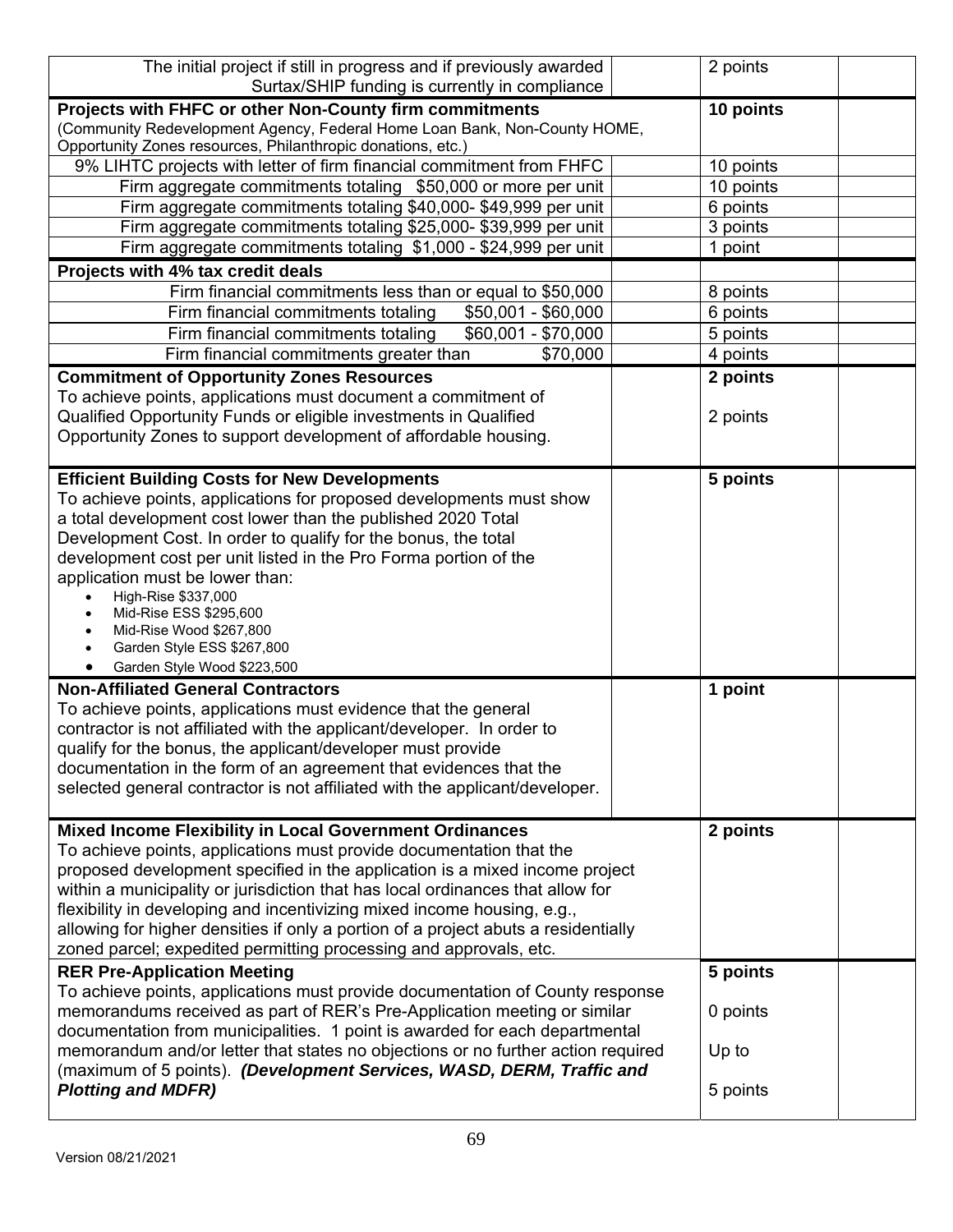| | | | |
|---|---|---|---|
| The initial project if still in progress and if previously awarded Surtax/SHIP funding is currently in compliance | | 2 points | |
| **Projects with FHFC or other Non-County firm commitments** (Community Redevelopment Agency, Federal Home Loan Bank, Non-County HOME, Opportunity Zones resources, Philanthropic donations, etc.) | | **10 points** | |
| 9% LIHTC projects with letter of firm financial commitment from FHFC | | 10 points | |
| Firm aggregate commitments totaling $50,000 or more per unit | | 10 points | |
| Firm aggregate commitments totaling $40,000- $49,999 per unit | | 6 points | |
| Firm aggregate commitments totaling $25,000- $39,999 per unit | | 3 points | |
| Firm aggregate commitments totaling $1,000 - $24,999 per unit | | 1 point | |
| **Projects with 4% tax credit deals** | | | |
| Firm financial commitments less than or equal to $50,000 | | 8 points | |
| Firm financial commitments totaling $50,001 - $60,000 | | 6 points | |
| Firm financial commitments totaling $60,001 - $70,000 | | 5 points | |
| Firm financial commitments greater than $70,000 | | 4 points | |
| **Commitment of Opportunity Zones Resources**<br>To achieve points, applications must document a commitment of Qualified Opportunity Funds or eligible investments in Qualified Opportunity Zones to support development of affordable housing. | | **2 points**<br><br>2 points | |
| **Efficient Building Costs for New Developments**<br>To achieve points, applications for proposed developments must show a total development cost lower than the published 2020 Total Development Cost. In order to qualify for the bonus, the total development cost per unit listed in the Pro Forma portion of the application must be lower than:<br>• High-Rise $337,000<br>• Mid-Rise ESS $295,600<br>• Mid-Rise Wood $267,800<br>• Garden Style ESS $267,800<br>• Garden Style Wood $223,500 | | **5 points** | |
| **Non-Affiliated General Contractors**<br>To achieve points, applications must evidence that the general contractor is not affiliated with the applicant/developer. In order to qualify for the bonus, the applicant/developer must provide documentation in the form of an agreement that evidences that the selected general contractor is not affiliated with the applicant/developer. | | **1 point** | |
| **Mixed Income Flexibility in Local Government Ordinances**<br>To achieve points, applications must provide documentation that the proposed development specified in the application is a mixed income project within a municipality or jurisdiction that has local ordinances that allow for flexibility in developing and incentivizing mixed income housing, e.g., allowing for higher densities if only a portion of a project abuts a residentially zoned parcel; expedited permitting processing and approvals, etc. | | **2 points** | |
| **RER Pre-Application Meeting**<br>To achieve points, applications must provide documentation of County response memorandums received as part of RER's Pre-Application meeting or similar documentation from municipalities. 1 point is awarded for each departmental memorandum and/or letter that states no objections or no further action required (maximum of 5 points). ***(Development Services, WASD, DERM, Traffic and Plotting and MDFR)*** | | **5 points**<br><br>0 points<br><br>Up to<br><br>5 points | |

Version 08/21/2021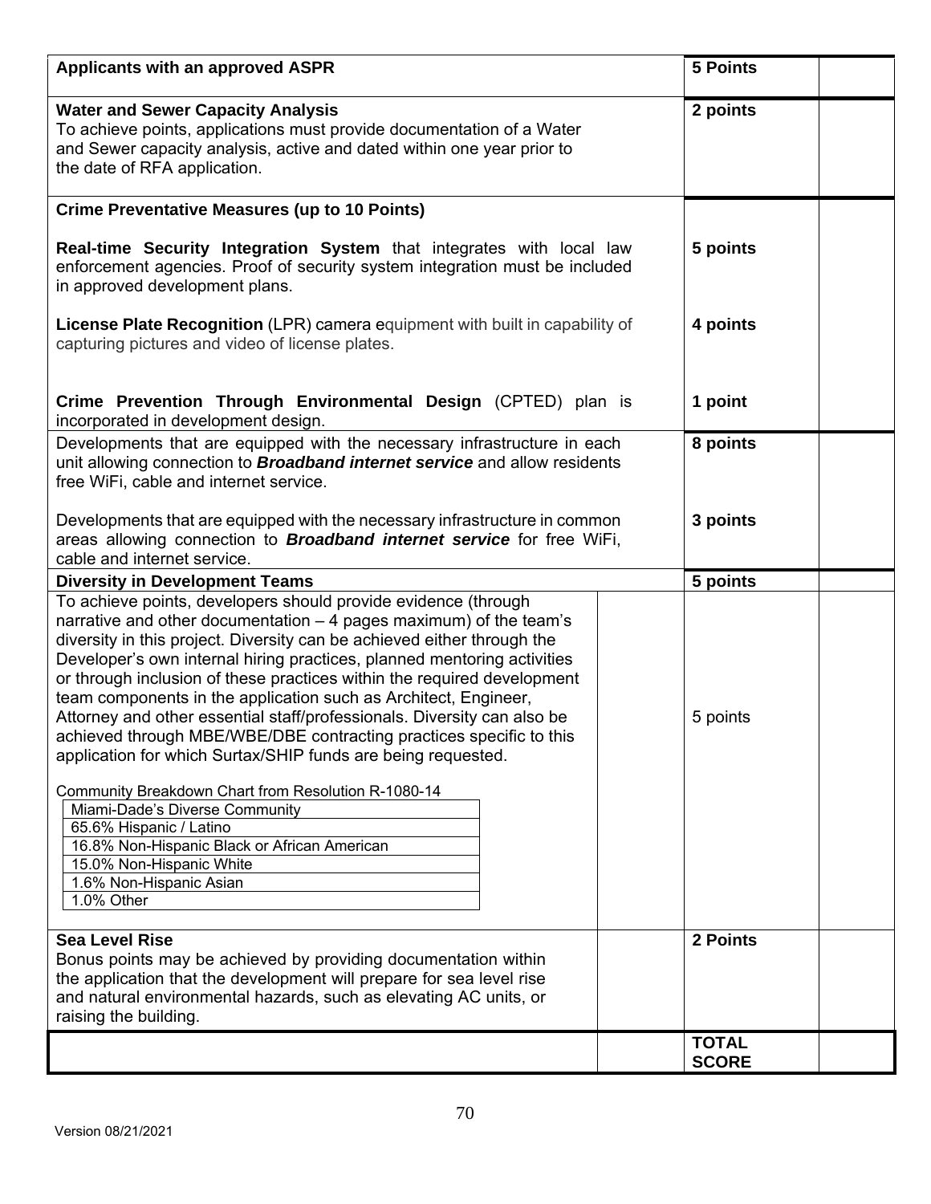| Criteria | Points | Score |
|---|---|---|
| **Applicants with an approved ASPR** | **5 Points** | |
| **Water and Sewer Capacity Analysis**<br>To achieve points, applications must provide documentation of a Water and Sewer capacity analysis, active and dated within one year prior to the date of RFA application. | **2 points** | |
| **Crime Preventative Measures (up to 10 Points)**<br><br>**Real-time Security Integration System** that integrates with local law enforcement agencies. Proof of security system integration must be included in approved development plans. | **5 points** | |
| **License Plate Recognition** (LPR) camera equipment with built in capability of capturing pictures and video of license plates. | **4 points** | |
| **Crime Prevention Through Environmental Design** (CPTED) plan is incorporated in development design. | **1 point** | |
| Developments that are equipped with the necessary infrastructure in each unit allowing connection to ***Broadband internet service*** and allow residents free WiFi, cable and internet service. | **8 points** | |
| Developments that are equipped with the necessary infrastructure in common areas allowing connection to ***Broadband internet service*** for free WiFi, cable and internet service. | **3 points** | |
| **Diversity in Development Teams** | **5 points** | |
| To achieve points, developers should provide evidence (through narrative and other documentation – 4 pages maximum) of the team's diversity in this project. Diversity can be achieved either through the Developer's own internal hiring practices, planned mentoring activities or through inclusion of these practices within the required development team components in the application such as Architect, Engineer, Attorney and other essential staff/professionals. Diversity can also be achieved through MBE/WBE/DBE contracting practices specific to this application for which Surtax/SHIP funds are being requested.<br><br>Community Breakdown Chart from Resolution R-1080-14<br>Miami-Dade's Diverse Community<br>65.6% Hispanic / Latino<br>16.8% Non-Hispanic Black or African American<br>15.0% Non-Hispanic White<br>1.6% Non-Hispanic Asian<br>1.0% Other | 5 points | |
| **Sea Level Rise**<br>Bonus points may be achieved by providing documentation within the application that the development will prepare for sea level rise and natural environmental hazards, such as elevating AC units, or raising the building. | **2 Points** | |
| | **TOTAL SCORE** | |

Version 08/21/2021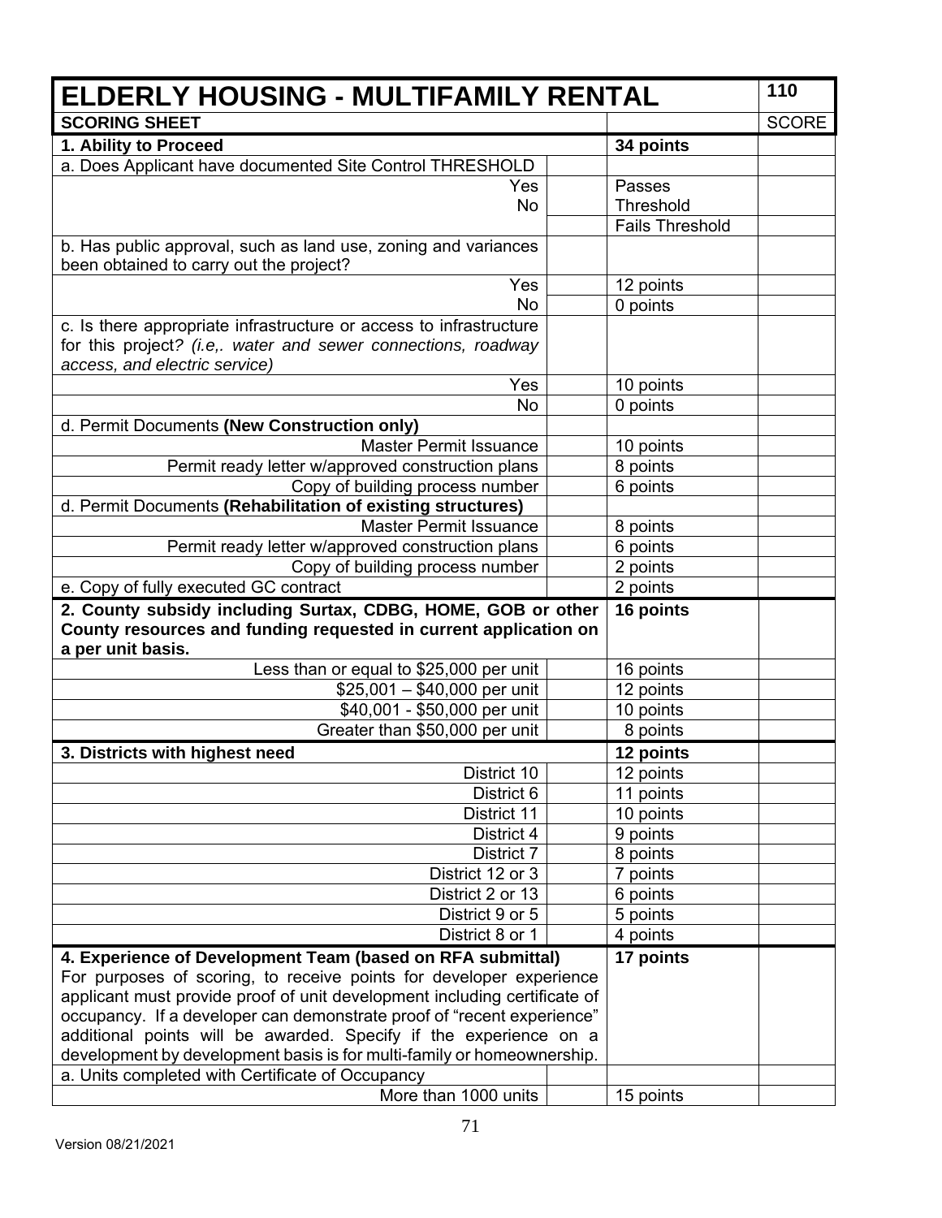| ELDERLY HOUSING - MULTIFAMILY RENTAL | | | 110 |
|---|---|---|---|
| **SCORING SHEET** | | | SCORE |
| **1. Ability to Proceed** | | **34 points** | |
| a. Does Applicant have documented Site Control THRESHOLD | | | |
| Yes<br>No | | Passes Threshold | |
| | | Fails Threshold | |
| b. Has public approval, such as land use, zoning and variances been obtained to carry out the project? | | | |
| Yes | | 12 points | |
| No | | 0 points | |
| c. Is there appropriate infrastructure or access to infrastructure for this project? *(i.e,. water and sewer connections, roadway access, and electric service)* | | | |
| Yes | | 10 points | |
| No | | 0 points | |
| d. Permit Documents **(New Construction only)** | | | |
| Master Permit Issuance | | 10 points | |
| Permit ready letter w/approved construction plans | | 8 points | |
| Copy of building process number | | 6 points | |
| d. Permit Documents **(Rehabilitation of existing structures)** | | | |
| Master Permit Issuance | | 8 points | |
| Permit ready letter w/approved construction plans | | 6 points | |
| Copy of building process number | | 2 points | |
| e. Copy of fully executed GC contract | | 2 points | |
| **2. County subsidy including Surtax, CDBG, HOME, GOB or other County resources and funding requested in current application on a per unit basis.** | | **16 points** | |
| Less than or equal to $25,000 per unit | | 16 points | |
| $25,001 – $40,000 per unit | | 12 points | |
| $40,001 - $50,000 per unit | | 10 points | |
| Greater than $50,000 per unit | | 8 points | |
| **3. Districts with highest need** | | **12 points** | |
| District 10 | | 12 points | |
| District 6 | | 11 points | |
| District 11 | | 10 points | |
| District 4 | | 9 points | |
| District 7 | | 8 points | |
| District 12 or 3 | | 7 points | |
| District 2 or 13 | | 6 points | |
| District 9 or 5 | | 5 points | |
| District 8 or 1 | | 4 points | |
| **4. Experience of Development Team (based on RFA submittal)** For purposes of scoring, to receive points for developer experience applicant must provide proof of unit development including certificate of occupancy. If a developer can demonstrate proof of "recent experience" additional points will be awarded. Specify if the experience on a development by development basis is for multi-family or homeownership. | | **17 points** | |
| a. Units completed with Certificate of Occupancy | | | |
| More than 1000 units | | 15 points | |

Version 08/21/2021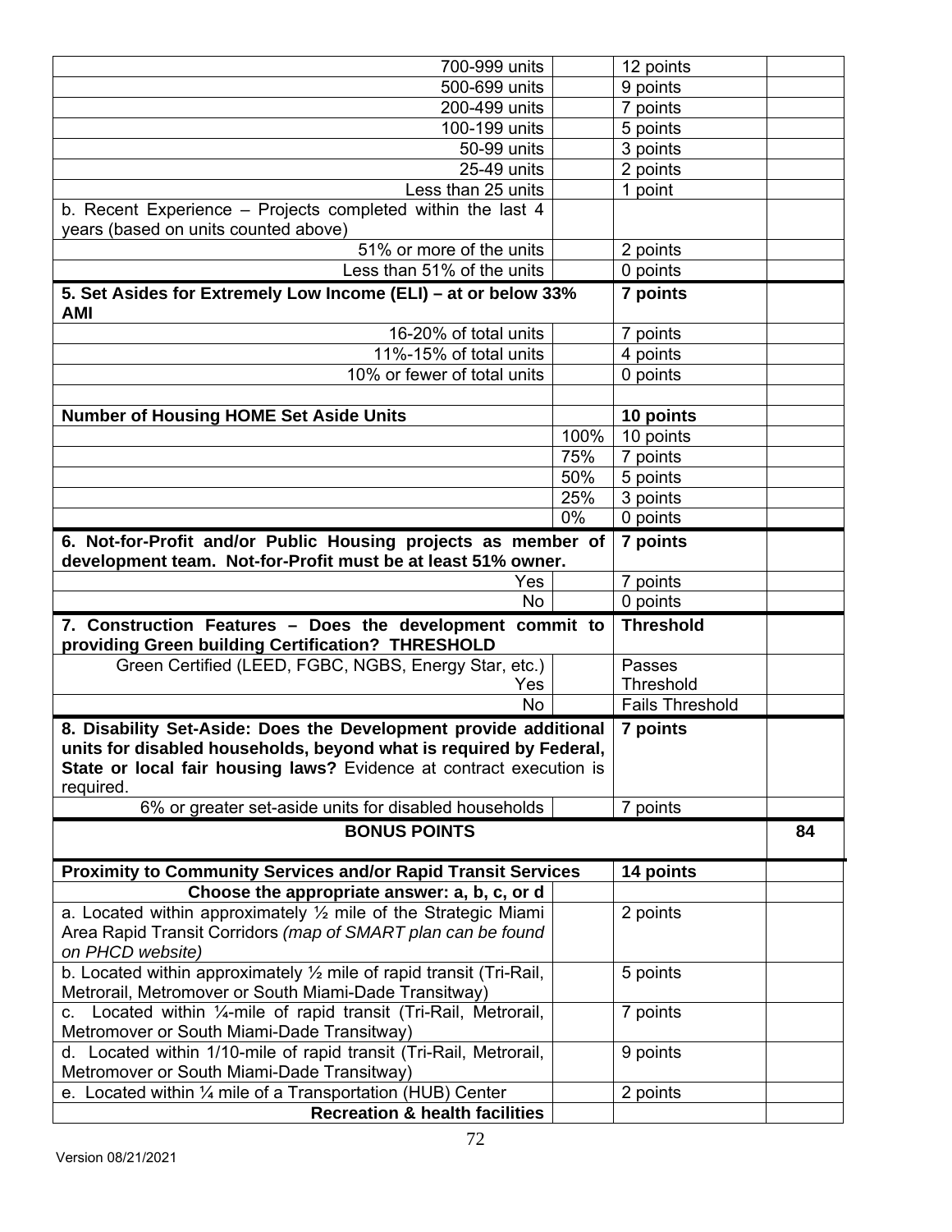| | | | |
|---|---|---|---|
| 700-999 units | | 12 points | |
| 500-699 units | | 9 points | |
| 200-499 units | | 7 points | |
| 100-199 units | | 5 points | |
| 50-99 units | | 3 points | |
| 25-49 units | | 2 points | |
| Less than 25 units | | 1 point | |
| b. Recent Experience – Projects completed within the last 4 years (based on units counted above) | | | |
| 51% or more of the units | | 2 points | |
| Less than 51% of the units | | 0 points | |
| **5. Set Asides for Extremely Low Income (ELI) – at or below 33% AMI** | | **7 points** | |
| 16-20% of total units | | 7 points | |
| 11%-15% of total units | | 4 points | |
| 10% or fewer of total units | | 0 points | |
| | | | |
| **Number of Housing HOME Set Aside Units** | | **10 points** | |
| | 100% | 10 points | |
| | 75% | 7 points | |
| | 50% | 5 points | |
| | 25% | 3 points | |
| | 0% | 0 points | |
| **6. Not-for-Profit and/or Public Housing projects as member of development team. Not-for-Profit must be at least 51% owner.** | | **7 points** | |
| Yes | | 7 points | |
| No | | 0 points | |
| **7. Construction Features – Does the development commit to providing Green building Certification? THRESHOLD** | | **Threshold** | |
| Green Certified (LEED, FGBC, NGBS, Energy Star, etc.) Yes | | Passes Threshold | |
| No | | Fails Threshold | |
| **8. Disability Set-Aside: Does the Development provide additional units for disabled households, beyond what is required by Federal, State or local fair housing laws?** Evidence at contract execution is required. | | **7 points** | |
| 6% or greater set-aside units for disabled households | | 7 points | |
| **BONUS POINTS** | | | **84** |
| **Proximity to Community Services and/or Rapid Transit Services** | | **14 points** | |
| **Choose the appropriate answer: a, b, c, or d** | | | |
| a. Located within approximately ½ mile of the Strategic Miami Area Rapid Transit Corridors *(map of SMART plan can be found on PHCD website)* | | 2 points | |
| b. Located within approximately ½ mile of rapid transit (Tri-Rail, Metrorail, Metromover or South Miami-Dade Transitway) | | 5 points | |
| c. Located within ¼-mile of rapid transit (Tri-Rail, Metrorail, Metromover or South Miami-Dade Transitway) | | 7 points | |
| d. Located within 1/10-mile of rapid transit (Tri-Rail, Metrorail, Metromover or South Miami-Dade Transitway) | | 9 points | |
| e. Located within ¼ mile of a Transportation (HUB) Center | | 2 points | |
| **Recreation & health facilities** | | | |

Version 08/21/2021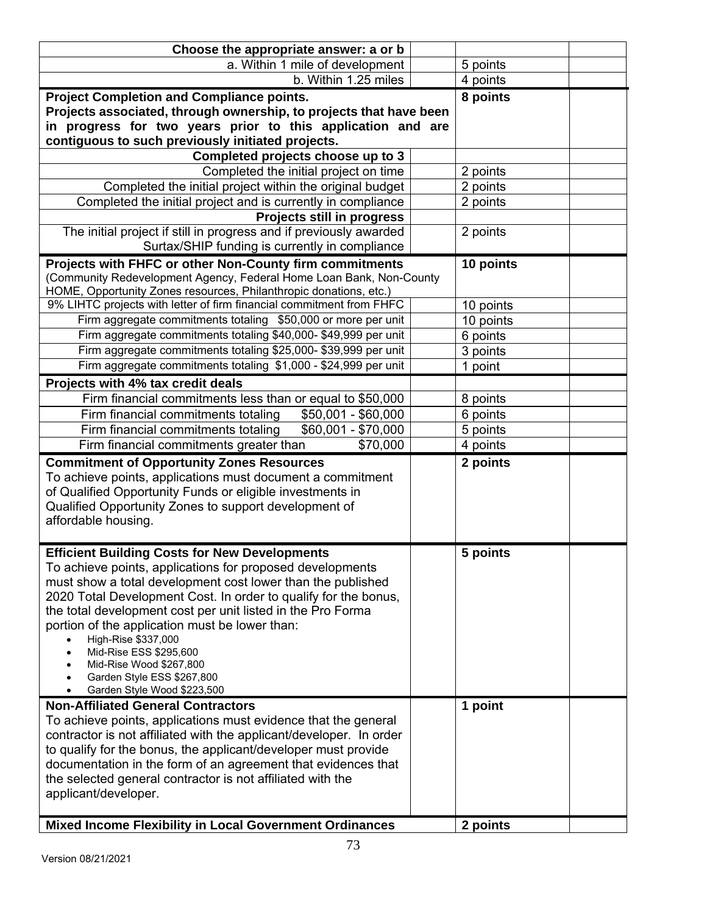| | | | |
|---|---|---|---|
| **Choose the appropriate answer: a or b** | | | |
| a. Within 1 mile of development | | 5 points | |
| b. Within 1.25 miles | | 4 points | |
| **Project Completion and Compliance points.** **Projects associated, through ownership, to projects that have been in progress for two years prior to this application and are contiguous to such previously initiated projects.** | | **8 points** | |
| **Completed projects choose up to 3** | | | |
| Completed the initial project on time | | 2 points | |
| Completed the initial project within the original budget | | 2 points | |
| Completed the initial project and is currently in compliance | | 2 points | |
| **Projects still in progress** | | | |
| The initial project if still in progress and if previously awarded Surtax/SHIP funding is currently in compliance | | 2 points | |
| **Projects with FHFC or other Non-County firm commitments** (Community Redevelopment Agency, Federal Home Loan Bank, Non-County HOME, Opportunity Zones resources, Philanthropic donations, etc.) | | **10 points** | |
| 9% LIHTC projects with letter of firm financial commitment from FHFC | | 10 points | |
| Firm aggregate commitments totaling $50,000 or more per unit | | 10 points | |
| Firm aggregate commitments totaling $40,000- $49,999 per unit | | 6 points | |
| Firm aggregate commitments totaling $25,000- $39,999 per unit | | 3 points | |
| Firm aggregate commitments totaling $1,000 - $24,999 per unit | | 1 point | |
| **Projects with 4% tax credit deals** | | | |
| Firm financial commitments less than or equal to $50,000 | | 8 points | |
| Firm financial commitments totaling $50,001 - $60,000 | | 6 points | |
| Firm financial commitments totaling $60,001 - $70,000 | | 5 points | |
| Firm financial commitments greater than $70,000 | | 4 points | |
| **Commitment of Opportunity Zones Resources** To achieve points, applications must document a commitment of Qualified Opportunity Funds or eligible investments in Qualified Opportunity Zones to support development of affordable housing. | | **2 points** | |
| **Efficient Building Costs for New Developments** To achieve points, applications for proposed developments must show a total development cost lower than the published 2020 Total Development Cost. In order to qualify for the bonus, the total development cost per unit listed in the Pro Forma portion of the application must be lower than: <br>• High-Rise $337,000 <br>• Mid-Rise ESS $295,600 <br>• Mid-Rise Wood $267,800 <br>• Garden Style ESS $267,800 <br>• Garden Style Wood $223,500 | | **5 points** | |
| **Non-Affiliated General Contractors** To achieve points, applications must evidence that the general contractor is not affiliated with the applicant/developer. In order to qualify for the bonus, the applicant/developer must provide documentation in the form of an agreement that evidences that the selected general contractor is not affiliated with the applicant/developer. | | **1 point** | |
| **Mixed Income Flexibility in Local Government Ordinances** | | **2 points** | |

Version 08/21/2021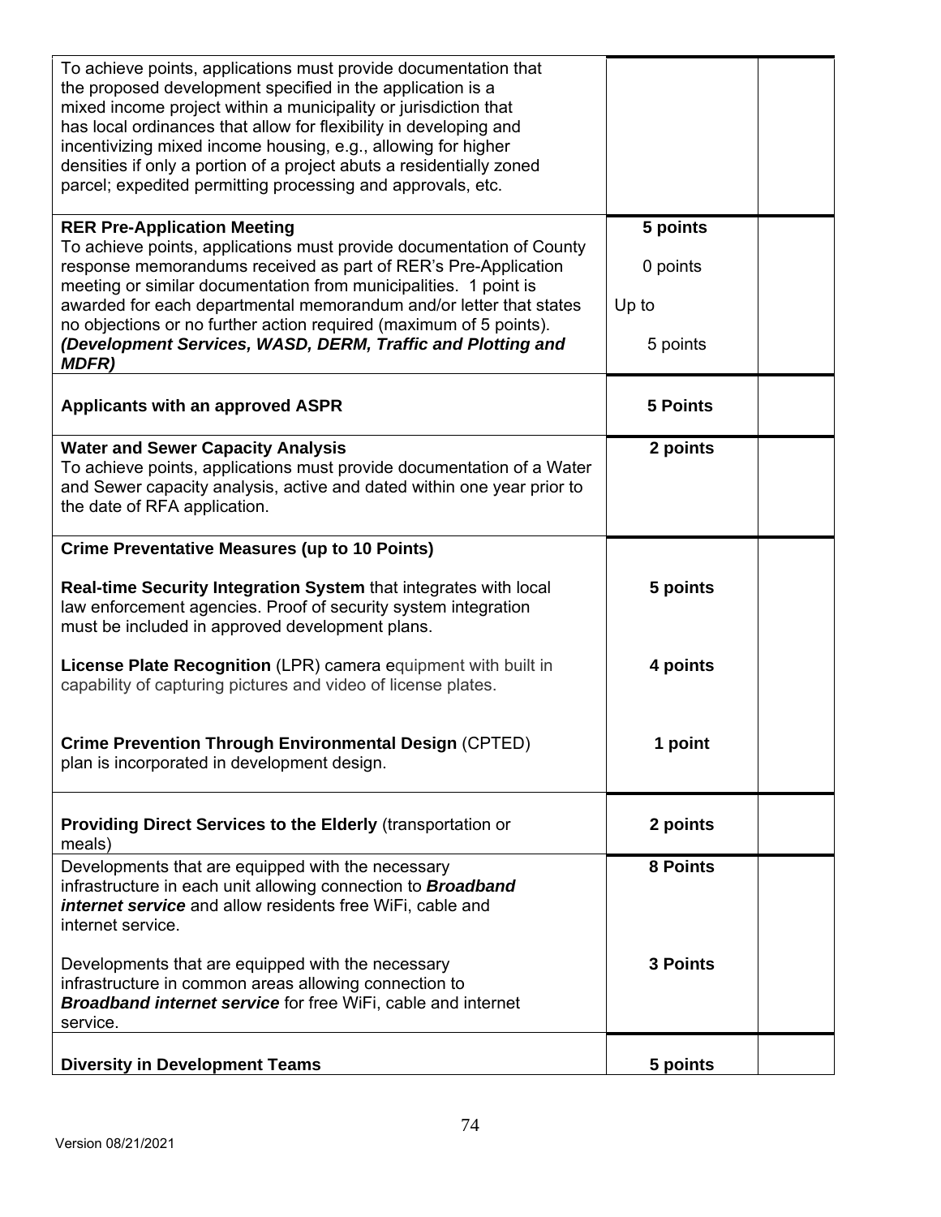| | | |
|---|---|---|
| To achieve points, applications must provide documentation that the proposed development specified in the application is a mixed income project within a municipality or jurisdiction that has local ordinances that allow for flexibility in developing and incentivizing mixed income housing, e.g., allowing for higher densities if only a portion of a project abuts a residentially zoned parcel; expedited permitting processing and approvals, etc. | | |
| **RER Pre-Application Meeting**<br>To achieve points, applications must provide documentation of County response memorandums received as part of RER's Pre-Application meeting or similar documentation from municipalities. 1 point is awarded for each departmental memorandum and/or letter that states no objections or no further action required (maximum of 5 points). ***(Development Services, WASD, DERM, Traffic and Plotting and MDFR)*** | **5 points**<br><br>0 points<br><br>Up to<br><br>5 points | |
| **Applicants with an approved ASPR** | **5 Points** | |
| **Water and Sewer Capacity Analysis**<br>To achieve points, applications must provide documentation of a Water and Sewer capacity analysis, active and dated within one year prior to the date of RFA application. | **2 points** | |
| **Crime Preventative Measures (up to 10 Points)**<br><br>**Real-time Security Integration System** that integrates with local law enforcement agencies. Proof of security system integration must be included in approved development plans.<br><br>**License Plate Recognition** (LPR) camera equipment with built in capability of capturing pictures and video of license plates.<br><br>**Crime Prevention Through Environmental Design** (CPTED) plan is incorporated in development design. | <br><br>**5 points**<br><br>**4 points**<br><br>**1 point** | |
| **Providing Direct Services to the Elderly** (transportation or meals) | **2 points** | |
| Developments that are equipped with the necessary infrastructure in each unit allowing connection to ***Broadband internet service*** and allow residents free WiFi, cable and internet service.<br><br>Developments that are equipped with the necessary infrastructure in common areas allowing connection to ***Broadband internet service*** for free WiFi, cable and internet service. | **8 Points**<br><br>**3 Points** | |
| **Diversity in Development Teams** | **5 points** | |

Version 08/21/2021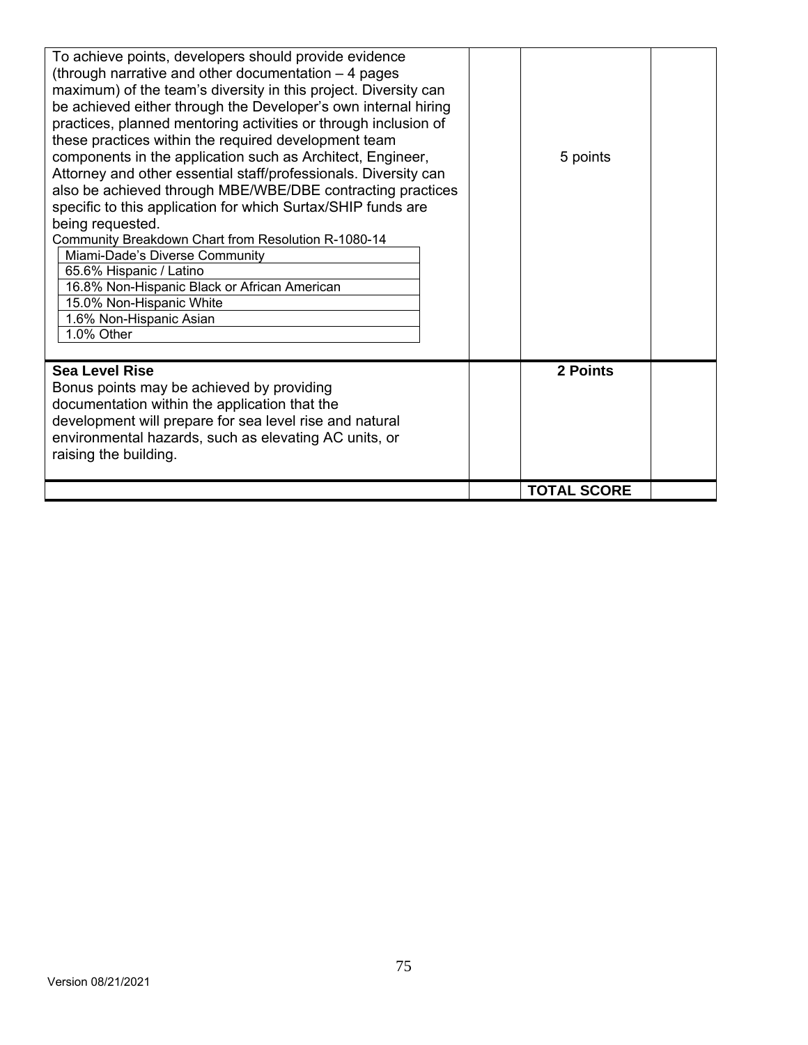| | | | |
|---|---|---|---|
| To achieve points, developers should provide evidence (through narrative and other documentation – 4 pages maximum) of the team's diversity in this project. Diversity can be achieved either through the Developer's own internal hiring practices, planned mentoring activities or through inclusion of these practices within the required development team components in the application such as Architect, Engineer, Attorney and other essential staff/professionals. Diversity can also be achieved through MBE/WBE/DBE contracting practices specific to this application for which Surtax/SHIP funds are being requested.<br>Community Breakdown Chart from Resolution R-1080-14<br>Miami-Dade's Diverse Community<br>65.6% Hispanic / Latino<br>16.8% Non-Hispanic Black or African American<br>15.0% Non-Hispanic White<br>1.6% Non-Hispanic Asian<br>1.0% Other | | 5 points | |
| **Sea Level Rise**<br>Bonus points may be achieved by providing documentation within the application that the development will prepare for sea level rise and natural environmental hazards, such as elevating AC units, or raising the building. | | **2 Points** | |
| | | **TOTAL SCORE** | |

Version 08/21/2021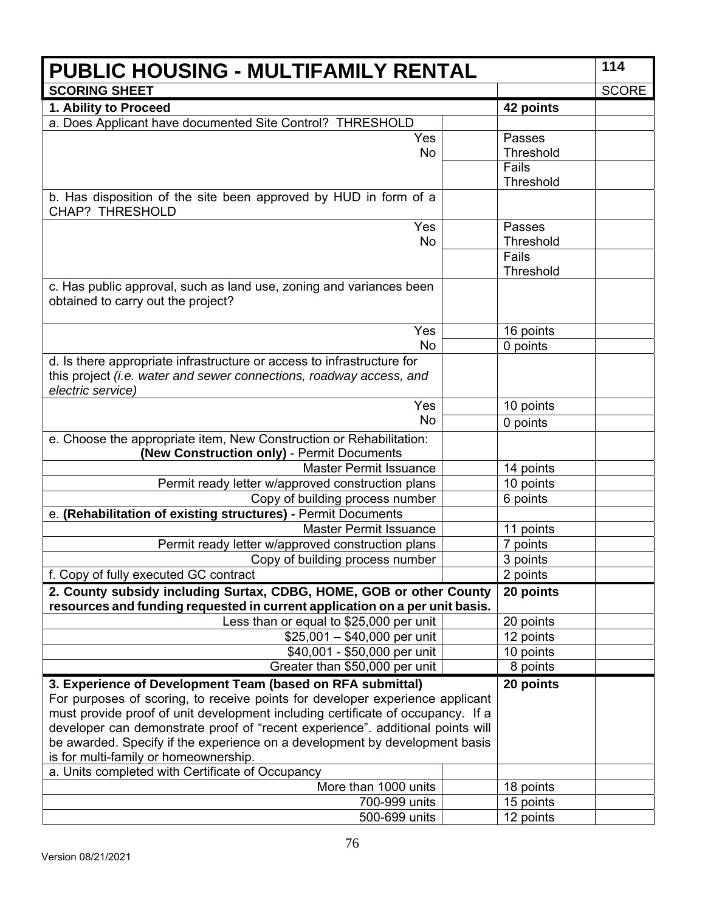| PUBLIC HOUSING - MULTIFAMILY RENTAL | | | 114 |
|---|---|---|---|
| **SCORING SHEET** | | | **SCORE** |
| **1. Ability to Proceed** | | **42 points** | |
| a. Does Applicant have documented Site Control? THRESHOLD | | | |
| Yes<br>No | | Passes Threshold | |
| | | Fails Threshold | |
| b. Has disposition of the site been approved by HUD in form of a CHAP? THRESHOLD | | | |
| Yes<br>No | | Passes Threshold | |
| | | Fails Threshold | |
| c. Has public approval, such as land use, zoning and variances been obtained to carry out the project? | | | |
| Yes | | 16 points | |
| No | | 0 points | |
| d. Is there appropriate infrastructure or access to infrastructure for this project *(i.e. water and sewer connections, roadway access, and electric service)* | | | |
| Yes | | 10 points | |
| No | | 0 points | |
| e. Choose the appropriate item, New Construction or Rehabilitation: **(New Construction only)** - Permit Documents | | | |
| Master Permit Issuance | | 14 points | |
| Permit ready letter w/approved construction plans | | 10 points | |
| Copy of building process number | | 6 points | |
| e. **(Rehabilitation of existing structures) -** Permit Documents | | | |
| Master Permit Issuance | | 11 points | |
| Permit ready letter w/approved construction plans | | 7 points | |
| Copy of building process number | | 3 points | |
| f. Copy of fully executed GC contract | | 2 points | |
| **2. County subsidy including Surtax, CDBG, HOME, GOB or other County resources and funding requested in current application on a per unit basis.** | | **20 points** | |
| Less than or equal to $25,000 per unit | | 20 points | |
| $25,001 – $40,000 per unit | | 12 points | |
| $40,001 - $50,000 per unit | | 10 points | |
| Greater than $50,000 per unit | | 8 points | |
| **3. Experience of Development Team (based on RFA submittal)** For purposes of scoring, to receive points for developer experience applicant must provide proof of unit development including certificate of occupancy. If a developer can demonstrate proof of "recent experience". additional points will be awarded. Specify if the experience on a development by development basis is for multi-family or homeownership. | | **20 points** | |
| a. Units completed with Certificate of Occupancy | | | |
| More than 1000 units | | 18 points | |
| 700-999 units | | 15 points | |
| 500-699 units | | 12 points | |

Version 08/21/2021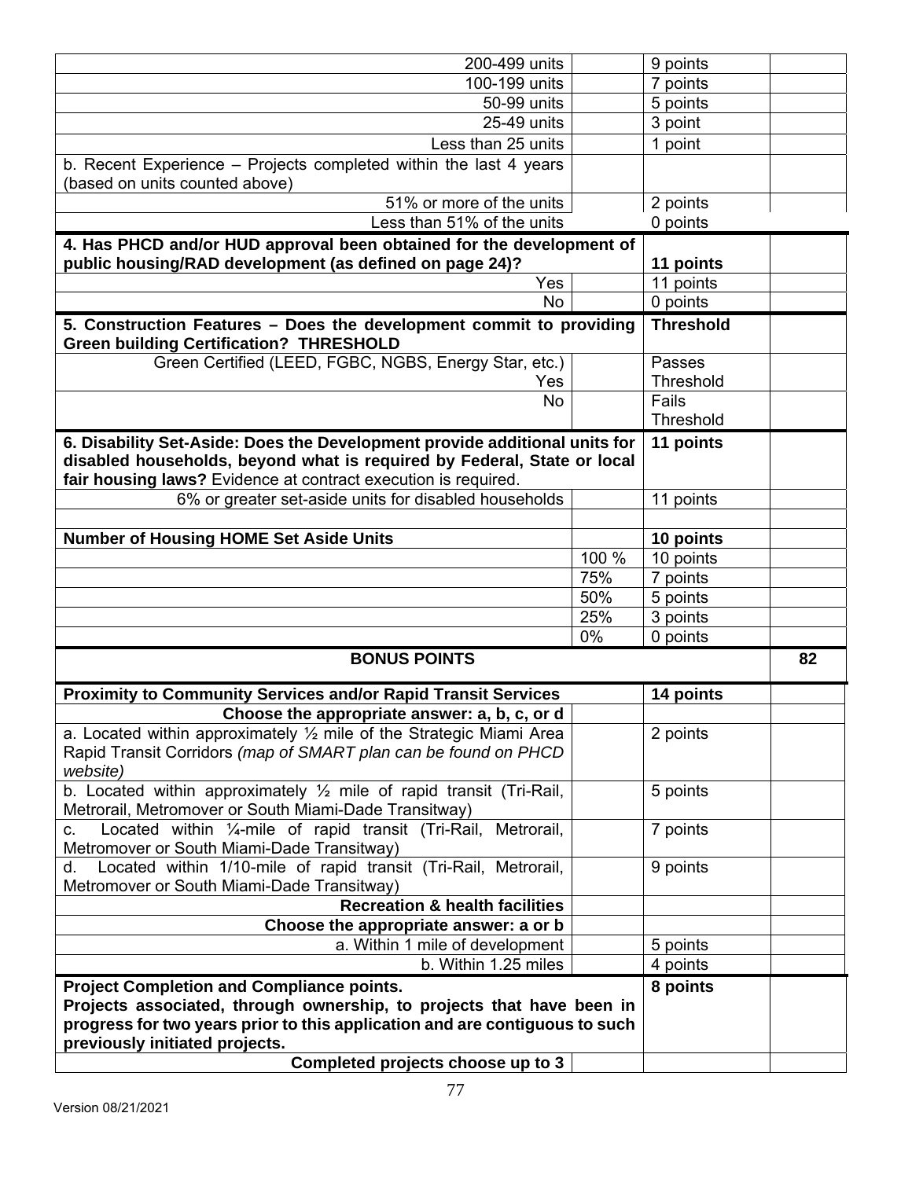| | | | |
|---|---|---|---|
| 200-499 units | | 9 points | |
| 100-199 units | | 7 points | |
| 50-99 units | | 5 points | |
| 25-49 units | | 3 point | |
| Less than 25 units | | 1 point | |
| b. Recent Experience – Projects completed within the last 4 years (based on units counted above) | | | |
| 51% or more of the units | | 2 points | |
| Less than 51% of the units | | 0 points | |
| **4. Has PHCD and/or HUD approval been obtained for the development of public housing/RAD development (as defined on page 24)?** | | **11 points** | |
| Yes | | 11 points | |
| No | | 0 points | |
| **5. Construction Features – Does the development commit to providing Green building Certification? THRESHOLD** | | **Threshold** | |
| Green Certified (LEED, FGBC, NGBS, Energy Star, etc.) Yes | | Passes Threshold | |
| No | | Fails Threshold | |
| **6. Disability Set-Aside: Does the Development provide additional units for disabled households, beyond what is required by Federal, State or local fair housing laws?** Evidence at contract execution is required. | | **11 points** | |
| 6% or greater set-aside units for disabled households | | 11 points | |
| | | | |
| **Number of Housing HOME Set Aside Units** | | **10 points** | |
| | 100 % | 10 points | |
| | 75% | 7 points | |
| | 50% | 5 points | |
| | 25% | 3 points | |
| | 0% | 0 points | |
| **BONUS POINTS** | | | **82** |
| **Proximity to Community Services and/or Rapid Transit Services** | | **14 points** | |
| **Choose the appropriate answer: a, b, c, or d** | | | |
| a. Located within approximately ½ mile of the Strategic Miami Area Rapid Transit Corridors *(map of SMART plan can be found on PHCD website)* | | 2 points | |
| b. Located within approximately ½ mile of rapid transit (Tri-Rail, Metrorail, Metromover or South Miami-Dade Transitway) | | 5 points | |
| c. Located within ¼-mile of rapid transit (Tri-Rail, Metrorail, Metromover or South Miami-Dade Transitway) | | 7 points | |
| d. Located within 1/10-mile of rapid transit (Tri-Rail, Metrorail, Metromover or South Miami-Dade Transitway) | | 9 points | |
| **Recreation & health facilities** | | | |
| **Choose the appropriate answer: a or b** | | | |
| a. Within 1 mile of development | | 5 points | |
| b. Within 1.25 miles | | 4 points | |
| **Project Completion and Compliance points. Projects associated, through ownership, to projects that have been in progress for two years prior to this application and are contiguous to such previously initiated projects.** | | **8 points** | |
| **Completed projects choose up to 3** | | | |

Version 08/21/2021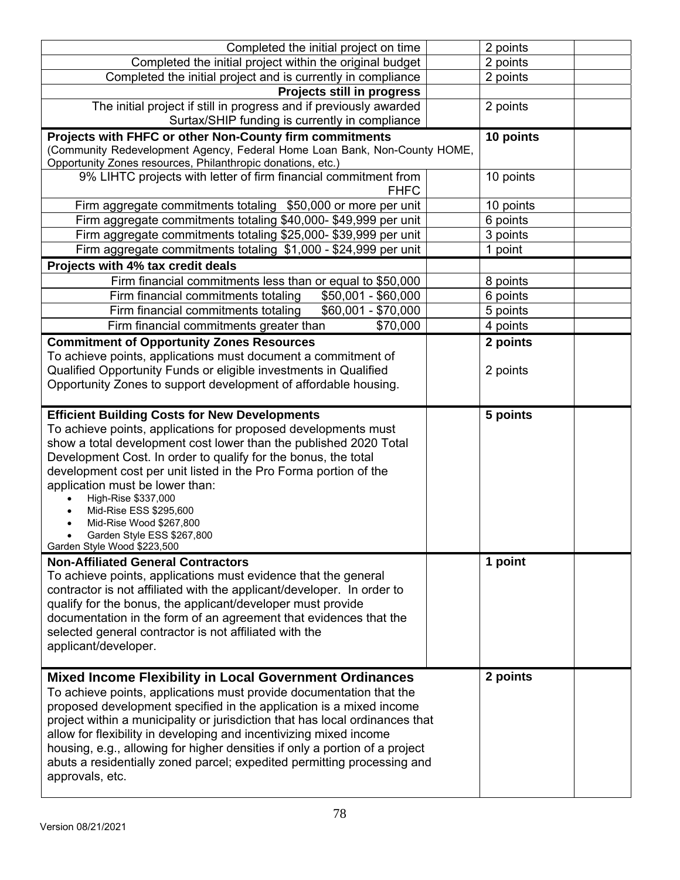| | | | |
|---|---|---|---|
| Completed the initial project on time | | 2 points | |
| Completed the initial project within the original budget | | 2 points | |
| Completed the initial project and is currently in compliance | | 2 points | |
| **Projects still in progress** | | | |
| The initial project if still in progress and if previously awarded Surtax/SHIP funding is currently in compliance | | 2 points | |
| **Projects with FHFC or other Non-County firm commitments** (Community Redevelopment Agency, Federal Home Loan Bank, Non-County HOME, Opportunity Zones resources, Philanthropic donations, etc.) | | **10 points** | |
| 9% LIHTC projects with letter of firm financial commitment from FHFC | | 10 points | |
| Firm aggregate commitments totaling $50,000 or more per unit | | 10 points | |
| Firm aggregate commitments totaling $40,000- $49,999 per unit | | 6 points | |
| Firm aggregate commitments totaling $25,000- $39,999 per unit | | 3 points | |
| Firm aggregate commitments totaling $1,000 - $24,999 per unit | | 1 point | |
| **Projects with 4% tax credit deals** | | | |
| Firm financial commitments less than or equal to $50,000 | | 8 points | |
| Firm financial commitments totaling $50,001 - $60,000 | | 6 points | |
| Firm financial commitments totaling $60,001 - $70,000 | | 5 points | |
| Firm financial commitments greater than $70,000 | | 4 points | |
| **Commitment of Opportunity Zones Resources**<br>To achieve points, applications must document a commitment of Qualified Opportunity Funds or eligible investments in Qualified Opportunity Zones to support development of affordable housing. | | **2 points**<br><br>2 points | |
| **Efficient Building Costs for New Developments**<br>To achieve points, applications for proposed developments must show a total development cost lower than the published 2020 Total Development Cost. In order to qualify for the bonus, the total development cost per unit listed in the Pro Forma portion of the application must be lower than:<br>• High-Rise $337,000<br>• Mid-Rise ESS $295,600<br>• Mid-Rise Wood $267,800<br>• Garden Style ESS $267,800<br>Garden Style Wood $223,500 | | **5 points** | |
| **Non-Affiliated General Contractors**<br>To achieve points, applications must evidence that the general contractor is not affiliated with the applicant/developer. In order to qualify for the bonus, the applicant/developer must provide documentation in the form of an agreement that evidences that the selected general contractor is not affiliated with the applicant/developer. | | **1 point** | |
| **Mixed Income Flexibility in Local Government Ordinances**<br>To achieve points, applications must provide documentation that the proposed development specified in the application is a mixed income project within a municipality or jurisdiction that has local ordinances that allow for flexibility in developing and incentivizing mixed income housing, e.g., allowing for higher densities if only a portion of a project abuts a residentially zoned parcel; expedited permitting processing and approvals, etc. | | **2 points** | |

Version 08/21/2021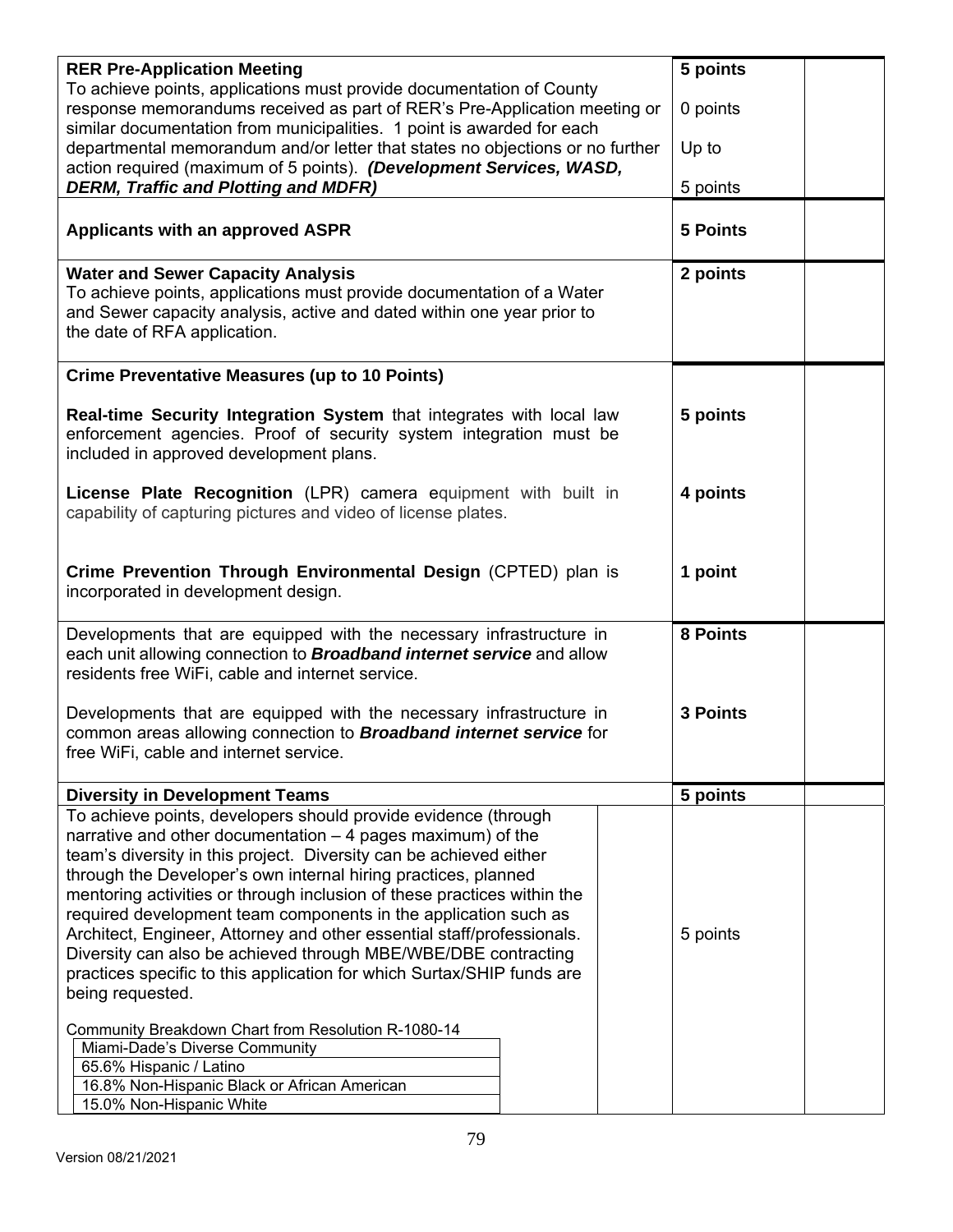| Criteria | Points | |
|---|---|---|
| **RER Pre-Application Meeting**<br>To achieve points, applications must provide documentation of County response memorandums received as part of RER's Pre-Application meeting or similar documentation from municipalities. 1 point is awarded for each departmental memorandum and/or letter that states no objections or no further action required (maximum of 5 points). ***(Development Services, WASD, DERM, Traffic and Plotting and MDFR)*** | **5 points**<br><br>0 points<br><br>Up to<br><br>5 points | |
| **Applicants with an approved ASPR** | **5 Points** | |
| **Water and Sewer Capacity Analysis**<br>To achieve points, applications must provide documentation of a Water and Sewer capacity analysis, active and dated within one year prior to the date of RFA application. | **2 points** | |
| **Crime Preventative Measures (up to 10 Points)**<br><br>**Real-time Security Integration System** that integrates with local law enforcement agencies. Proof of security system integration must be included in approved development plans.<br><br>**License Plate Recognition** (LPR) camera equipment with built in capability of capturing pictures and video of license plates.<br><br>**Crime Prevention Through Environmental Design** (CPTED) plan is incorporated in development design. | <br><br>**5 points**<br><br>**4 points**<br><br>**1 point** | |
| Developments that are equipped with the necessary infrastructure in each unit allowing connection to ***Broadband internet service*** and allow residents free WiFi, cable and internet service.<br><br>Developments that are equipped with the necessary infrastructure in common areas allowing connection to ***Broadband internet service*** for free WiFi, cable and internet service. | **8 Points**<br><br>**3 Points** | |
| **Diversity in Development Teams** | **5 points** | |
| To achieve points, developers should provide evidence (through narrative and other documentation – 4 pages maximum) of the team's diversity in this project. Diversity can be achieved either through the Developer's own internal hiring practices, planned mentoring activities or through inclusion of these practices within the required development team components in the application such as Architect, Engineer, Attorney and other essential staff/professionals. Diversity can also be achieved through MBE/WBE/DBE contracting practices specific to this application for which Surtax/SHIP funds are being requested.<br><br>Community Breakdown Chart from Resolution R-1080-14<br>Miami-Dade's Diverse Community<br>65.6% Hispanic / Latino<br>16.8% Non-Hispanic Black or African American<br>15.0% Non-Hispanic White | 5 points | |

Version 08/21/2021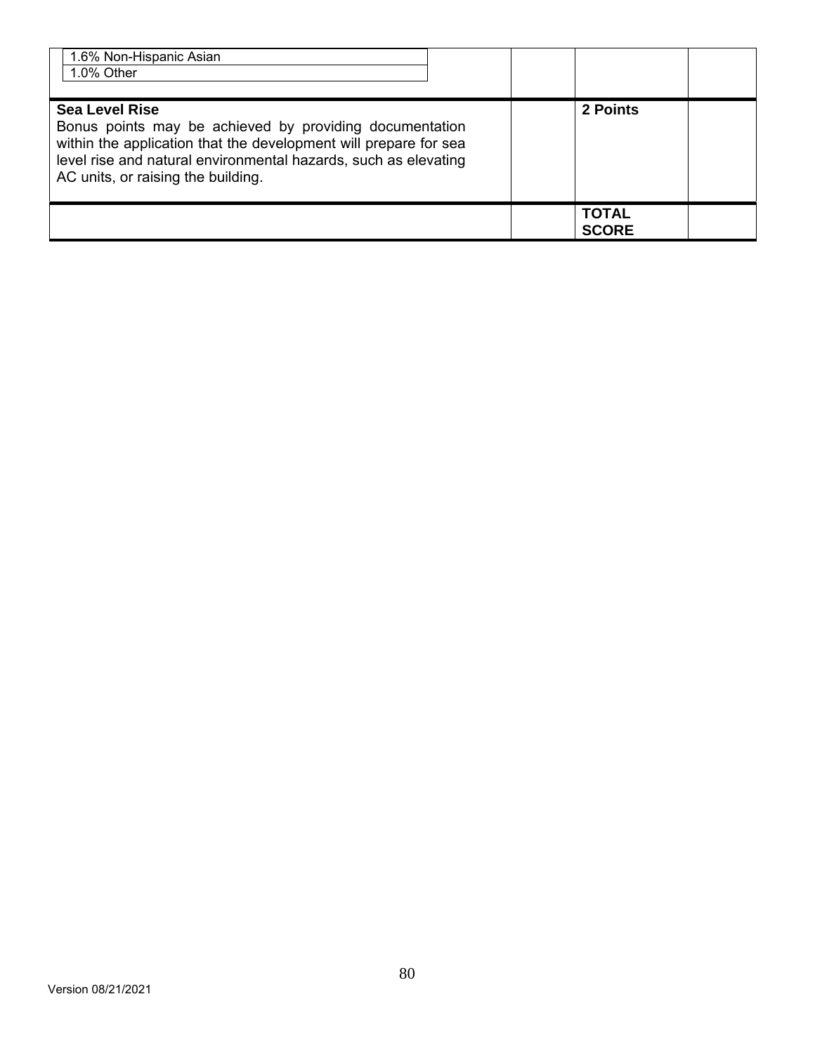| | | | |
|---|---|---|---|
| 1.6% Non-Hispanic Asian<br>1.0% Other | | | |
| **Sea Level Rise**<br>Bonus points may be achieved by providing documentation within the application that the development will prepare for sea level rise and natural environmental hazards, such as elevating AC units, or raising the building. | | **2 Points** | |
| | | **TOTAL SCORE** | |

Version 08/21/2021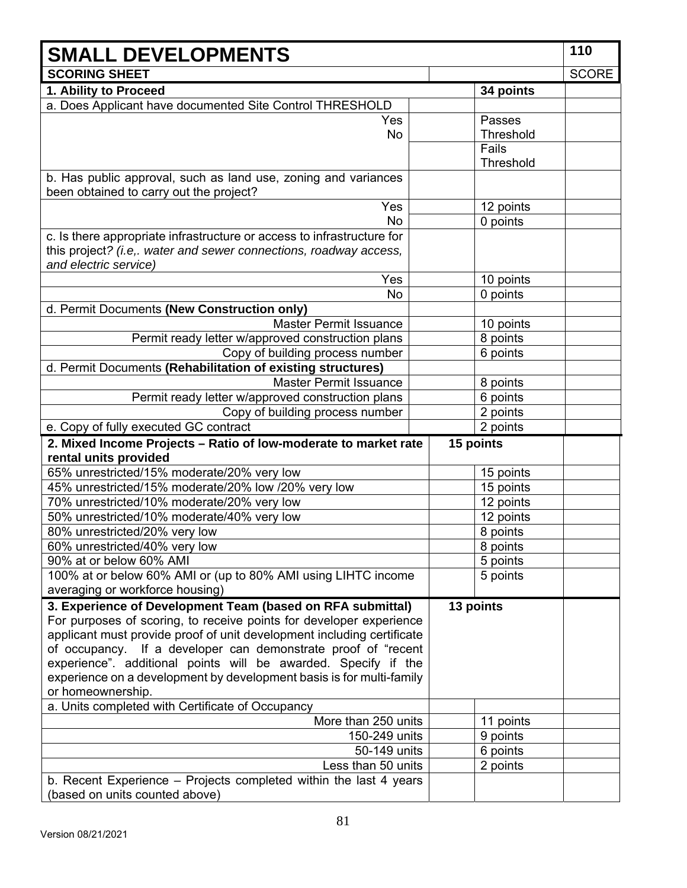| SMALL DEVELOPMENTS | | | 110 |
|---|---|---|---|
| **SCORING SHEET** | | | SCORE |
| **1. Ability to Proceed** | | **34 points** | |
| a. Does Applicant have documented Site Control THRESHOLD | | | |
| Yes | | Passes Threshold | |
| No | | Fails Threshold | |
| b. Has public approval, such as land use, zoning and variances been obtained to carry out the project? | | | |
| Yes | | 12 points | |
| No | | 0 points | |
| c. Is there appropriate infrastructure or access to infrastructure for this project*? (i.e,. water and sewer connections, roadway access, and electric service)* | | | |
| Yes | | 10 points | |
| No | | 0 points | |
| d. Permit Documents **(New Construction only)** | | | |
| Master Permit Issuance | | 10 points | |
| Permit ready letter w/approved construction plans | | 8 points | |
| Copy of building process number | | 6 points | |
| d. Permit Documents **(Rehabilitation of existing structures)** | | | |
| Master Permit Issuance | | 8 points | |
| Permit ready letter w/approved construction plans | | 6 points | |
| Copy of building process number | | 2 points | |
| e. Copy of fully executed GC contract | | 2 points | |
| **2. Mixed Income Projects – Ratio of low-moderate to market rate rental units provided** | **15 points** | | |
| 65% unrestricted/15% moderate/20% very low | | 15 points | |
| 45% unrestricted/15% moderate/20% low /20% very low | | 15 points | |
| 70% unrestricted/10% moderate/20% very low | | 12 points | |
| 50% unrestricted/10% moderate/40% very low | | 12 points | |
| 80% unrestricted/20% very low | | 8 points | |
| 60% unrestricted/40% very low | | 8 points | |
| 90% at or below 60% AMI | | 5 points | |
| 100% at or below 60% AMI or (up to 80% AMI using LIHTC income averaging or workforce housing) | | 5 points | |
| **3. Experience of Development Team (based on RFA submittal)** For purposes of scoring, to receive points for developer experience applicant must provide proof of unit development including certificate of occupancy. If a developer can demonstrate proof of "recent experience". additional points will be awarded. Specify if the experience on a development by development basis is for multi-family or homeownership. | **13 points** | | |
| a. Units completed with Certificate of Occupancy | | | |
| More than 250 units | | 11 points | |
| 150-249 units | | 9 points | |
| 50-149 units | | 6 points | |
| Less than 50 units | | 2 points | |
| b. Recent Experience – Projects completed within the last 4 years (based on units counted above) | | | |

Version 08/21/2021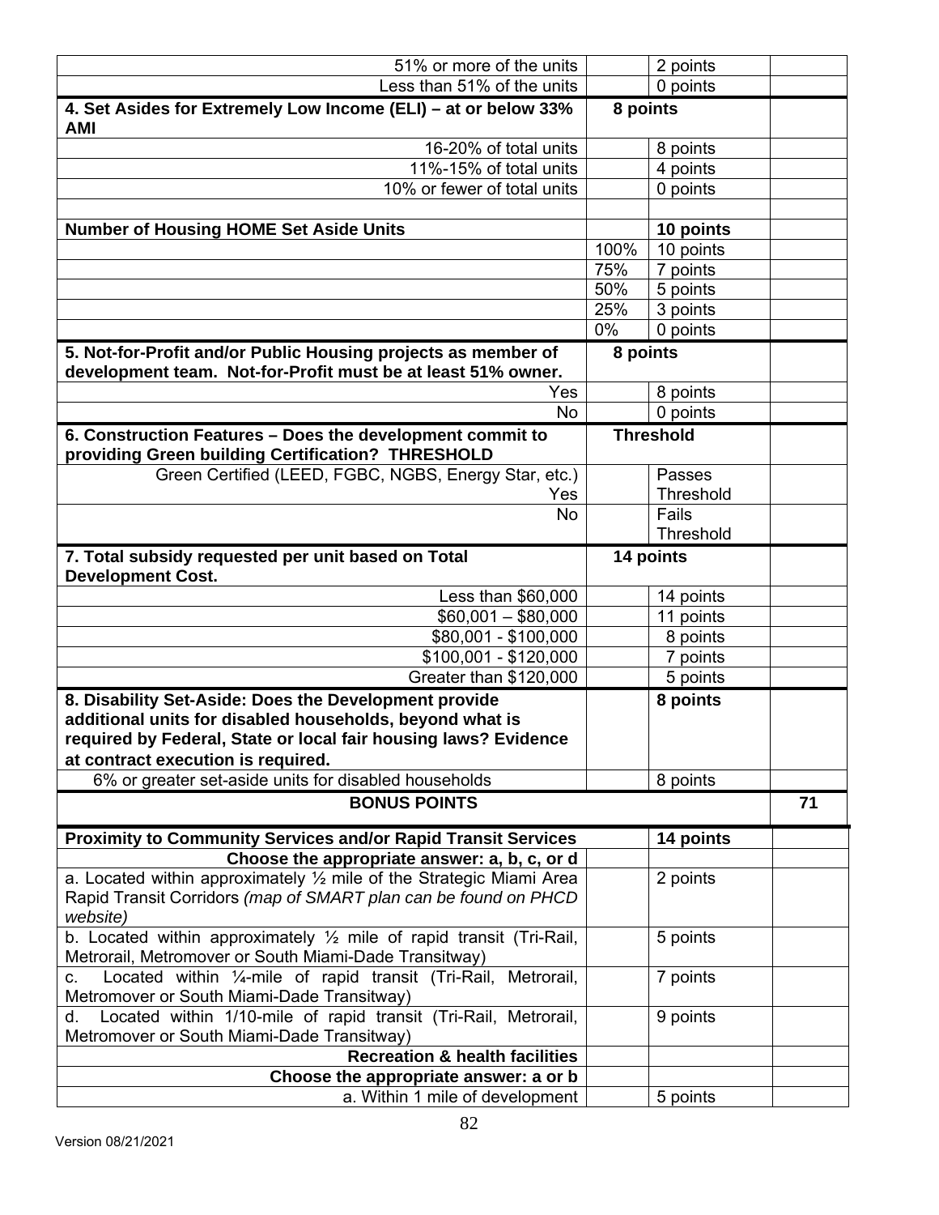| | | | |
|---|---|---|---|
| 51% or more of the units | | 2 points | |
| Less than 51% of the units | | 0 points | |
| **4. Set Asides for Extremely Low Income (ELI) – at or below 33% AMI** | **8 points** | | |
| 16-20% of total units | | 8 points | |
| 11%-15% of total units | | 4 points | |
| 10% or fewer of total units | | 0 points | |
| | | | |
| **Number of Housing HOME Set Aside Units** | | **10 points** | |
| | 100% | 10 points | |
| | 75% | 7 points | |
| | 50% | 5 points | |
| | 25% | 3 points | |
| | 0% | 0 points | |
| **5. Not-for-Profit and/or Public Housing projects as member of development team. Not-for-Profit must be at least 51% owner.** | **8 points** | | |
| Yes | | 8 points | |
| No | | 0 points | |
| **6. Construction Features – Does the development commit to providing Green building Certification? THRESHOLD** | **Threshold** | | |
| Green Certified (LEED, FGBC, NGBS, Energy Star, etc.) Yes | | Passes Threshold | |
| No | | Fails Threshold | |
| **7. Total subsidy requested per unit based on Total Development Cost.** | **14 points** | | |
| Less than $60,000 | | 14 points | |
| $60,001 – $80,000 | | 11 points | |
| $80,001 - $100,000 | | 8 points | |
| $100,001 - $120,000 | | 7 points | |
| Greater than $120,000 | | 5 points | |
| **8. Disability Set-Aside: Does the Development provide additional units for disabled households, beyond what is required by Federal, State or local fair housing laws? Evidence at contract execution is required.** | | **8 points** | |
| 6% or greater set-aside units for disabled households | | 8 points | |
| **BONUS POINTS** | | | **71** |
| **Proximity to Community Services and/or Rapid Transit Services** | | **14 points** | |
| **Choose the appropriate answer: a, b, c, or d** | | | |
| a. Located within approximately ½ mile of the Strategic Miami Area Rapid Transit Corridors *(map of SMART plan can be found on PHCD website)* | | 2 points | |
| b. Located within approximately ½ mile of rapid transit (Tri-Rail, Metrorail, Metromover or South Miami-Dade Transitway) | | 5 points | |
| c. Located within ¼-mile of rapid transit (Tri-Rail, Metrorail, Metromover or South Miami-Dade Transitway) | | 7 points | |
| d. Located within 1/10-mile of rapid transit (Tri-Rail, Metrorail, Metromover or South Miami-Dade Transitway) | | 9 points | |
| **Recreation & health facilities** | | | |
| **Choose the appropriate answer: a or b** | | | |
| a. Within 1 mile of development | | 5 points | |

Version 08/21/2021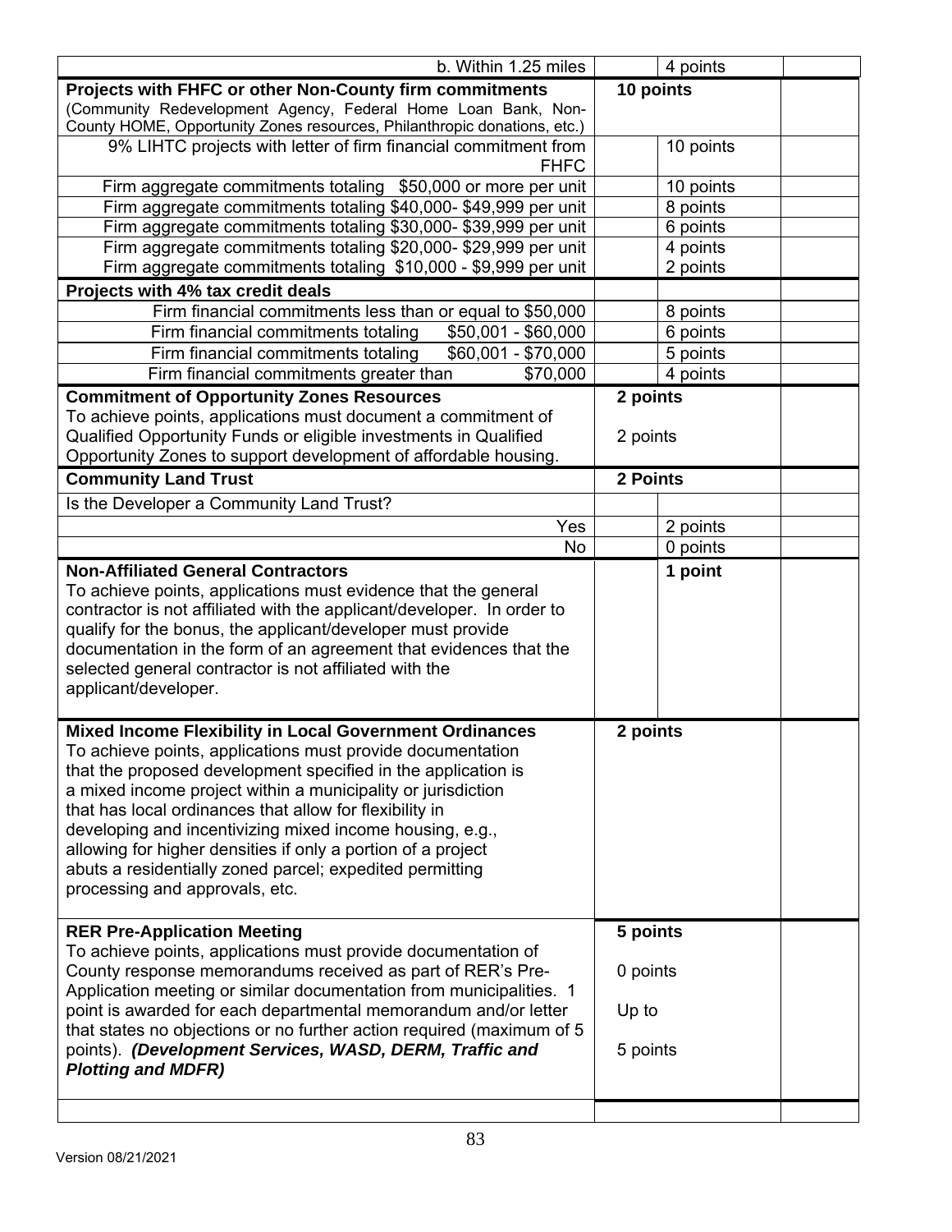| | | | |
|---|---|---|---|
| b. Within 1.25 miles | | 4 points | |
| **Projects with FHFC or other Non-County firm commitments** (Community Redevelopment Agency, Federal Home Loan Bank, Non-County HOME, Opportunity Zones resources, Philanthropic donations, etc.) | **10 points** | | |
| 9% LIHTC projects with letter of firm financial commitment from FHFC | | 10 points | |
| Firm aggregate commitments totaling $50,000 or more per unit | | 10 points | |
| Firm aggregate commitments totaling $40,000- $49,999 per unit | | 8 points | |
| Firm aggregate commitments totaling $30,000- $39,999 per unit | | 6 points | |
| Firm aggregate commitments totaling $20,000- $29,999 per unit | | 4 points | |
| Firm aggregate commitments totaling $10,000 - $9,999 per unit | | 2 points | |
| **Projects with 4% tax credit deals** | | | |
| Firm financial commitments less than or equal to $50,000 | | 8 points | |
| Firm financial commitments totaling $50,001 - $60,000 | | 6 points | |
| Firm financial commitments totaling $60,001 - $70,000 | | 5 points | |
| Firm financial commitments greater than $70,000 | | 4 points | |
| **Commitment of Opportunity Zones Resources**<br>To achieve points, applications must document a commitment of Qualified Opportunity Funds or eligible investments in Qualified Opportunity Zones to support development of affordable housing. | **2 points**<br><br>2 points | | |
| **Community Land Trust** | **2 Points** | | |
| Is the Developer a Community Land Trust? | | | |
| Yes | | 2 points | |
| No | | 0 points | |
| **Non-Affiliated General Contractors**<br>To achieve points, applications must evidence that the general contractor is not affiliated with the applicant/developer. In order to qualify for the bonus, the applicant/developer must provide documentation in the form of an agreement that evidences that the selected general contractor is not affiliated with the applicant/developer. | | **1 point** | |
| **Mixed Income Flexibility in Local Government Ordinances**<br>To achieve points, applications must provide documentation that the proposed development specified in the application is a mixed income project within a municipality or jurisdiction that has local ordinances that allow for flexibility in developing and incentivizing mixed income housing, e.g., allowing for higher densities if only a portion of a project abuts a residentially zoned parcel; expedited permitting processing and approvals, etc. | **2 points** | | |
| **RER Pre-Application Meeting**<br>To achieve points, applications must provide documentation of County response memorandums received as part of RER's Pre-Application meeting or similar documentation from municipalities. 1 point is awarded for each departmental memorandum and/or letter that states no objections or no further action required (maximum of 5 points). ***(Development Services, WASD, DERM, Traffic and Plotting and MDFR)*** | **5 points**<br><br>0 points<br><br>Up to<br><br>5 points | | |
| | | | |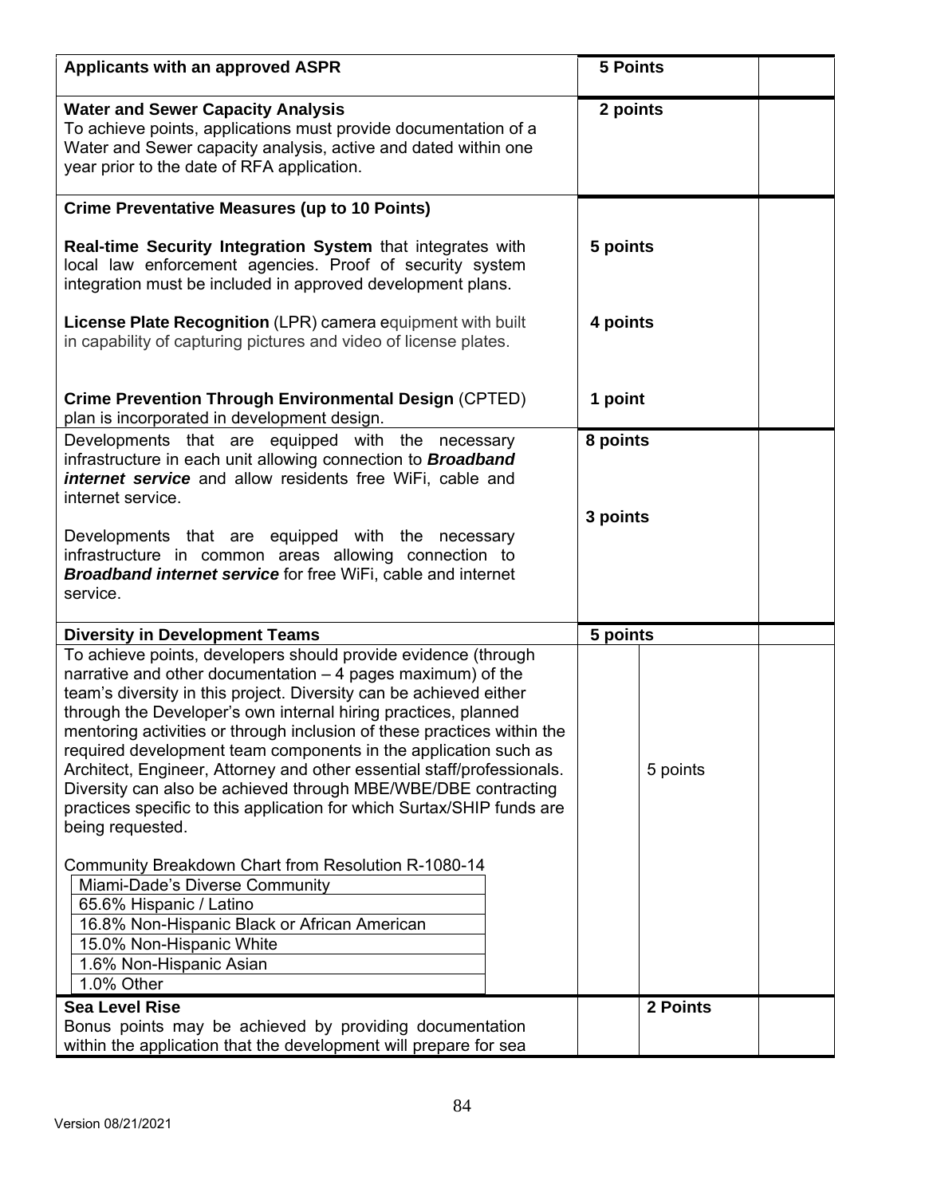| | | |
|---|---|---|
| **Applicants with an approved ASPR** | **5 Points** | |
| **Water and Sewer Capacity Analysis**<br>To achieve points, applications must provide documentation of a Water and Sewer capacity analysis, active and dated within one year prior to the date of RFA application. | **2 points** | |
| **Crime Preventative Measures (up to 10 Points)**<br><br>**Real-time Security Integration System** that integrates with local law enforcement agencies. Proof of security system integration must be included in approved development plans.<br><br>**License Plate Recognition** (LPR) camera equipment with built in capability of capturing pictures and video of license plates.<br><br>**Crime Prevention Through Environmental Design** (CPTED) plan is incorporated in development design. | <br><br>**5 points**<br><br>**4 points**<br><br>**1 point** | |
| Developments that are equipped with the necessary infrastructure in each unit allowing connection to ***Broadband internet service*** and allow residents free WiFi, cable and internet service.<br><br>Developments that are equipped with the necessary infrastructure in common areas allowing connection to ***Broadband internet service*** for free WiFi, cable and internet service. | **8 points**<br><br>**3 points** | |
| **Diversity in Development Teams** | **5 points** | |
| To achieve points, developers should provide evidence (through narrative and other documentation – 4 pages maximum) of the team's diversity in this project. Diversity can be achieved either through the Developer's own internal hiring practices, planned mentoring activities or through inclusion of these practices within the required development team components in the application such as Architect, Engineer, Attorney and other essential staff/professionals. Diversity can also be achieved through MBE/WBE/DBE contracting practices specific to this application for which Surtax/SHIP funds are being requested.<br><br>Community Breakdown Chart from Resolution R-1080-14<br>Miami-Dade's Diverse Community<br>65.6% Hispanic / Latino<br>16.8% Non-Hispanic Black or African American<br>15.0% Non-Hispanic White<br>1.6% Non-Hispanic Asian<br>1.0% Other | 5 points | |
| **Sea Level Rise**<br>Bonus points may be achieved by providing documentation within the application that the development will prepare for sea | **2 Points** | |

Version 08/21/2021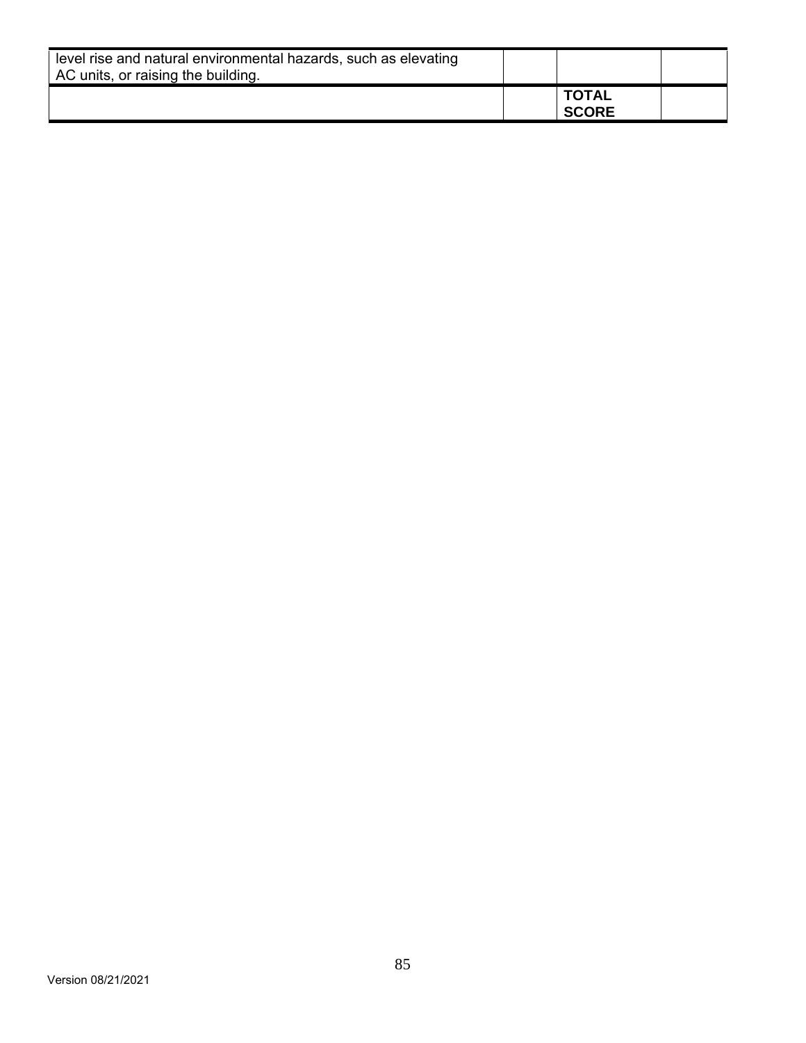| | | | |
|---|---|---|---|
| level rise and natural environmental hazards, such as elevating AC units, or raising the building. | | | |
| | | **TOTAL SCORE** | |

Version 08/21/2021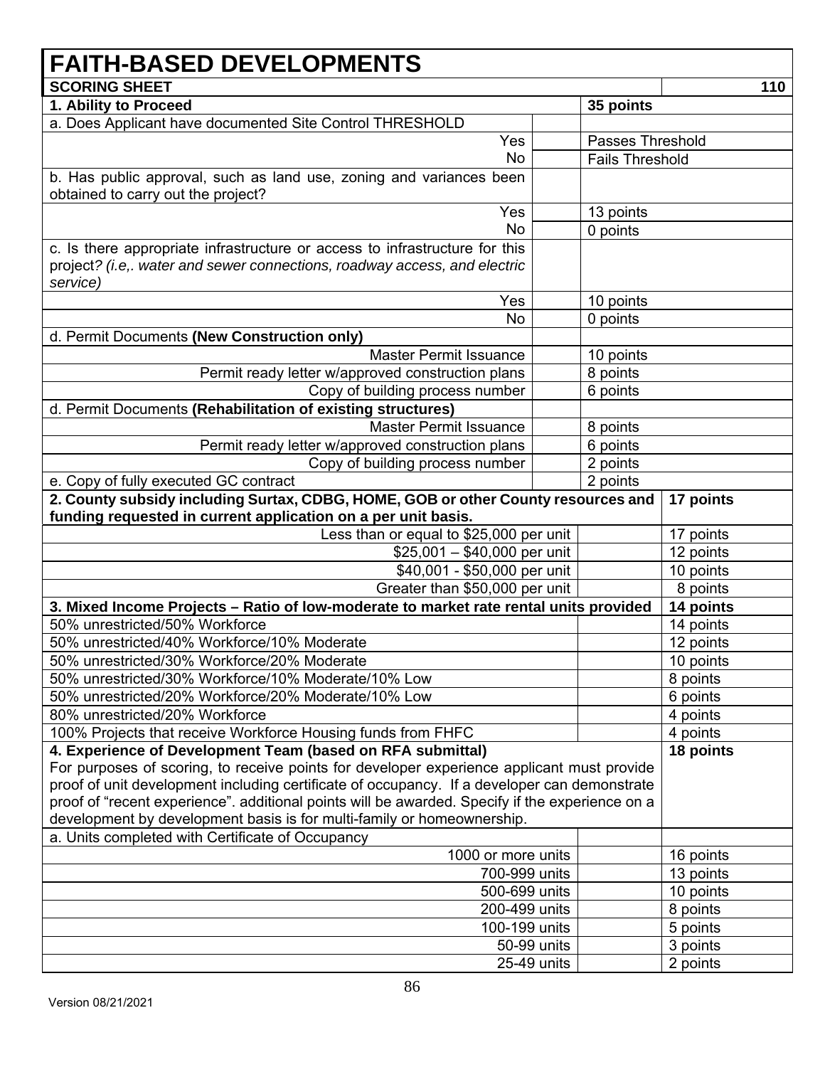# FAITH-BASED DEVELOPMENTS

| SCORING SHEET | | | 110 |
|---|---|---|---|
| **1. Ability to Proceed** | | **35 points** | |
| a. Does Applicant have documented Site Control THRESHOLD | | | |
| Yes | | Passes Threshold | |
| No | | Fails Threshold | |
| b. Has public approval, such as land use, zoning and variances been obtained to carry out the project? | | | |
| Yes | | 13 points | |
| No | | 0 points | |
| c. Is there appropriate infrastructure or access to infrastructure for this project? *(i.e,. water and sewer connections, roadway access, and electric service)* | | | |
| Yes | | 10 points | |
| No | | 0 points | |
| d. Permit Documents **(New Construction only)** | | | |
| Master Permit Issuance | | 10 points | |
| Permit ready letter w/approved construction plans | | 8 points | |
| Copy of building process number | | 6 points | |
| d. Permit Documents **(Rehabilitation of existing structures)** | | | |
| Master Permit Issuance | | 8 points | |
| Permit ready letter w/approved construction plans | | 6 points | |
| Copy of building process number | | 2 points | |
| e. Copy of fully executed GC contract | | 2 points | |
| **2. County subsidy including Surtax, CDBG, HOME, GOB or other County resources and funding requested in current application on a per unit basis.** | | | **17 points** |
| Less than or equal to $25,000 per unit | | | 17 points |
| $25,001 – $40,000 per unit | | | 12 points |
| $40,001 - $50,000 per unit | | | 10 points |
| Greater than $50,000 per unit | | | 8 points |
| **3. Mixed Income Projects – Ratio of low-moderate to market rate rental units provided** | | | **14 points** |
| 50% unrestricted/50% Workforce | | | 14 points |
| 50% unrestricted/40% Workforce/10% Moderate | | | 12 points |
| 50% unrestricted/30% Workforce/20% Moderate | | | 10 points |
| 50% unrestricted/30% Workforce/10% Moderate/10% Low | | | 8 points |
| 50% unrestricted/20% Workforce/20% Moderate/10% Low | | | 6 points |
| 80% unrestricted/20% Workforce | | | 4 points |
| 100% Projects that receive Workforce Housing funds from FHFC | | | 4 points |
| **4. Experience of Development Team (based on RFA submittal)** For purposes of scoring, to receive points for developer experience applicant must provide proof of unit development including certificate of occupancy. If a developer can demonstrate proof of "recent experience". additional points will be awarded. Specify if the experience on a development by development basis is for multi-family or homeownership. | | | **18 points** |
| a. Units completed with Certificate of Occupancy | | | |
| 1000 or more units | | | 16 points |
| 700-999 units | | | 13 points |
| 500-699 units | | | 10 points |
| 200-499 units | | | 8 points |
| 100-199 units | | | 5 points |
| 50-99 units | | | 3 points |
| 25-49 units | | | 2 points |

Version 08/21/2021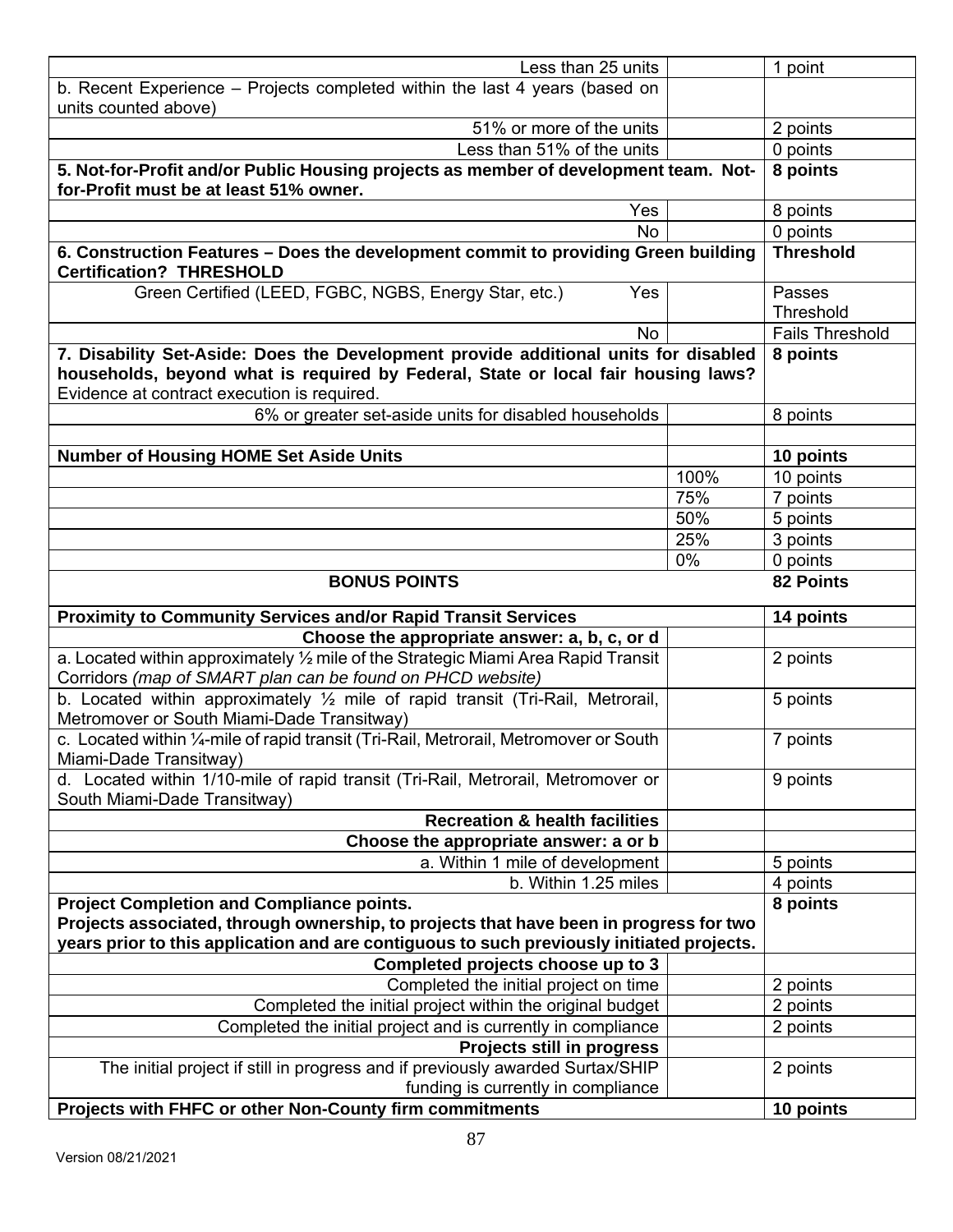| | | |
|---|---|---|
| Less than 25 units | | 1 point |
| b. Recent Experience – Projects completed within the last 4 years (based on units counted above) | | |
| 51% or more of the units | | 2 points |
| Less than 51% of the units | | 0 points |
| **5. Not-for-Profit and/or Public Housing projects as member of development team. Not-for-Profit must be at least 51% owner.** | | **8 points** |
| Yes | | 8 points |
| No | | 0 points |
| **6. Construction Features – Does the development commit to providing Green building Certification? THRESHOLD** | | **Threshold** |
| Green Certified (LEED, FGBC, NGBS, Energy Star, etc.) Yes | | Passes Threshold |
| No | | Fails Threshold |
| **7. Disability Set-Aside: Does the Development provide additional units for disabled households, beyond what is required by Federal, State or local fair housing laws?** Evidence at contract execution is required. | | **8 points** |
| 6% or greater set-aside units for disabled households | | 8 points |
| | | |
| **Number of Housing HOME Set Aside Units** | | **10 points** |
| | 100% | 10 points |
| | 75% | 7 points |
| | 50% | 5 points |
| | 25% | 3 points |
| | 0% | 0 points |
| **BONUS POINTS** | | **82 Points** |
| **Proximity to Community Services and/or Rapid Transit Services** | | **14 points** |
| **Choose the appropriate answer: a, b, c, or d** | | |
| a. Located within approximately ½ mile of the Strategic Miami Area Rapid Transit Corridors *(map of SMART plan can be found on PHCD website)* | | 2 points |
| b. Located within approximately ½ mile of rapid transit (Tri-Rail, Metrorail, Metromover or South Miami-Dade Transitway) | | 5 points |
| c. Located within ¼-mile of rapid transit (Tri-Rail, Metrorail, Metromover or South Miami-Dade Transitway) | | 7 points |
| d. Located within 1/10-mile of rapid transit (Tri-Rail, Metrorail, Metromover or South Miami-Dade Transitway) | | 9 points |
| **Recreation & health facilities** | | |
| **Choose the appropriate answer: a or b** | | |
| a. Within 1 mile of development | | 5 points |
| b. Within 1.25 miles | | 4 points |
| **Project Completion and Compliance points. Projects associated, through ownership, to projects that have been in progress for two years prior to this application and are contiguous to such previously initiated projects.** | | **8 points** |
| **Completed projects choose up to 3** | | |
| Completed the initial project on time | | 2 points |
| Completed the initial project within the original budget | | 2 points |
| Completed the initial project and is currently in compliance | | 2 points |
| **Projects still in progress** | | |
| The initial project if still in progress and if previously awarded Surtax/SHIP funding is currently in compliance | | 2 points |
| **Projects with FHFC or other Non-County firm commitments** | | **10 points** |

Version 08/21/2021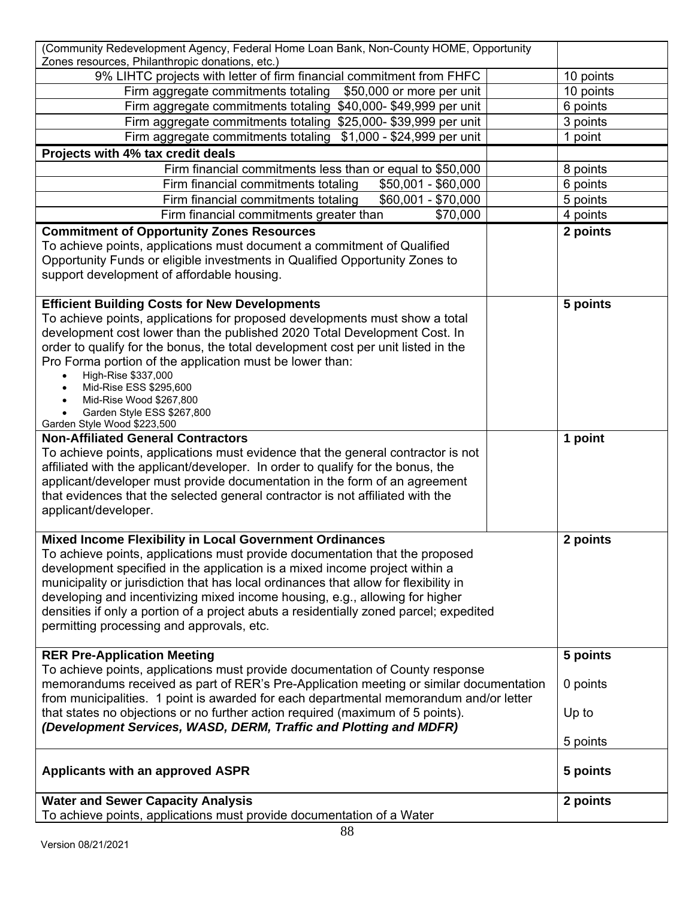| | | |
|---|---|---|
| (Community Redevelopment Agency, Federal Home Loan Bank, Non-County HOME, Opportunity Zones resources, Philanthropic donations, etc.) | | |
| 9% LIHTC projects with letter of firm financial commitment from FHFC | | 10 points |
| Firm aggregate commitments totaling $50,000 or more per unit | | 10 points |
| Firm aggregate commitments totaling $40,000- $49,999 per unit | | 6 points |
| Firm aggregate commitments totaling $25,000- $39,999 per unit | | 3 points |
| Firm aggregate commitments totaling $1,000 - $24,999 per unit | | 1 point |
| **Projects with 4% tax credit deals** | | |
| Firm financial commitments less than or equal to $50,000 | | 8 points |
| Firm financial commitments totaling $50,001 - $60,000 | | 6 points |
| Firm financial commitments totaling $60,001 - $70,000 | | 5 points |
| Firm financial commitments greater than $70,000 | | 4 points |
| **Commitment of Opportunity Zones Resources**<br>To achieve points, applications must document a commitment of Qualified Opportunity Funds or eligible investments in Qualified Opportunity Zones to support development of affordable housing. | | **2 points** |
| **Efficient Building Costs for New Developments**<br>To achieve points, applications for proposed developments must show a total development cost lower than the published 2020 Total Development Cost. In order to qualify for the bonus, the total development cost per unit listed in the Pro Forma portion of the application must be lower than:<br>• High-Rise $337,000<br>• Mid-Rise ESS $295,600<br>• Mid-Rise Wood $267,800<br>• Garden Style ESS $267,800<br>Garden Style Wood $223,500 | | **5 points** |
| **Non-Affiliated General Contractors**<br>To achieve points, applications must evidence that the general contractor is not affiliated with the applicant/developer. In order to qualify for the bonus, the applicant/developer must provide documentation in the form of an agreement that evidences that the selected general contractor is not affiliated with the applicant/developer. | | **1 point** |
| **Mixed Income Flexibility in Local Government Ordinances**<br>To achieve points, applications must provide documentation that the proposed development specified in the application is a mixed income project within a municipality or jurisdiction that has local ordinances that allow for flexibility in developing and incentivizing mixed income housing, e.g., allowing for higher densities if only a portion of a project abuts a residentially zoned parcel; expedited permitting processing and approvals, etc. | | **2 points** |
| **RER Pre-Application Meeting**<br>To achieve points, applications must provide documentation of County response memorandums received as part of RER's Pre-Application meeting or similar documentation from municipalities. 1 point is awarded for each departmental memorandum and/or letter that states no objections or no further action required (maximum of 5 points).<br>***(Development Services, WASD, DERM, Traffic and Plotting and MDFR)*** | | **5 points**<br>0 points<br>Up to<br>5 points |
| **Applicants with an approved ASPR** | | **5 points** |
| **Water and Sewer Capacity Analysis**<br>To achieve points, applications must provide documentation of a Water | | **2 points** |

Version 08/21/2021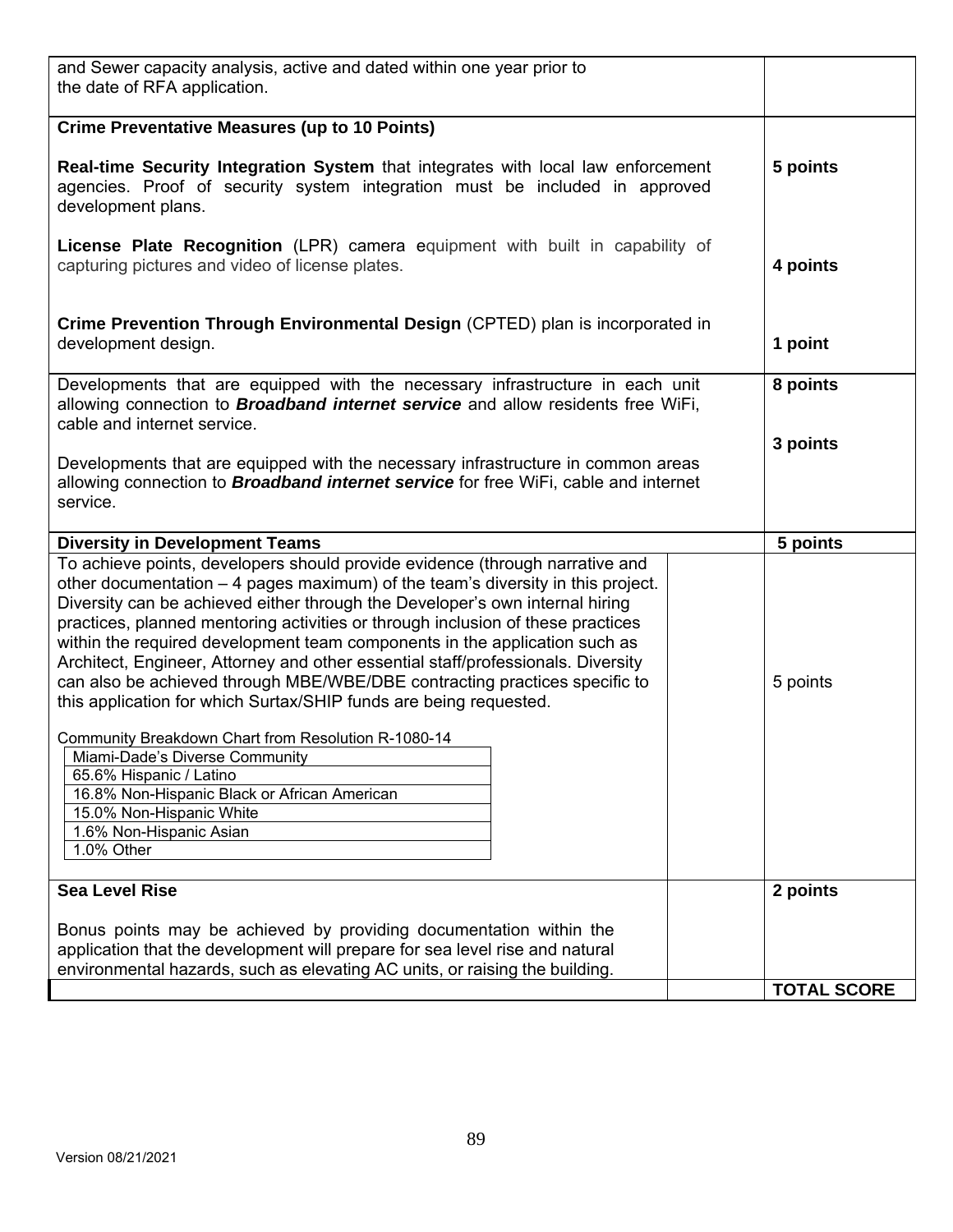| | |
|---|---|
| and Sewer capacity analysis, active and dated within one year prior to the date of RFA application. | |
| **Crime Preventative Measures (up to 10 Points)**<br><br>**Real-time Security Integration System** that integrates with local law enforcement agencies. Proof of security system integration must be included in approved development plans.<br><br>**License Plate Recognition** (LPR) camera equipment with built in capability of capturing pictures and video of license plates.<br><br>**Crime Prevention Through Environmental Design** (CPTED) plan is incorporated in development design. | <br><br>**5 points**<br><br><br>**4 points**<br><br><br>**1 point** |
| Developments that are equipped with the necessary infrastructure in each unit allowing connection to ***Broadband internet service*** and allow residents free WiFi, cable and internet service.<br><br>Developments that are equipped with the necessary infrastructure in common areas allowing connection to ***Broadband internet service*** for free WiFi, cable and internet service. | **8 points**<br><br>**3 points** |
| **Diversity in Development Teams** | **5 points** |
| To achieve points, developers should provide evidence (through narrative and other documentation – 4 pages maximum) of the team's diversity in this project. Diversity can be achieved either through the Developer's own internal hiring practices, planned mentoring activities or through inclusion of these practices within the required development team components in the application such as Architect, Engineer, Attorney and other essential staff/professionals. Diversity can also be achieved through MBE/WBE/DBE contracting practices specific to this application for which Surtax/SHIP funds are being requested.<br><br>Community Breakdown Chart from Resolution R-1080-14<br>Miami-Dade's Diverse Community<br>65.6% Hispanic / Latino<br>16.8% Non-Hispanic Black or African American<br>15.0% Non-Hispanic White<br>1.6% Non-Hispanic Asian<br>1.0% Other | 5 points |
| **Sea Level Rise**<br><br>Bonus points may be achieved by providing documentation within the application that the development will prepare for sea level rise and natural environmental hazards, such as elevating AC units, or raising the building. | **2 points** |
| | **TOTAL SCORE** |

Version 08/21/2021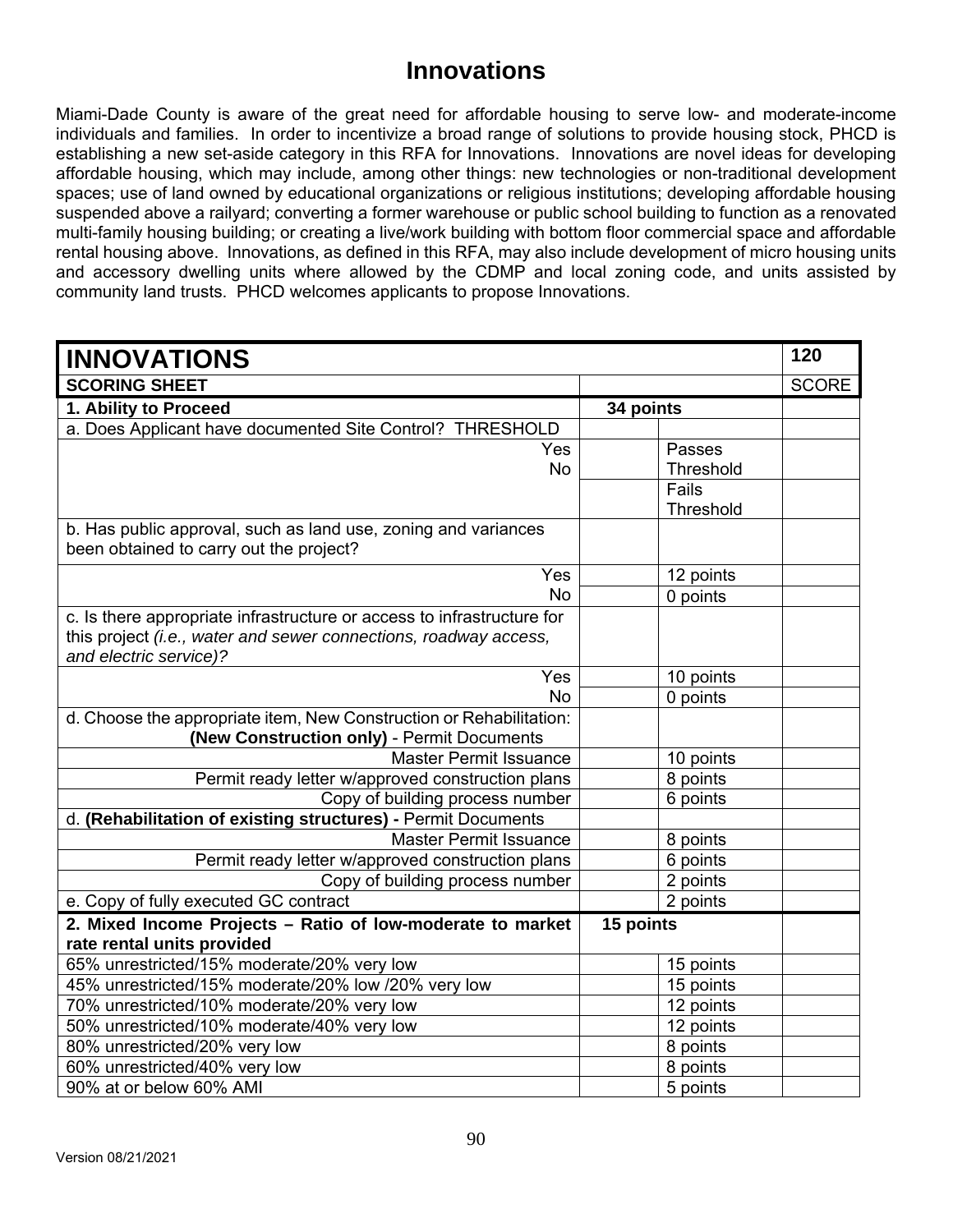# Innovations

Miami-Dade County is aware of the great need for affordable housing to serve low- and moderate-income individuals and families. In order to incentivize a broad range of solutions to provide housing stock, PHCD is establishing a new set-aside category in this RFA for Innovations. Innovations are novel ideas for developing affordable housing, which may include, among other things: new technologies or non-traditional development spaces; use of land owned by educational organizations or religious institutions; developing affordable housing suspended above a railyard; converting a former warehouse or public school building to function as a renovated multi-family housing building; or creating a live/work building with bottom floor commercial space and affordable rental housing above. Innovations, as defined in this RFA, may also include development of micro housing units and accessory dwelling units where allowed by the CDMP and local zoning code, and units assisted by community land trusts. PHCD welcomes applicants to propose Innovations.

| **INNOVATIONS** | | | **120** |
|---|---|---|---|
| **SCORING SHEET** | | | SCORE |
| **1. Ability to Proceed** | **34 points** | | |
| a. Does Applicant have documented Site Control? THRESHOLD | | | |
| Yes | | Passes Threshold | |
| No | | Fails Threshold | |
| b. Has public approval, such as land use, zoning and variances been obtained to carry out the project? | | | |
| Yes | | 12 points | |
| No | | 0 points | |
| c. Is there appropriate infrastructure or access to infrastructure for this project *(i.e., water and sewer connections, roadway access, and electric service)?* | | | |
| Yes | | 10 points | |
| No | | 0 points | |
| d. Choose the appropriate item, New Construction or Rehabilitation: **(New Construction only)** - Permit Documents | | | |
| Master Permit Issuance | | 10 points | |
| Permit ready letter w/approved construction plans | | 8 points | |
| Copy of building process number | | 6 points | |
| d. **(Rehabilitation of existing structures) -** Permit Documents | | | |
| Master Permit Issuance | | 8 points | |
| Permit ready letter w/approved construction plans | | 6 points | |
| Copy of building process number | | 2 points | |
| e. Copy of fully executed GC contract | | 2 points | |
| **2. Mixed Income Projects – Ratio of low-moderate to market rate rental units provided** | **15 points** | | |
| 65% unrestricted/15% moderate/20% very low | | 15 points | |
| 45% unrestricted/15% moderate/20% low /20% very low | | 15 points | |
| 70% unrestricted/10% moderate/20% very low | | 12 points | |
| 50% unrestricted/10% moderate/40% very low | | 12 points | |
| 80% unrestricted/20% very low | | 8 points | |
| 60% unrestricted/40% very low | | 8 points | |
| 90% at or below 60% AMI | | 5 points | |

Version 08/21/2021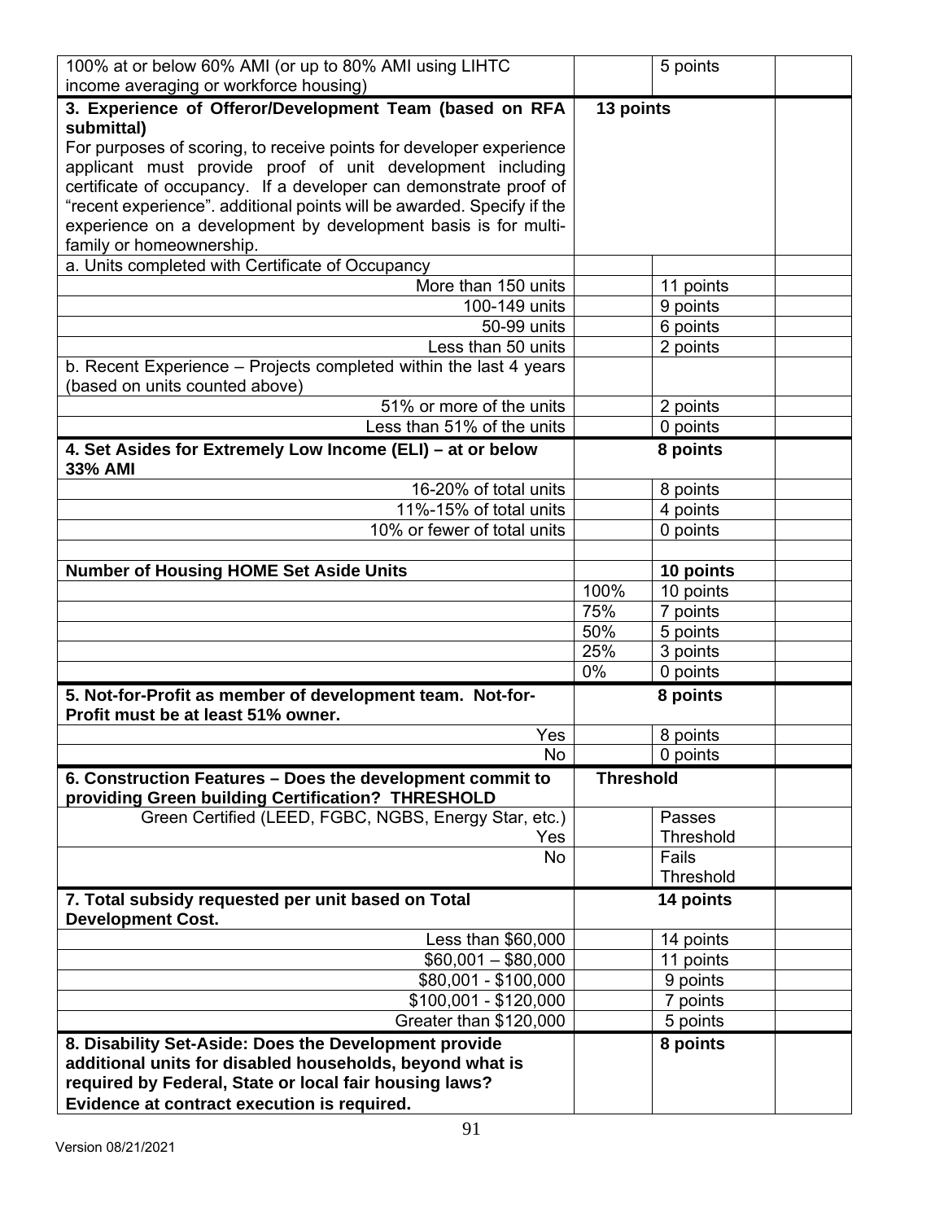| | | | |
|---|---|---|---|
| 100% at or below 60% AMI (or up to 80% AMI using LIHTC income averaging or workforce housing) | | 5 points | |
| **3. Experience of Offeror/Development Team (based on RFA submittal)** For purposes of scoring, to receive points for developer experience applicant must provide proof of unit development including certificate of occupancy. If a developer can demonstrate proof of "recent experience". additional points will be awarded. Specify if the experience on a development by development basis is for multi-family or homeownership. | **13 points** | | |
| a. Units completed with Certificate of Occupancy | | | |
| More than 150 units | | 11 points | |
| 100-149 units | | 9 points | |
| 50-99 units | | 6 points | |
| Less than 50 units | | 2 points | |
| b. Recent Experience – Projects completed within the last 4 years (based on units counted above) | | | |
| 51% or more of the units | | 2 points | |
| Less than 51% of the units | | 0 points | |
| **4. Set Asides for Extremely Low Income (ELI) – at or below 33% AMI** | | **8 points** | |
| 16-20% of total units | | 8 points | |
| 11%-15% of total units | | 4 points | |
| 10% or fewer of total units | | 0 points | |
| | | | |
| **Number of Housing HOME Set Aside Units** | | **10 points** | |
| | 100% | 10 points | |
| | 75% | 7 points | |
| | 50% | 5 points | |
| | 25% | 3 points | |
| | 0% | 0 points | |
| **5. Not-for-Profit as member of development team. Not-for-Profit must be at least 51% owner.** | | **8 points** | |
| Yes | | 8 points | |
| No | | 0 points | |
| **6. Construction Features – Does the development commit to providing Green building Certification? THRESHOLD** | **Threshold** | | |
| Green Certified (LEED, FGBC, NGBS, Energy Star, etc.) Yes | | Passes Threshold | |
| No | | Fails Threshold | |
| **7. Total subsidy requested per unit based on Total Development Cost.** | | **14 points** | |
| Less than $60,000 | | 14 points | |
| $60,001 – $80,000 | | 11 points | |
| $80,001 - $100,000 | | 9 points | |
| $100,001 - $120,000 | | 7 points | |
| Greater than $120,000 | | 5 points | |
| **8. Disability Set-Aside: Does the Development provide additional units for disabled households, beyond what is required by Federal, State or local fair housing laws? Evidence at contract execution is required.** | | **8 points** | |

Version 08/21/2021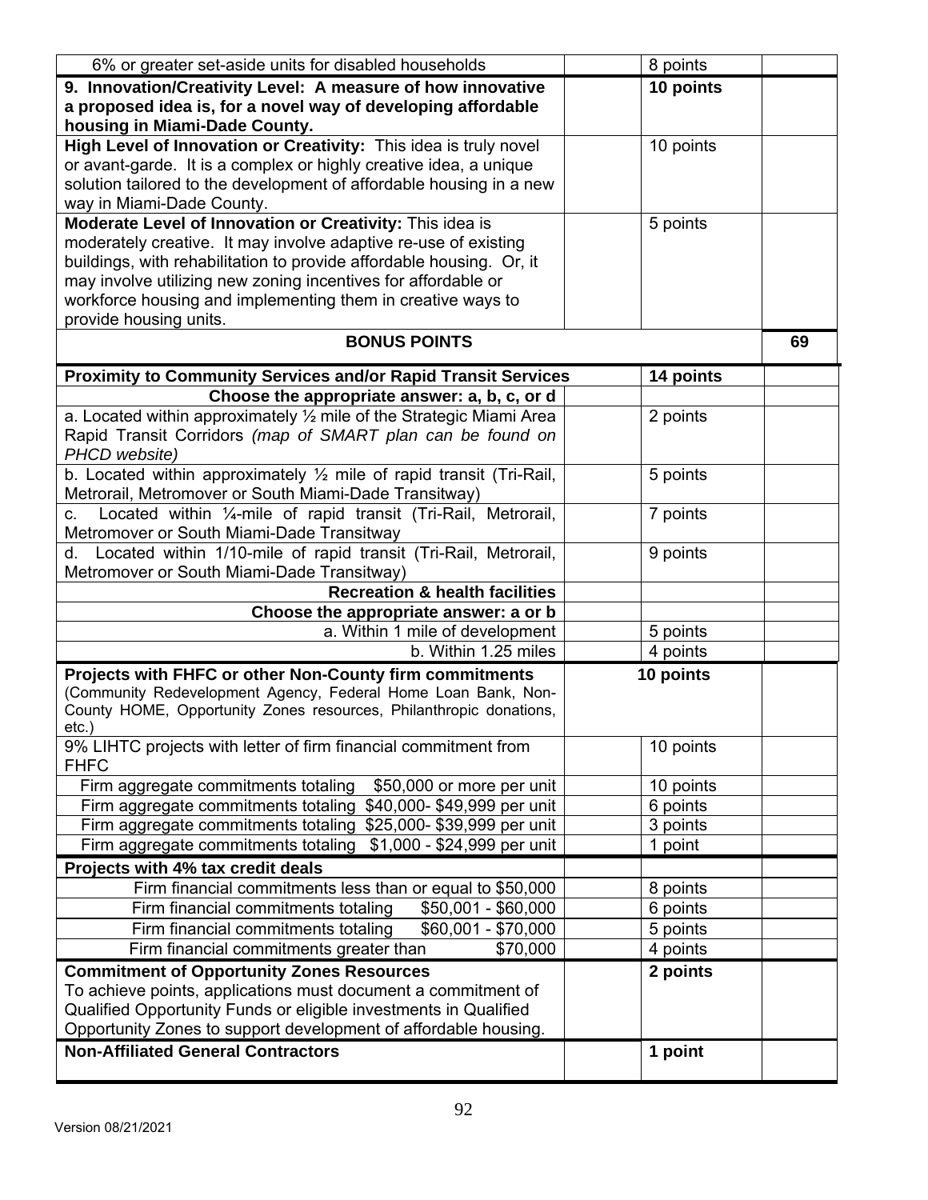| | | | |
|---|---|---|---|
| 6% or greater set-aside units for disabled households | | 8 points | |
| **9. Innovation/Creativity Level: A measure of how innovative a proposed idea is, for a novel way of developing affordable housing in Miami-Dade County.** | | **10 points** | |
| **High Level of Innovation or Creativity:** This idea is truly novel or avant-garde. It is a complex or highly creative idea, a unique solution tailored to the development of affordable housing in a new way in Miami-Dade County. | | 10 points | |
| **Moderate Level of Innovation or Creativity:** This idea is moderately creative. It may involve adaptive re-use of existing buildings, with rehabilitation to provide affordable housing. Or, it may involve utilizing new zoning incentives for affordable or workforce housing and implementing them in creative ways to provide housing units. | | 5 points | |
| **BONUS POINTS** | | | **69** |
| **Proximity to Community Services and/or Rapid Transit Services** | | **14 points** | |
| **Choose the appropriate answer: a, b, c, or d** | | | |
| a. Located within approximately ½ mile of the Strategic Miami Area Rapid Transit Corridors *(map of SMART plan can be found on PHCD website)* | | 2 points | |
| b. Located within approximately ½ mile of rapid transit (Tri-Rail, Metrorail, Metromover or South Miami-Dade Transitway) | | 5 points | |
| c. Located within ¼-mile of rapid transit (Tri-Rail, Metrorail, Metromover or South Miami-Dade Transitway | | 7 points | |
| d. Located within 1/10-mile of rapid transit (Tri-Rail, Metrorail, Metromover or South Miami-Dade Transitway) | | 9 points | |
| **Recreation & health facilities** | | | |
| **Choose the appropriate answer: a or b** | | | |
| a. Within 1 mile of development | | 5 points | |
| b. Within 1.25 miles | | 4 points | |
| **Projects with FHFC or other Non-County firm commitments** (Community Redevelopment Agency, Federal Home Loan Bank, Non-County HOME, Opportunity Zones resources, Philanthropic donations, etc.) | | **10 points** | |
| 9% LIHTC projects with letter of firm financial commitment from FHFC | | 10 points | |
| Firm aggregate commitments totaling $50,000 or more per unit | | 10 points | |
| Firm aggregate commitments totaling $40,000- $49,999 per unit | | 6 points | |
| Firm aggregate commitments totaling $25,000- $39,999 per unit | | 3 points | |
| Firm aggregate commitments totaling $1,000 - $24,999 per unit | | 1 point | |
| **Projects with 4% tax credit deals** | | | |
| Firm financial commitments less than or equal to $50,000 | | 8 points | |
| Firm financial commitments totaling $50,001 - $60,000 | | 6 points | |
| Firm financial commitments totaling $60,001 - $70,000 | | 5 points | |
| Firm financial commitments greater than $70,000 | | 4 points | |
| **Commitment of Opportunity Zones Resources** To achieve points, applications must document a commitment of Qualified Opportunity Funds or eligible investments in Qualified Opportunity Zones to support development of affordable housing. | | **2 points** | |
| **Non-Affiliated General Contractors** | | **1 point** | |

Version 08/21/2021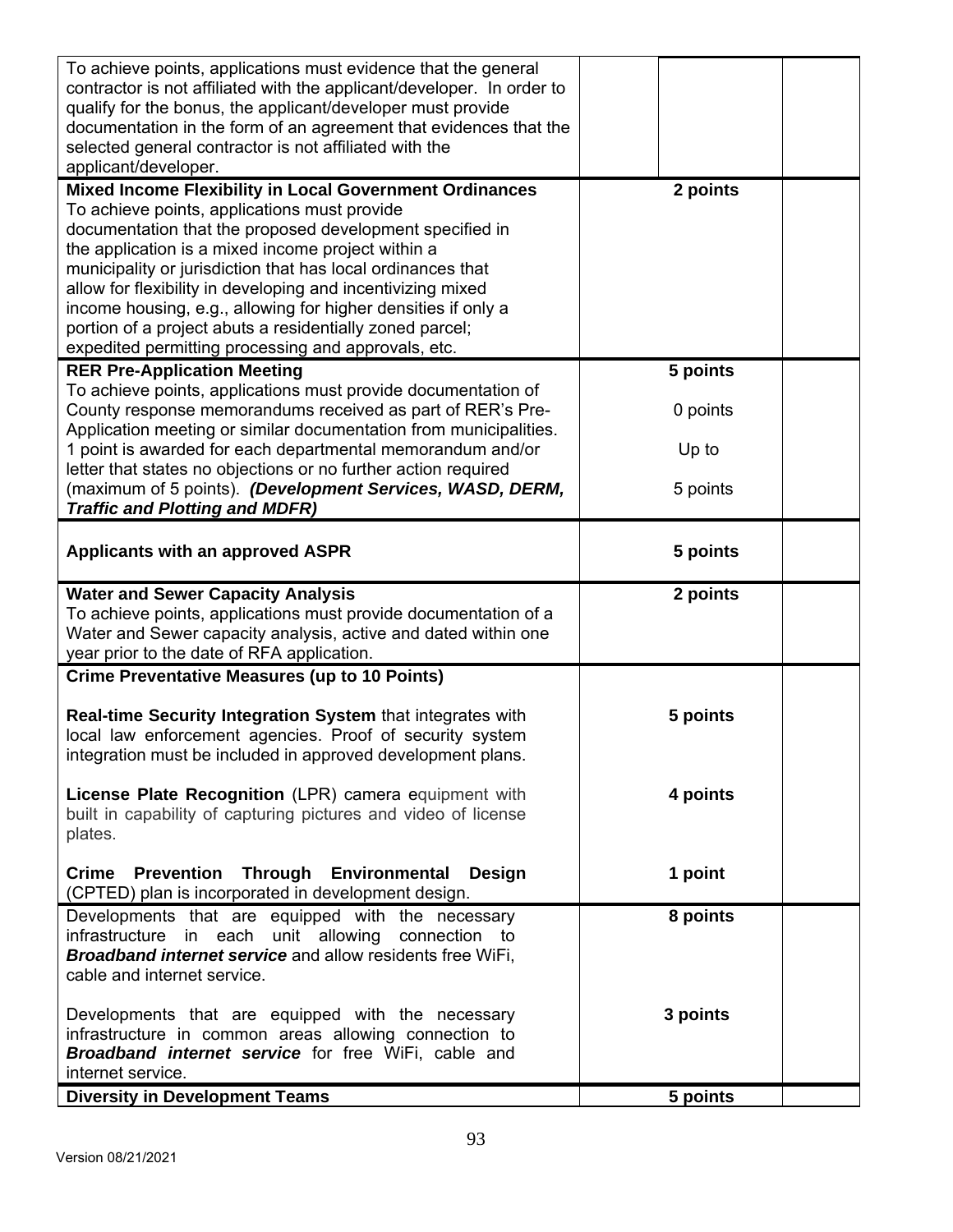| | | |
|---|---|---|
| To achieve points, applications must evidence that the general contractor is not affiliated with the applicant/developer. In order to qualify for the bonus, the applicant/developer must provide documentation in the form of an agreement that evidences that the selected general contractor is not affiliated with the applicant/developer. | | |
| **Mixed Income Flexibility in Local Government Ordinances** To achieve points, applications must provide documentation that the proposed development specified in the application is a mixed income project within a municipality or jurisdiction that has local ordinances that allow for flexibility in developing and incentivizing mixed income housing, e.g., allowing for higher densities if only a portion of a project abuts a residentially zoned parcel; expedited permitting processing and approvals, etc. | **2 points** | |
| **RER Pre-Application Meeting** To achieve points, applications must provide documentation of County response memorandums received as part of RER's Pre-Application meeting or similar documentation from municipalities. 1 point is awarded for each departmental memorandum and/or letter that states no objections or no further action required (maximum of 5 points). ***(Development Services, WASD, DERM, Traffic and Plotting and MDFR)*** | **5 points** 0 points Up to 5 points | |
| **Applicants with an approved ASPR** | **5 points** | |
| **Water and Sewer Capacity Analysis** To achieve points, applications must provide documentation of a Water and Sewer capacity analysis, active and dated within one year prior to the date of RFA application. | **2 points** | |
| **Crime Preventative Measures (up to 10 Points)** | | |
| **Real-time Security Integration System** that integrates with local law enforcement agencies. Proof of security system integration must be included in approved development plans. | **5 points** | |
| **License Plate Recognition** (LPR) camera equipment with built in capability of capturing pictures and video of license plates. | **4 points** | |
| **Crime Prevention Through Environmental Design** (CPTED) plan is incorporated in development design. | **1 point** | |
| Developments that are equipped with the necessary infrastructure in each unit allowing connection to ***Broadband internet service*** and allow residents free WiFi, cable and internet service. | **8 points** | |
| Developments that are equipped with the necessary infrastructure in common areas allowing connection to ***Broadband internet service*** for free WiFi, cable and internet service. | **3 points** | |
| **Diversity in Development Teams** | **5 points** | |

Version 08/21/2021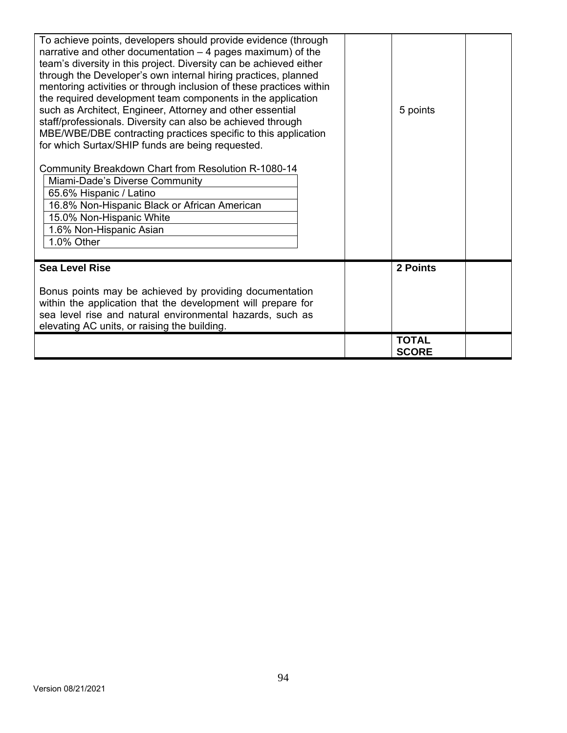| | | | |
|---|---|---|---|
| To achieve points, developers should provide evidence (through narrative and other documentation – 4 pages maximum) of the team's diversity in this project. Diversity can be achieved either through the Developer's own internal hiring practices, planned mentoring activities or through inclusion of these practices within the required development team components in the application such as Architect, Engineer, Attorney and other essential staff/professionals. Diversity can also be achieved through MBE/WBE/DBE contracting practices specific to this application for which Surtax/SHIP funds are being requested.<br><br>Community Breakdown Chart from Resolution R-1080-14<br>Miami-Dade's Diverse Community<br>65.6% Hispanic / Latino<br>16.8% Non-Hispanic Black or African American<br>15.0% Non-Hispanic White<br>1.6% Non-Hispanic Asian<br>1.0% Other | | 5 points | |
| **Sea Level Rise**<br><br>Bonus points may be achieved by providing documentation within the application that the development will prepare for sea level rise and natural environmental hazards, such as elevating AC units, or raising the building. | | **2 Points** | |
| | | **TOTAL SCORE** | |

Version 08/21/2021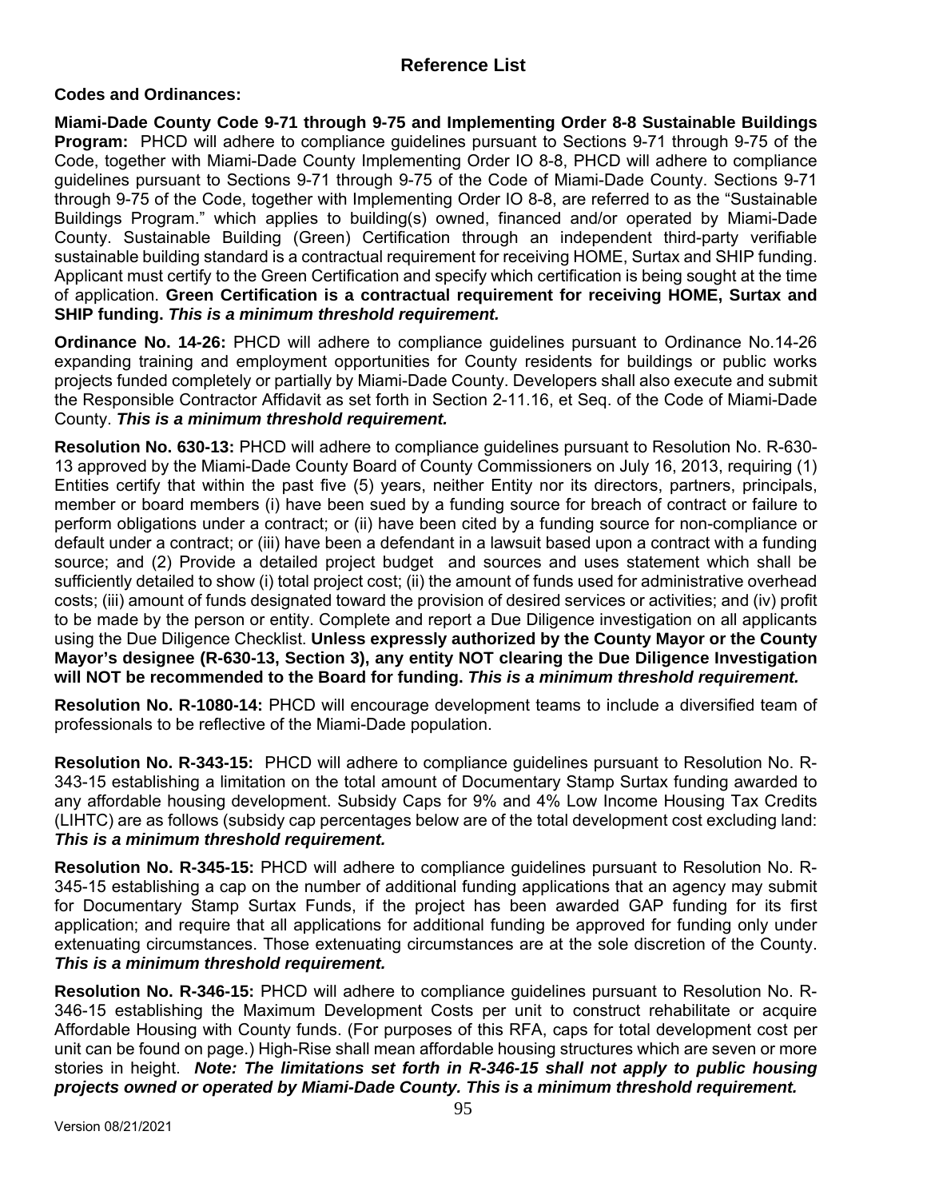## Reference List

**Codes and Ordinances:**

**Miami-Dade County Code 9-71 through 9-75 and Implementing Order 8-8 Sustainable Buildings Program:** PHCD will adhere to compliance guidelines pursuant to Sections 9-71 through 9-75 of the Code, together with Miami-Dade County Implementing Order IO 8-8, PHCD will adhere to compliance guidelines pursuant to Sections 9-71 through 9-75 of the Code of Miami-Dade County. Sections 9-71 through 9-75 of the Code, together with Implementing Order IO 8-8, are referred to as the "Sustainable Buildings Program." which applies to building(s) owned, financed and/or operated by Miami-Dade County. Sustainable Building (Green) Certification through an independent third-party verifiable sustainable building standard is a contractual requirement for receiving HOME, Surtax and SHIP funding. Applicant must certify to the Green Certification and specify which certification is being sought at the time of application. **Green Certification is a contractual requirement for receiving HOME, Surtax and SHIP funding.** ***This is a minimum threshold requirement.***

**Ordinance No. 14-26:** PHCD will adhere to compliance guidelines pursuant to Ordinance No.14-26 expanding training and employment opportunities for County residents for buildings or public works projects funded completely or partially by Miami-Dade County. Developers shall also execute and submit the Responsible Contractor Affidavit as set forth in Section 2-11.16, et Seq. of the Code of Miami-Dade County. ***This is a minimum threshold requirement.***

**Resolution No. 630-13:** PHCD will adhere to compliance guidelines pursuant to Resolution No. R-630-13 approved by the Miami-Dade County Board of County Commissioners on July 16, 2013, requiring (1) Entities certify that within the past five (5) years, neither Entity nor its directors, partners, principals, member or board members (i) have been sued by a funding source for breach of contract or failure to perform obligations under a contract; or (ii) have been cited by a funding source for non-compliance or default under a contract; or (iii) have been a defendant in a lawsuit based upon a contract with a funding source; and (2) Provide a detailed project budget and sources and uses statement which shall be sufficiently detailed to show (i) total project cost; (ii) the amount of funds used for administrative overhead costs; (iii) amount of funds designated toward the provision of desired services or activities; and (iv) profit to be made by the person or entity. Complete and report a Due Diligence investigation on all applicants using the Due Diligence Checklist. **Unless expressly authorized by the County Mayor or the County Mayor's designee (R-630-13, Section 3), any entity NOT clearing the Due Diligence Investigation will NOT be recommended to the Board for funding.** ***This is a minimum threshold requirement.***

**Resolution No. R-1080-14:** PHCD will encourage development teams to include a diversified team of professionals to be reflective of the Miami-Dade population.

**Resolution No. R-343-15:** PHCD will adhere to compliance guidelines pursuant to Resolution No. R-343-15 establishing a limitation on the total amount of Documentary Stamp Surtax funding awarded to any affordable housing development. Subsidy Caps for 9% and 4% Low Income Housing Tax Credits (LIHTC) are as follows (subsidy cap percentages below are of the total development cost excluding land: ***This is a minimum threshold requirement.***

**Resolution No. R-345-15:** PHCD will adhere to compliance guidelines pursuant to Resolution No. R-345-15 establishing a cap on the number of additional funding applications that an agency may submit for Documentary Stamp Surtax Funds, if the project has been awarded GAP funding for its first application; and require that all applications for additional funding be approved for funding only under extenuating circumstances. Those extenuating circumstances are at the sole discretion of the County. ***This is a minimum threshold requirement.***

**Resolution No. R-346-15:** PHCD will adhere to compliance guidelines pursuant to Resolution No. R-346-15 establishing the Maximum Development Costs per unit to construct rehabilitate or acquire Affordable Housing with County funds. (For purposes of this RFA, caps for total development cost per unit can be found on page.) High-Rise shall mean affordable housing structures which are seven or more stories in height. ***Note: The limitations set forth in R-346-15 shall not apply to public housing projects owned or operated by Miami-Dade County. This is a minimum threshold requirement.***

Version 08/21/2021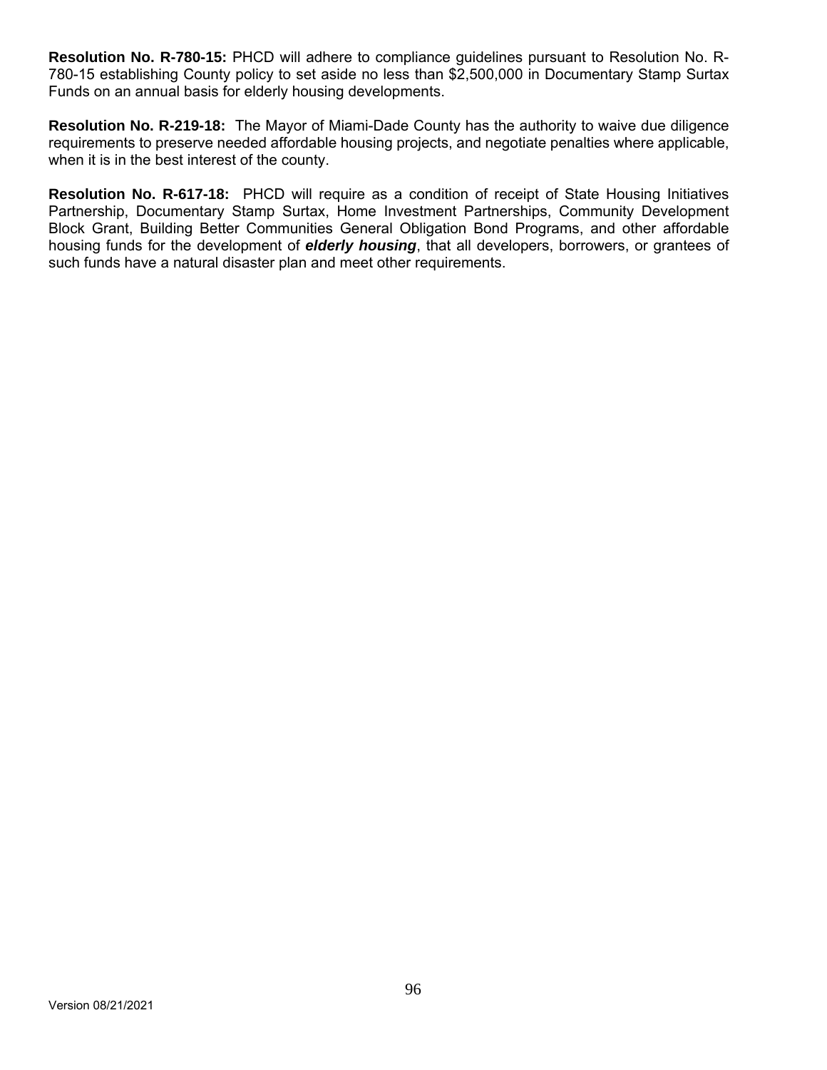**Resolution No. R-780-15:** PHCD will adhere to compliance guidelines pursuant to Resolution No. R-780-15 establishing County policy to set aside no less than $2,500,000 in Documentary Stamp Surtax Funds on an annual basis for elderly housing developments.

**Resolution No. R-219-18:** The Mayor of Miami-Dade County has the authority to waive due diligence requirements to preserve needed affordable housing projects, and negotiate penalties where applicable, when it is in the best interest of the county.

**Resolution No. R-617-18:** PHCD will require as a condition of receipt of State Housing Initiatives Partnership, Documentary Stamp Surtax, Home Investment Partnerships, Community Development Block Grant, Building Better Communities General Obligation Bond Programs, and other affordable housing funds for the development of ***elderly housing***, that all developers, borrowers, or grantees of such funds have a natural disaster plan and meet other requirements.

Version 08/21/2021